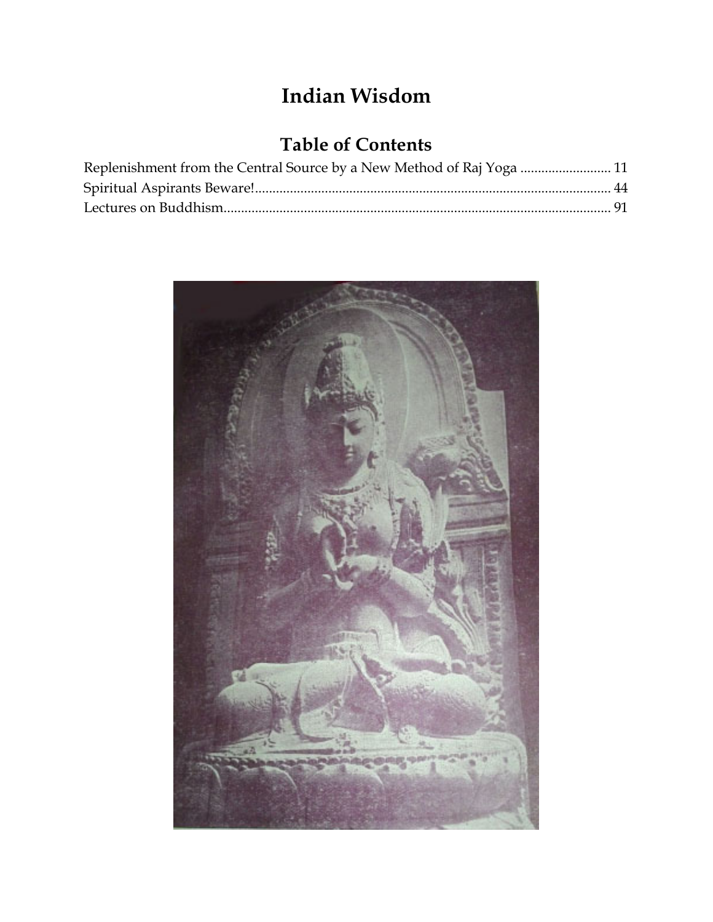# Indian Wisdom

## Table of Contents

Replenishment from the Central Source by a New Method of Raj Yoga .......................... 11
Spiritual Aspirants Beware!..................................................................................................... 44
Lectures on Buddhism............................................................................................................. 91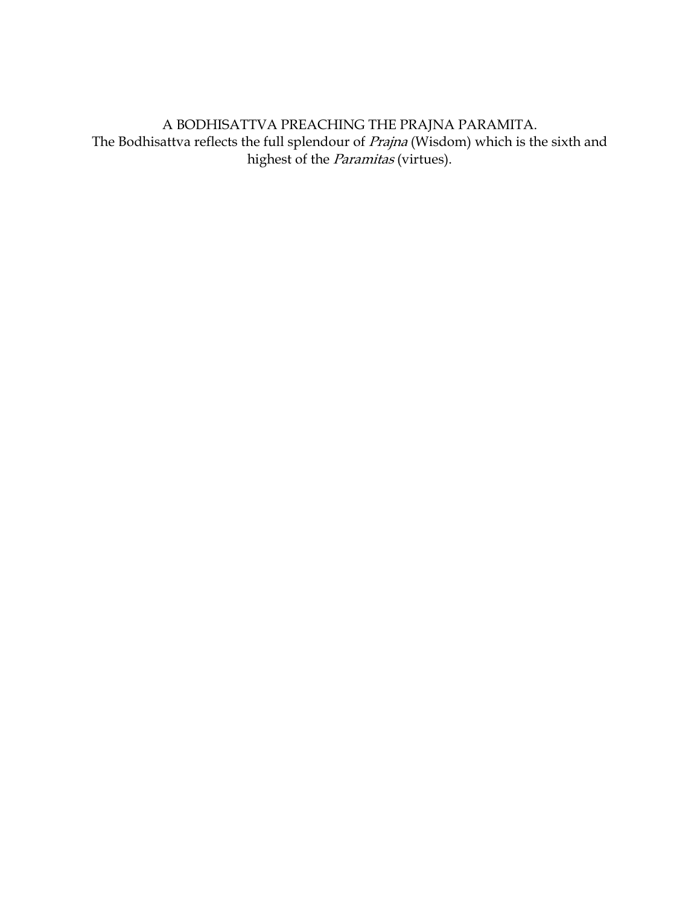A BODHISATTVA PREACHING THE PRAJNA PARAMITA.
The Bodhisattva reflects the full splendour of *Prajna* (Wisdom) which is the sixth and highest of the *Paramitas* (virtues).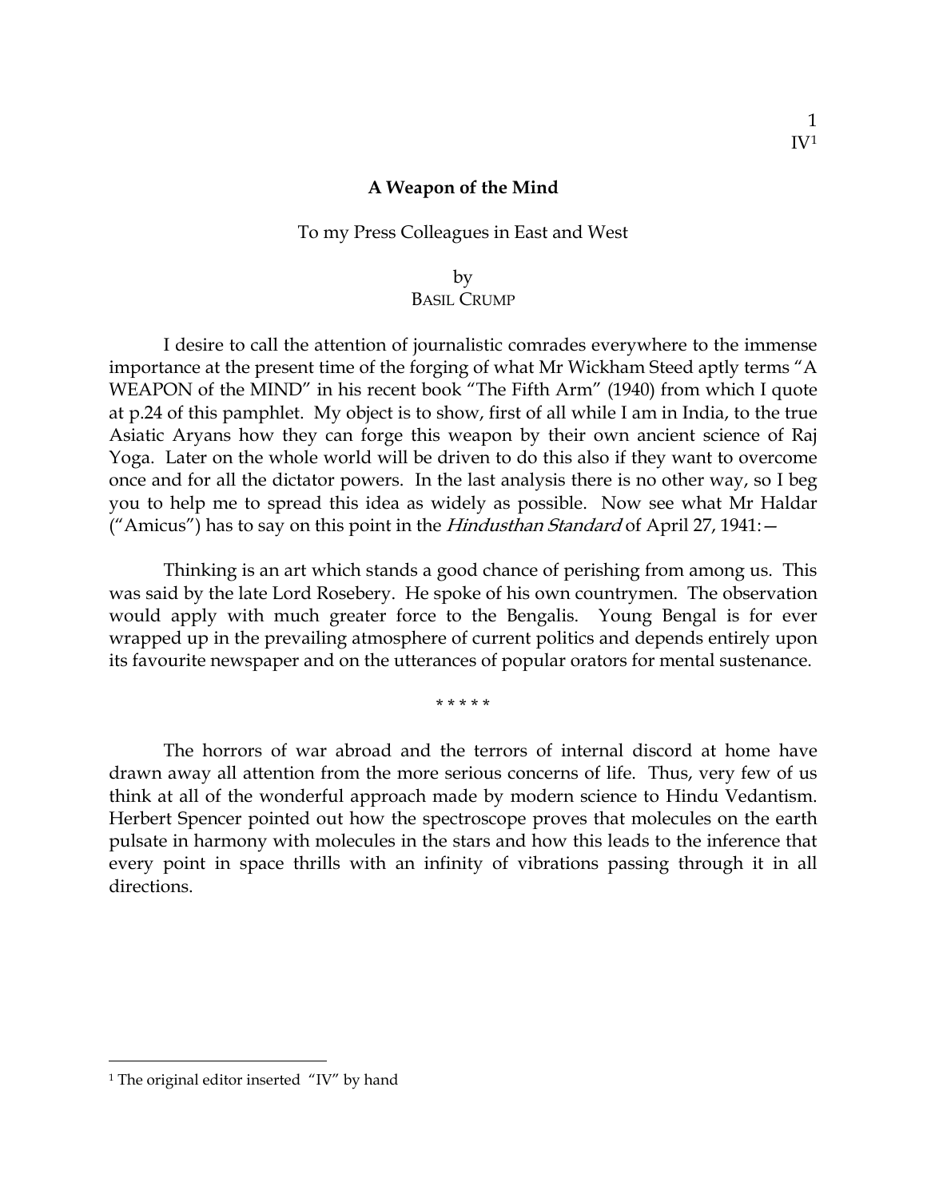IV[1]

**A Weapon of the Mind**

To my Press Colleagues in East and West

by
BASIL CRUMP

I desire to call the attention of journalistic comrades everywhere to the immense importance at the present time of the forging of what Mr Wickham Steed aptly terms "A WEAPON of the MIND" in his recent book "The Fifth Arm" (1940) from which I quote at p.24 of this pamphlet. My object is to show, first of all while I am in India, to the true Asiatic Aryans how they can forge this weapon by their own ancient science of Raj Yoga. Later on the whole world will be driven to do this also if they want to overcome once and for all the dictator powers. In the last analysis there is no other way, so I beg you to help me to spread this idea as widely as possible. Now see what Mr Haldar ("Amicus") has to say on this point in the *Hindusthan Standard* of April 27, 1941:—

Thinking is an art which stands a good chance of perishing from among us. This was said by the late Lord Rosebery. He spoke of his own countrymen. The observation would apply with much greater force to the Bengalis. Young Bengal is for ever wrapped up in the prevailing atmosphere of current politics and depends entirely upon its favourite newspaper and on the utterances of popular orators for mental sustenance.

\* \* \* \* \*

The horrors of war abroad and the terrors of internal discord at home have drawn away all attention from the more serious concerns of life. Thus, very few of us think at all of the wonderful approach made by modern science to Hindu Vedantism. Herbert Spencer pointed out how the spectroscope proves that molecules on the earth pulsate in harmony with molecules in the stars and how this leads to the inference that every point in space thrills with an infinity of vibrations passing through it in all directions.

[1] The original editor inserted "IV" by hand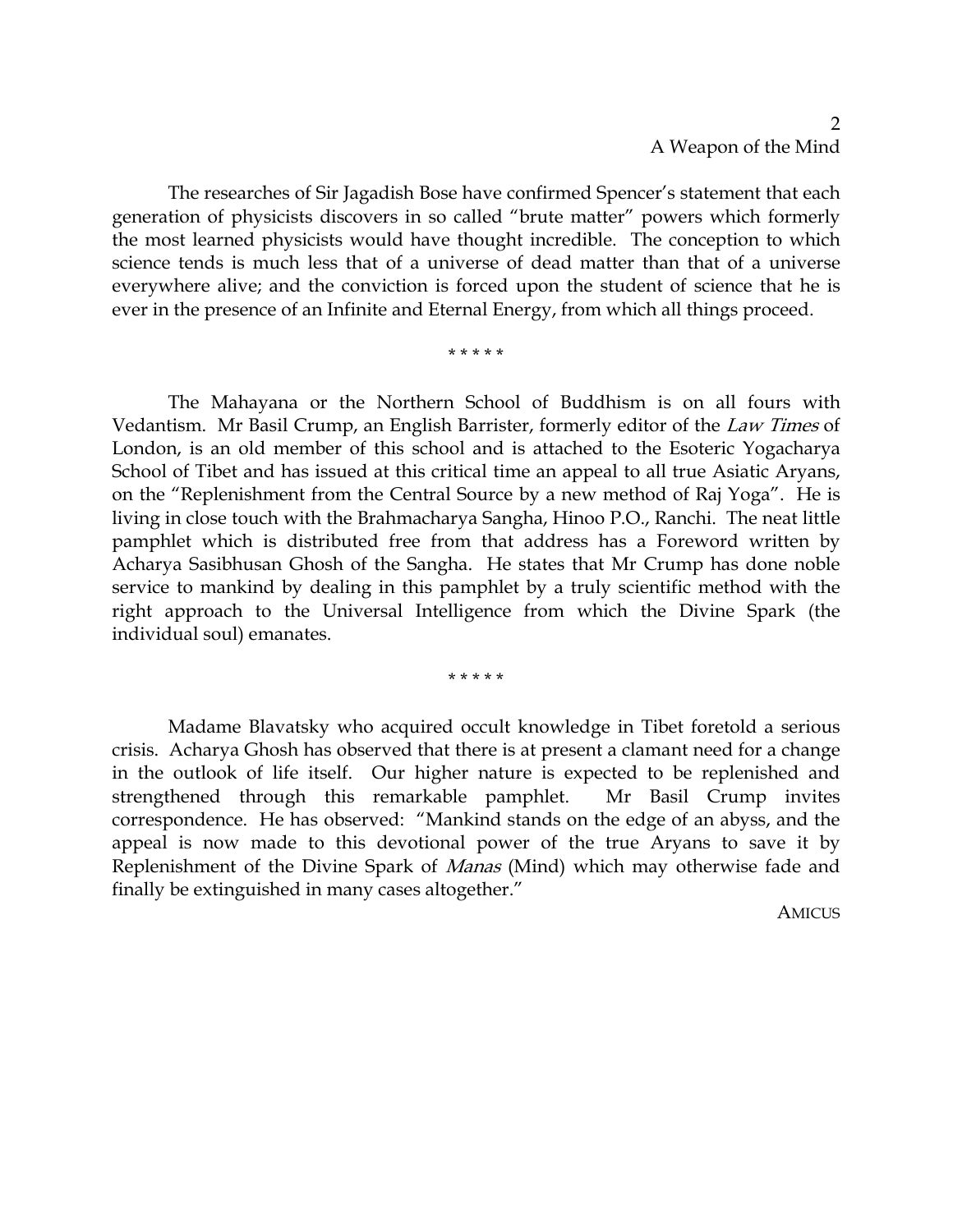The researches of Sir Jagadish Bose have confirmed Spencer's statement that each generation of physicists discovers in so called "brute matter" powers which formerly the most learned physicists would have thought incredible. The conception to which science tends is much less that of a universe of dead matter than that of a universe everywhere alive; and the conviction is forced upon the student of science that he is ever in the presence of an Infinite and Eternal Energy, from which all things proceed.

\* \* \* \* \*

The Mahayana or the Northern School of Buddhism is on all fours with Vedantism. Mr Basil Crump, an English Barrister, formerly editor of the *Law Times* of London, is an old member of this school and is attached to the Esoteric Yogacharya School of Tibet and has issued at this critical time an appeal to all true Asiatic Aryans, on the "Replenishment from the Central Source by a new method of Raj Yoga". He is living in close touch with the Brahmacharya Sangha, Hinoo P.O., Ranchi. The neat little pamphlet which is distributed free from that address has a Foreword written by Acharya Sasibhusan Ghosh of the Sangha. He states that Mr Crump has done noble service to mankind by dealing in this pamphlet by a truly scientific method with the right approach to the Universal Intelligence from which the Divine Spark (the individual soul) emanates.

\* \* \* \* \*

Madame Blavatsky who acquired occult knowledge in Tibet foretold a serious crisis. Acharya Ghosh has observed that there is at present a clamant need for a change in the outlook of life itself. Our higher nature is expected to be replenished and strengthened through this remarkable pamphlet. Mr Basil Crump invites correspondence. He has observed: "Mankind stands on the edge of an abyss, and the appeal is now made to this devotional power of the true Aryans to save it by Replenishment of the Divine Spark of *Manas* (Mind) which may otherwise fade and finally be extinguished in many cases altogether."

AMICUS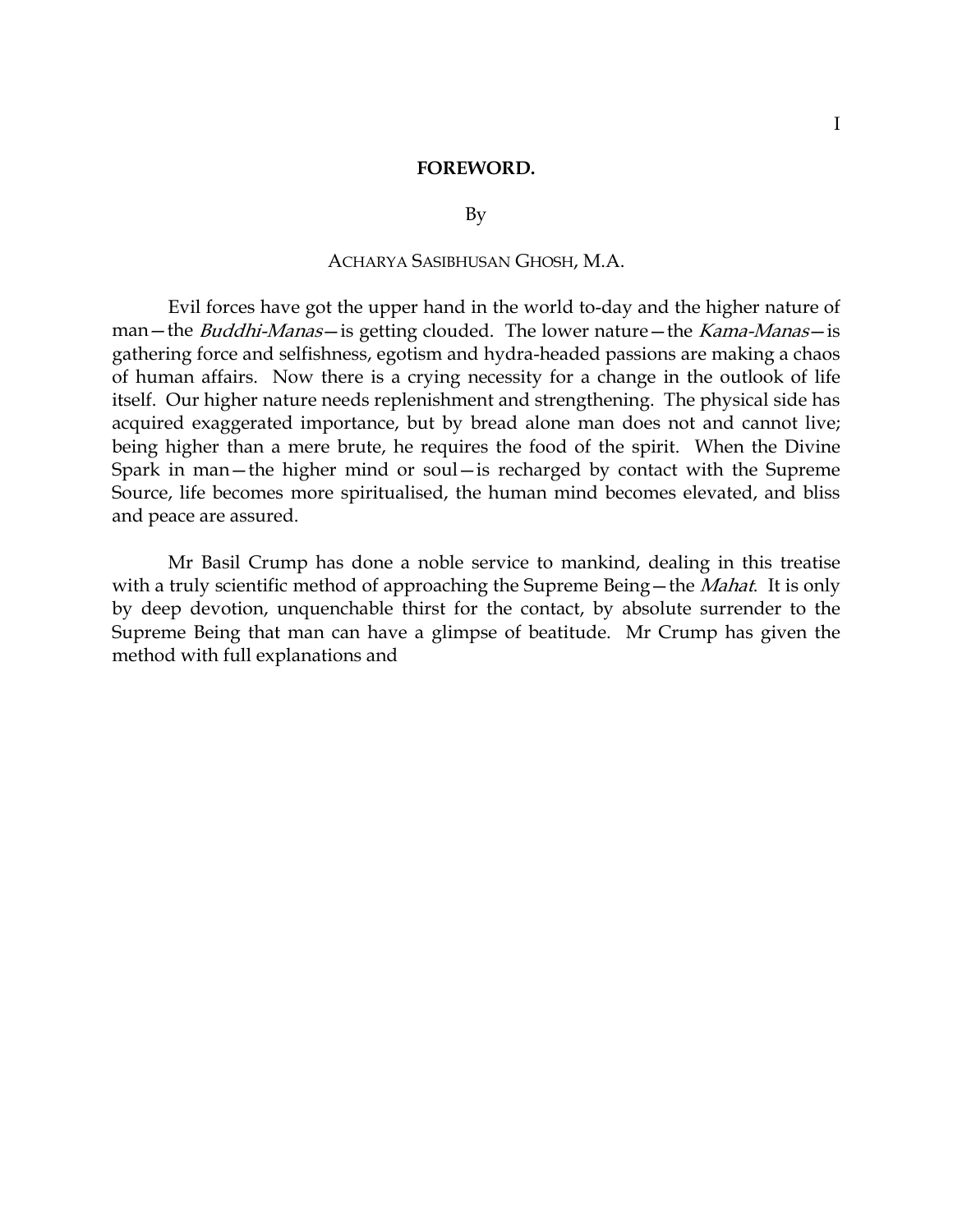# FOREWORD.

By

ACHARYA SASIBHUSAN GHOSH, M.A.

Evil forces have got the upper hand in the world to-day and the higher nature of man—the *Buddhi-Manas*—is getting clouded. The lower nature—the *Kama-Manas*—is gathering force and selfishness, egotism and hydra-headed passions are making a chaos of human affairs. Now there is a crying necessity for a change in the outlook of life itself. Our higher nature needs replenishment and strengthening. The physical side has acquired exaggerated importance, but by bread alone man does not and cannot live; being higher than a mere brute, he requires the food of the spirit. When the Divine Spark in man—the higher mind or soul—is recharged by contact with the Supreme Source, life becomes more spiritualised, the human mind becomes elevated, and bliss and peace are assured.

Mr Basil Crump has done a noble service to mankind, dealing in this treatise with a truly scientific method of approaching the Supreme Being—the *Mahat*. It is only by deep devotion, unquenchable thirst for the contact, by absolute surrender to the Supreme Being that man can have a glimpse of beatitude. Mr Crump has given the method with full explanations and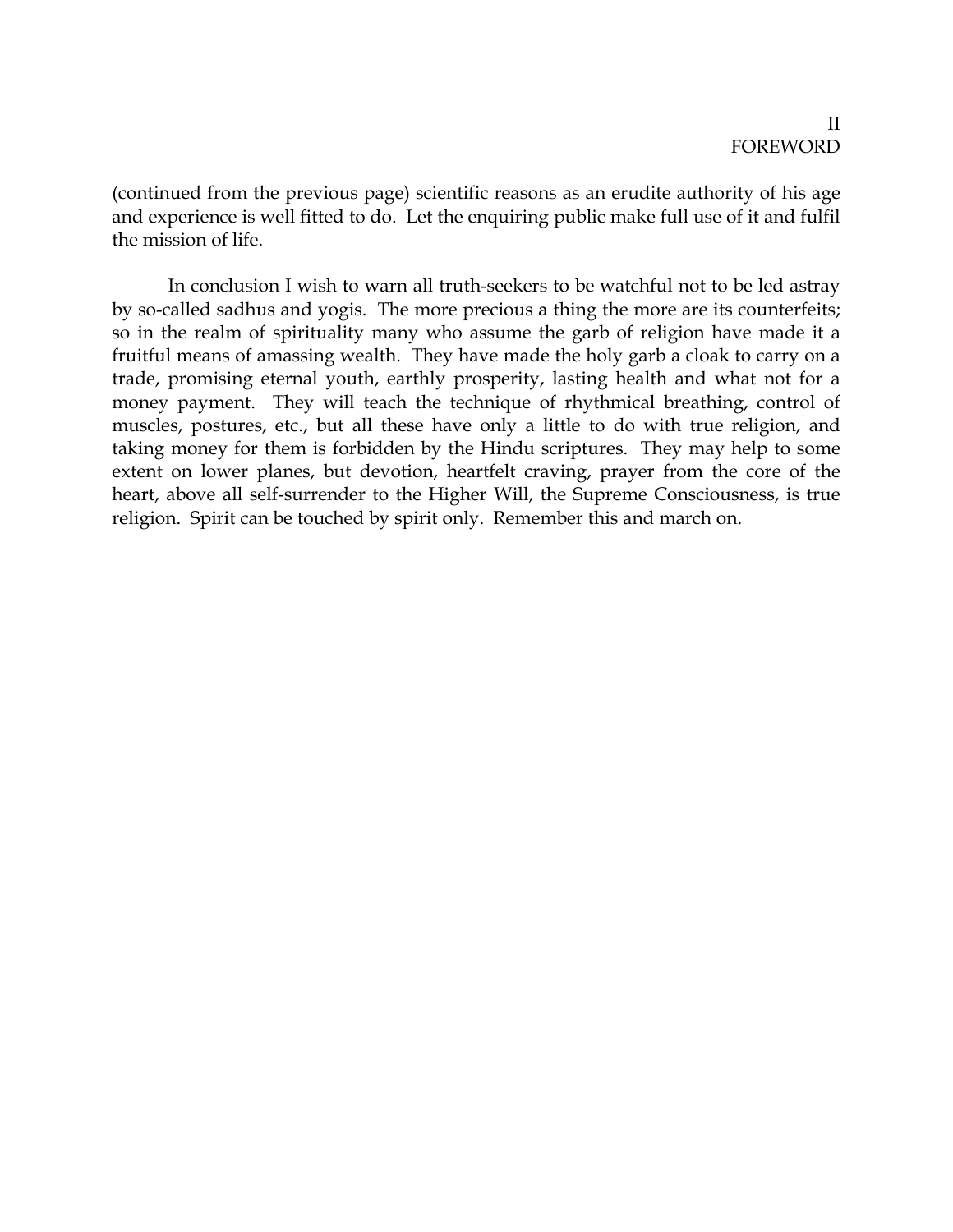(continued from the previous page) scientific reasons as an erudite authority of his age and experience is well fitted to do. Let the enquiring public make full use of it and fulfil the mission of life.

In conclusion I wish to warn all truth-seekers to be watchful not to be led astray by so-called sadhus and yogis. The more precious a thing the more are its counterfeits; so in the realm of spirituality many who assume the garb of religion have made it a fruitful means of amassing wealth. They have made the holy garb a cloak to carry on a trade, promising eternal youth, earthly prosperity, lasting health and what not for a money payment. They will teach the technique of rhythmical breathing, control of muscles, postures, etc., but all these have only a little to do with true religion, and taking money for them is forbidden by the Hindu scriptures. They may help to some extent on lower planes, but devotion, heartfelt craving, prayer from the core of the heart, above all self-surrender to the Higher Will, the Supreme Consciousness, is true religion. Spirit can be touched by spirit only. Remember this and march on.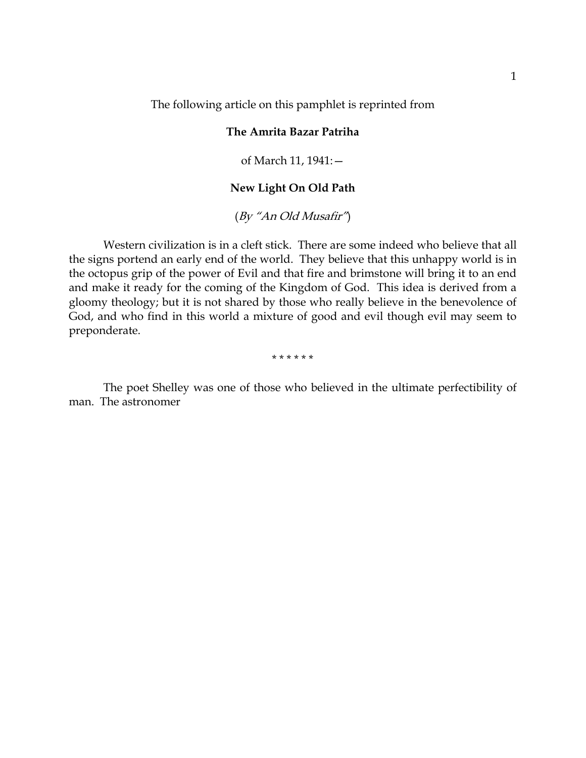The following article on this pamphlet is reprinted from

**The Amrita Bazar Patriha**

of March 11, 1941:—

**New Light On Old Path**

(*By "An Old Musafir"*)

Western civilization is in a cleft stick. There are some indeed who believe that all the signs portend an early end of the world. They believe that this unhappy world is in the octopus grip of the power of Evil and that fire and brimstone will bring it to an end and make it ready for the coming of the Kingdom of God. This idea is derived from a gloomy theology; but it is not shared by those who really believe in the benevolence of God, and who find in this world a mixture of good and evil though evil may seem to preponderate.

\* \* \* \* \* \*

The poet Shelley was one of those who believed in the ultimate perfectibility of man. The astronomer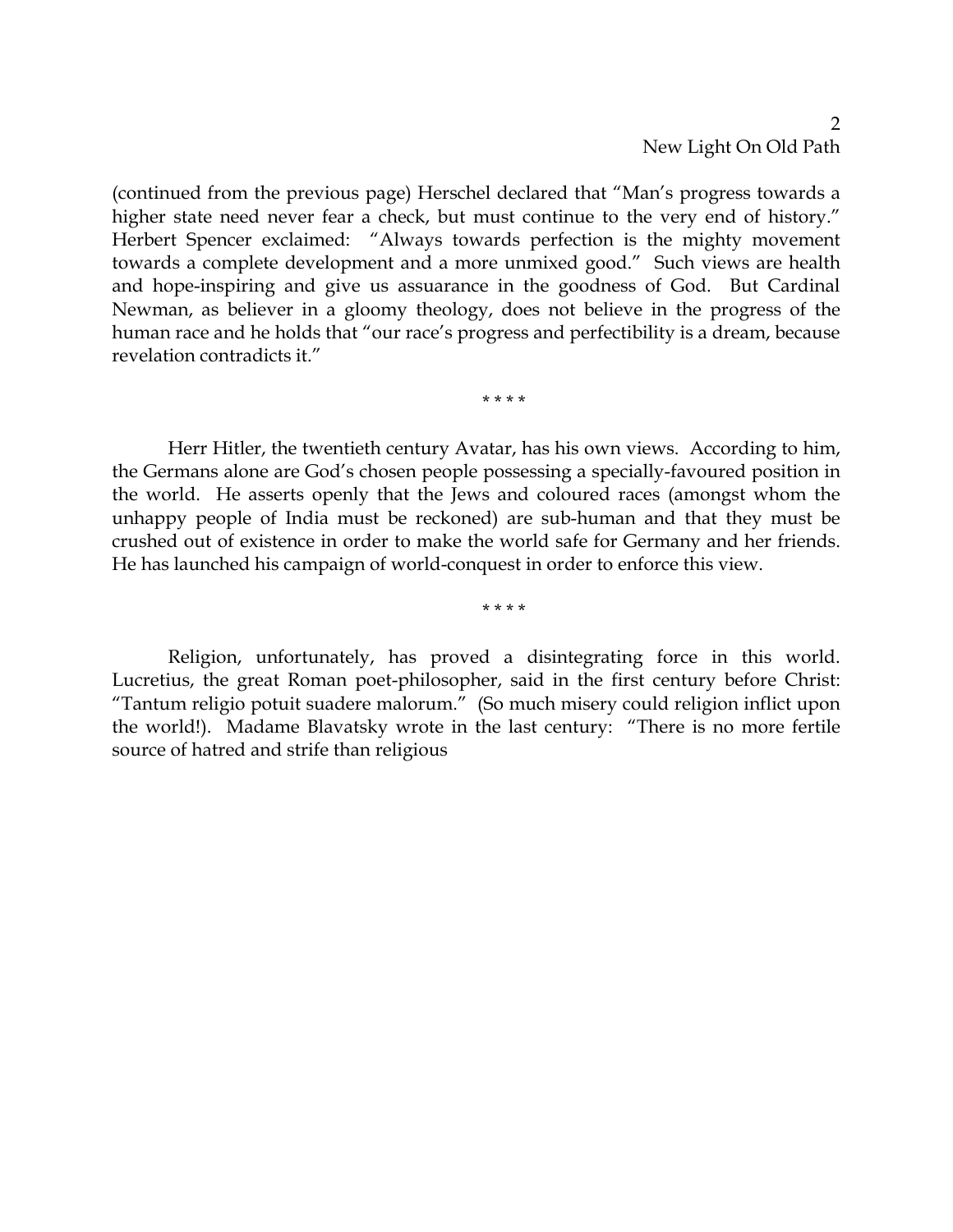(continued from the previous page) Herschel declared that “Man’s progress towards a higher state need never fear a check, but must continue to the very end of history.” Herbert Spencer exclaimed: “Always towards perfection is the mighty movement towards a complete development and a more unmixed good.” Such views are health and hope-inspiring and give us assuarance in the goodness of God. But Cardinal Newman, as believer in a gloomy theology, does not believe in the progress of the human race and he holds that “our race’s progress and perfectibility is a dream, because revelation contradicts it.”

* * * *

Herr Hitler, the twentieth century Avatar, has his own views. According to him, the Germans alone are God’s chosen people possessing a specially-favoured position in the world. He asserts openly that the Jews and coloured races (amongst whom the unhappy people of India must be reckoned) are sub-human and that they must be crushed out of existence in order to make the world safe for Germany and her friends. He has launched his campaign of world-conquest in order to enforce this view.

* * * *

Religion, unfortunately, has proved a disintegrating force in this world. Lucretius, the great Roman poet-philosopher, said in the first century before Christ: “Tantum religio potuit suadere malorum.” (So much misery could religion inflict upon the world!). Madame Blavatsky wrote in the last century: “There is no more fertile source of hatred and strife than religious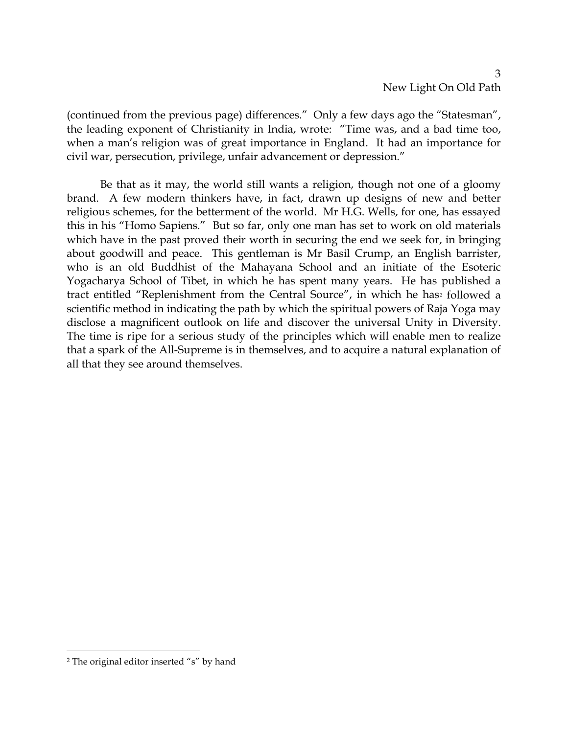(continued from the previous page) differences." Only a few days ago the "Statesman", the leading exponent of Christianity in India, wrote: "Time was, and a bad time too, when a man's religion was of great importance in England. It had an importance for civil war, persecution, privilege, unfair advancement or depression."

Be that as it may, the world still wants a religion, though not one of a gloomy brand. A few modern thinkers have, in fact, drawn up designs of new and better religious schemes, for the betterment of the world. Mr H.G. Wells, for one, has essayed this in his "Homo Sapiens." But so far, only one man has set to work on old materials which have in the past proved their worth in securing the end we seek for, in bringing about goodwill and peace. This gentleman is Mr Basil Crump, an English barrister, who is an old Buddhist of the Mahayana School and an initiate of the Esoteric Yogacharya School of Tibet, in which he has spent many years. He has published a tract entitled "Replenishment from the Central Source", in which he has[2] followed a scientific method in indicating the path by which the spiritual powers of Raja Yoga may disclose a magnificent outlook on life and discover the universal Unity in Diversity. The time is ripe for a serious study of the principles which will enable men to realize that a spark of the All-Supreme is in themselves, and to acquire a natural explanation of all that they see around themselves.

---

[2] The original editor inserted "s" by hand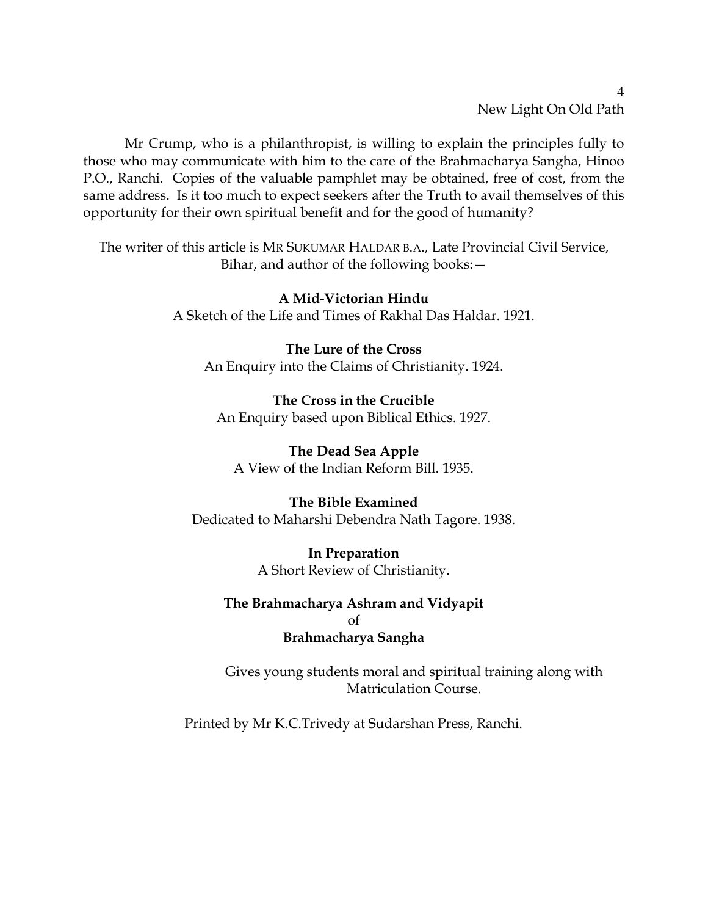Mr Crump, who is a philanthropist, is willing to explain the principles fully to those who may communicate with him to the care of the Brahmacharya Sangha, Hinoo P.O., Ranchi. Copies of the valuable pamphlet may be obtained, free of cost, from the same address. Is it too much to expect seekers after the Truth to avail themselves of this opportunity for their own spiritual benefit and for the good of humanity?

The writer of this article is MR SUKUMAR HALDAR B.A., Late Provincial Civil Service, Bihar, and author of the following books:—

**A Mid-Victorian Hindu**
A Sketch of the Life and Times of Rakhal Das Haldar. 1921.

**The Lure of the Cross**
An Enquiry into the Claims of Christianity. 1924.

**The Cross in the Crucible**
An Enquiry based upon Biblical Ethics. 1927.

**The Dead Sea Apple**
A View of the Indian Reform Bill. 1935.

**The Bible Examined**
Dedicated to Maharshi Debendra Nath Tagore. 1938.

**In Preparation**
A Short Review of Christianity.

**The Brahmacharya Ashram and Vidyapit**
of
**Brahmacharya Sangha**

Gives young students moral and spiritual training along with Matriculation Course.

Printed by Mr K.C.Trivedy at Sudarshan Press, Ranchi.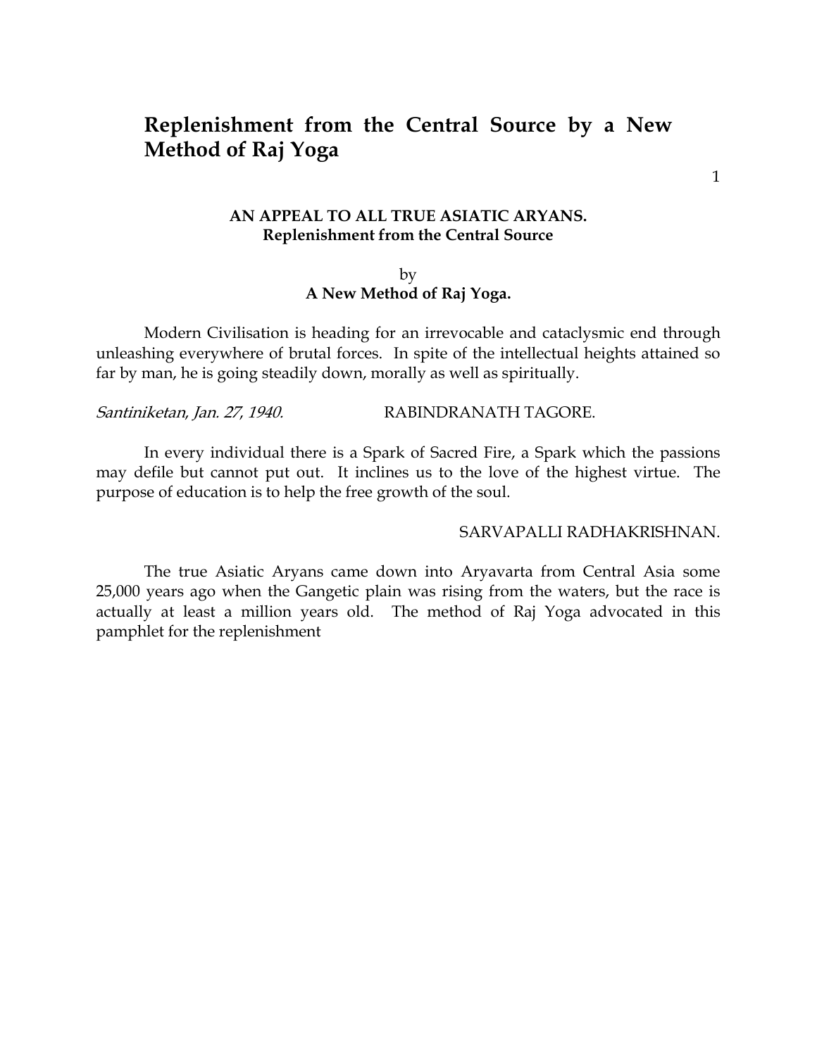# Replenishment from the Central Source by a New Method of Raj Yoga

**AN APPEAL TO ALL TRUE ASIATIC ARYANS.**
**Replenishment from the Central Source**

by
**A New Method of Raj Yoga.**

Modern Civilisation is heading for an irrevocable and cataclysmic end through unleashing everywhere of brutal forces. In spite of the intellectual heights attained so far by man, he is going steadily down, morally as well as spiritually.

*Santiniketan, Jan. 27, 1940.* RABINDRANATH TAGORE.

In every individual there is a Spark of Sacred Fire, a Spark which the passions may defile but cannot put out. It inclines us to the love of the highest virtue. The purpose of education is to help the free growth of the soul.

SARVAPALLI RADHAKRISHNAN.

The true Asiatic Aryans came down into Aryavarta from Central Asia some 25,000 years ago when the Gangetic plain was rising from the waters, but the race is actually at least a million years old. The method of Raj Yoga advocated in this pamphlet for the replenishment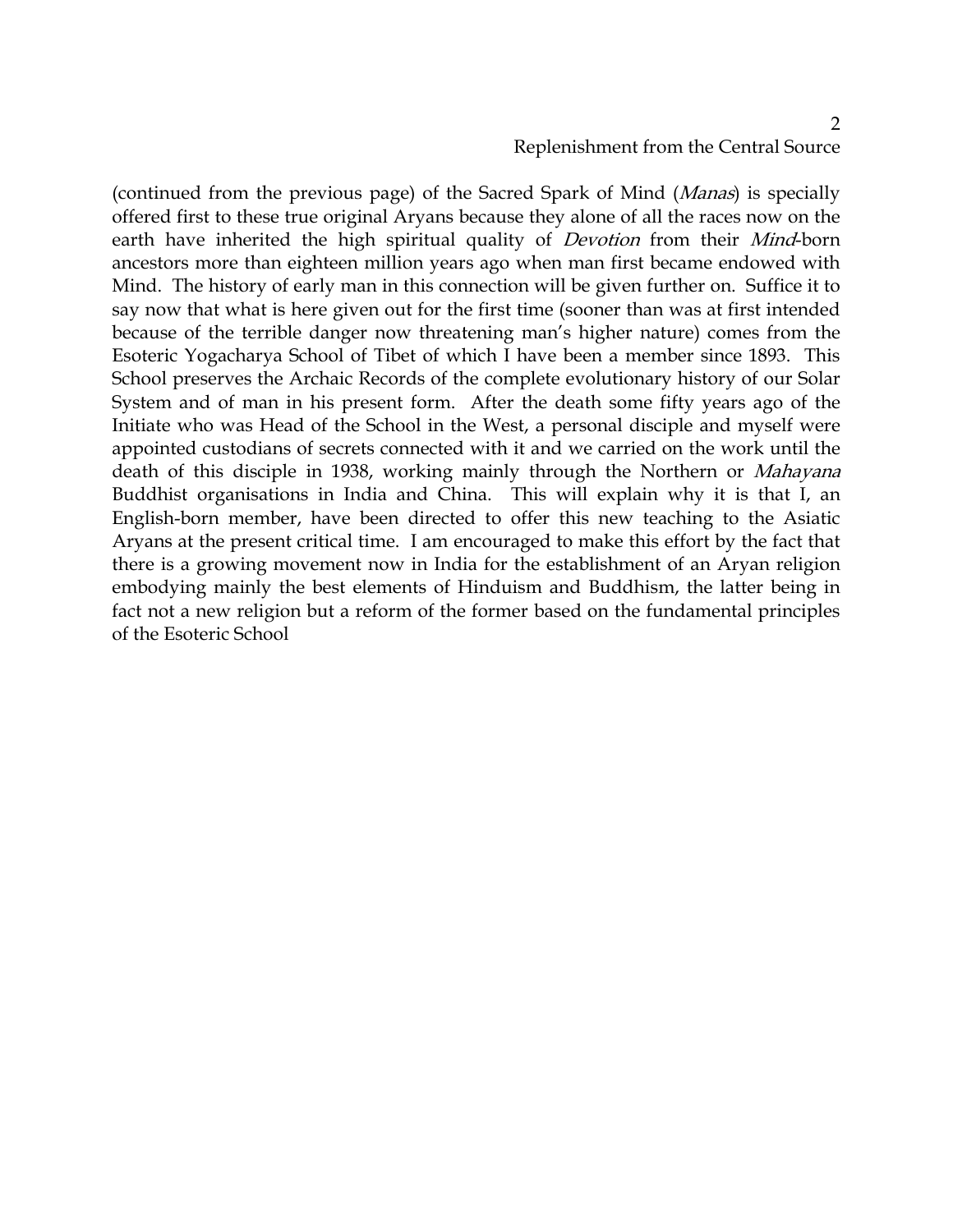(continued from the previous page) of the Sacred Spark of Mind (*Manas*) is specially offered first to these true original Aryans because they alone of all the races now on the earth have inherited the high spiritual quality of *Devotion* from their *Mind*-born ancestors more than eighteen million years ago when man first became endowed with Mind. The history of early man in this connection will be given further on. Suffice it to say now that what is here given out for the first time (sooner than was at first intended because of the terrible danger now threatening man's higher nature) comes from the Esoteric Yogacharya School of Tibet of which I have been a member since 1893. This School preserves the Archaic Records of the complete evolutionary history of our Solar System and of man in his present form. After the death some fifty years ago of the Initiate who was Head of the School in the West, a personal disciple and myself were appointed custodians of secrets connected with it and we carried on the work until the death of this disciple in 1938, working mainly through the Northern or *Mahayana* Buddhist organisations in India and China. This will explain why it is that I, an English-born member, have been directed to offer this new teaching to the Asiatic Aryans at the present critical time. I am encouraged to make this effort by the fact that there is a growing movement now in India for the establishment of an Aryan religion embodying mainly the best elements of Hinduism and Buddhism, the latter being in fact not a new religion but a reform of the former based on the fundamental principles of the Esoteric School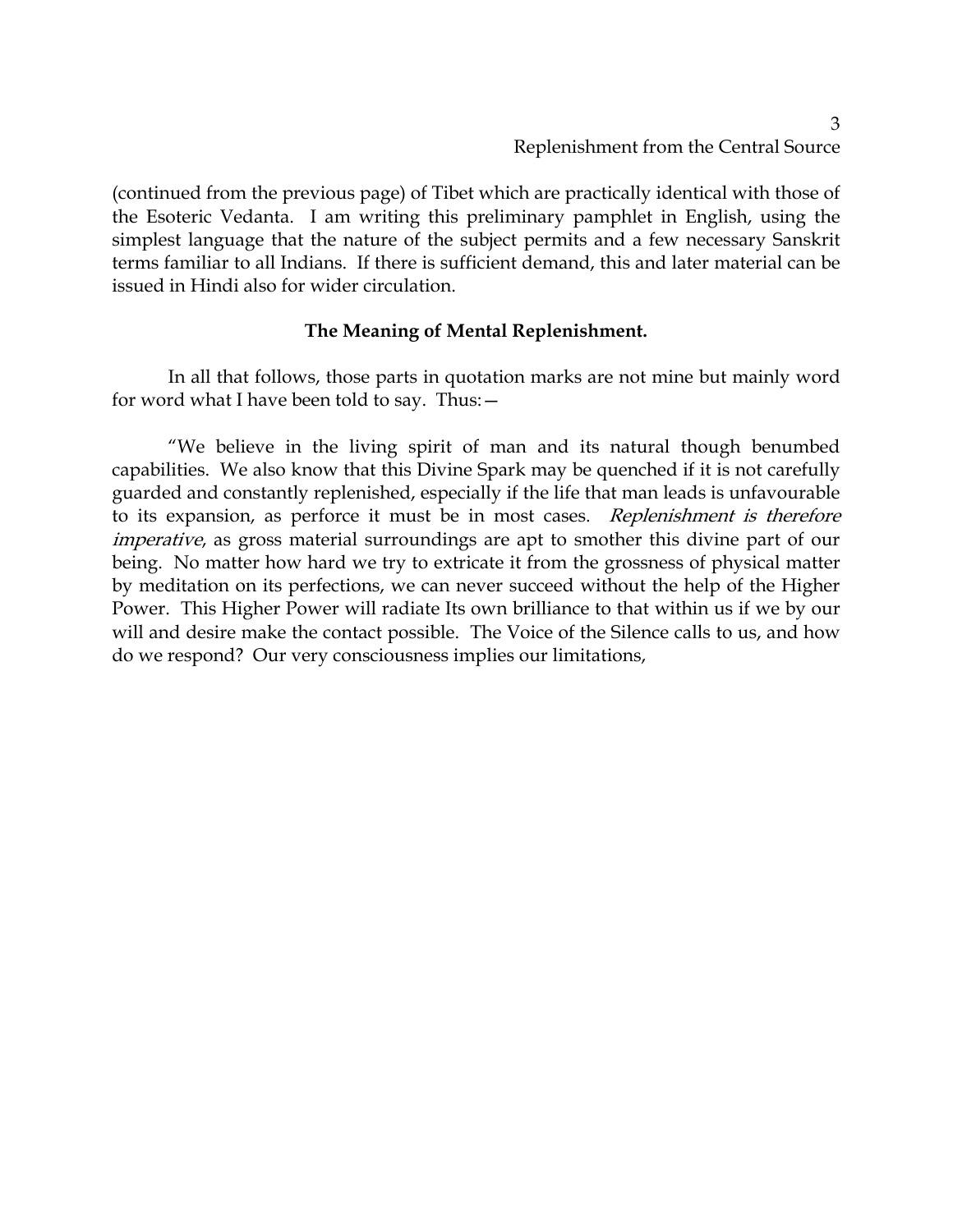(continued from the previous page) of Tibet which are practically identical with those of the Esoteric Vedanta. I am writing this preliminary pamphlet in English, using the simplest language that the nature of the subject permits and a few necessary Sanskrit terms familiar to all Indians. If there is sufficient demand, this and later material can be issued in Hindi also for wider circulation.

**The Meaning of Mental Replenishment.**

In all that follows, those parts in quotation marks are not mine but mainly word for word what I have been told to say. Thus:—

"We believe in the living spirit of man and its natural though benumbed capabilities. We also know that this Divine Spark may be quenched if it is not carefully guarded and constantly replenished, especially if the life that man leads is unfavourable to its expansion, as perforce it must be in most cases. *Replenishment is therefore imperative*, as gross material surroundings are apt to smother this divine part of our being. No matter how hard we try to extricate it from the grossness of physical matter by meditation on its perfections, we can never succeed without the help of the Higher Power. This Higher Power will radiate Its own brilliance to that within us if we by our will and desire make the contact possible. The Voice of the Silence calls to us, and how do we respond? Our very consciousness implies our limitations,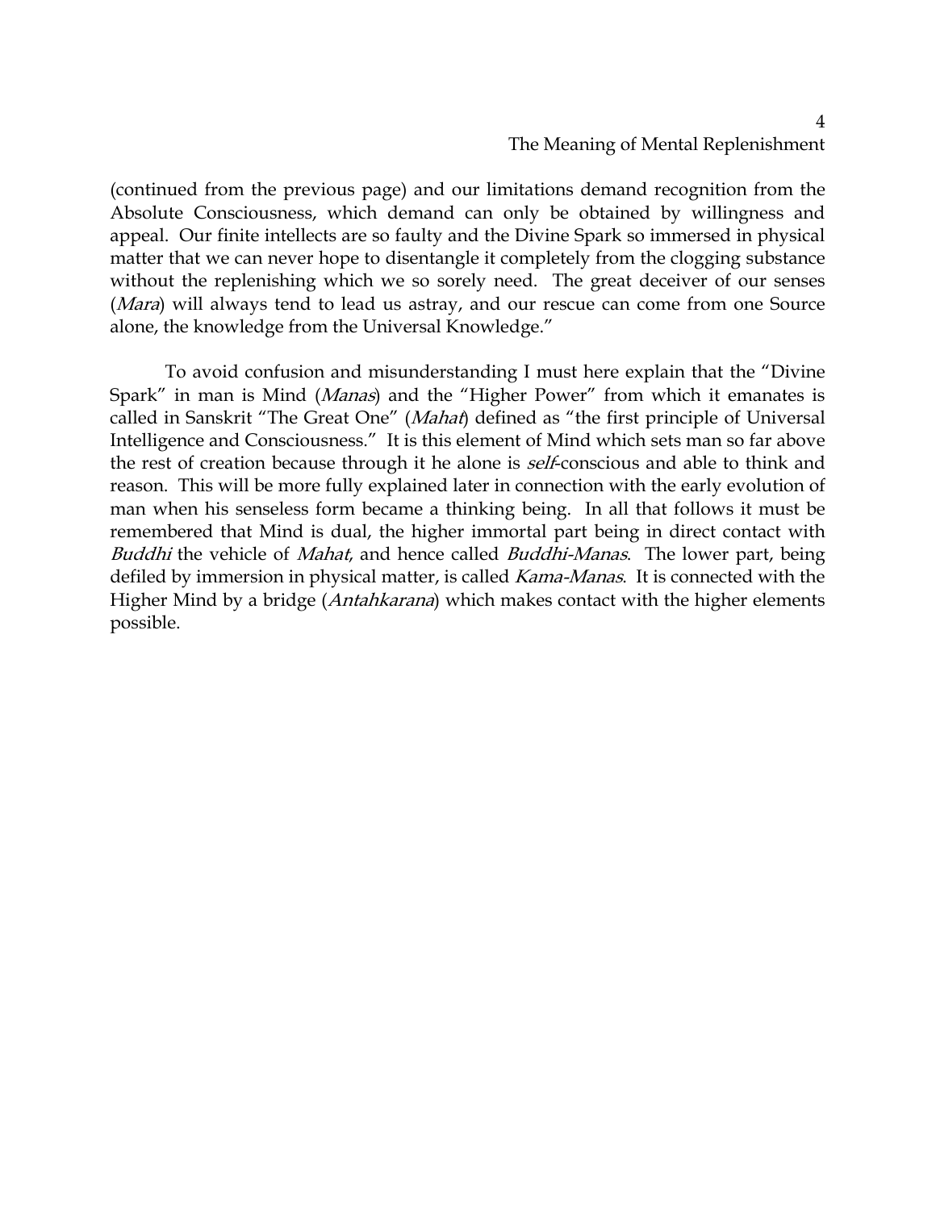(continued from the previous page) and our limitations demand recognition from the Absolute Consciousness, which demand can only be obtained by willingness and appeal. Our finite intellects are so faulty and the Divine Spark so immersed in physical matter that we can never hope to disentangle it completely from the clogging substance without the replenishing which we so sorely need. The great deceiver of our senses (*Mara*) will always tend to lead us astray, and our rescue can come from one Source alone, the knowledge from the Universal Knowledge."

To avoid confusion and misunderstanding I must here explain that the "Divine Spark" in man is Mind (*Manas*) and the "Higher Power" from which it emanates is called in Sanskrit "The Great One" (*Mahat*) defined as "the first principle of Universal Intelligence and Consciousness." It is this element of Mind which sets man so far above the rest of creation because through it he alone is *self*-conscious and able to think and reason. This will be more fully explained later in connection with the early evolution of man when his senseless form became a thinking being. In all that follows it must be remembered that Mind is dual, the higher immortal part being in direct contact with *Buddhi* the vehicle of *Mahat*, and hence called *Buddhi-Manas*. The lower part, being defiled by immersion in physical matter, is called *Kama-Manas*. It is connected with the Higher Mind by a bridge (*Antahkarana*) which makes contact with the higher elements possible.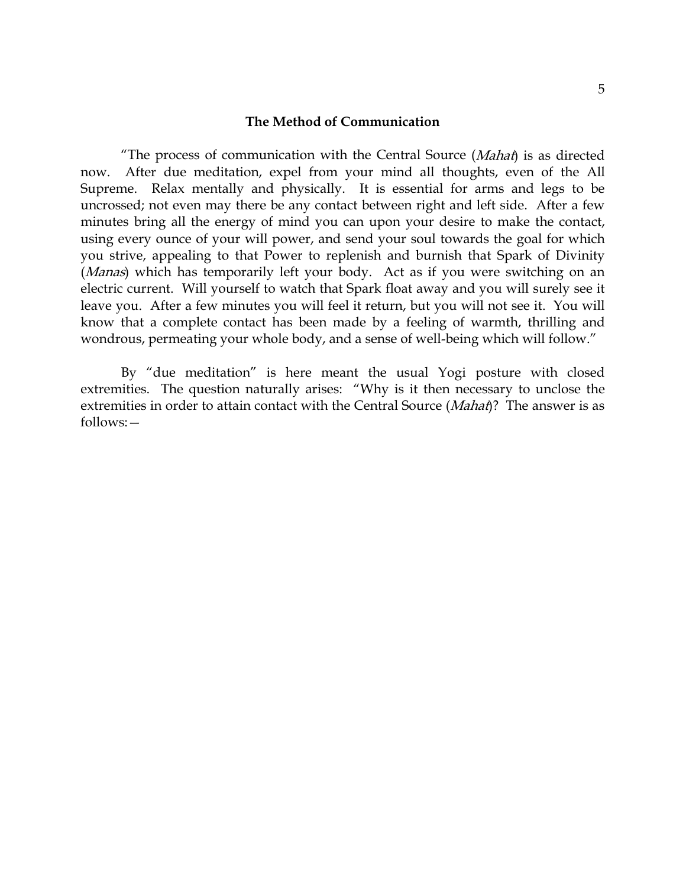## The Method of Communication

"The process of communication with the Central Source (*Mahat*) is as directed now. After due meditation, expel from your mind all thoughts, even of the All Supreme. Relax mentally and physically. It is essential for arms and legs to be uncrossed; not even may there be any contact between right and left side. After a few minutes bring all the energy of mind you can upon your desire to make the contact, using every ounce of your will power, and send your soul towards the goal for which you strive, appealing to that Power to replenish and burnish that Spark of Divinity (*Manas*) which has temporarily left your body. Act as if you were switching on an electric current. Will yourself to watch that Spark float away and you will surely see it leave you. After a few minutes you will feel it return, but you will not see it. You will know that a complete contact has been made by a feeling of warmth, thrilling and wondrous, permeating your whole body, and a sense of well-being which will follow."

By "due meditation" is here meant the usual Yogi posture with closed extremities. The question naturally arises: "Why is it then necessary to unclose the extremities in order to attain contact with the Central Source (*Mahat*)? The answer is as follows:—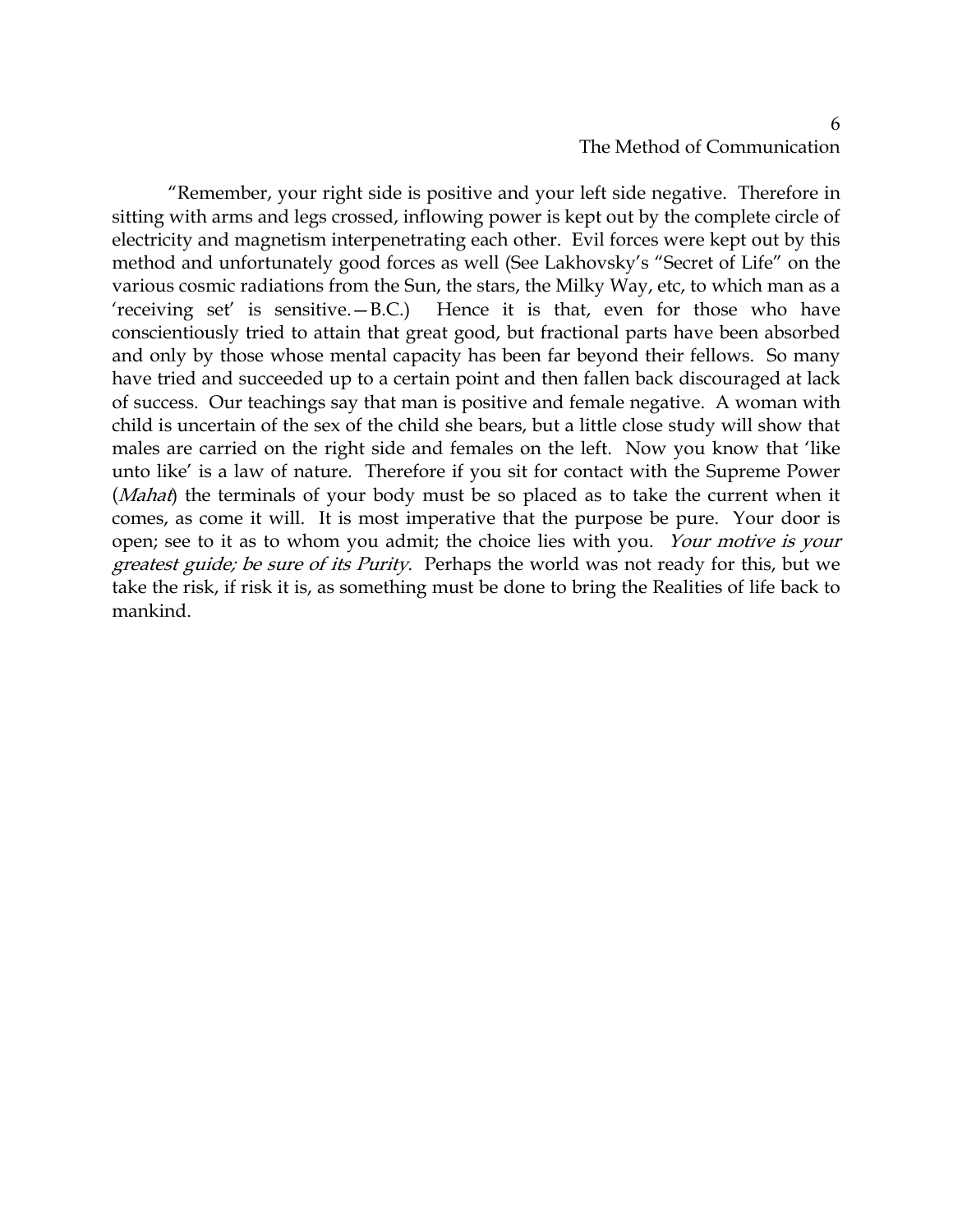"Remember, your right side is positive and your left side negative. Therefore in sitting with arms and legs crossed, inflowing power is kept out by the complete circle of electricity and magnetism interpenetrating each other. Evil forces were kept out by this method and unfortunately good forces as well (See Lakhovsky's "Secret of Life" on the various cosmic radiations from the Sun, the stars, the Milky Way, etc, to which man as a 'receiving set' is sensitive.—B.C.) Hence it is that, even for those who have conscientiously tried to attain that great good, but fractional parts have been absorbed and only by those whose mental capacity has been far beyond their fellows. So many have tried and succeeded up to a certain point and then fallen back discouraged at lack of success. Our teachings say that man is positive and female negative. A woman with child is uncertain of the sex of the child she bears, but a little close study will show that males are carried on the right side and females on the left. Now you know that 'like unto like' is a law of nature. Therefore if you sit for contact with the Supreme Power (*Mahat*) the terminals of your body must be so placed as to take the current when it comes, as come it will. It is most imperative that the purpose be pure. Your door is open; see to it as to whom you admit; the choice lies with you. *Your motive is your greatest guide; be sure of its Purity*. Perhaps the world was not ready for this, but we take the risk, if risk it is, as something must be done to bring the Realities of life back to mankind.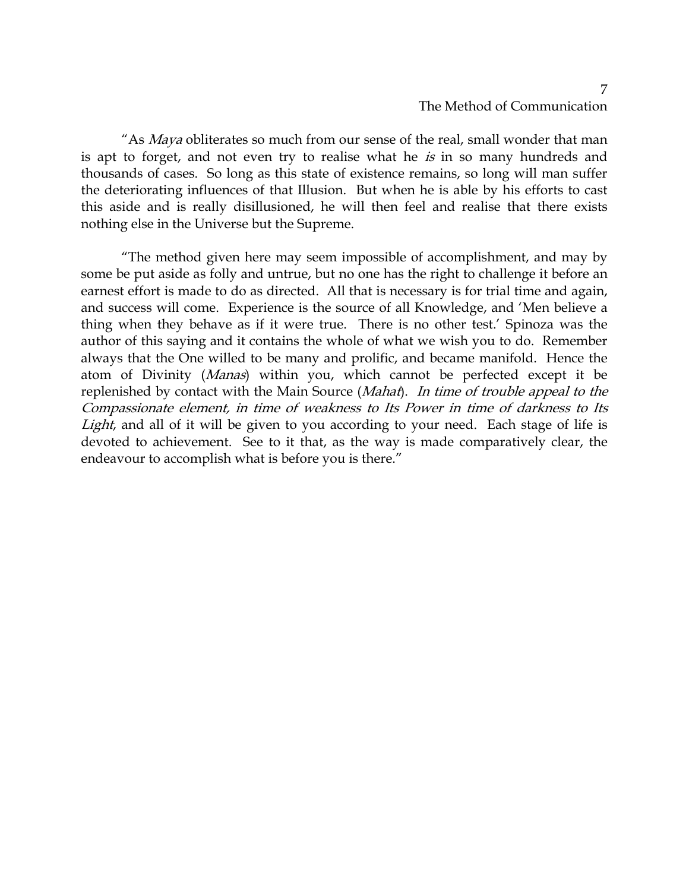"As *Maya* obliterates so much from our sense of the real, small wonder that man is apt to forget, and not even try to realise what he *is* in so many hundreds and thousands of cases. So long as this state of existence remains, so long will man suffer the deteriorating influences of that Illusion. But when he is able by his efforts to cast this aside and is really disillusioned, he will then feel and realise that there exists nothing else in the Universe but the Supreme.

"The method given here may seem impossible of accomplishment, and may by some be put aside as folly and untrue, but no one has the right to challenge it before an earnest effort is made to do as directed. All that is necessary is for trial time and again, and success will come. Experience is the source of all Knowledge, and 'Men believe a thing when they behave as if it were true. There is no other test.' Spinoza was the author of this saying and it contains the whole of what we wish you to do. Remember always that the One willed to be many and prolific, and became manifold. Hence the atom of Divinity (*Manas*) within you, which cannot be perfected except it be replenished by contact with the Main Source (*Mahat*). *In time of trouble appeal to the Compassionate element, in time of weakness to Its Power in time of darkness to Its Light*, and all of it will be given to you according to your need. Each stage of life is devoted to achievement. See to it that, as the way is made comparatively clear, the endeavour to accomplish what is before you is there."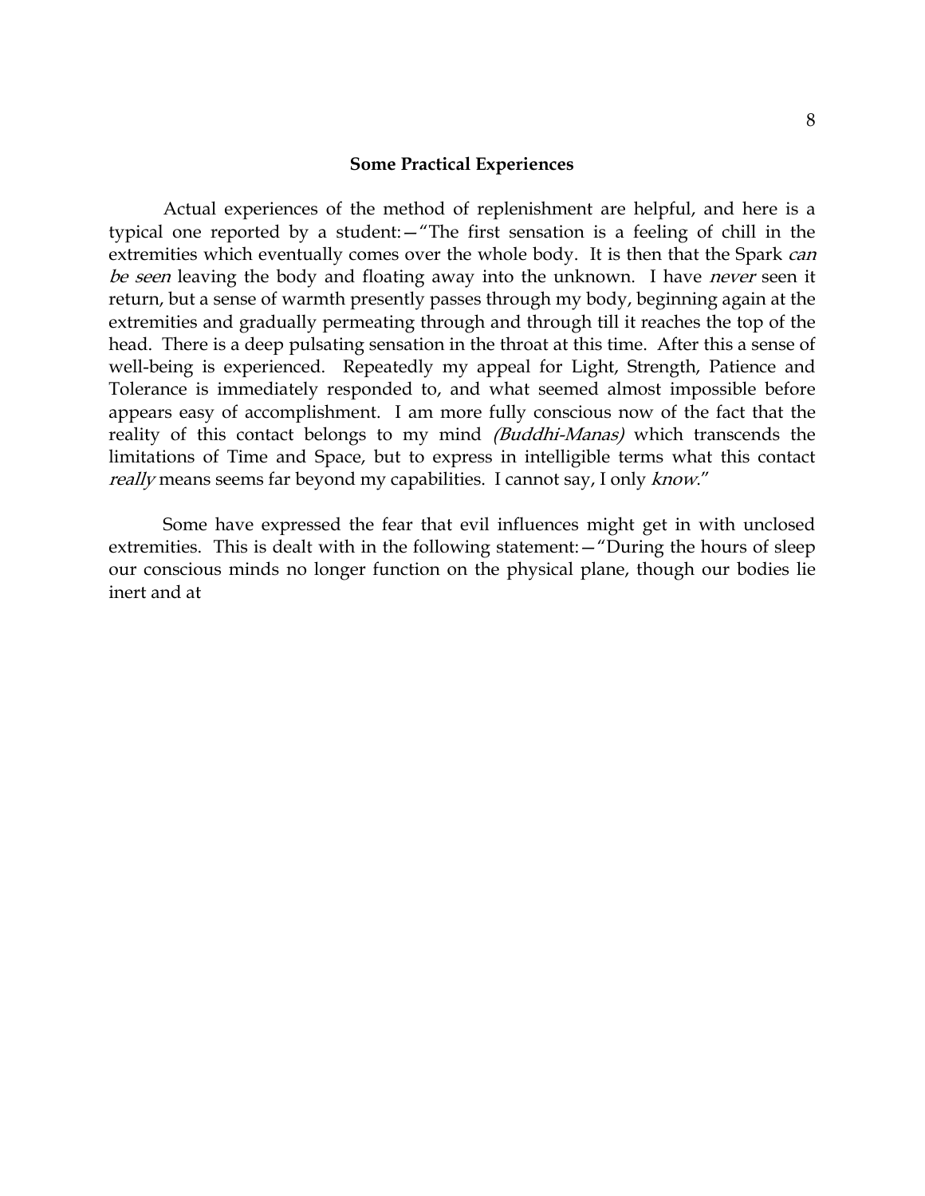**Some Practical Experiences**

Actual experiences of the method of replenishment are helpful, and here is a typical one reported by a student:—"The first sensation is a feeling of chill in the extremities which eventually comes over the whole body. It is then that the Spark *can be seen* leaving the body and floating away into the unknown. I have *never* seen it return, but a sense of warmth presently passes through my body, beginning again at the extremities and gradually permeating through and through till it reaches the top of the head. There is a deep pulsating sensation in the throat at this time. After this a sense of well-being is experienced. Repeatedly my appeal for Light, Strength, Patience and Tolerance is immediately responded to, and what seemed almost impossible before appears easy of accomplishment. I am more fully conscious now of the fact that the reality of this contact belongs to my mind *(Buddhi-Manas)* which transcends the limitations of Time and Space, but to express in intelligible terms what this contact *really* means seems far beyond my capabilities. I cannot say, I only *know*."

Some have expressed the fear that evil influences might get in with unclosed extremities. This is dealt with in the following statement:—"During the hours of sleep our conscious minds no longer function on the physical plane, though our bodies lie inert and at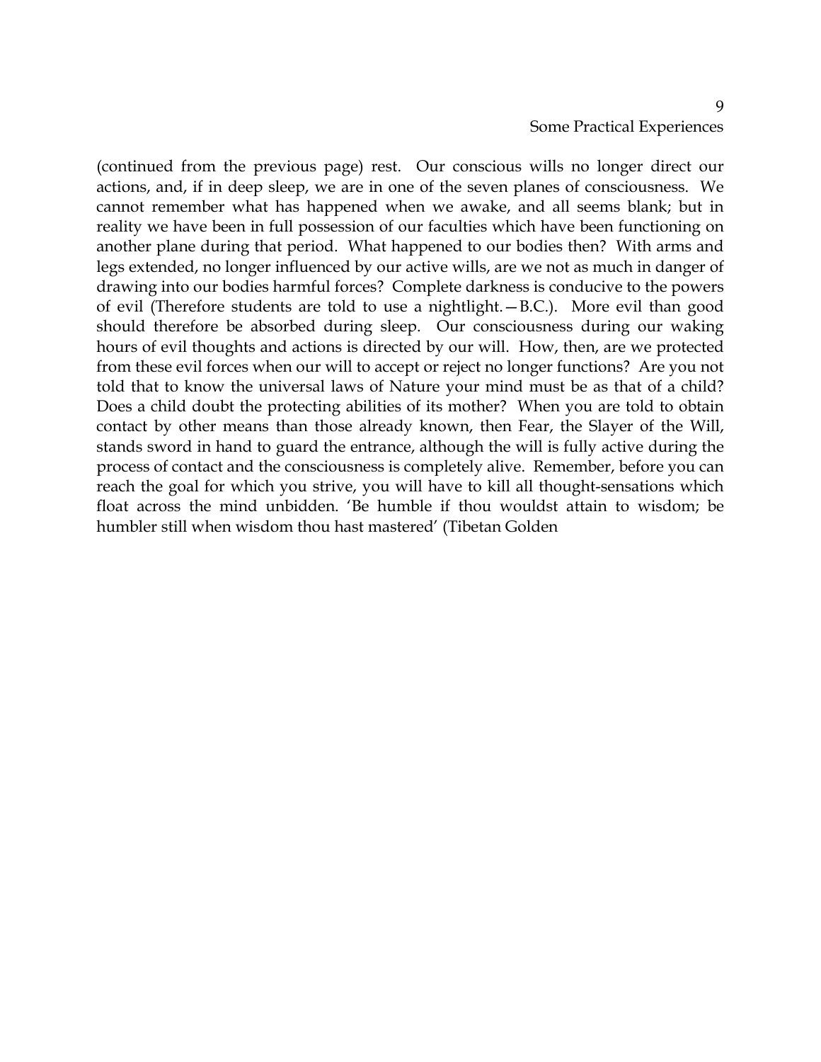(continued from the previous page) rest. Our conscious wills no longer direct our actions, and, if in deep sleep, we are in one of the seven planes of consciousness. We cannot remember what has happened when we awake, and all seems blank; but in reality we have been in full possession of our faculties which have been functioning on another plane during that period. What happened to our bodies then? With arms and legs extended, no longer influenced by our active wills, are we not as much in danger of drawing into our bodies harmful forces? Complete darkness is conducive to the powers of evil (Therefore students are told to use a nightlight.—B.C.). More evil than good should therefore be absorbed during sleep. Our consciousness during our waking hours of evil thoughts and actions is directed by our will. How, then, are we protected from these evil forces when our will to accept or reject no longer functions? Are you not told that to know the universal laws of Nature your mind must be as that of a child? Does a child doubt the protecting abilities of its mother? When you are told to obtain contact by other means than those already known, then Fear, the Slayer of the Will, stands sword in hand to guard the entrance, although the will is fully active during the process of contact and the consciousness is completely alive. Remember, before you can reach the goal for which you strive, you will have to kill all thought-sensations which float across the mind unbidden. 'Be humble if thou wouldst attain to wisdom; be humbler still when wisdom thou hast mastered' (Tibetan Golden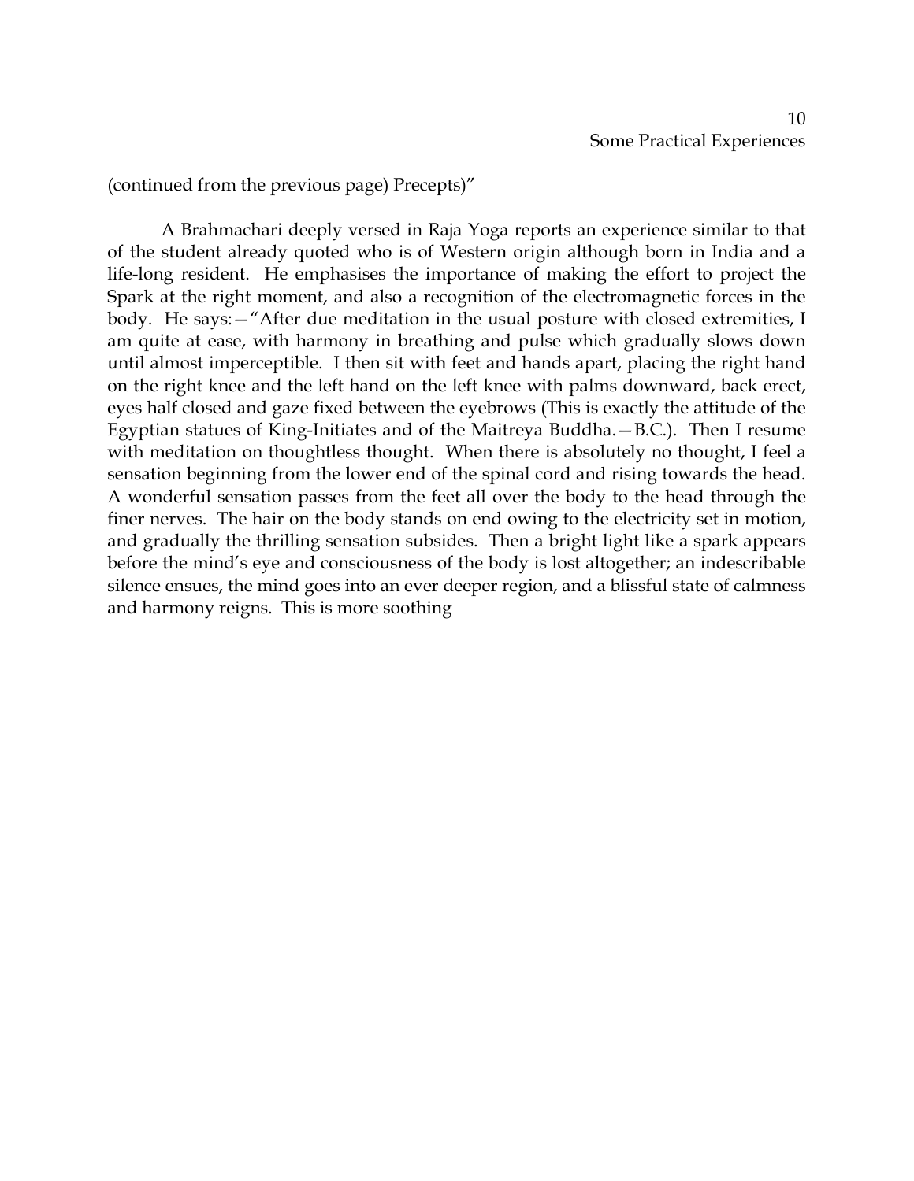(continued from the previous page) Precepts)"

A Brahmachari deeply versed in Raja Yoga reports an experience similar to that of the student already quoted who is of Western origin although born in India and a life-long resident. He emphasises the importance of making the effort to project the Spark at the right moment, and also a recognition of the electromagnetic forces in the body. He says:—"After due meditation in the usual posture with closed extremities, I am quite at ease, with harmony in breathing and pulse which gradually slows down until almost imperceptible. I then sit with feet and hands apart, placing the right hand on the right knee and the left hand on the left knee with palms downward, back erect, eyes half closed and gaze fixed between the eyebrows (This is exactly the attitude of the Egyptian statues of King-Initiates and of the Maitreya Buddha.—B.C.). Then I resume with meditation on thoughtless thought. When there is absolutely no thought, I feel a sensation beginning from the lower end of the spinal cord and rising towards the head. A wonderful sensation passes from the feet all over the body to the head through the finer nerves. The hair on the body stands on end owing to the electricity set in motion, and gradually the thrilling sensation subsides. Then a bright light like a spark appears before the mind's eye and consciousness of the body is lost altogether; an indescribable silence ensues, the mind goes into an ever deeper region, and a blissful state of calmness and harmony reigns. This is more soothing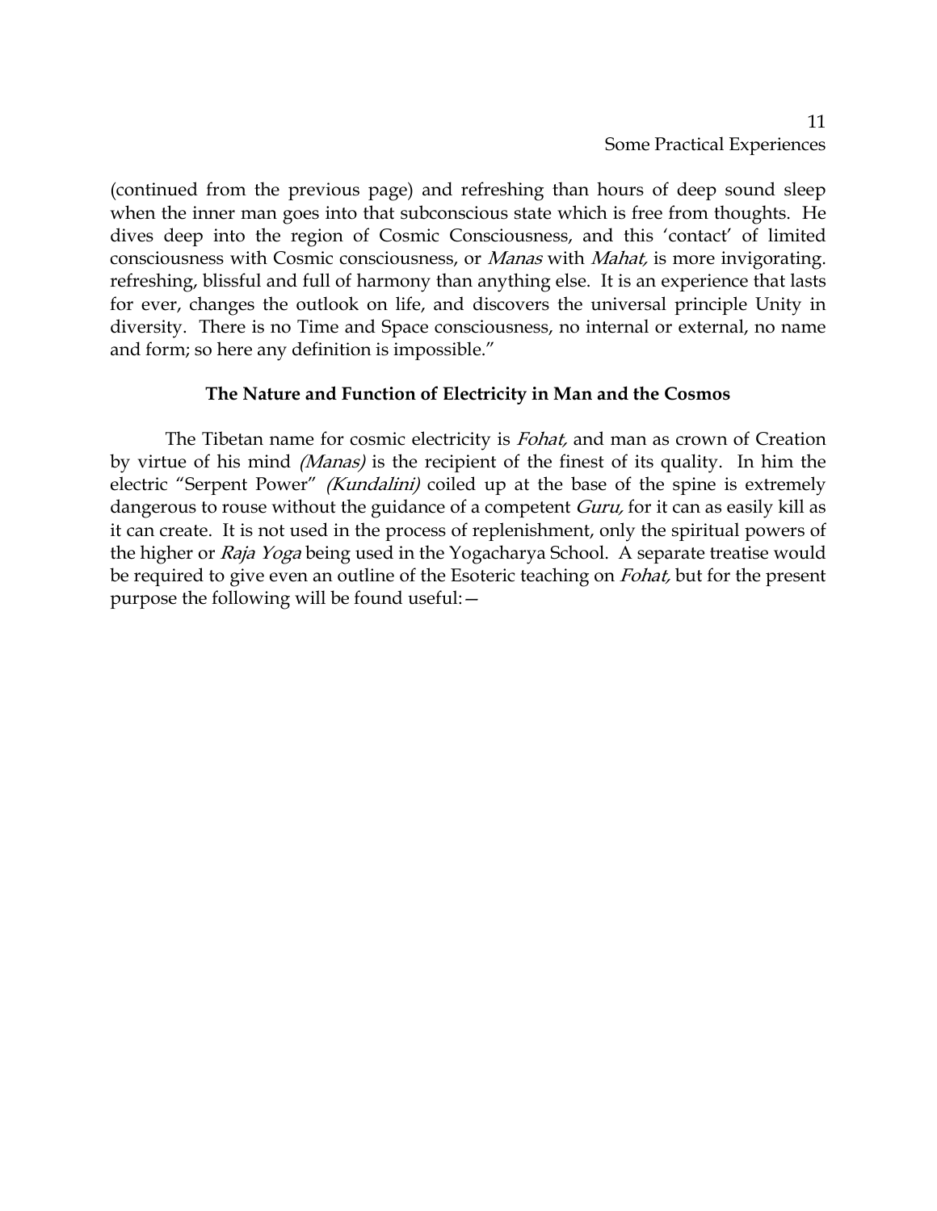(continued from the previous page) and refreshing than hours of deep sound sleep when the inner man goes into that subconscious state which is free from thoughts. He dives deep into the region of Cosmic Consciousness, and this 'contact' of limited consciousness with Cosmic consciousness, or *Manas* with *Mahat,* is more invigorating. refreshing, blissful and full of harmony than anything else. It is an experience that lasts for ever, changes the outlook on life, and discovers the universal principle Unity in diversity. There is no Time and Space consciousness, no internal or external, no name and form; so here any definition is impossible."

### The Nature and Function of Electricity in Man and the Cosmos

The Tibetan name for cosmic electricity is *Fohat,* and man as crown of Creation by virtue of his mind *(Manas)* is the recipient of the finest of its quality. In him the electric "Serpent Power" *(Kundalini)* coiled up at the base of the spine is extremely dangerous to rouse without the guidance of a competent *Guru,* for it can as easily kill as it can create. It is not used in the process of replenishment, only the spiritual powers of the higher or *Raja Yoga* being used in the Yogacharya School. A separate treatise would be required to give even an outline of the Esoteric teaching on *Fohat,* but for the present purpose the following will be found useful:—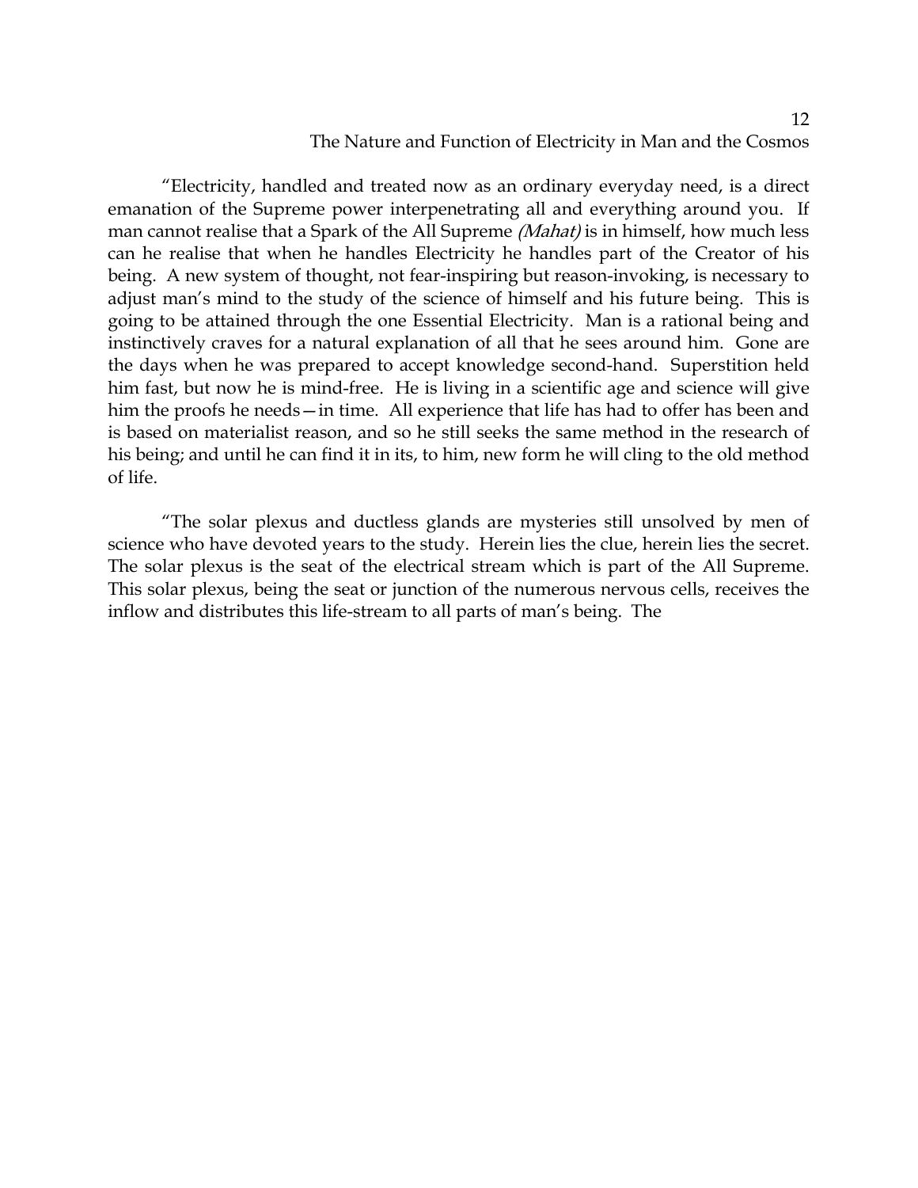“Electricity, handled and treated now as an ordinary everyday need, is a direct emanation of the Supreme power interpenetrating all and everything around you. If man cannot realise that a Spark of the All Supreme *(Mahat)* is in himself, how much less can he realise that when he handles Electricity he handles part of the Creator of his being. A new system of thought, not fear-inspiring but reason-invoking, is necessary to adjust man’s mind to the study of the science of himself and his future being. This is going to be attained through the one Essential Electricity. Man is a rational being and instinctively craves for a natural explanation of all that he sees around him. Gone are the days when he was prepared to accept knowledge second-hand. Superstition held him fast, but now he is mind-free. He is living in a scientific age and science will give him the proofs he needs—in time. All experience that life has had to offer has been and is based on materialist reason, and so he still seeks the same method in the research of his being; and until he can find it in its, to him, new form he will cling to the old method of life.

“The solar plexus and ductless glands are mysteries still unsolved by men of science who have devoted years to the study. Herein lies the clue, herein lies the secret. The solar plexus is the seat of the electrical stream which is part of the All Supreme. This solar plexus, being the seat or junction of the numerous nervous cells, receives the inflow and distributes this life-stream to all parts of man’s being. The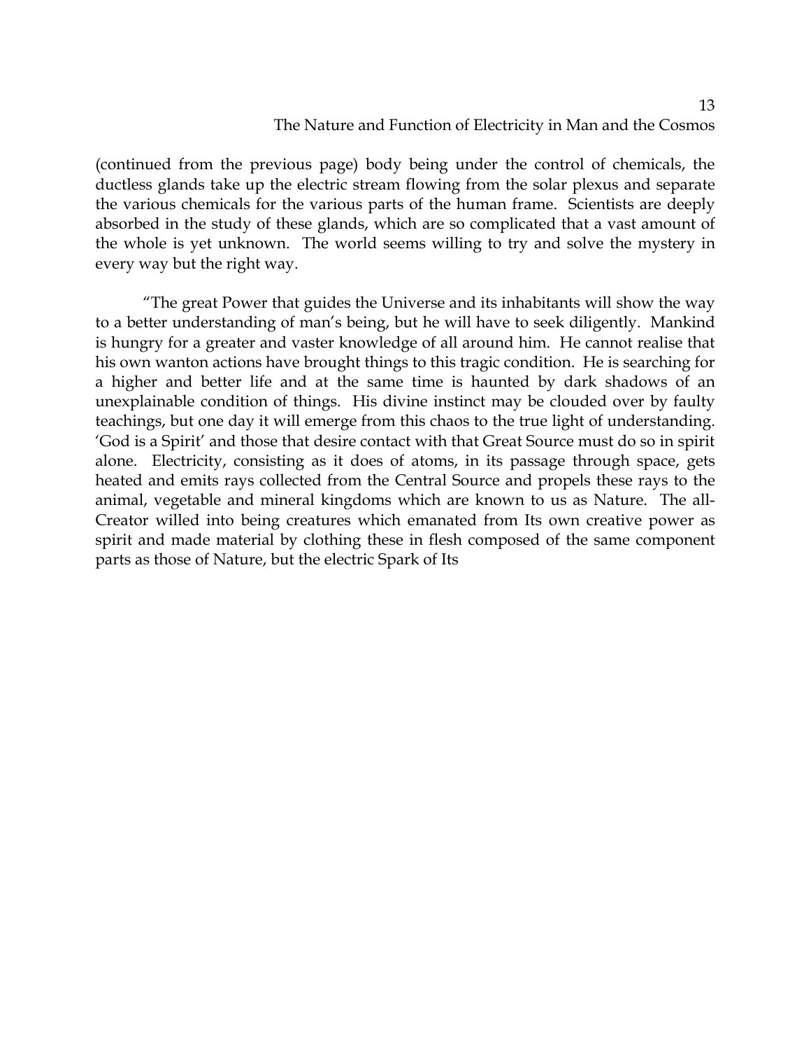(continued from the previous page) body being under the control of chemicals, the ductless glands take up the electric stream flowing from the solar plexus and separate the various chemicals for the various parts of the human frame. Scientists are deeply absorbed in the study of these glands, which are so complicated that a vast amount of the whole is yet unknown. The world seems willing to try and solve the mystery in every way but the right way.

"The great Power that guides the Universe and its inhabitants will show the way to a better understanding of man's being, but he will have to seek diligently. Mankind is hungry for a greater and vaster knowledge of all around him. He cannot realise that his own wanton actions have brought things to this tragic condition. He is searching for a higher and better life and at the same time is haunted by dark shadows of an unexplainable condition of things. His divine instinct may be clouded over by faulty teachings, but one day it will emerge from this chaos to the true light of understanding. 'God is a Spirit' and those that desire contact with that Great Source must do so in spirit alone. Electricity, consisting as it does of atoms, in its passage through space, gets heated and emits rays collected from the Central Source and propels these rays to the animal, vegetable and mineral kingdoms which are known to us as Nature. The all-Creator willed into being creatures which emanated from Its own creative power as spirit and made material by clothing these in flesh composed of the same component parts as those of Nature, but the electric Spark of Its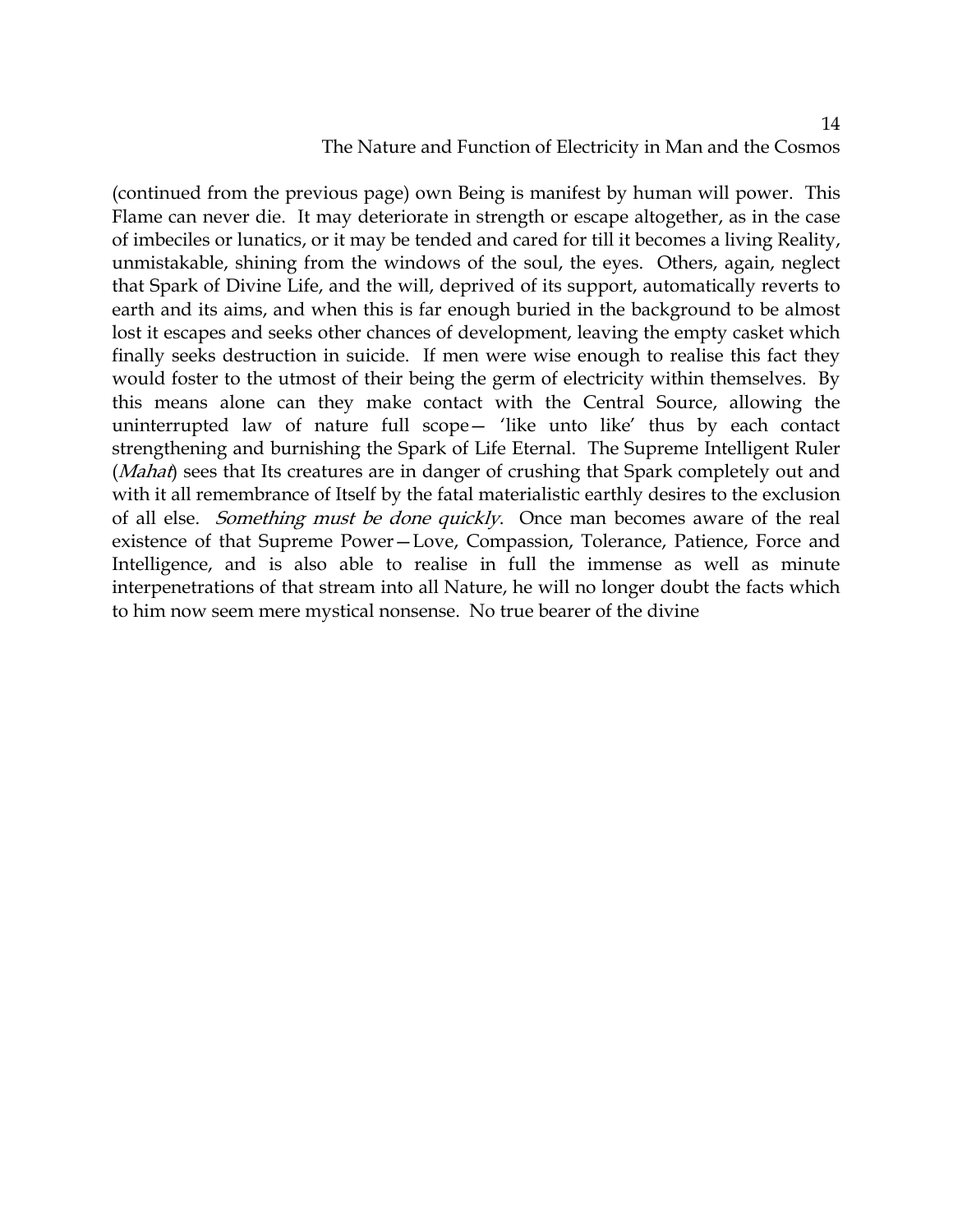(continued from the previous page) own Being is manifest by human will power. This Flame can never die. It may deteriorate in strength or escape altogether, as in the case of imbeciles or lunatics, or it may be tended and cared for till it becomes a living Reality, unmistakable, shining from the windows of the soul, the eyes. Others, again, neglect that Spark of Divine Life, and the will, deprived of its support, automatically reverts to earth and its aims, and when this is far enough buried in the background to be almost lost it escapes and seeks other chances of development, leaving the empty casket which finally seeks destruction in suicide. If men were wise enough to realise this fact they would foster to the utmost of their being the germ of electricity within themselves. By this means alone can they make contact with the Central Source, allowing the uninterrupted law of nature full scope— 'like unto like' thus by each contact strengthening and burnishing the Spark of Life Eternal. The Supreme Intelligent Ruler (*Mahat*) sees that Its creatures are in danger of crushing that Spark completely out and with it all remembrance of Itself by the fatal materialistic earthly desires to the exclusion of all else. *Something must be done quickly*. Once man becomes aware of the real existence of that Supreme Power—Love, Compassion, Tolerance, Patience, Force and Intelligence, and is also able to realise in full the immense as well as minute interpenetrations of that stream into all Nature, he will no longer doubt the facts which to him now seem mere mystical nonsense. No true bearer of the divine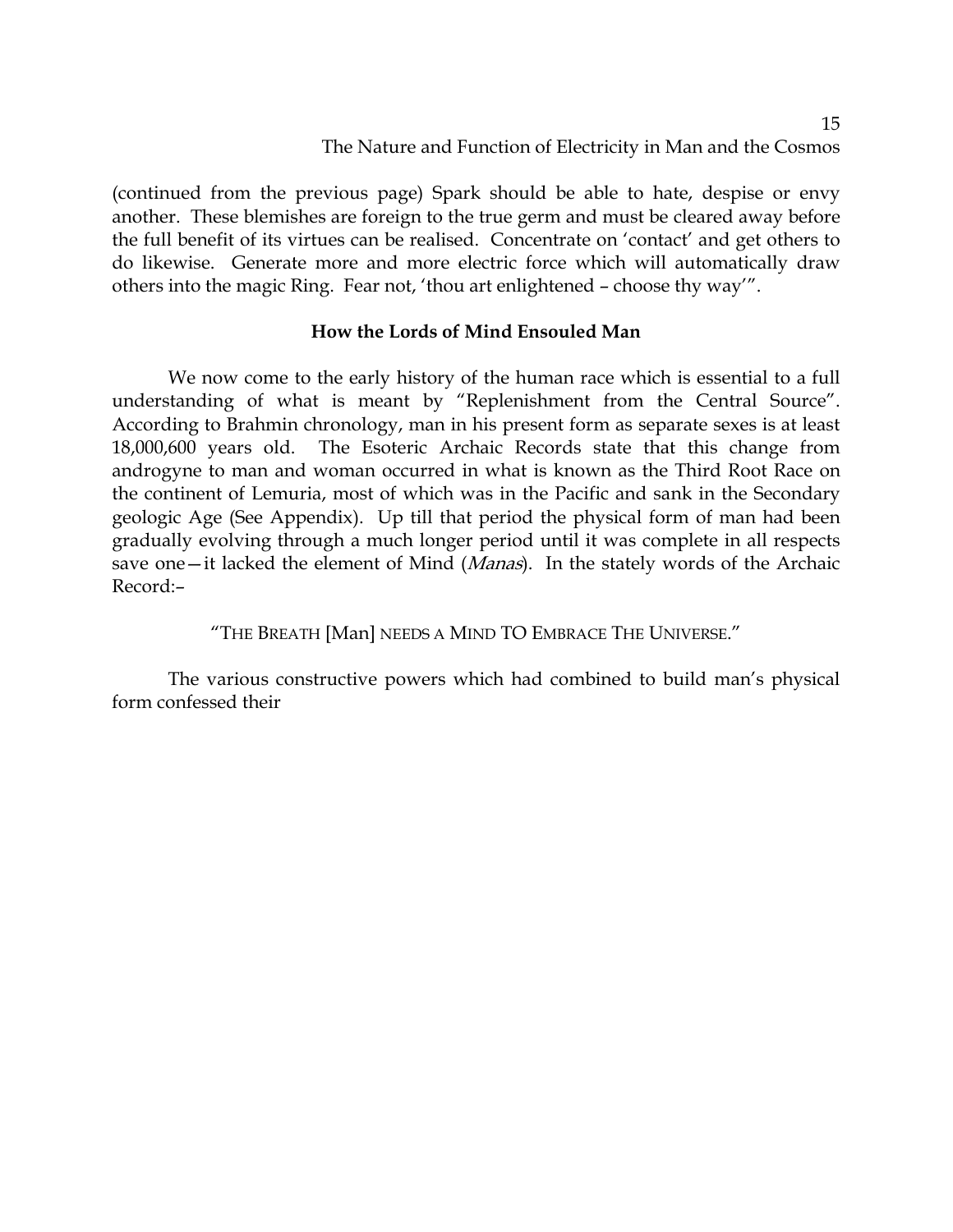(continued from the previous page) Spark should be able to hate, despise or envy another. These blemishes are foreign to the true germ and must be cleared away before the full benefit of its virtues can be realised. Concentrate on 'contact' and get others to do likewise. Generate more and more electric force which will automatically draw others into the magic Ring. Fear not, 'thou art enlightened – choose thy way'".

## How the Lords of Mind Ensouled Man

We now come to the early history of the human race which is essential to a full understanding of what is meant by "Replenishment from the Central Source". According to Brahmin chronology, man in his present form as separate sexes is at least 18,000,600 years old. The Esoteric Archaic Records state that this change from androgyne to man and woman occurred in what is known as the Third Root Race on the continent of Lemuria, most of which was in the Pacific and sank in the Secondary geologic Age (See Appendix). Up till that period the physical form of man had been gradually evolving through a much longer period until it was complete in all respects save one—it lacked the element of Mind (*Manas*). In the stately words of the Archaic Record:–

"THE BREATH [Man] NEEDS A MIND TO EMBRACE THE UNIVERSE."

The various constructive powers which had combined to build man's physical form confessed their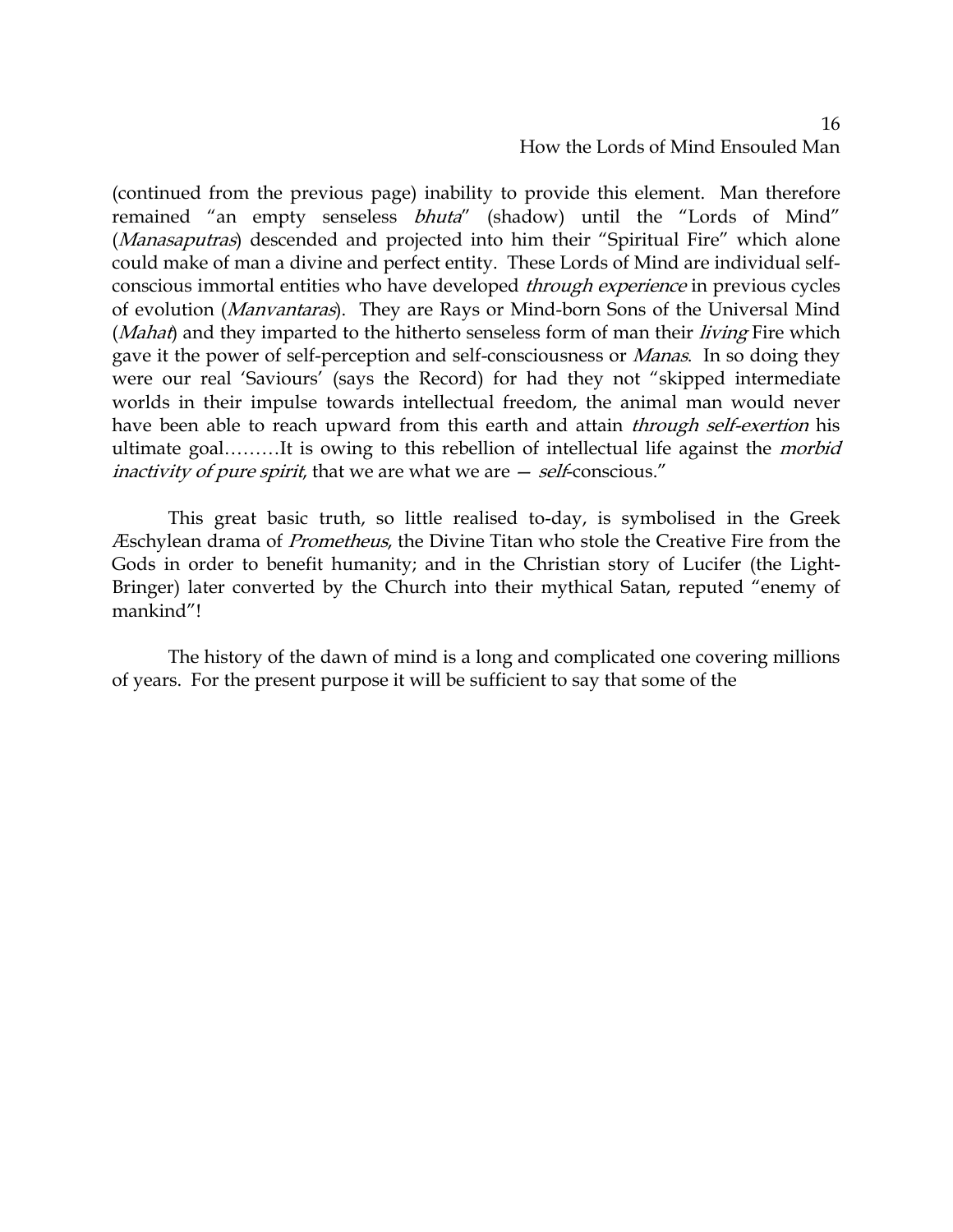(continued from the previous page) inability to provide this element. Man therefore remained "an empty senseless *bhuta*" (shadow) until the "Lords of Mind" (*Manasaputras*) descended and projected into him their "Spiritual Fire" which alone could make of man a divine and perfect entity. These Lords of Mind are individual self-conscious immortal entities who have developed *through experience* in previous cycles of evolution (*Manvantaras*). They are Rays or Mind-born Sons of the Universal Mind (*Mahat*) and they imparted to the hitherto senseless form of man their *living* Fire which gave it the power of self-perception and self-consciousness or *Manas*. In so doing they were our real 'Saviours' (says the Record) for had they not "skipped intermediate worlds in their impulse towards intellectual freedom, the animal man would never have been able to reach upward from this earth and attain *through self-exertion* his ultimate goal………It is owing to this rebellion of intellectual life against the *morbid inactivity of pure spirit*, that we are what we are — *self*-conscious."

This great basic truth, so little realised to-day, is symbolised in the Greek Æschylean drama of *Prometheus*, the Divine Titan who stole the Creative Fire from the Gods in order to benefit humanity; and in the Christian story of Lucifer (the Light-Bringer) later converted by the Church into their mythical Satan, reputed "enemy of mankind"!

The history of the dawn of mind is a long and complicated one covering millions of years. For the present purpose it will be sufficient to say that some of the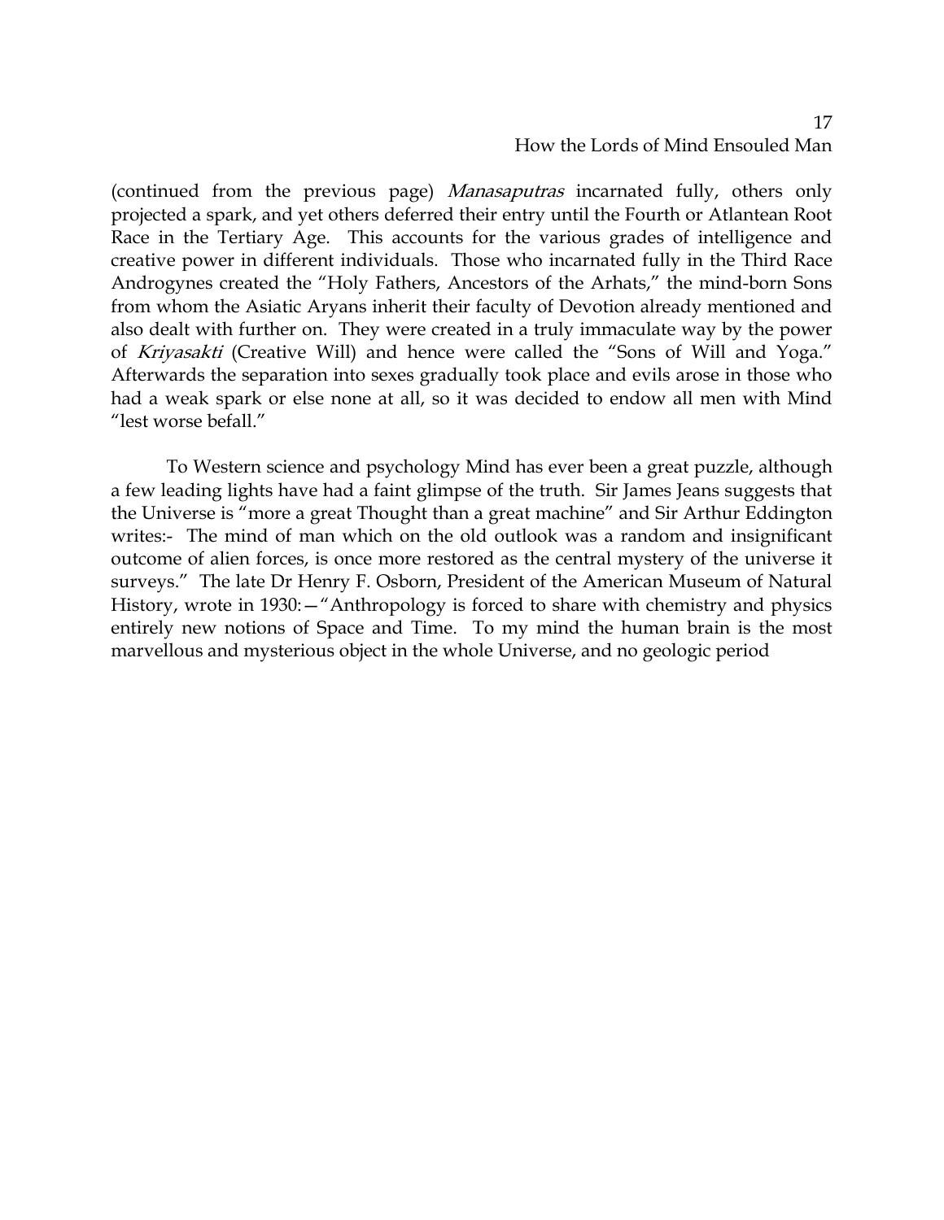(continued from the previous page) *Manasaputras* incarnated fully, others only projected a spark, and yet others deferred their entry until the Fourth or Atlantean Root Race in the Tertiary Age. This accounts for the various grades of intelligence and creative power in different individuals. Those who incarnated fully in the Third Race Androgynes created the "Holy Fathers, Ancestors of the Arhats," the mind-born Sons from whom the Asiatic Aryans inherit their faculty of Devotion already mentioned and also dealt with further on. They were created in a truly immaculate way by the power of *Kriyasakti* (Creative Will) and hence were called the "Sons of Will and Yoga." Afterwards the separation into sexes gradually took place and evils arose in those who had a weak spark or else none at all, so it was decided to endow all men with Mind "lest worse befall."

To Western science and psychology Mind has ever been a great puzzle, although a few leading lights have had a faint glimpse of the truth. Sir James Jeans suggests that the Universe is "more a great Thought than a great machine" and Sir Arthur Eddington writes:- The mind of man which on the old outlook was a random and insignificant outcome of alien forces, is once more restored as the central mystery of the universe it surveys." The late Dr Henry F. Osborn, President of the American Museum of Natural History, wrote in 1930:—"Anthropology is forced to share with chemistry and physics entirely new notions of Space and Time. To my mind the human brain is the most marvellous and mysterious object in the whole Universe, and no geologic period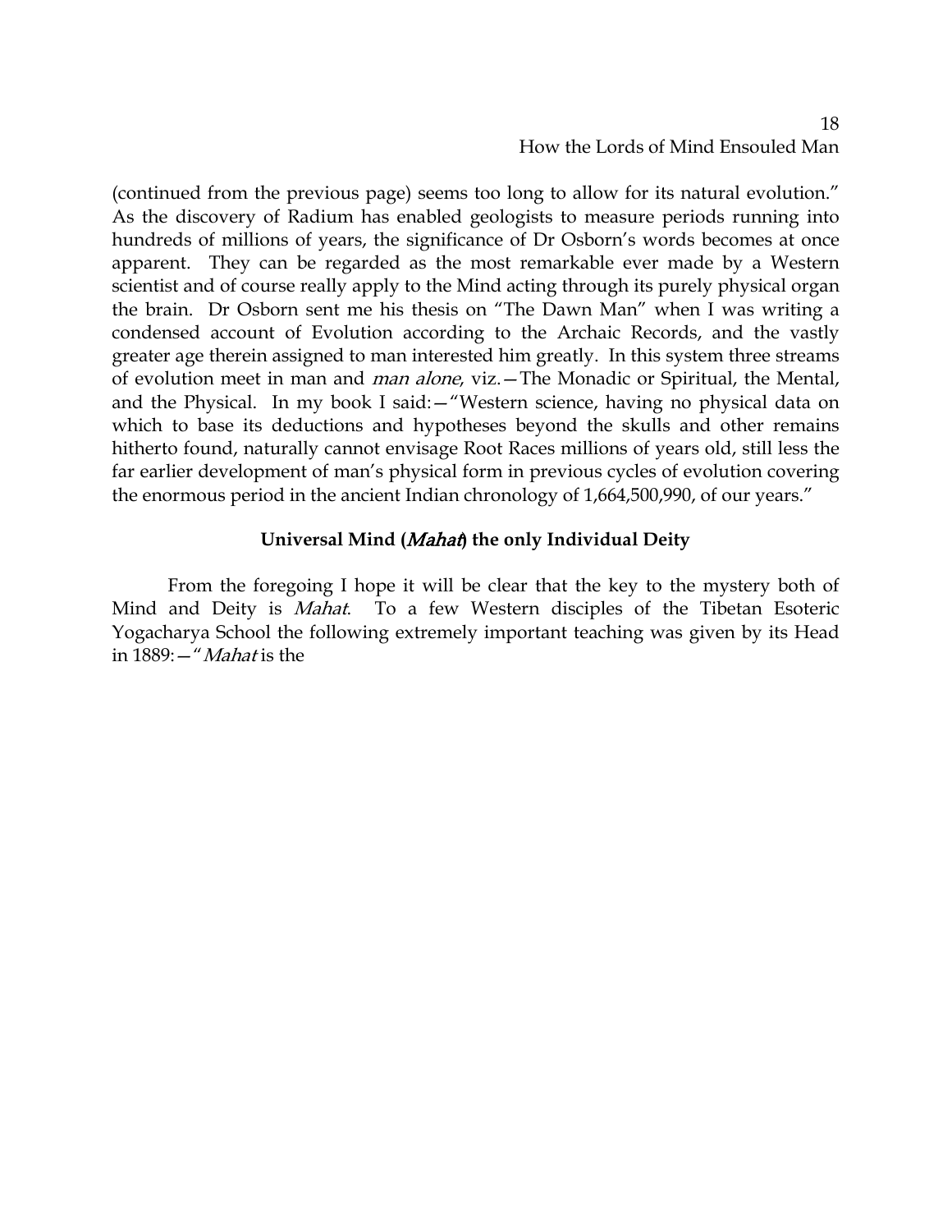(continued from the previous page) seems too long to allow for its natural evolution." As the discovery of Radium has enabled geologists to measure periods running into hundreds of millions of years, the significance of Dr Osborn's words becomes at once apparent. They can be regarded as the most remarkable ever made by a Western scientist and of course really apply to the Mind acting through its purely physical organ the brain. Dr Osborn sent me his thesis on "The Dawn Man" when I was writing a condensed account of Evolution according to the Archaic Records, and the vastly greater age therein assigned to man interested him greatly. In this system three streams of evolution meet in man and *man alone*, viz.—The Monadic or Spiritual, the Mental, and the Physical. In my book I said:—"Western science, having no physical data on which to base its deductions and hypotheses beyond the skulls and other remains hitherto found, naturally cannot envisage Root Races millions of years old, still less the far earlier development of man's physical form in previous cycles of evolution covering the enormous period in the ancient Indian chronology of 1,664,500,990, of our years."

### Universal Mind (*Mahat*) the only Individual Deity

From the foregoing I hope it will be clear that the key to the mystery both of Mind and Deity is *Mahat*. To a few Western disciples of the Tibetan Esoteric Yogacharya School the following extremely important teaching was given by its Head in 1889:—"*Mahat* is the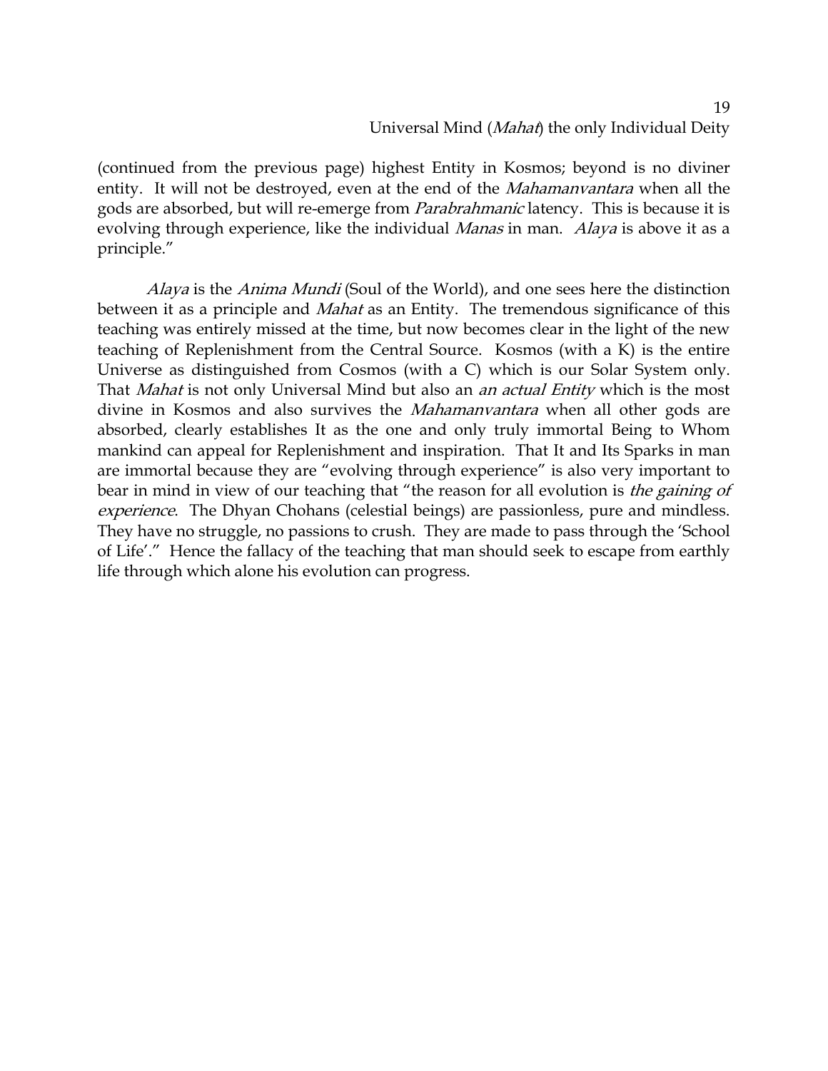(continued from the previous page) highest Entity in Kosmos; beyond is no diviner entity. It will not be destroyed, even at the end of the *Mahamanvantara* when all the gods are absorbed, but will re-emerge from *Parabrahmanic* latency. This is because it is evolving through experience, like the individual *Manas* in man. *Alaya* is above it as a principle."

*Alaya* is the *Anima Mundi* (Soul of the World), and one sees here the distinction between it as a principle and *Mahat* as an Entity. The tremendous significance of this teaching was entirely missed at the time, but now becomes clear in the light of the new teaching of Replenishment from the Central Source. Kosmos (with a K) is the entire Universe as distinguished from Cosmos (with a C) which is our Solar System only. That *Mahat* is not only Universal Mind but also an *an actual Entity* which is the most divine in Kosmos and also survives the *Mahamanvantara* when all other gods are absorbed, clearly establishes It as the one and only truly immortal Being to Whom mankind can appeal for Replenishment and inspiration. That It and Its Sparks in man are immortal because they are "evolving through experience" is also very important to bear in mind in view of our teaching that "the reason for all evolution is *the gaining of experience*. The Dhyan Chohans (celestial beings) are passionless, pure and mindless. They have no struggle, no passions to crush. They are made to pass through the 'School of Life'." Hence the fallacy of the teaching that man should seek to escape from earthly life through which alone his evolution can progress.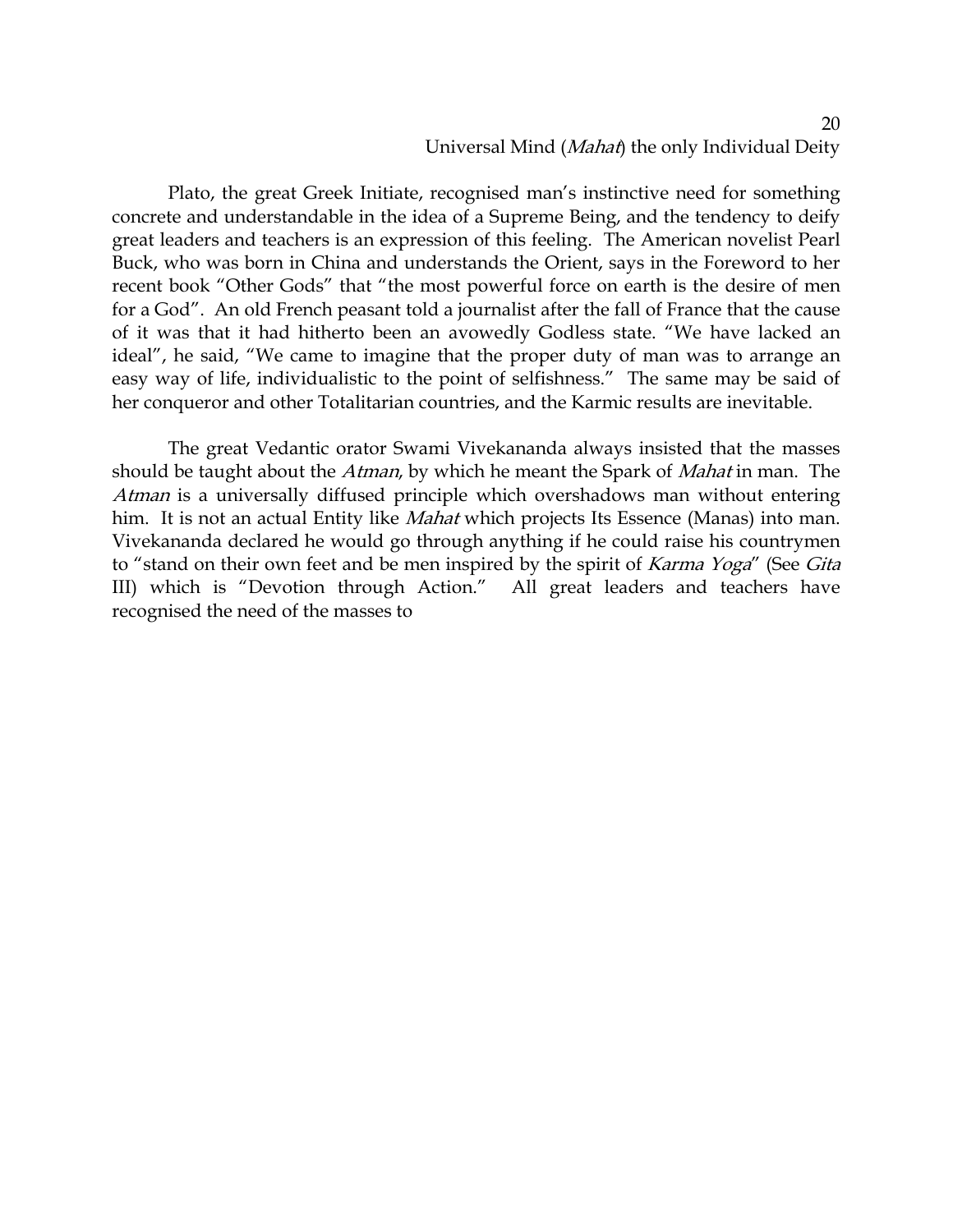Plato, the great Greek Initiate, recognised man's instinctive need for something concrete and understandable in the idea of a Supreme Being, and the tendency to deify great leaders and teachers is an expression of this feeling. The American novelist Pearl Buck, who was born in China and understands the Orient, says in the Foreword to her recent book "Other Gods" that "the most powerful force on earth is the desire of men for a God". An old French peasant told a journalist after the fall of France that the cause of it was that it had hitherto been an avowedly Godless state. "We have lacked an ideal", he said, "We came to imagine that the proper duty of man was to arrange an easy way of life, individualistic to the point of selfishness." The same may be said of her conqueror and other Totalitarian countries, and the Karmic results are inevitable.

The great Vedantic orator Swami Vivekananda always insisted that the masses should be taught about the *Atman*, by which he meant the Spark of *Mahat* in man. The *Atman* is a universally diffused principle which overshadows man without entering him. It is not an actual Entity like *Mahat* which projects Its Essence (Manas) into man. Vivekananda declared he would go through anything if he could raise his countrymen to "stand on their own feet and be men inspired by the spirit of *Karma Yoga*" (See *Gita* III) which is "Devotion through Action." All great leaders and teachers have recognised the need of the masses to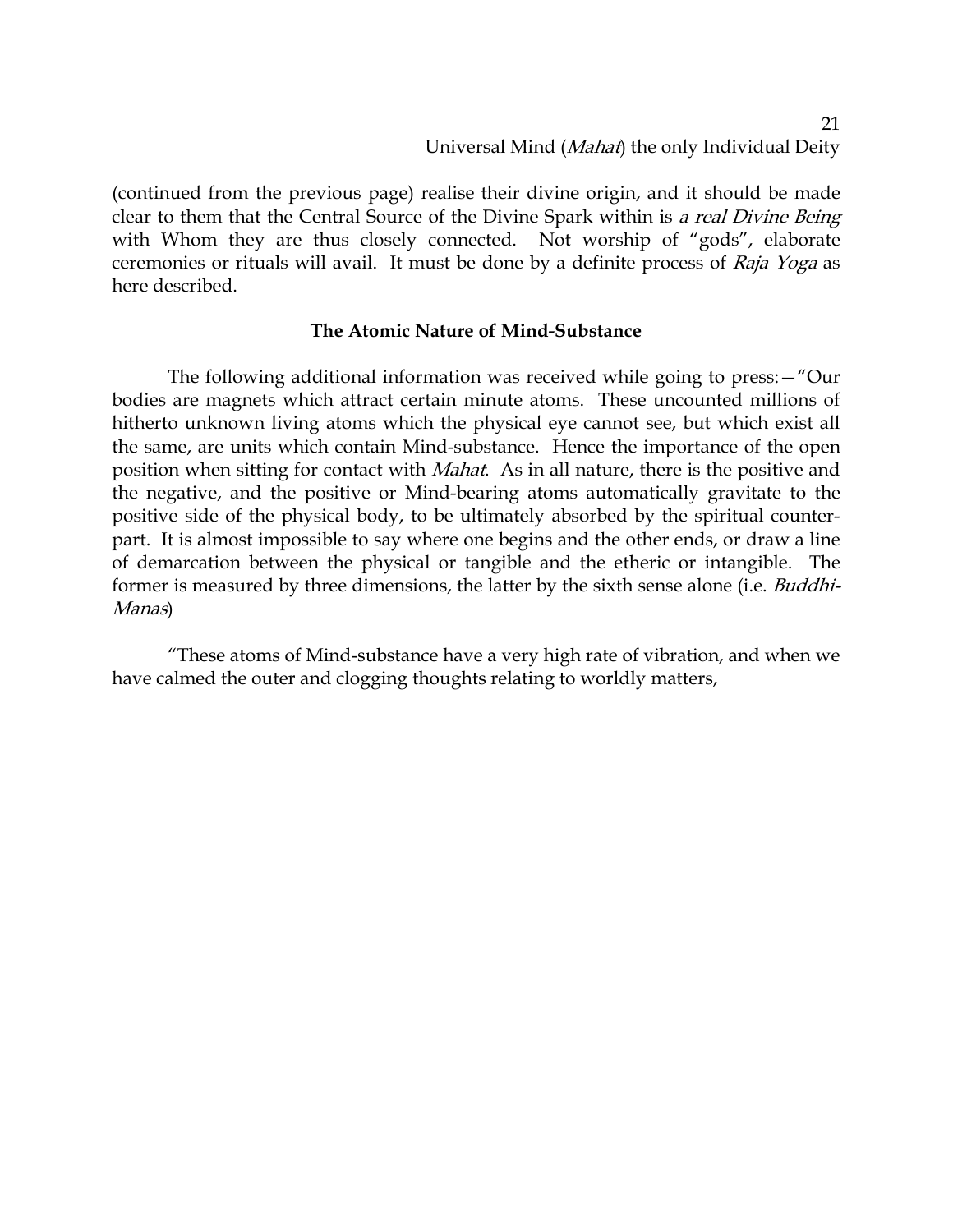(continued from the previous page) realise their divine origin, and it should be made clear to them that the Central Source of the Divine Spark within is *a real Divine Being* with Whom they are thus closely connected. Not worship of "gods", elaborate ceremonies or rituals will avail. It must be done by a definite process of *Raja Yoga* as here described.

### The Atomic Nature of Mind-Substance

The following additional information was received while going to press:—"Our bodies are magnets which attract certain minute atoms. These uncounted millions of hitherto unknown living atoms which the physical eye cannot see, but which exist all the same, are units which contain Mind-substance. Hence the importance of the open position when sitting for contact with *Mahat*. As in all nature, there is the positive and the negative, and the positive or Mind-bearing atoms automatically gravitate to the positive side of the physical body, to be ultimately absorbed by the spiritual counterpart. It is almost impossible to say where one begins and the other ends, or draw a line of demarcation between the physical or tangible and the etheric or intangible. The former is measured by three dimensions, the latter by the sixth sense alone (i.e. *Buddhi-Manas*)

"These atoms of Mind-substance have a very high rate of vibration, and when we have calmed the outer and clogging thoughts relating to worldly matters,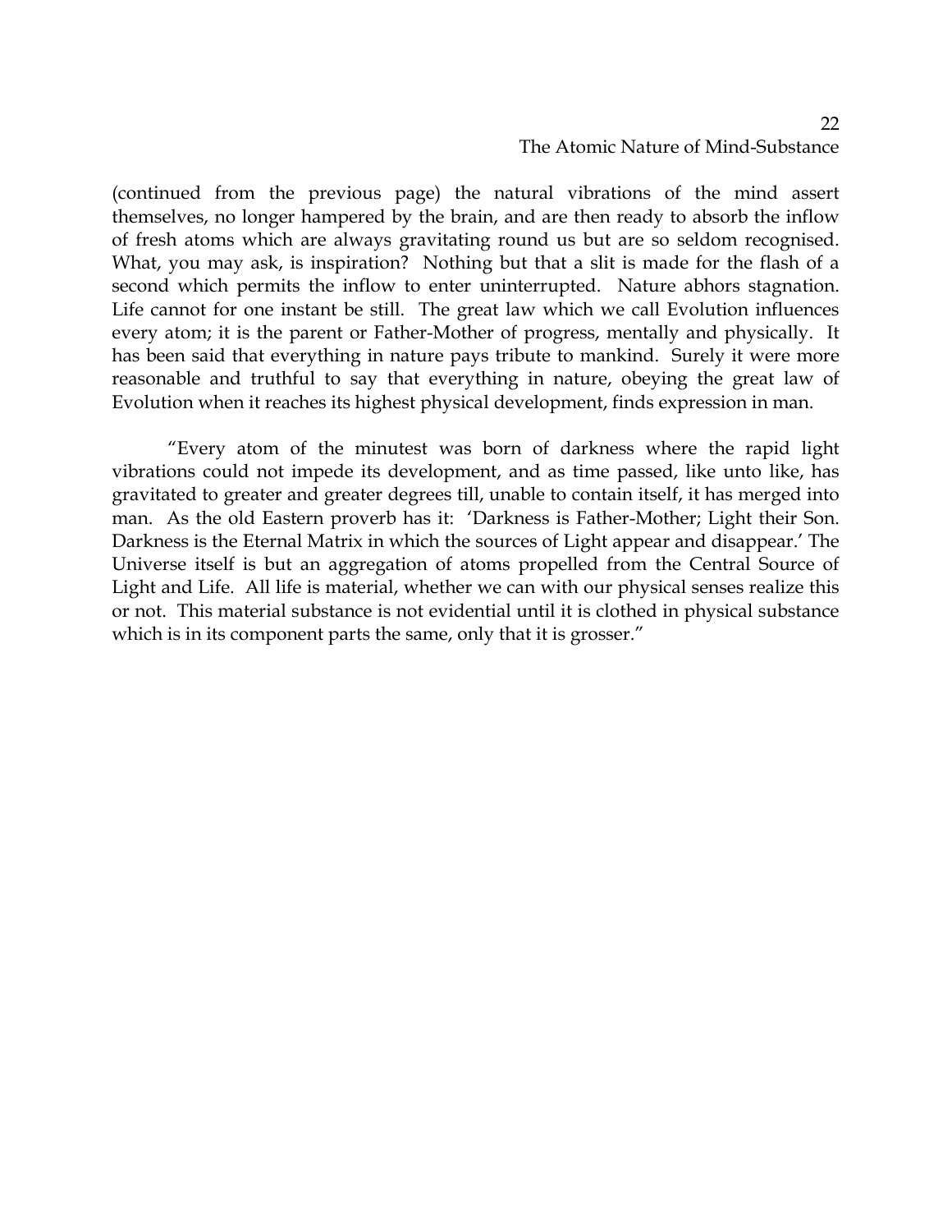(continued from the previous page) the natural vibrations of the mind assert themselves, no longer hampered by the brain, and are then ready to absorb the inflow of fresh atoms which are always gravitating round us but are so seldom recognised. What, you may ask, is inspiration? Nothing but that a slit is made for the flash of a second which permits the inflow to enter uninterrupted. Nature abhors stagnation. Life cannot for one instant be still. The great law which we call Evolution influences every atom; it is the parent or Father-Mother of progress, mentally and physically. It has been said that everything in nature pays tribute to mankind. Surely it were more reasonable and truthful to say that everything in nature, obeying the great law of Evolution when it reaches its highest physical development, finds expression in man.

"Every atom of the minutest was born of darkness where the rapid light vibrations could not impede its development, and as time passed, like unto like, has gravitated to greater and greater degrees till, unable to contain itself, it has merged into man. As the old Eastern proverb has it: 'Darkness is Father-Mother; Light their Son. Darkness is the Eternal Matrix in which the sources of Light appear and disappear.' The Universe itself is but an aggregation of atoms propelled from the Central Source of Light and Life. All life is material, whether we can with our physical senses realize this or not. This material substance is not evidential until it is clothed in physical substance which is in its component parts the same, only that it is grosser."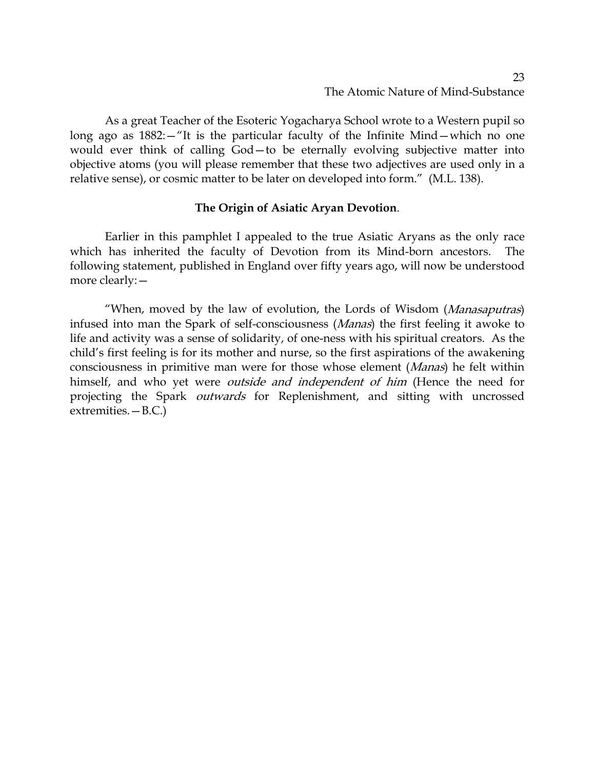As a great Teacher of the Esoteric Yogacharya School wrote to a Western pupil so long ago as 1882:—"It is the particular faculty of the Infinite Mind—which no one would ever think of calling God—to be eternally evolving subjective matter into objective atoms (you will please remember that these two adjectives are used only in a relative sense), or cosmic matter to be later on developed into form." (M.L. 138).

### **The Origin of Asiatic Aryan Devotion**.

Earlier in this pamphlet I appealed to the true Asiatic Aryans as the only race which has inherited the faculty of Devotion from its Mind-born ancestors. The following statement, published in England over fifty years ago, will now be understood more clearly:—

"When, moved by the law of evolution, the Lords of Wisdom (*Manasaputras*) infused into man the Spark of self-consciousness (*Manas*) the first feeling it awoke to life and activity was a sense of solidarity, of one-ness with his spiritual creators. As the child's first feeling is for its mother and nurse, so the first aspirations of the awakening consciousness in primitive man were for those whose element (*Manas*) he felt within himself, and who yet were *outside and independent of him* (Hence the need for projecting the Spark *outwards* for Replenishment, and sitting with uncrossed extremities.—B.C.)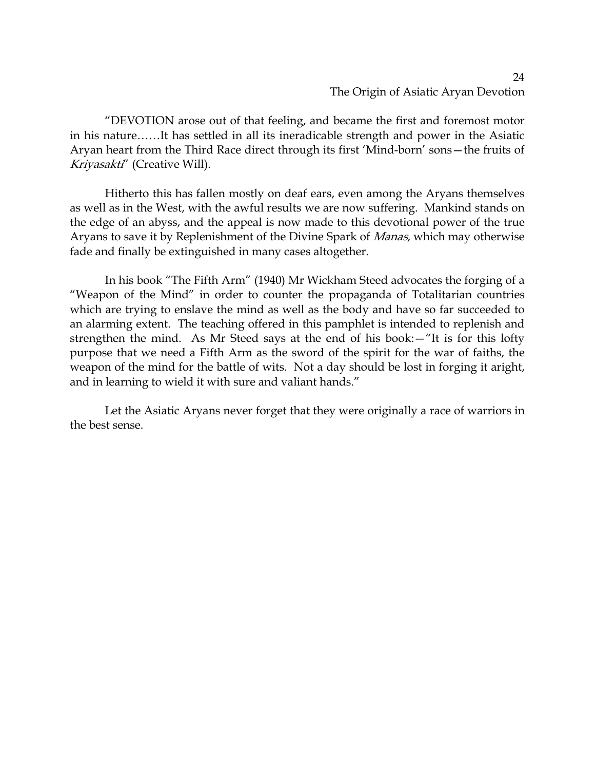"DEVOTION arose out of that feeling, and became the first and foremost motor in his nature……It has settled in all its ineradicable strength and power in the Asiatic Aryan heart from the Third Race direct through its first 'Mind-born' sons—the fruits of *Kriyasakti*" (Creative Will).

Hitherto this has fallen mostly on deaf ears, even among the Aryans themselves as well as in the West, with the awful results we are now suffering. Mankind stands on the edge of an abyss, and the appeal is now made to this devotional power of the true Aryans to save it by Replenishment of the Divine Spark of *Manas*, which may otherwise fade and finally be extinguished in many cases altogether.

In his book "The Fifth Arm" (1940) Mr Wickham Steed advocates the forging of a "Weapon of the Mind" in order to counter the propaganda of Totalitarian countries which are trying to enslave the mind as well as the body and have so far succeeded to an alarming extent. The teaching offered in this pamphlet is intended to replenish and strengthen the mind. As Mr Steed says at the end of his book:—"It is for this lofty purpose that we need a Fifth Arm as the sword of the spirit for the war of faiths, the weapon of the mind for the battle of wits. Not a day should be lost in forging it aright, and in learning to wield it with sure and valiant hands."

Let the Asiatic Aryans never forget that they were originally a race of warriors in the best sense.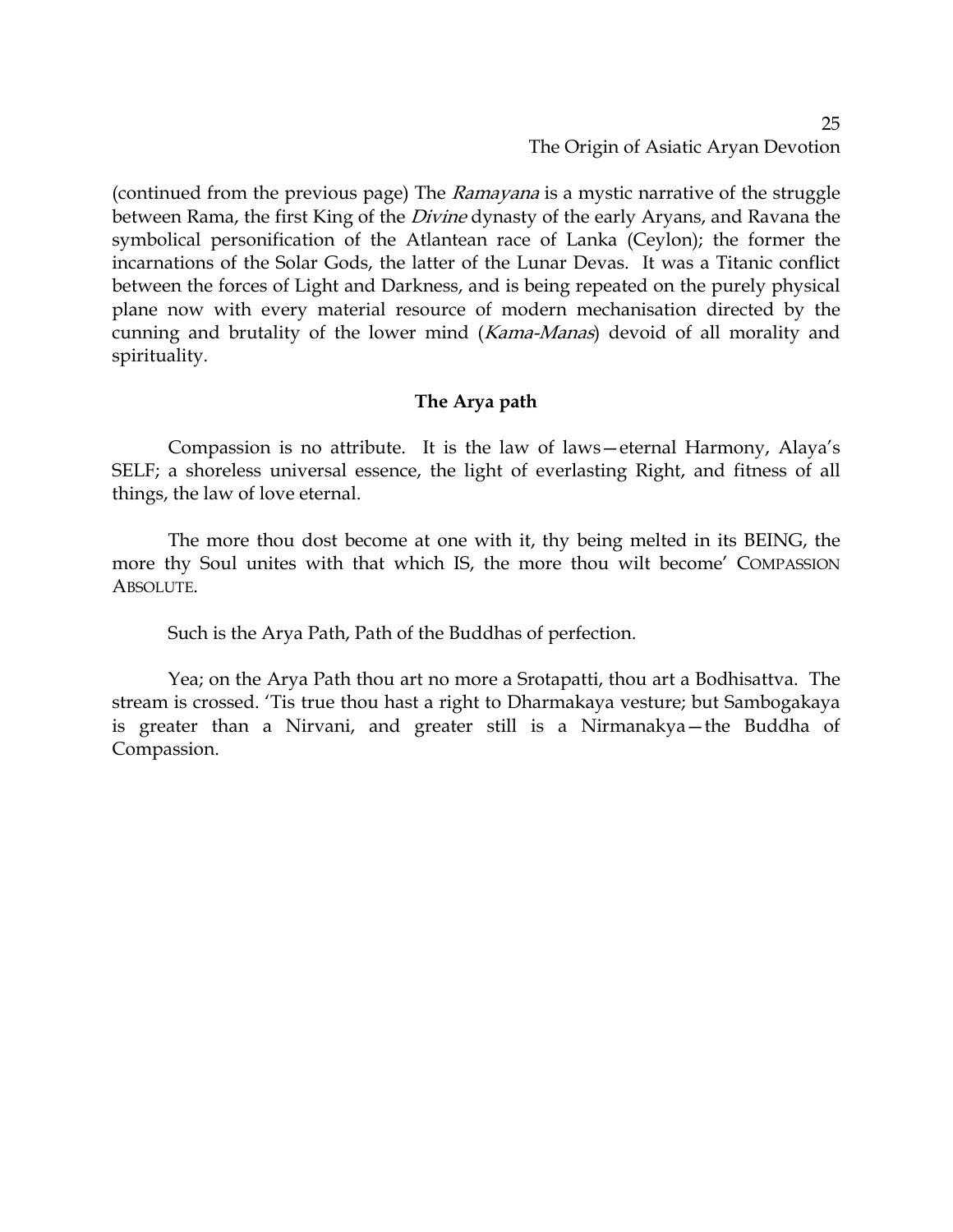(continued from the previous page) The *Ramayana* is a mystic narrative of the struggle between Rama, the first King of the *Divine* dynasty of the early Aryans, and Ravana the symbolical personification of the Atlantean race of Lanka (Ceylon); the former the incarnations of the Solar Gods, the latter of the Lunar Devas. It was a Titanic conflict between the forces of Light and Darkness, and is being repeated on the purely physical plane now with every material resource of modern mechanisation directed by the cunning and brutality of the lower mind (*Kama-Manas*) devoid of all morality and spirituality.

### The Arya path

Compassion is no attribute. It is the law of laws—eternal Harmony, Alaya's SELF; a shoreless universal essence, the light of everlasting Right, and fitness of all things, the law of love eternal.

The more thou dost become at one with it, thy being melted in its BEING, the more thy Soul unites with that which IS, the more thou wilt become' COMPASSION ABSOLUTE.

Such is the Arya Path, Path of the Buddhas of perfection.

Yea; on the Arya Path thou art no more a Srotapatti, thou art a Bodhisattva. The stream is crossed. 'Tis true thou hast a right to Dharmakaya vesture; but Sambogakaya is greater than a Nirvani, and greater still is a Nirmanakya—the Buddha of Compassion.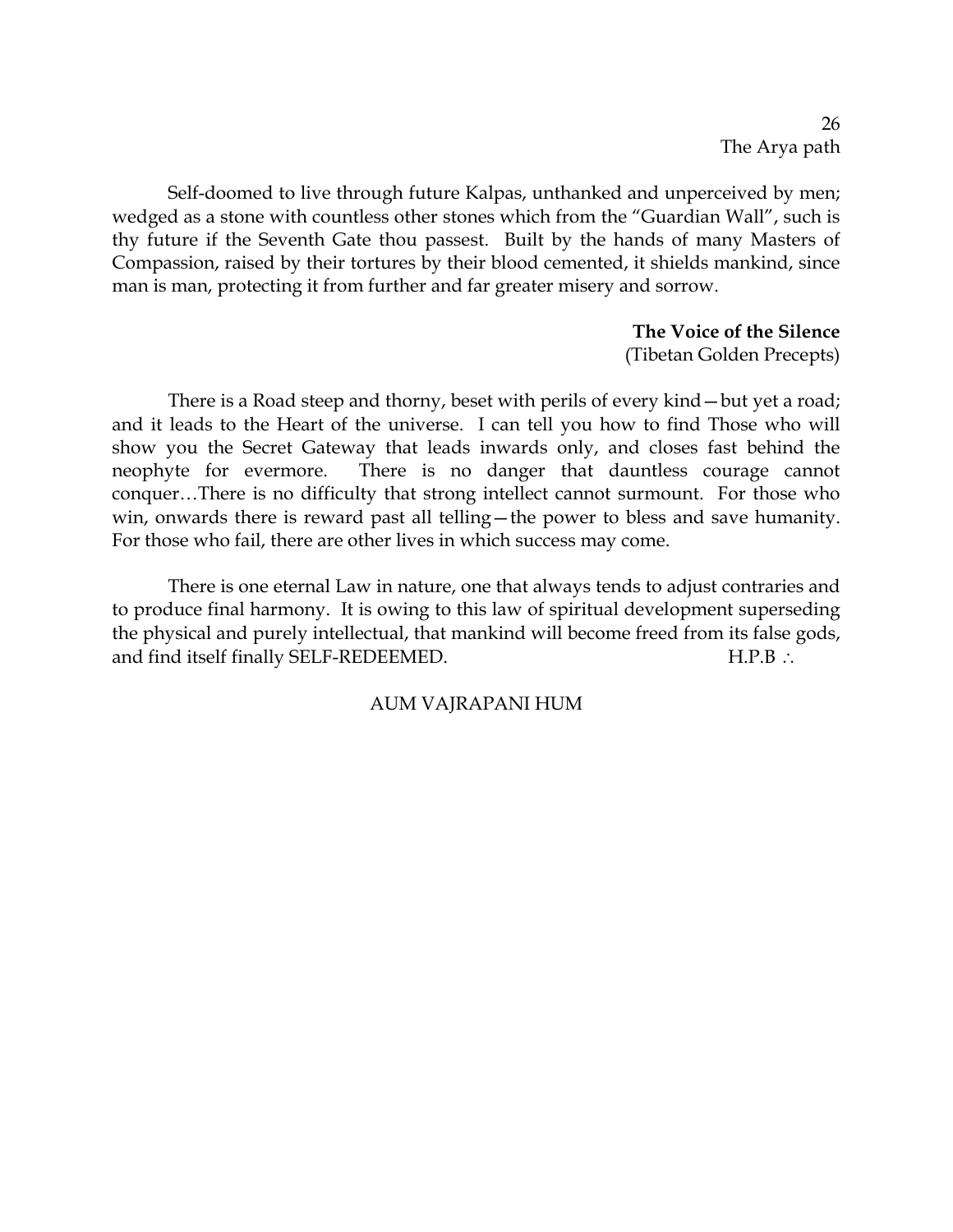Self-doomed to live through future Kalpas, unthanked and unperceived by men; wedged as a stone with countless other stones which from the "Guardian Wall", such is thy future if the Seventh Gate thou passest. Built by the hands of many Masters of Compassion, raised by their tortures by their blood cemented, it shields mankind, since man is man, protecting it from further and far greater misery and sorrow.

**The Voice of the Silence**
(Tibetan Golden Precepts)

There is a Road steep and thorny, beset with perils of every kind—but yet a road; and it leads to the Heart of the universe. I can tell you how to find Those who will show you the Secret Gateway that leads inwards only, and closes fast behind the neophyte for evermore. There is no danger that dauntless courage cannot conquer…There is no difficulty that strong intellect cannot surmount. For those who win, onwards there is reward past all telling—the power to bless and save humanity. For those who fail, there are other lives in which success may come.

There is one eternal Law in nature, one that always tends to adjust contraries and to produce final harmony. It is owing to this law of spiritual development superseding the physical and purely intellectual, that mankind will become freed from its false gods, and find itself finally SELF-REDEEMED. H.P.B ∴

AUM VAJRAPANI HUM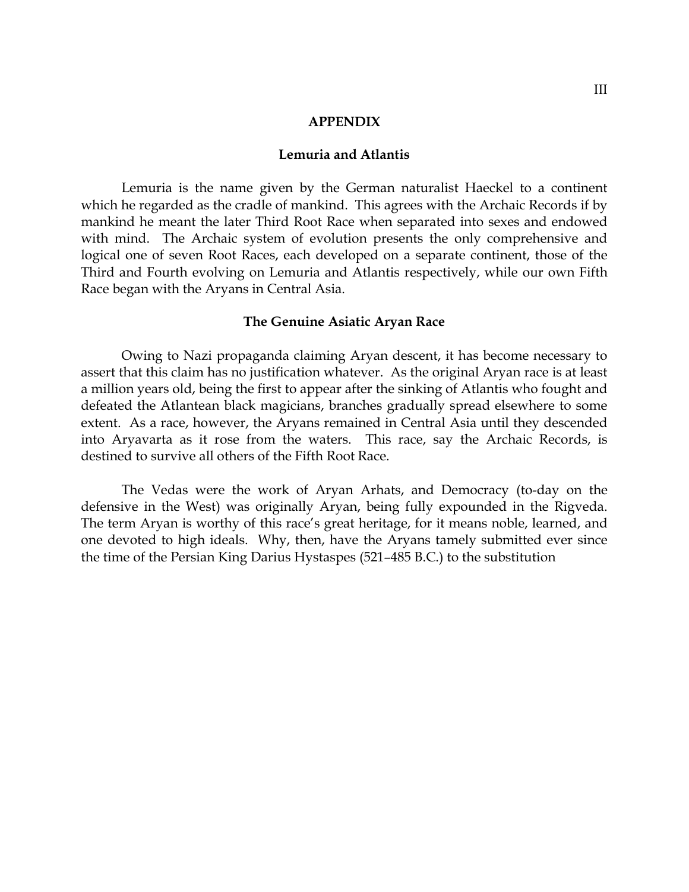## APPENDIX

### Lemuria and Atlantis

Lemuria is the name given by the German naturalist Haeckel to a continent which he regarded as the cradle of mankind. This agrees with the Archaic Records if by mankind he meant the later Third Root Race when separated into sexes and endowed with mind. The Archaic system of evolution presents the only comprehensive and logical one of seven Root Races, each developed on a separate continent, those of the Third and Fourth evolving on Lemuria and Atlantis respectively, while our own Fifth Race began with the Aryans in Central Asia.

### The Genuine Asiatic Aryan Race

Owing to Nazi propaganda claiming Aryan descent, it has become necessary to assert that this claim has no justification whatever. As the original Aryan race is at least a million years old, being the first to appear after the sinking of Atlantis who fought and defeated the Atlantean black magicians, branches gradually spread elsewhere to some extent. As a race, however, the Aryans remained in Central Asia until they descended into Aryavarta as it rose from the waters. This race, say the Archaic Records, is destined to survive all others of the Fifth Root Race.

The Vedas were the work of Aryan Arhats, and Democracy (to-day on the defensive in the West) was originally Aryan, being fully expounded in the Rigveda. The term Aryan is worthy of this race's great heritage, for it means noble, learned, and one devoted to high ideals. Why, then, have the Aryans tamely submitted ever since the time of the Persian King Darius Hystaspes (521–485 B.C.) to the substitution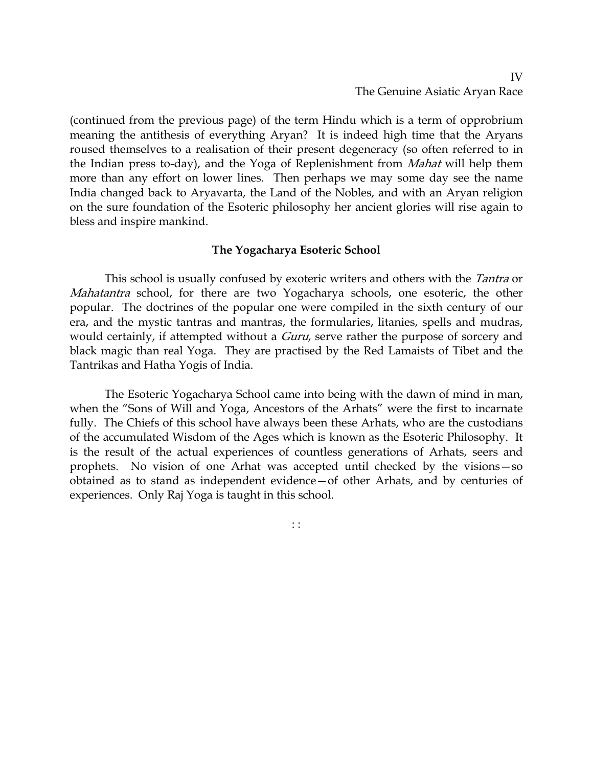(continued from the previous page) of the term Hindu which is a term of opprobrium meaning the antithesis of everything Aryan? It is indeed high time that the Aryans roused themselves to a realisation of their present degeneracy (so often referred to in the Indian press to-day), and the Yoga of Replenishment from *Mahat* will help them more than any effort on lower lines. Then perhaps we may some day see the name India changed back to Aryavarta, the Land of the Nobles, and with an Aryan religion on the sure foundation of the Esoteric philosophy her ancient glories will rise again to bless and inspire mankind.

### The Yogacharya Esoteric School

This school is usually confused by exoteric writers and others with the *Tantra* or *Mahatantra* school, for there are two Yogacharya schools, one esoteric, the other popular. The doctrines of the popular one were compiled in the sixth century of our era, and the mystic tantras and mantras, the formularies, litanies, spells and mudras, would certainly, if attempted without a *Guru*, serve rather the purpose of sorcery and black magic than real Yoga. They are practised by the Red Lamaists of Tibet and the Tantrikas and Hatha Yogis of India.

The Esoteric Yogacharya School came into being with the dawn of mind in man, when the "Sons of Will and Yoga, Ancestors of the Arhats" were the first to incarnate fully. The Chiefs of this school have always been these Arhats, who are the custodians of the accumulated Wisdom of the Ages which is known as the Esoteric Philosophy. It is the result of the actual experiences of countless generations of Arhats, seers and prophets. No vision of one Arhat was accepted until checked by the visions—so obtained as to stand as independent evidence—of other Arhats, and by centuries of experiences. Only Raj Yoga is taught in this school.

: :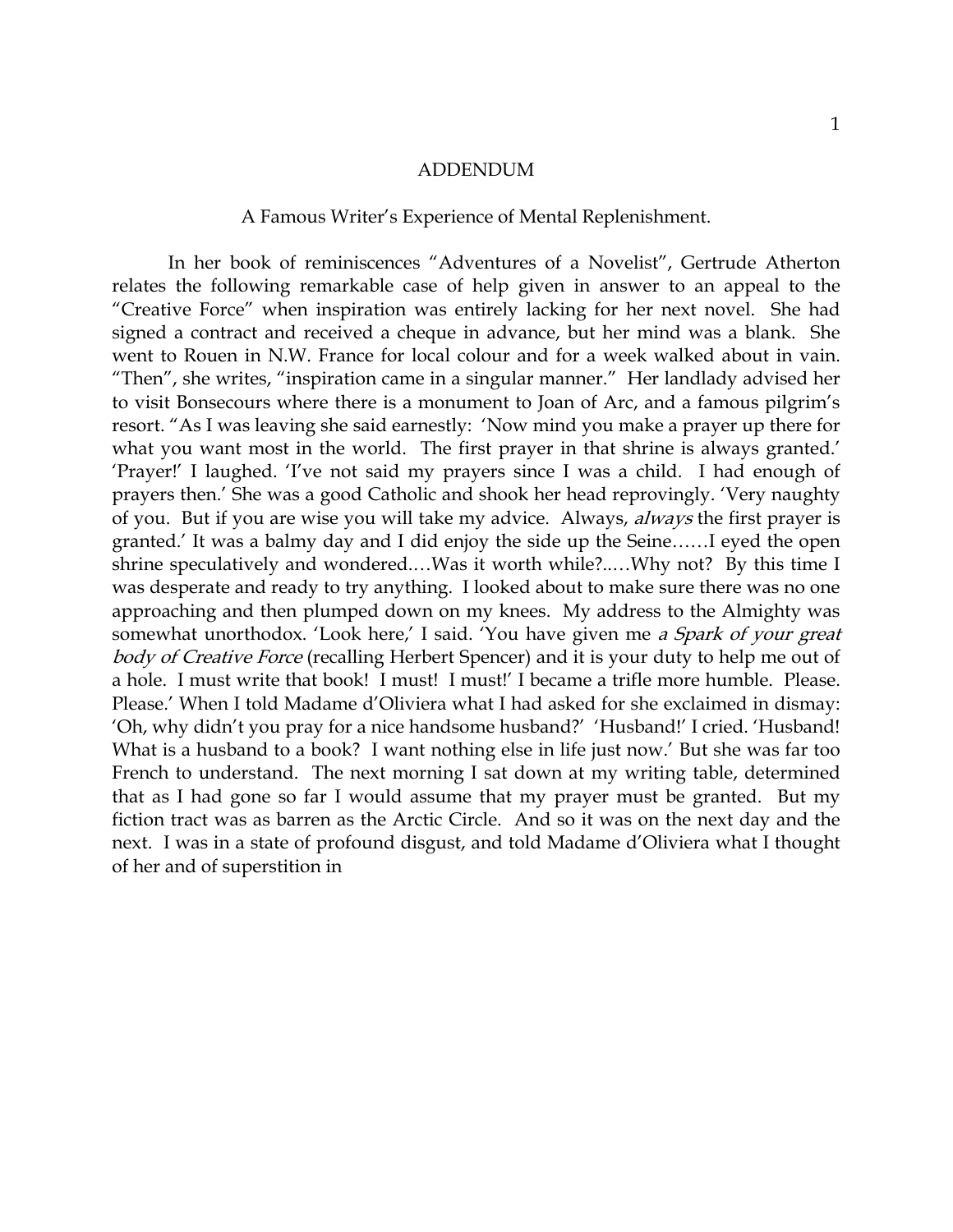# ADDENDUM

## A Famous Writer's Experience of Mental Replenishment.

In her book of reminiscences "Adventures of a Novelist", Gertrude Atherton relates the following remarkable case of help given in answer to an appeal to the "Creative Force" when inspiration was entirely lacking for her next novel. She had signed a contract and received a cheque in advance, but her mind was a blank. She went to Rouen in N.W. France for local colour and for a week walked about in vain. "Then", she writes, "inspiration came in a singular manner." Her landlady advised her to visit Bonsecours where there is a monument to Joan of Arc, and a famous pilgrim's resort. "As I was leaving she said earnestly: 'Now mind you make a prayer up there for what you want most in the world. The first prayer in that shrine is always granted.' 'Prayer!' I laughed. 'I've not said my prayers since I was a child. I had enough of prayers then.' She was a good Catholic and shook her head reprovingly. 'Very naughty of you. But if you are wise you will take my advice. Always, *always* the first prayer is granted.' It was a balmy day and I did enjoy the side up the Seine……I eyed the open shrine speculatively and wondered.…Was it worth while?..…Why not? By this time I was desperate and ready to try anything. I looked about to make sure there was no one approaching and then plumped down on my knees. My address to the Almighty was somewhat unorthodox. 'Look here,' I said. 'You have given me *a Spark of your great body of Creative Force* (recalling Herbert Spencer) and it is your duty to help me out of a hole. I must write that book! I must! I must!' I became a trifle more humble. Please. Please.' When I told Madame d'Oliviera what I had asked for she exclaimed in dismay: 'Oh, why didn't you pray for a nice handsome husband?' 'Husband!' I cried. 'Husband! What is a husband to a book? I want nothing else in life just now.' But she was far too French to understand. The next morning I sat down at my writing table, determined that as I had gone so far I would assume that my prayer must be granted. But my fiction tract was as barren as the Arctic Circle. And so it was on the next day and the next. I was in a state of profound disgust, and told Madame d'Oliviera what I thought of her and of superstition in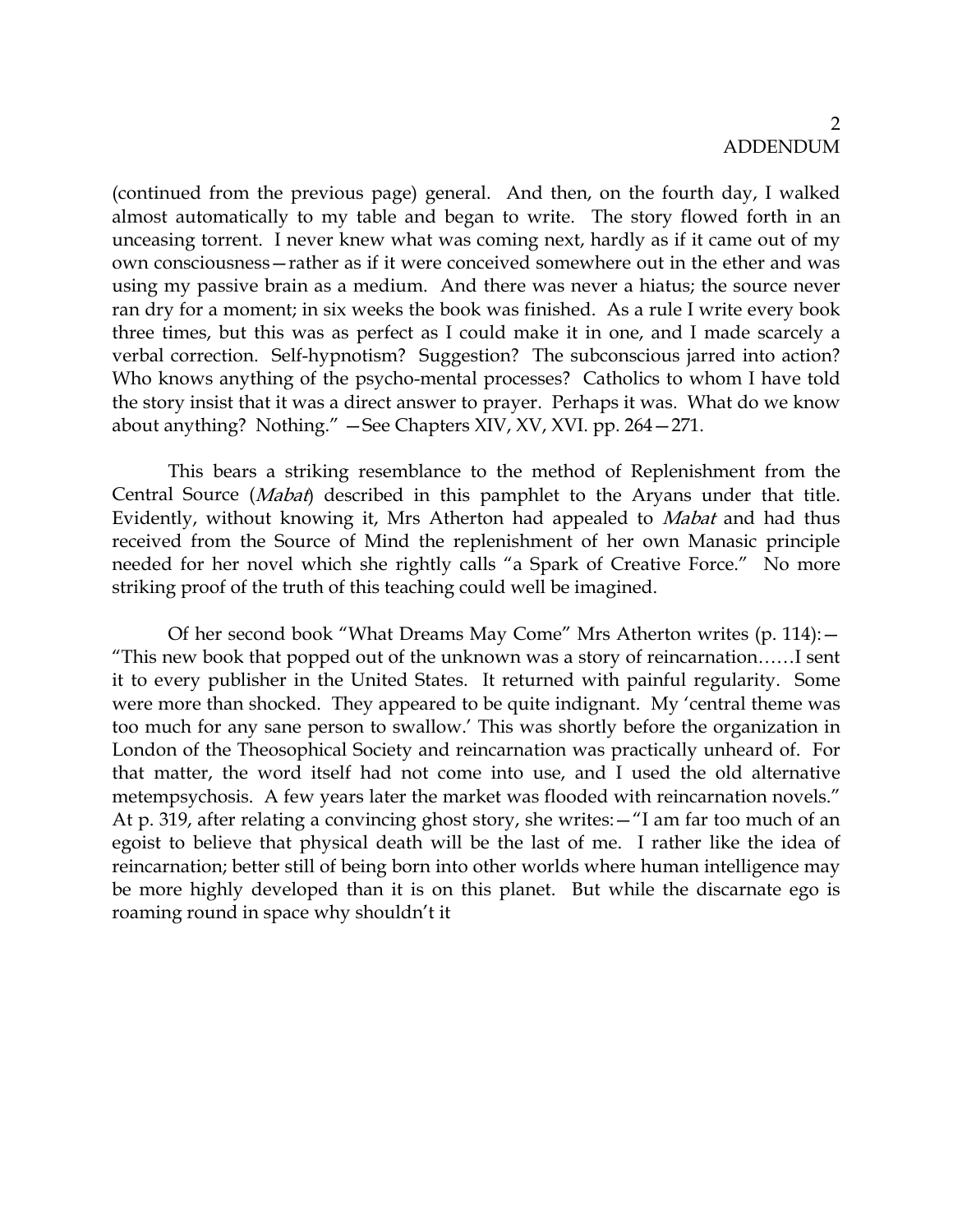(continued from the previous page) general. And then, on the fourth day, I walked almost automatically to my table and began to write. The story flowed forth in an unceasing torrent. I never knew what was coming next, hardly as if it came out of my own consciousness—rather as if it were conceived somewhere out in the ether and was using my passive brain as a medium. And there was never a hiatus; the source never ran dry for a moment; in six weeks the book was finished. As a rule I write every book three times, but this was as perfect as I could make it in one, and I made scarcely a verbal correction. Self-hypnotism? Suggestion? The subconscious jarred into action? Who knows anything of the psycho-mental processes? Catholics to whom I have told the story insist that it was a direct answer to prayer. Perhaps it was. What do we know about anything? Nothing." —See Chapters XIV, XV, XVI. pp. 264—271.

This bears a striking resemblance to the method of Replenishment from the Central Source (*Mabat*) described in this pamphlet to the Aryans under that title. Evidently, without knowing it, Mrs Atherton had appealed to *Mabat* and had thus received from the Source of Mind the replenishment of her own Manasic principle needed for her novel which she rightly calls "a Spark of Creative Force." No more striking proof of the truth of this teaching could well be imagined.

Of her second book "What Dreams May Come" Mrs Atherton writes (p. 114):—"This new book that popped out of the unknown was a story of reincarnation……I sent it to every publisher in the United States. It returned with painful regularity. Some were more than shocked. They appeared to be quite indignant. My 'central theme was too much for any sane person to swallow.' This was shortly before the organization in London of the Theosophical Society and reincarnation was practically unheard of. For that matter, the word itself had not come into use, and I used the old alternative metempsychosis. A few years later the market was flooded with reincarnation novels." At p. 319, after relating a convincing ghost story, she writes:—"I am far too much of an egoist to believe that physical death will be the last of me. I rather like the idea of reincarnation; better still of being born into other worlds where human intelligence may be more highly developed than it is on this planet. But while the discarnate ego is roaming round in space why shouldn't it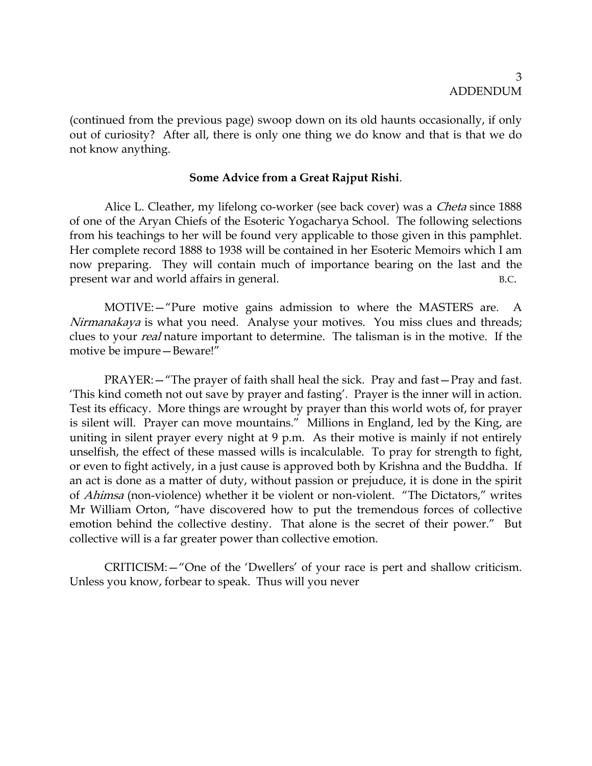(continued from the previous page) swoop down on its old haunts occasionally, if only out of curiosity? After all, there is only one thing we do know and that is that we do not know anything.

**Some Advice from a Great Rajput Rishi**.

Alice L. Cleather, my lifelong co-worker (see back cover) was a *Cheta* since 1888 of one of the Aryan Chiefs of the Esoteric Yogacharya School. The following selections from his teachings to her will be found very applicable to those given in this pamphlet. Her complete record 1888 to 1938 will be contained in her Esoteric Memoirs which I am now preparing. They will contain much of importance bearing on the last and the present war and world affairs in general. B.C.

MOTIVE:—"Pure motive gains admission to where the MASTERS are. A *Nirmanakaya* is what you need. Analyse your motives. You miss clues and threads; clues to your *real* nature important to determine. The talisman is in the motive. If the motive be impure—Beware!"

PRAYER:—"The prayer of faith shall heal the sick. Pray and fast—Pray and fast. 'This kind cometh not out save by prayer and fasting'. Prayer is the inner will in action. Test its efficacy. More things are wrought by prayer than this world wots of, for prayer is silent will. Prayer can move mountains." Millions in England, led by the King, are uniting in silent prayer every night at 9 p.m. As their motive is mainly if not entirely unselfish, the effect of these massed wills is incalculable. To pray for strength to fight, or even to fight actively, in a just cause is approved both by Krishna and the Buddha. If an act is done as a matter of duty, without passion or prejuduce, it is done in the spirit of *Ahimsa* (non-violence) whether it be violent or non-violent. "The Dictators," writes Mr William Orton, "have discovered how to put the tremendous forces of collective emotion behind the collective destiny. That alone is the secret of their power." But collective will is a far greater power than collective emotion.

CRITICISM:—"One of the 'Dwellers' of your race is pert and shallow criticism. Unless you know, forbear to speak. Thus will you never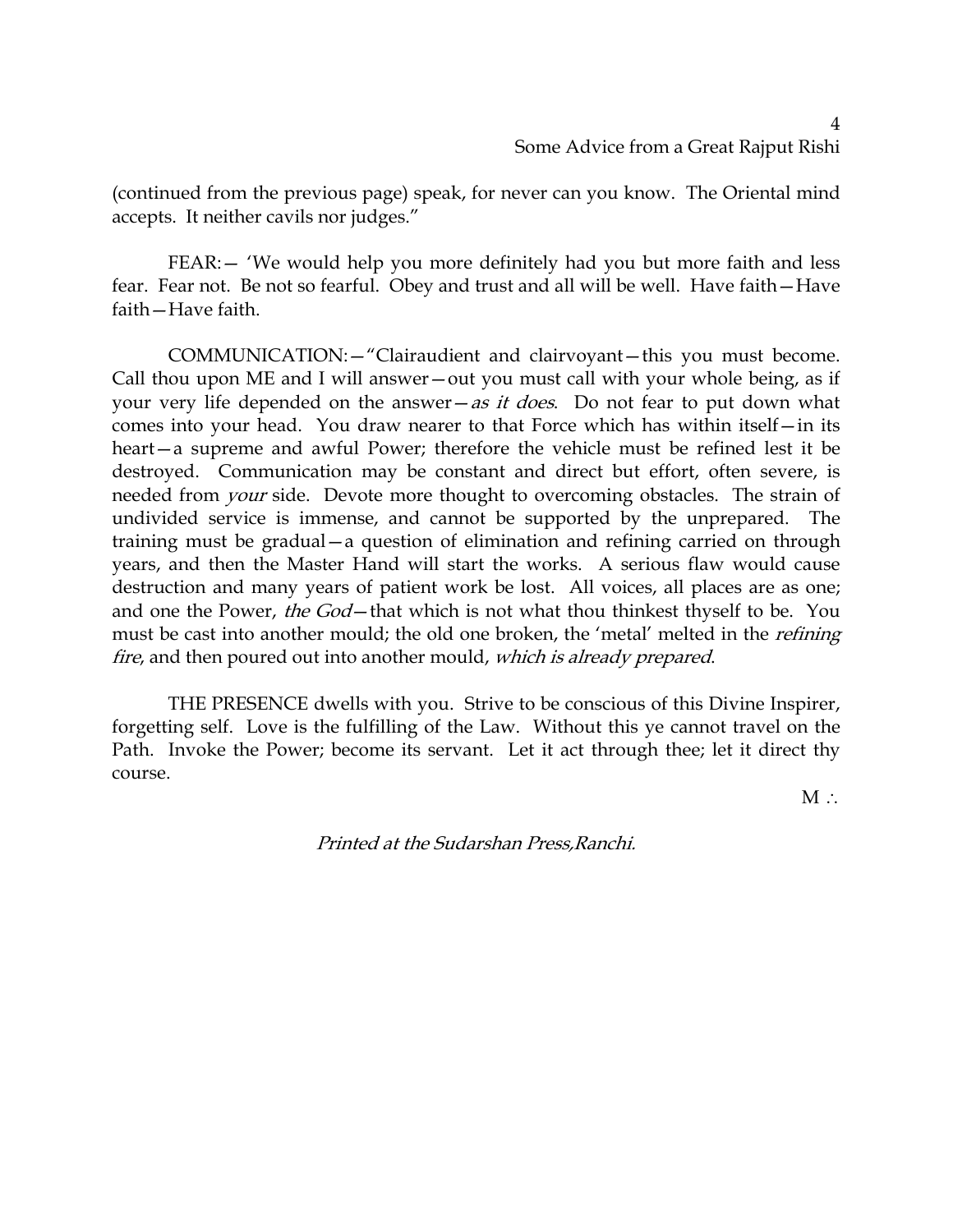(continued from the previous page) speak, for never can you know. The Oriental mind accepts. It neither cavils nor judges."

FEAR:— 'We would help you more definitely had you but more faith and less fear. Fear not. Be not so fearful. Obey and trust and all will be well. Have faith—Have faith—Have faith.

COMMUNICATION:—"Clairaudient and clairvoyant—this you must become. Call thou upon ME and I will answer—out you must call with your whole being, as if your very life depended on the answer—*as it does*. Do not fear to put down what comes into your head. You draw nearer to that Force which has within itself—in its heart—a supreme and awful Power; therefore the vehicle must be refined lest it be destroyed. Communication may be constant and direct but effort, often severe, is needed from *your* side. Devote more thought to overcoming obstacles. The strain of undivided service is immense, and cannot be supported by the unprepared. The training must be gradual—a question of elimination and refining carried on through years, and then the Master Hand will start the works. A serious flaw would cause destruction and many years of patient work be lost. All voices, all places are as one; and one the Power, *the God*—that which is not what thou thinkest thyself to be. You must be cast into another mould; the old one broken, the 'metal' melted in the *refining fire*, and then poured out into another mould, *which is already prepared*.

THE PRESENCE dwells with you. Strive to be conscious of this Divine Inspirer, forgetting self. Love is the fulfilling of the Law. Without this ye cannot travel on the Path. Invoke the Power; become its servant. Let it act through thee; let it direct thy course.

M ∴

*Printed at the Sudarshan Press,Ranchi.*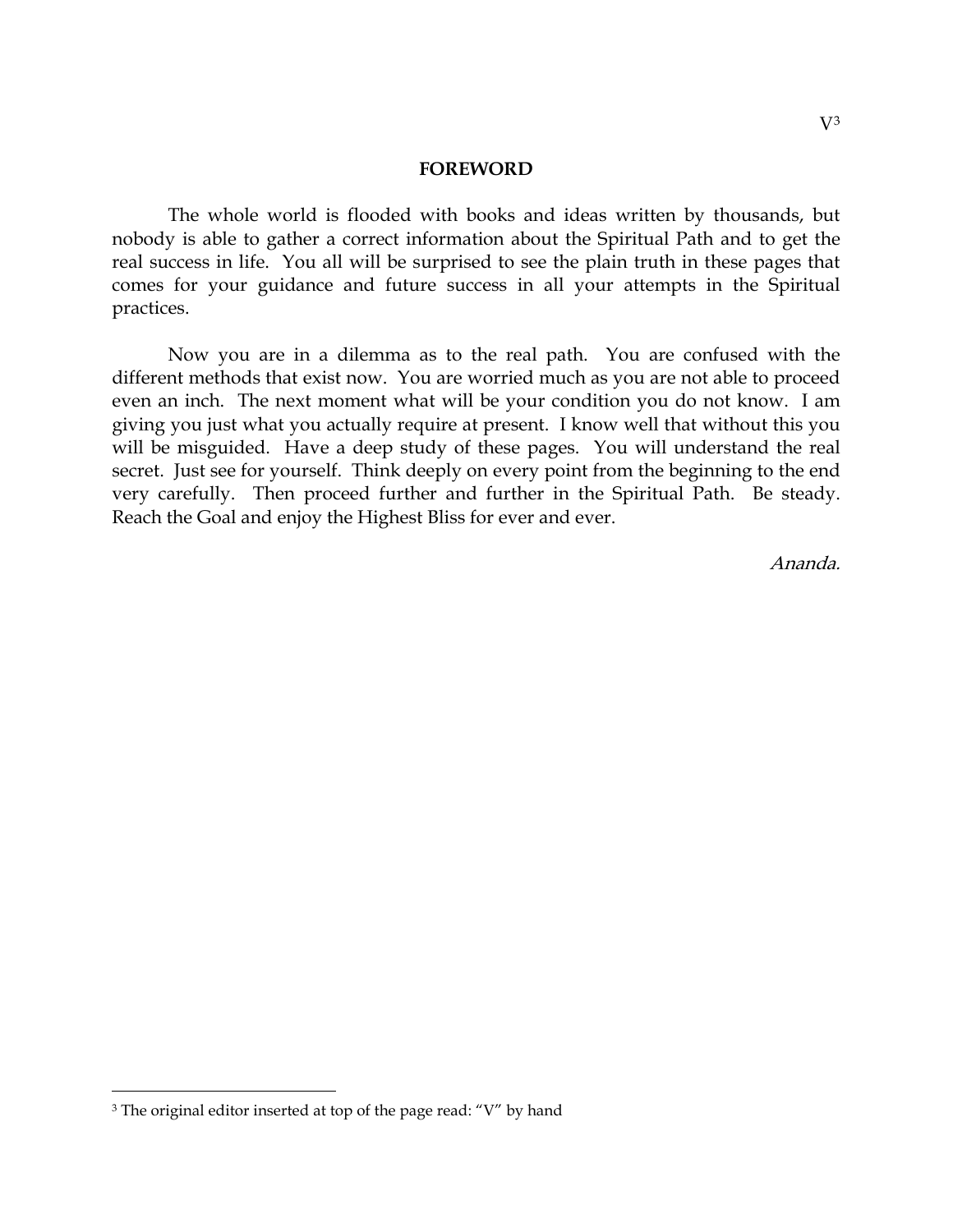V[3]

# FOREWORD

The whole world is flooded with books and ideas written by thousands, but nobody is able to gather a correct information about the Spiritual Path and to get the real success in life. You all will be surprised to see the plain truth in these pages that comes for your guidance and future success in all your attempts in the Spiritual practices.

Now you are in a dilemma as to the real path. You are confused with the different methods that exist now. You are worried much as you are not able to proceed even an inch. The next moment what will be your condition you do not know. I am giving you just what you actually require at present. I know well that without this you will be misguided. Have a deep study of these pages. You will understand the real secret. Just see for yourself. Think deeply on every point from the beginning to the end very carefully. Then proceed further and further in the Spiritual Path. Be steady. Reach the Goal and enjoy the Highest Bliss for ever and ever.

*Ananda.*

---

[3] The original editor inserted at top of the page read: "V" by hand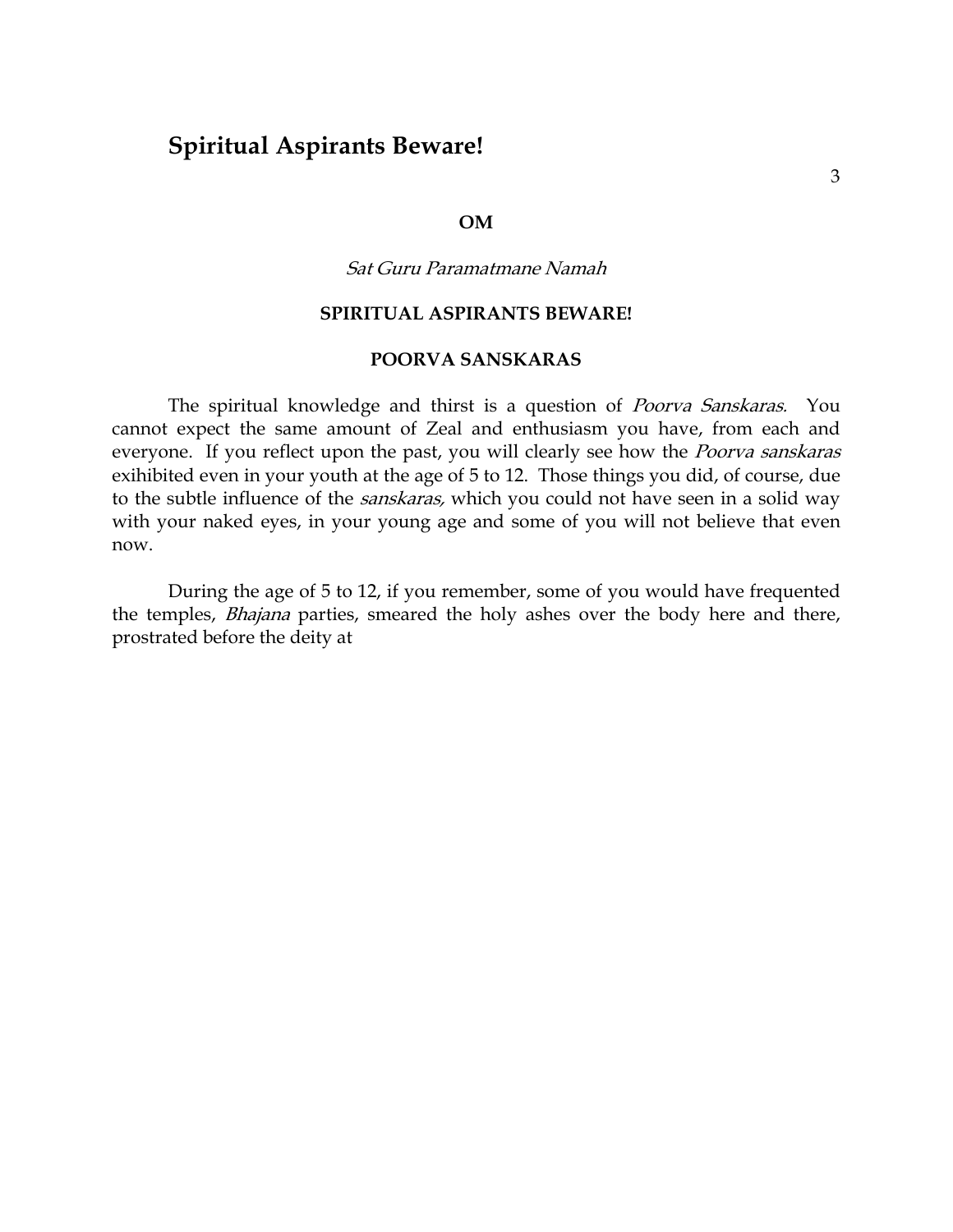**OM**

*Sat Guru Paramatmane Namah*

**SPIRITUAL ASPIRANTS BEWARE!**

**POORVA SANSKARAS**

The spiritual knowledge and thirst is a question of *Poorva Sanskaras.* You cannot expect the same amount of Zeal and enthusiasm you have, from each and everyone. If you reflect upon the past, you will clearly see how the *Poorva sanskaras* exihibited even in your youth at the age of 5 to 12. Those things you did, of course, due to the subtle influence of the *sanskaras,* which you could not have seen in a solid way with your naked eyes, in your young age and some of you will not believe that even now.

During the age of 5 to 12, if you remember, some of you would have frequented the temples, *Bhajana* parties, smeared the holy ashes over the body here and there, prostrated before the deity at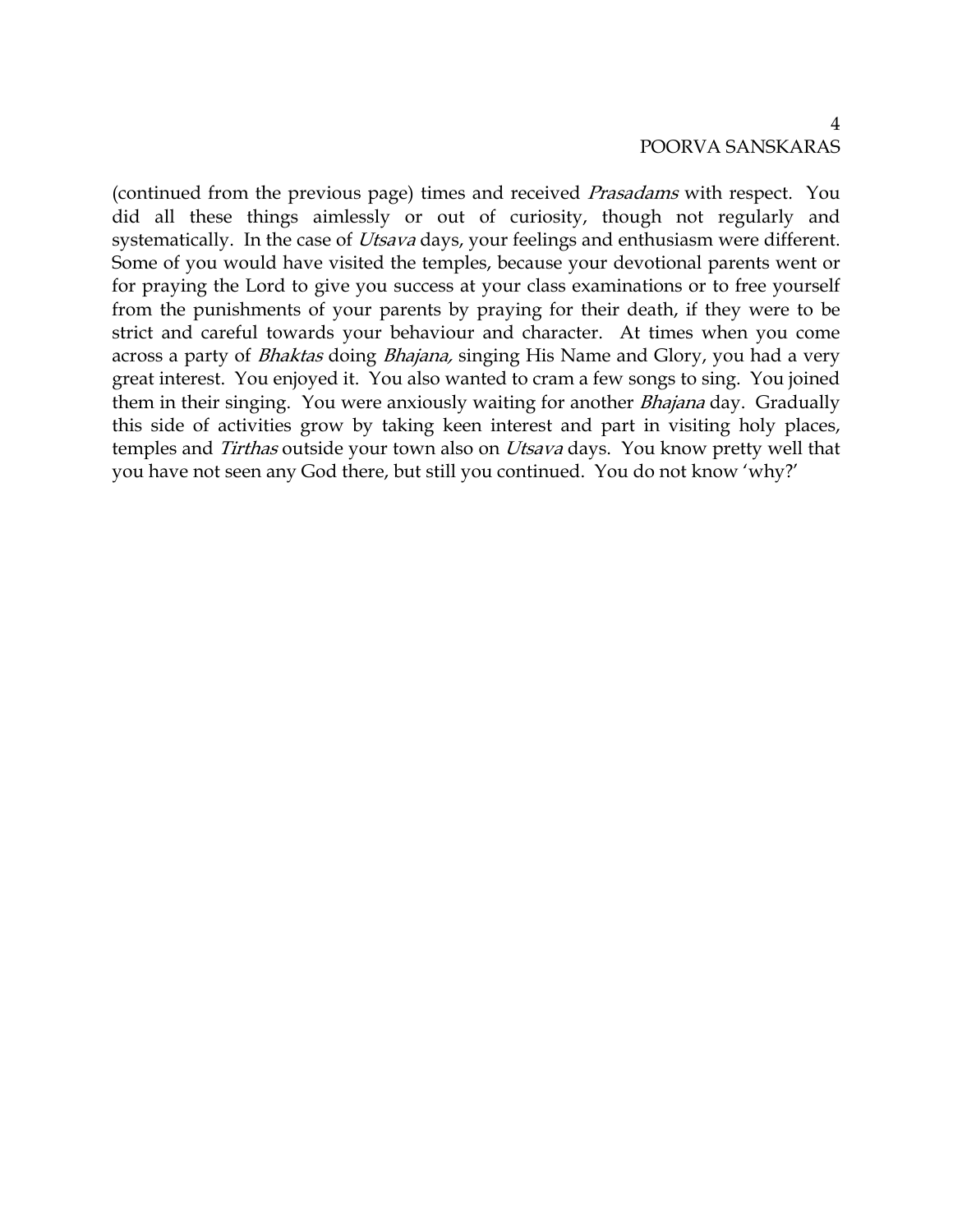(continued from the previous page) times and received *Prasadams* with respect. You did all these things aimlessly or out of curiosity, though not regularly and systematically. In the case of *Utsava* days, your feelings and enthusiasm were different. Some of you would have visited the temples, because your devotional parents went or for praying the Lord to give you success at your class examinations or to free yourself from the punishments of your parents by praying for their death, if they were to be strict and careful towards your behaviour and character. At times when you come across a party of *Bhaktas* doing *Bhajana,* singing His Name and Glory, you had a very great interest. You enjoyed it. You also wanted to cram a few songs to sing. You joined them in their singing. You were anxiously waiting for another *Bhajana* day. Gradually this side of activities grow by taking keen interest and part in visiting holy places, temples and *Tirthas* outside your town also on *Utsava* days. You know pretty well that you have not seen any God there, but still you continued. You do not know 'why?'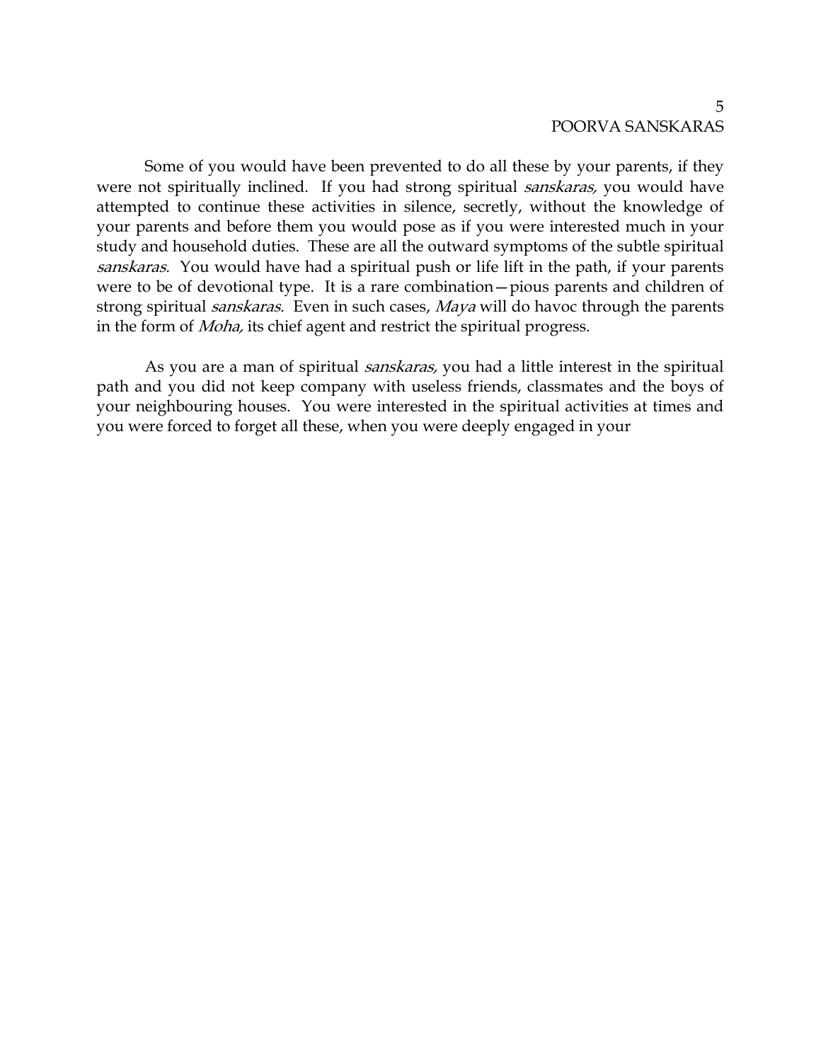Some of you would have been prevented to do all these by your parents, if they were not spiritually inclined. If you had strong spiritual *sanskaras,* you would have attempted to continue these activities in silence, secretly, without the knowledge of your parents and before them you would pose as if you were interested much in your study and household duties. These are all the outward symptoms of the subtle spiritual *sanskaras.* You would have had a spiritual push or life lift in the path, if your parents were to be of devotional type. It is a rare combination—pious parents and children of strong spiritual *sanskaras.* Even in such cases, *Maya* will do havoc through the parents in the form of *Moha,* its chief agent and restrict the spiritual progress.

As you are a man of spiritual *sanskaras,* you had a little interest in the spiritual path and you did not keep company with useless friends, classmates and the boys of your neighbouring houses. You were interested in the spiritual activities at times and you were forced to forget all these, when you were deeply engaged in your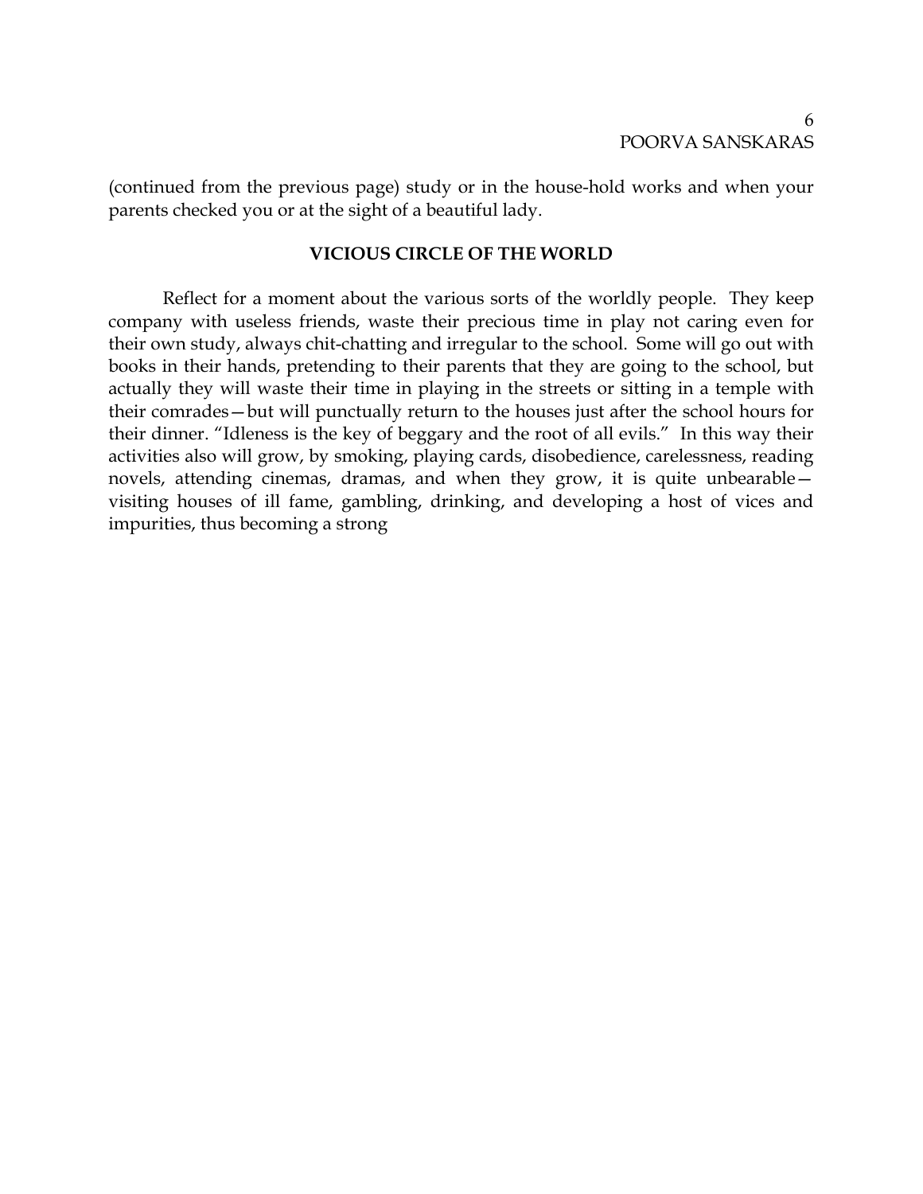(continued from the previous page) study or in the house-hold works and when your parents checked you or at the sight of a beautiful lady.

### VICIOUS CIRCLE OF THE WORLD

Reflect for a moment about the various sorts of the worldly people. They keep company with useless friends, waste their precious time in play not caring even for their own study, always chit-chatting and irregular to the school. Some will go out with books in their hands, pretending to their parents that they are going to the school, but actually they will waste their time in playing in the streets or sitting in a temple with their comrades—but will punctually return to the houses just after the school hours for their dinner. "Idleness is the key of beggary and the root of all evils." In this way their activities also will grow, by smoking, playing cards, disobedience, carelessness, reading novels, attending cinemas, dramas, and when they grow, it is quite unbearable—visiting houses of ill fame, gambling, drinking, and developing a host of vices and impurities, thus becoming a strong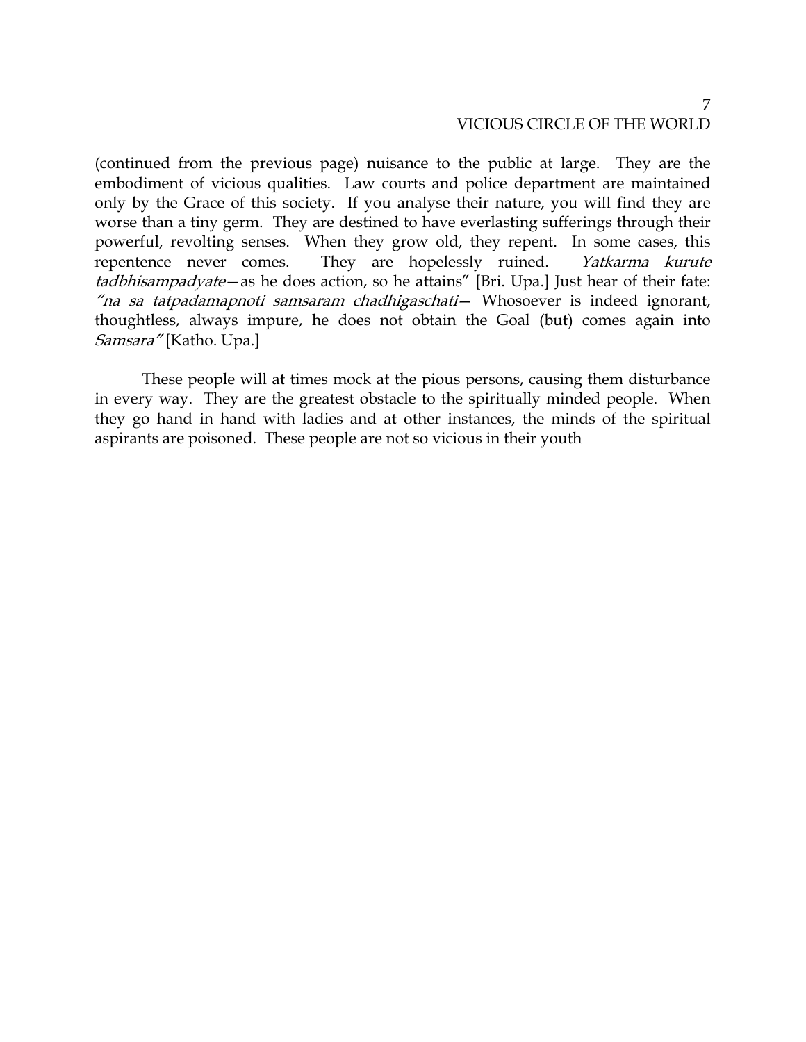(continued from the previous page) nuisance to the public at large. They are the embodiment of vicious qualities. Law courts and police department are maintained only by the Grace of this society. If you analyse their nature, you will find they are worse than a tiny germ. They are destined to have everlasting sufferings through their powerful, revolting senses. When they grow old, they repent. In some cases, this repentence never comes. They are hopelessly ruined. *Yatkarma kurute tadbhisampadyate*—as he does action, so he attains" [Bri. Upa.] Just hear of their fate: *"na sa tatpadamapnoti samsaram chadhigaschati*— Whosoever is indeed ignorant, thoughtless, always impure, he does not obtain the Goal (but) comes again into *Samsara"* [Katho. Upa.]

These people will at times mock at the pious persons, causing them disturbance in every way. They are the greatest obstacle to the spiritually minded people. When they go hand in hand with ladies and at other instances, the minds of the spiritual aspirants are poisoned. These people are not so vicious in their youth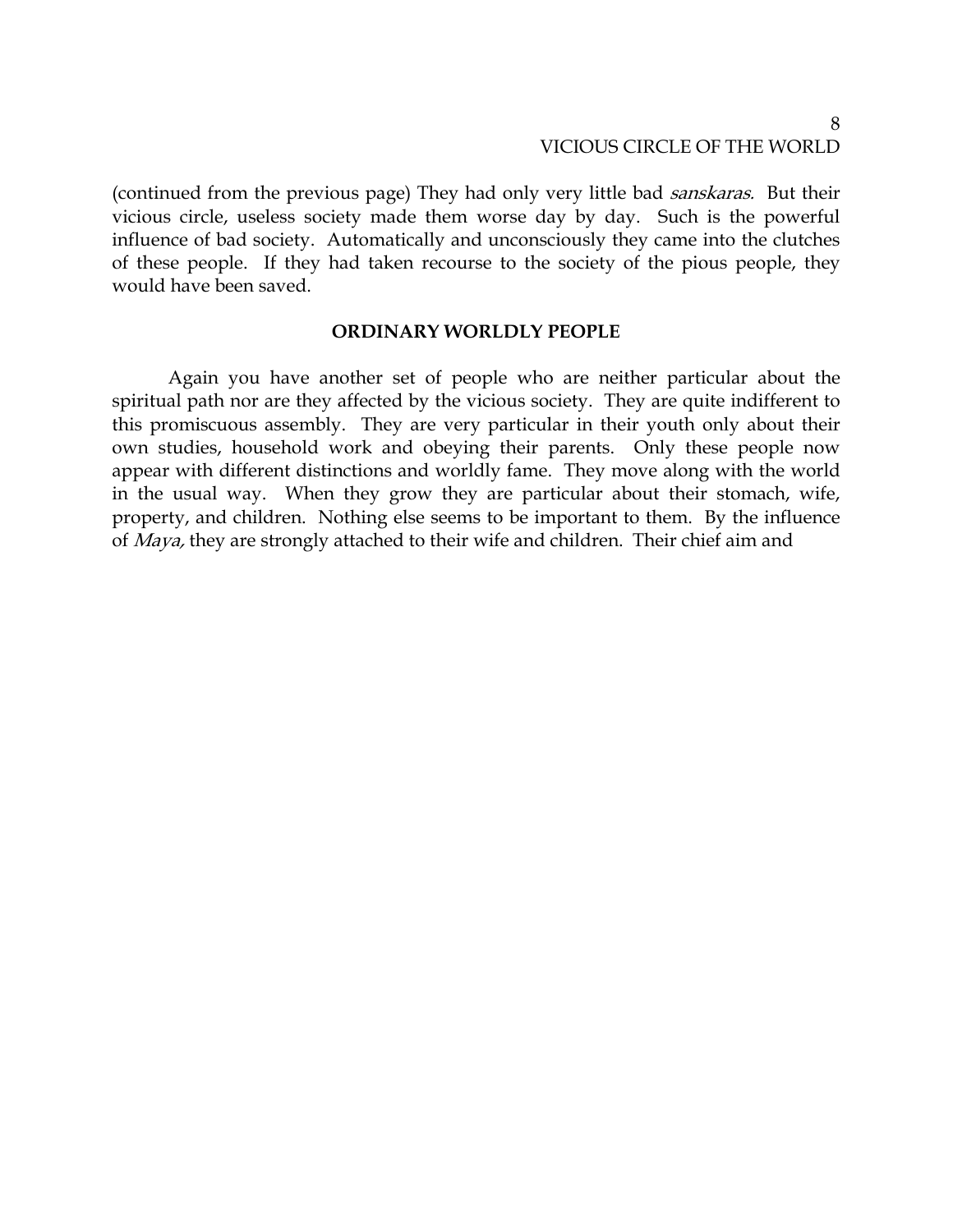(continued from the previous page) They had only very little bad *sanskaras*. But their vicious circle, useless society made them worse day by day. Such is the powerful influence of bad society. Automatically and unconsciously they came into the clutches of these people. If they had taken recourse to the society of the pious people, they would have been saved.

### ORDINARY WORLDLY PEOPLE

Again you have another set of people who are neither particular about the spiritual path nor are they affected by the vicious society. They are quite indifferent to this promiscuous assembly. They are very particular in their youth only about their own studies, household work and obeying their parents. Only these people now appear with different distinctions and worldly fame. They move along with the world in the usual way. When they grow they are particular about their stomach, wife, property, and children. Nothing else seems to be important to them. By the influence of *Maya,* they are strongly attached to their wife and children. Their chief aim and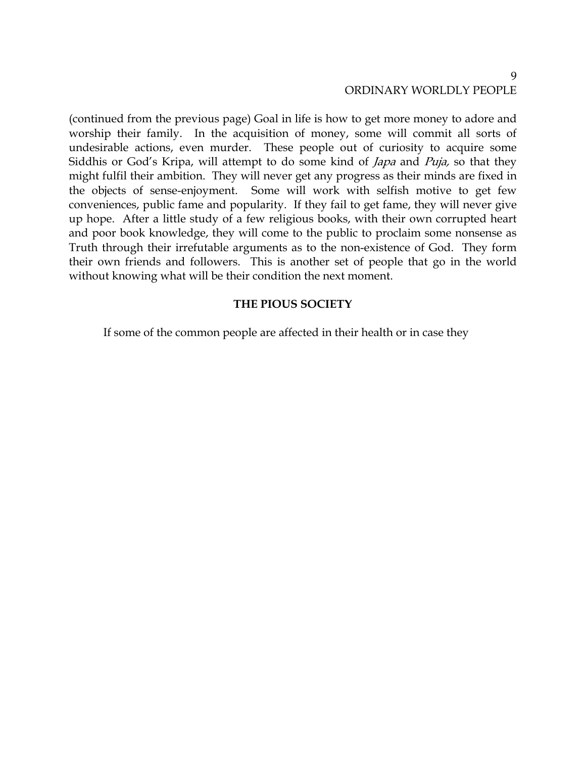(continued from the previous page) Goal in life is how to get more money to adore and worship their family. In the acquisition of money, some will commit all sorts of undesirable actions, even murder. These people out of curiosity to acquire some Siddhis or God's Kripa, will attempt to do some kind of *Japa* and *Puja,* so that they might fulfil their ambition. They will never get any progress as their minds are fixed in the objects of sense-enjoyment. Some will work with selfish motive to get few conveniences, public fame and popularity. If they fail to get fame, they will never give up hope. After a little study of a few religious books, with their own corrupted heart and poor book knowledge, they will come to the public to proclaim some nonsense as Truth through their irrefutable arguments as to the non-existence of God. They form their own friends and followers. This is another set of people that go in the world without knowing what will be their condition the next moment.

**THE PIOUS SOCIETY**

If some of the common people are affected in their health or in case they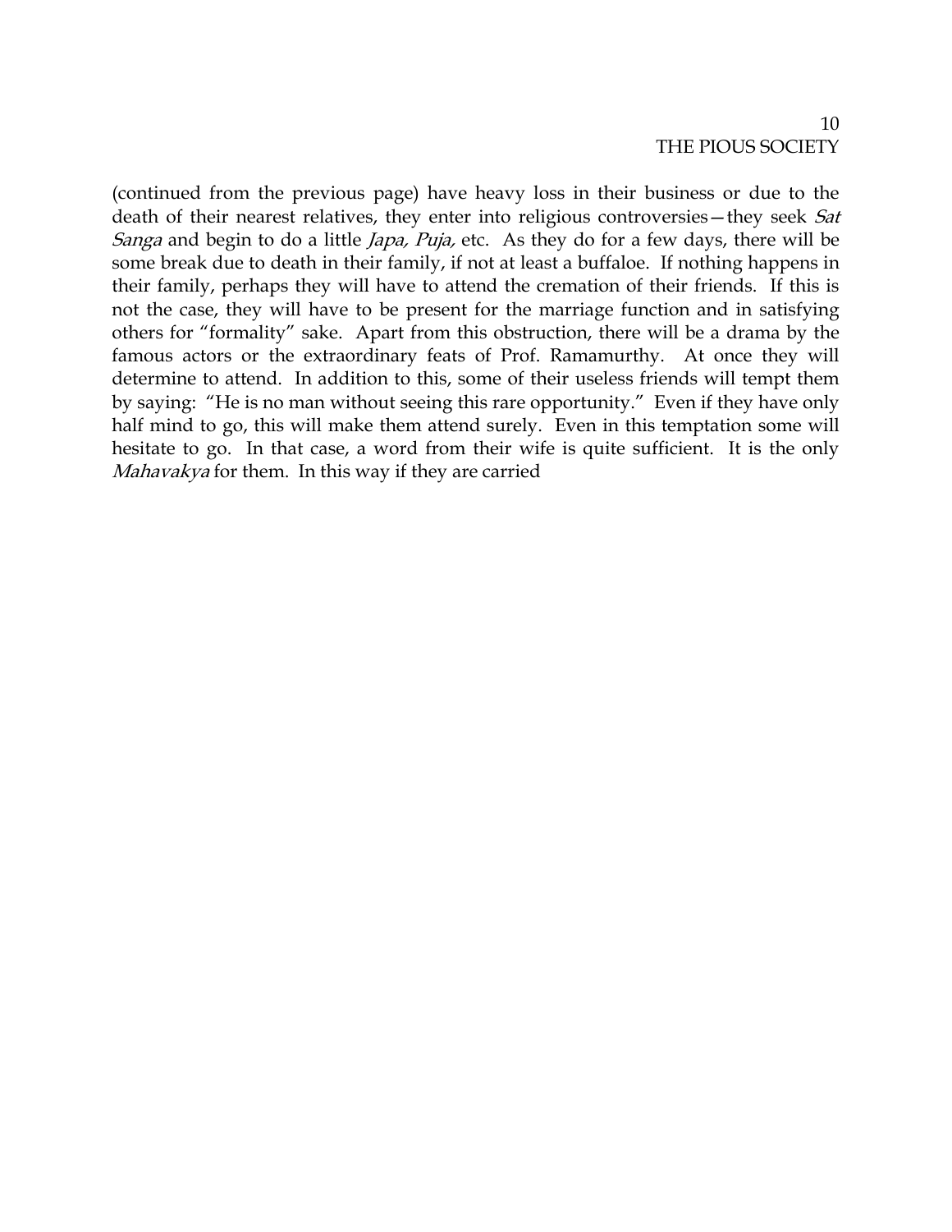(continued from the previous page) have heavy loss in their business or due to the death of their nearest relatives, they enter into religious controversies—they seek *Sat Sanga* and begin to do a little *Japa, Puja,* etc. As they do for a few days, there will be some break due to death in their family, if not at least a buffaloe. If nothing happens in their family, perhaps they will have to attend the cremation of their friends. If this is not the case, they will have to be present for the marriage function and in satisfying others for "formality" sake. Apart from this obstruction, there will be a drama by the famous actors or the extraordinary feats of Prof. Ramamurthy. At once they will determine to attend. In addition to this, some of their useless friends will tempt them by saying: "He is no man without seeing this rare opportunity." Even if they have only half mind to go, this will make them attend surely. Even in this temptation some will hesitate to go. In that case, a word from their wife is quite sufficient. It is the only *Mahavakya* for them. In this way if they are carried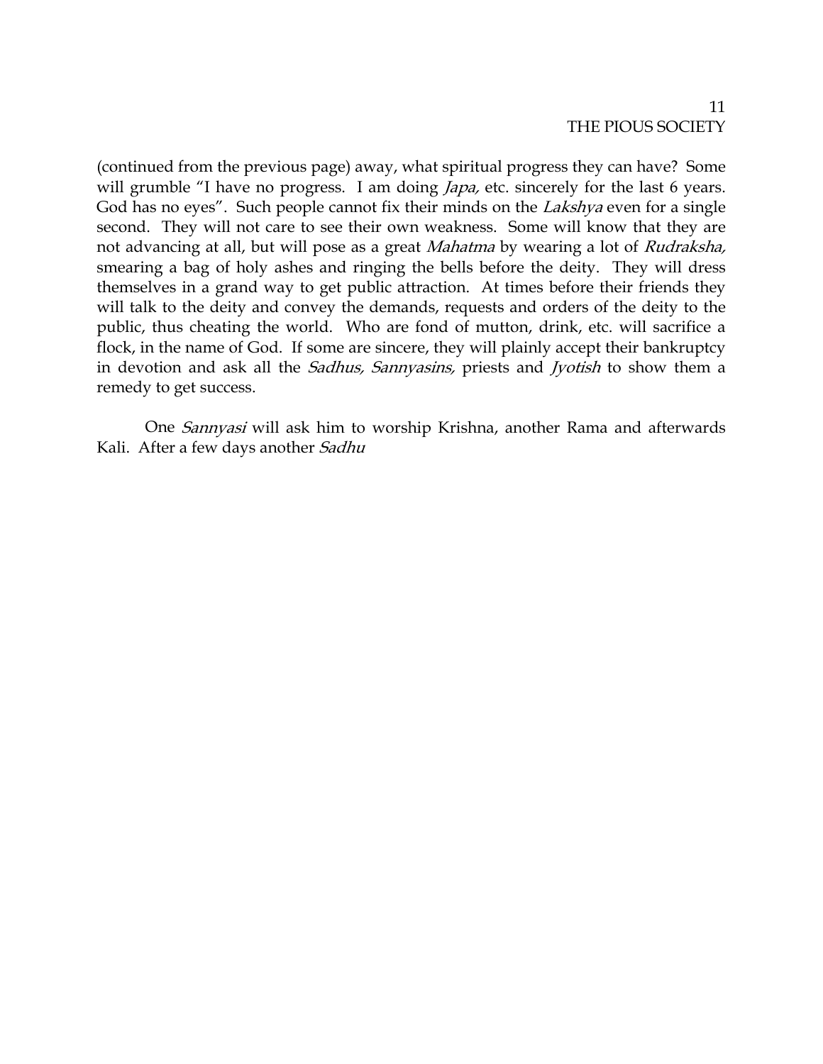(continued from the previous page) away, what spiritual progress they can have? Some will grumble "I have no progress. I am doing *Japa,* etc. sincerely for the last 6 years. God has no eyes". Such people cannot fix their minds on the *Lakshya* even for a single second. They will not care to see their own weakness. Some will know that they are not advancing at all, but will pose as a great *Mahatma* by wearing a lot of *Rudraksha,* smearing a bag of holy ashes and ringing the bells before the deity. They will dress themselves in a grand way to get public attraction. At times before their friends they will talk to the deity and convey the demands, requests and orders of the deity to the public, thus cheating the world. Who are fond of mutton, drink, etc. will sacrifice a flock, in the name of God. If some are sincere, they will plainly accept their bankruptcy in devotion and ask all the *Sadhus, Sannyasins,* priests and *Jyotish* to show them a remedy to get success.

One *Sannyasi* will ask him to worship Krishna, another Rama and afterwards Kali. After a few days another *Sadhu*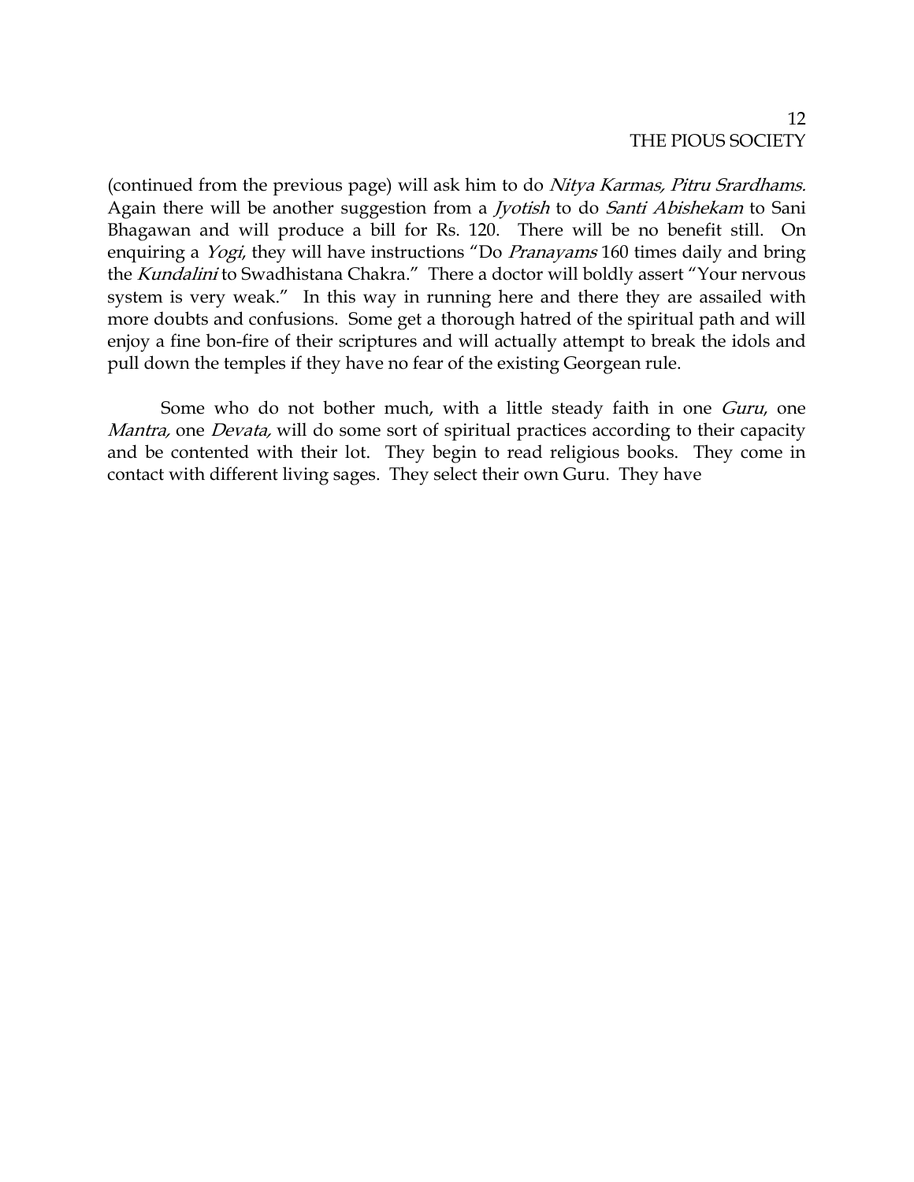(continued from the previous page) will ask him to do *Nitya Karmas, Pitru Srardhams.* Again there will be another suggestion from a *Jyotish* to do *Santi Abishekam* to Sani Bhagawan and will produce a bill for Rs. 120. There will be no benefit still. On enquiring a *Yogi*, they will have instructions "Do *Pranayams* 160 times daily and bring the *Kundalini* to Swadhistana Chakra." There a doctor will boldly assert "Your nervous system is very weak." In this way in running here and there they are assailed with more doubts and confusions. Some get a thorough hatred of the spiritual path and will enjoy a fine bon-fire of their scriptures and will actually attempt to break the idols and pull down the temples if they have no fear of the existing Georgean rule.

Some who do not bother much, with a little steady faith in one *Guru*, one *Mantra,* one *Devata,* will do some sort of spiritual practices according to their capacity and be contented with their lot. They begin to read religious books. They come in contact with different living sages. They select their own Guru. They have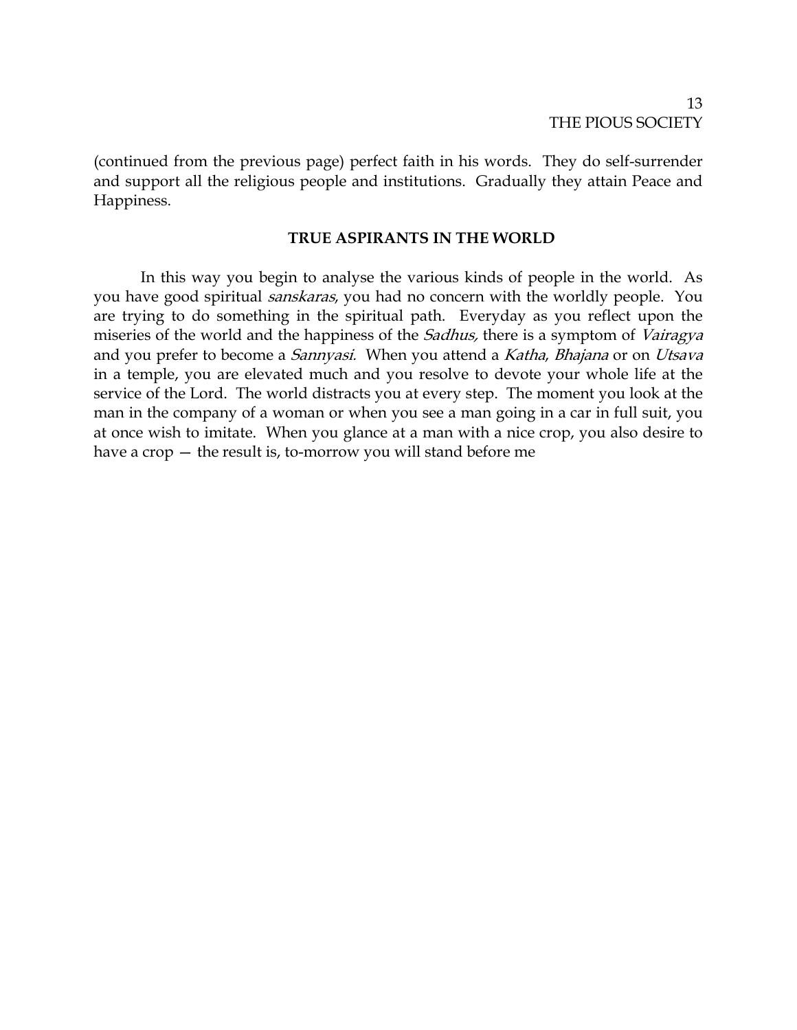(continued from the previous page) perfect faith in his words. They do self-surrender and support all the religious people and institutions. Gradually they attain Peace and Happiness.

**TRUE ASPIRANTS IN THE WORLD**

In this way you begin to analyse the various kinds of people in the world. As you have good spiritual *sanskaras*, you had no concern with the worldly people. You are trying to do something in the spiritual path. Everyday as you reflect upon the miseries of the world and the happiness of the *Sadhus,* there is a symptom of *Vairagya* and you prefer to become a *Sannyasi.* When you attend a *Katha*, *Bhajana* or on *Utsava* in a temple, you are elevated much and you resolve to devote your whole life at the service of the Lord. The world distracts you at every step. The moment you look at the man in the company of a woman or when you see a man going in a car in full suit, you at once wish to imitate. When you glance at a man with a nice crop, you also desire to have a crop — the result is, to-morrow you will stand before me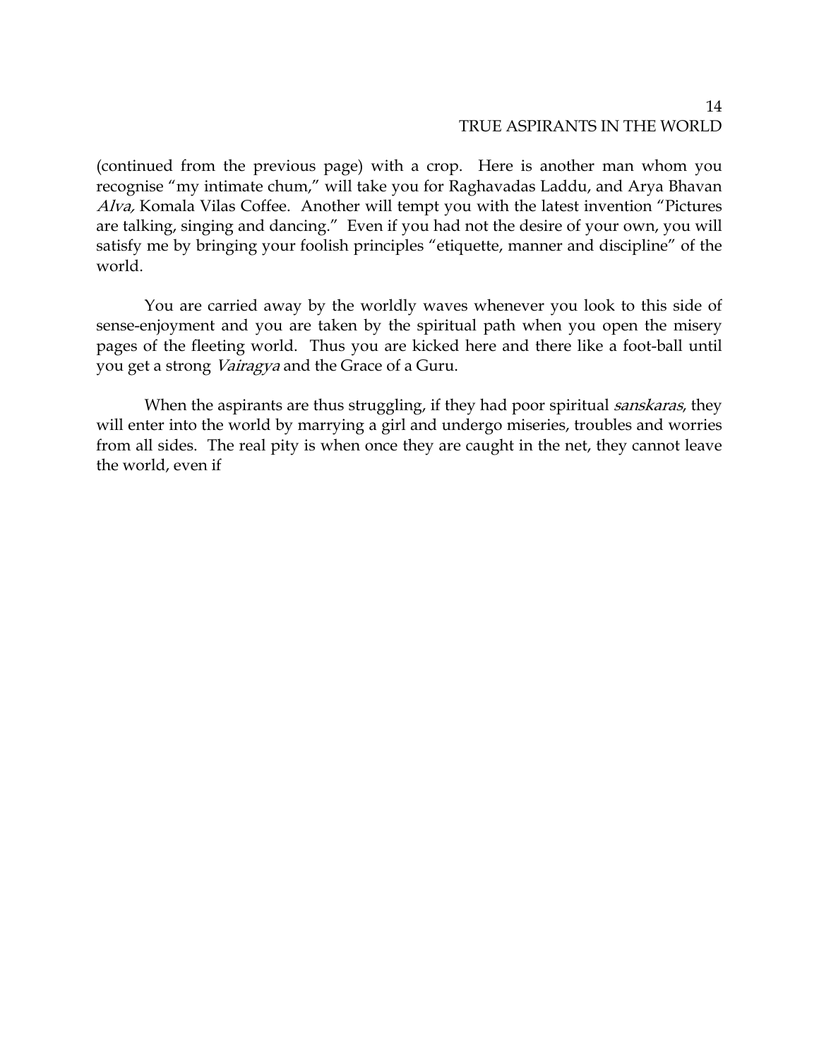(continued from the previous page) with a crop. Here is another man whom you recognise "my intimate chum," will take you for Raghavadas Laddu, and Arya Bhavan *Alva,* Komala Vilas Coffee. Another will tempt you with the latest invention "Pictures are talking, singing and dancing." Even if you had not the desire of your own, you will satisfy me by bringing your foolish principles "etiquette, manner and discipline" of the world.

You are carried away by the worldly waves whenever you look to this side of sense-enjoyment and you are taken by the spiritual path when you open the misery pages of the fleeting world. Thus you are kicked here and there like a foot-ball until you get a strong *Vairagya* and the Grace of a Guru.

When the aspirants are thus struggling, if they had poor spiritual *sanskaras*, they will enter into the world by marrying a girl and undergo miseries, troubles and worries from all sides. The real pity is when once they are caught in the net, they cannot leave the world, even if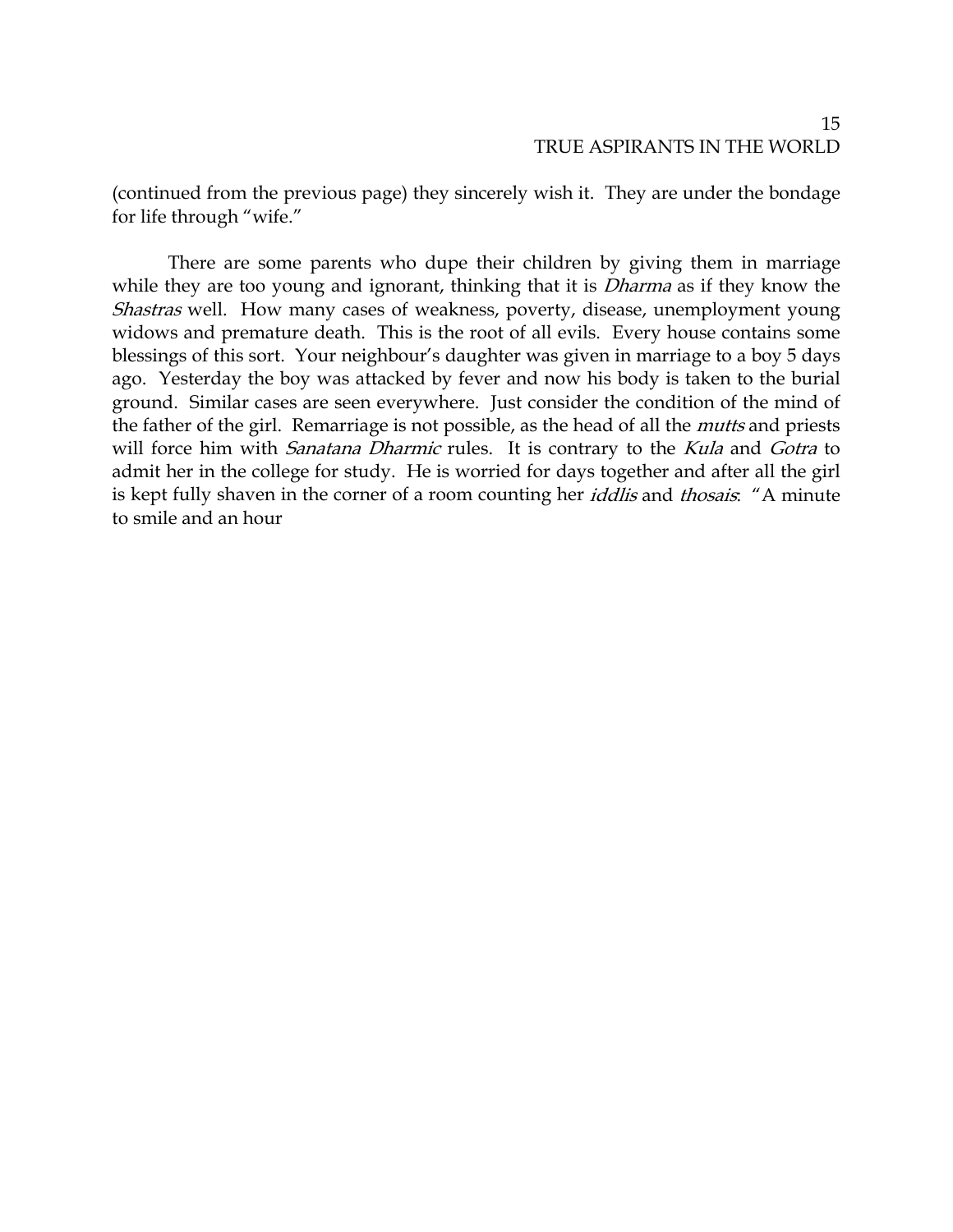(continued from the previous page) they sincerely wish it. They are under the bondage for life through "wife."

There are some parents who dupe their children by giving them in marriage while they are too young and ignorant, thinking that it is *Dharma* as if they know the *Shastras* well. How many cases of weakness, poverty, disease, unemployment young widows and premature death. This is the root of all evils. Every house contains some blessings of this sort. Your neighbour's daughter was given in marriage to a boy 5 days ago. Yesterday the boy was attacked by fever and now his body is taken to the burial ground. Similar cases are seen everywhere. Just consider the condition of the mind of the father of the girl. Remarriage is not possible, as the head of all the *mutts* and priests will force him with *Sanatana Dharmic* rules. It is contrary to the *Kula* and *Gotra* to admit her in the college for study. He is worried for days together and after all the girl is kept fully shaven in the corner of a room counting her *iddlis* and *thosais*: "A minute to smile and an hour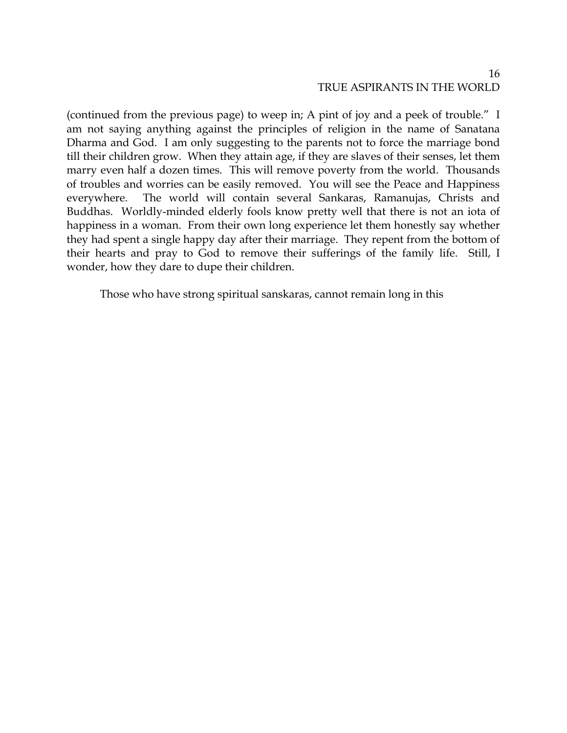(continued from the previous page) to weep in; A pint of joy and a peek of trouble." I am not saying anything against the principles of religion in the name of Sanatana Dharma and God. I am only suggesting to the parents not to force the marriage bond till their children grow. When they attain age, if they are slaves of their senses, let them marry even half a dozen times. This will remove poverty from the world. Thousands of troubles and worries can be easily removed. You will see the Peace and Happiness everywhere. The world will contain several Sankaras, Ramanujas, Christs and Buddhas. Worldly-minded elderly fools know pretty well that there is not an iota of happiness in a woman. From their own long experience let them honestly say whether they had spent a single happy day after their marriage. They repent from the bottom of their hearts and pray to God to remove their sufferings of the family life. Still, I wonder, how they dare to dupe their children.

Those who have strong spiritual sanskaras, cannot remain long in this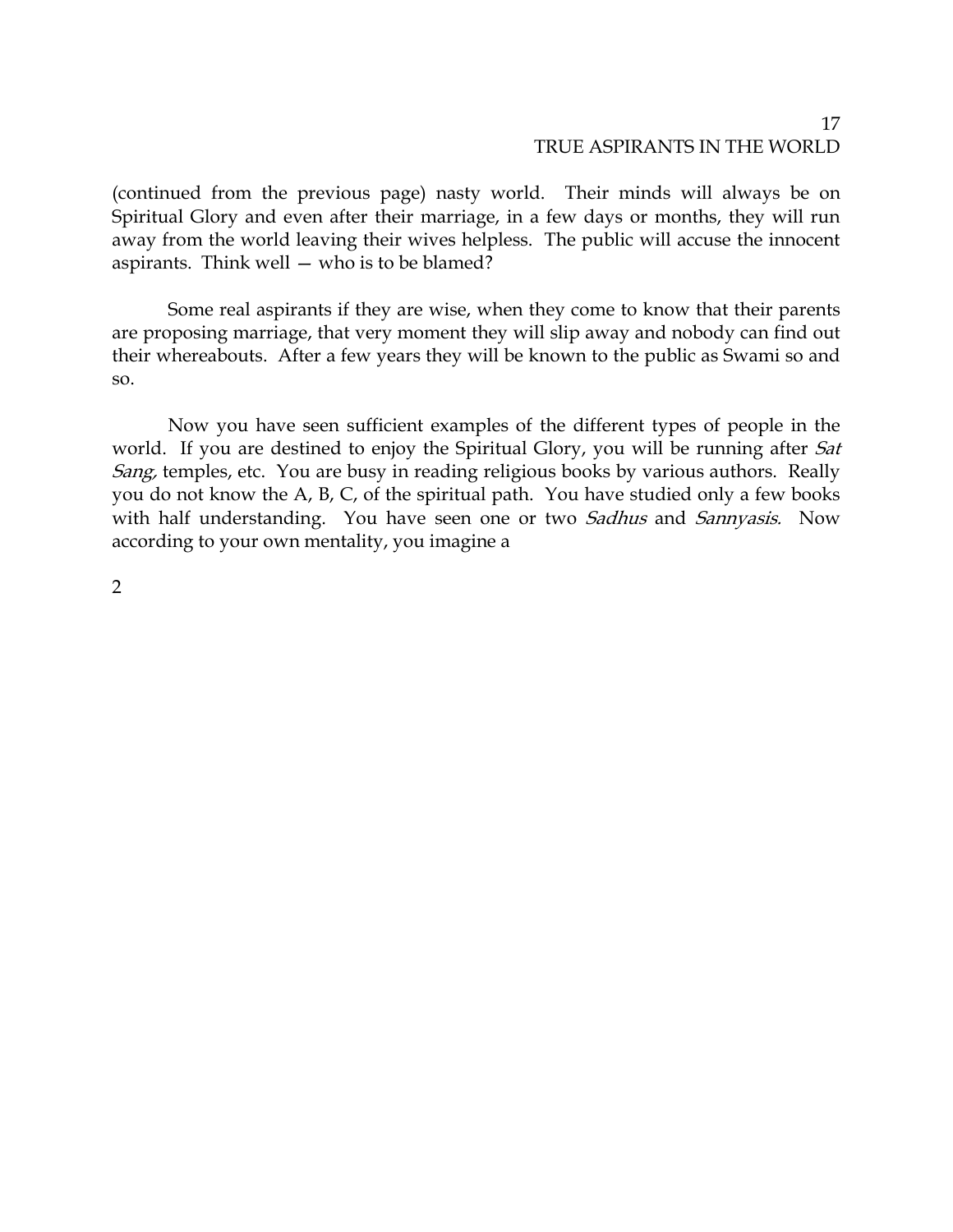(continued from the previous page) nasty world. Their minds will always be on Spiritual Glory and even after their marriage, in a few days or months, they will run away from the world leaving their wives helpless. The public will accuse the innocent aspirants. Think well — who is to be blamed?

Some real aspirants if they are wise, when they come to know that their parents are proposing marriage, that very moment they will slip away and nobody can find out their whereabouts. After a few years they will be known to the public as Swami so and so.

Now you have seen sufficient examples of the different types of people in the world. If you are destined to enjoy the Spiritual Glory, you will be running after *Sat Sang,* temples, etc. You are busy in reading religious books by various authors. Really you do not know the A, B, C, of the spiritual path. You have studied only a few books with half understanding. You have seen one or two *Sadhus* and *Sannyasis*. Now according to your own mentality, you imagine a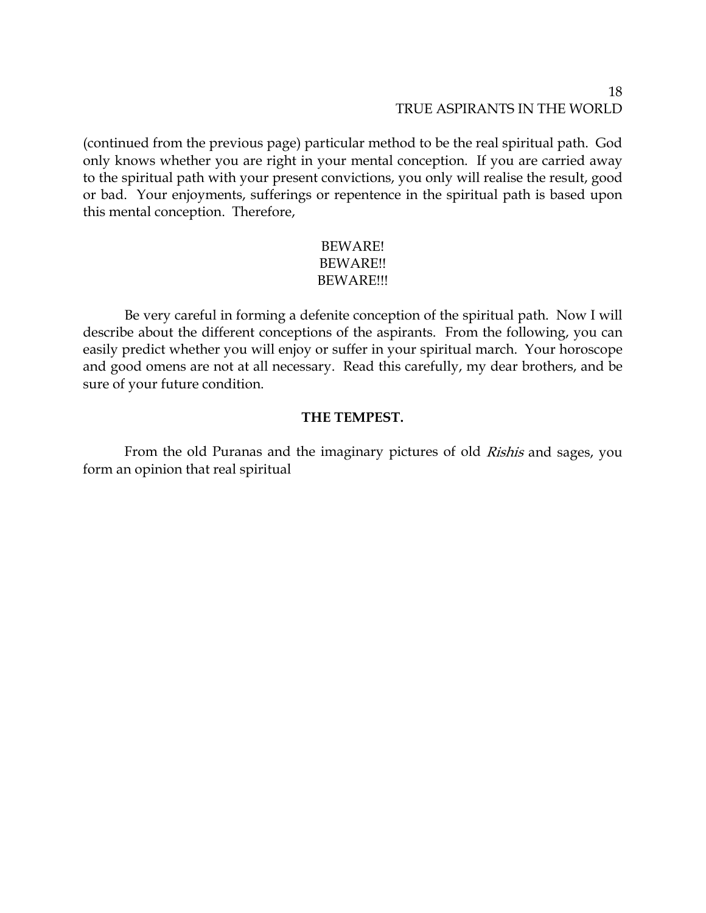(continued from the previous page) particular method to be the real spiritual path. God only knows whether you are right in your mental conception. If you are carried away to the spiritual path with your present convictions, you only will realise the result, good or bad. Your enjoyments, sufferings or repentence in the spiritual path is based upon this mental conception. Therefore,

BEWARE!
BEWARE!!
BEWARE!!!

Be very careful in forming a defenite conception of the spiritual path. Now I will describe about the different conceptions of the aspirants. From the following, you can easily predict whether you will enjoy or suffer in your spiritual march. Your horoscope and good omens are not at all necessary. Read this carefully, my dear brothers, and be sure of your future condition.

**THE TEMPEST.**

From the old Puranas and the imaginary pictures of old *Rishis* and sages, you form an opinion that real spiritual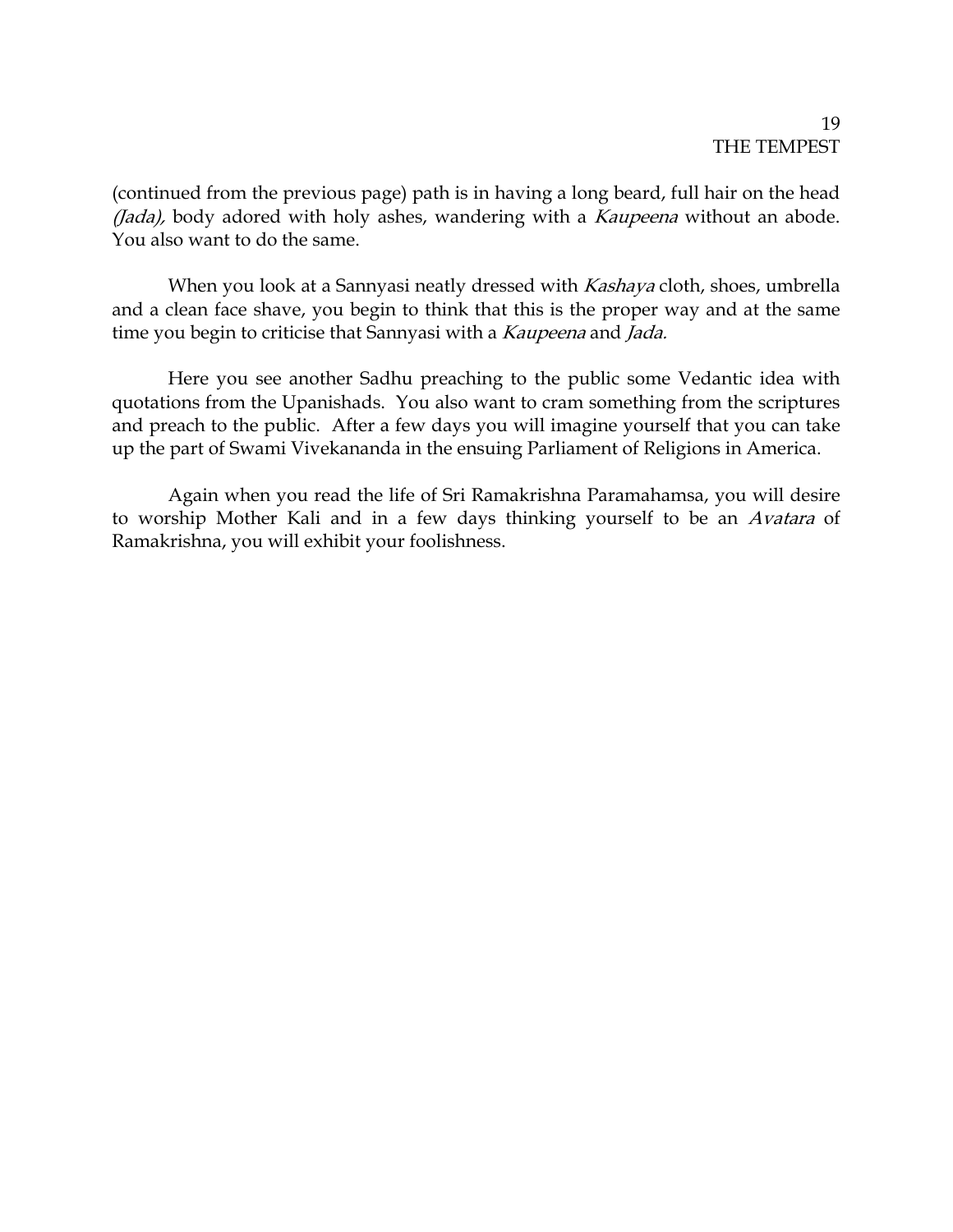(continued from the previous page) path is in having a long beard, full hair on the head *(Jada),* body adored with holy ashes, wandering with a *Kaupeena* without an abode. You also want to do the same.

When you look at a Sannyasi neatly dressed with *Kashaya* cloth, shoes, umbrella and a clean face shave, you begin to think that this is the proper way and at the same time you begin to criticise that Sannyasi with a *Kaupeena* and *Jada.*

Here you see another Sadhu preaching to the public some Vedantic idea with quotations from the Upanishads. You also want to cram something from the scriptures and preach to the public. After a few days you will imagine yourself that you can take up the part of Swami Vivekananda in the ensuing Parliament of Religions in America.

Again when you read the life of Sri Ramakrishna Paramahamsa, you will desire to worship Mother Kali and in a few days thinking yourself to be an *Avatara* of Ramakrishna, you will exhibit your foolishness.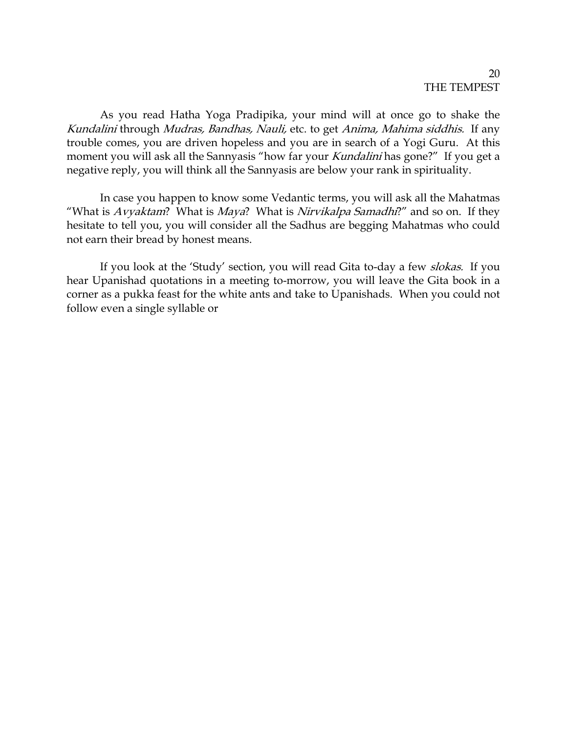As you read Hatha Yoga Pradipika, your mind will at once go to shake the *Kundalini* through *Mudras, Bandhas, Nauli,* etc. to get *Anima, Mahima siddhis.* If any trouble comes, you are driven hopeless and you are in search of a Yogi Guru. At this moment you will ask all the Sannyasis "how far your *Kundalini* has gone?" If you get a negative reply, you will think all the Sannyasis are below your rank in spirituality.

In case you happen to know some Vedantic terms, you will ask all the Mahatmas "What is *Avyaktam*? What is *Maya*? What is *Nirvikalpa Samadhi*?" and so on. If they hesitate to tell you, you will consider all the Sadhus are begging Mahatmas who could not earn their bread by honest means.

If you look at the 'Study' section, you will read Gita to-day a few *slokas.* If you hear Upanishad quotations in a meeting to-morrow, you will leave the Gita book in a corner as a pukka feast for the white ants and take to Upanishads. When you could not follow even a single syllable or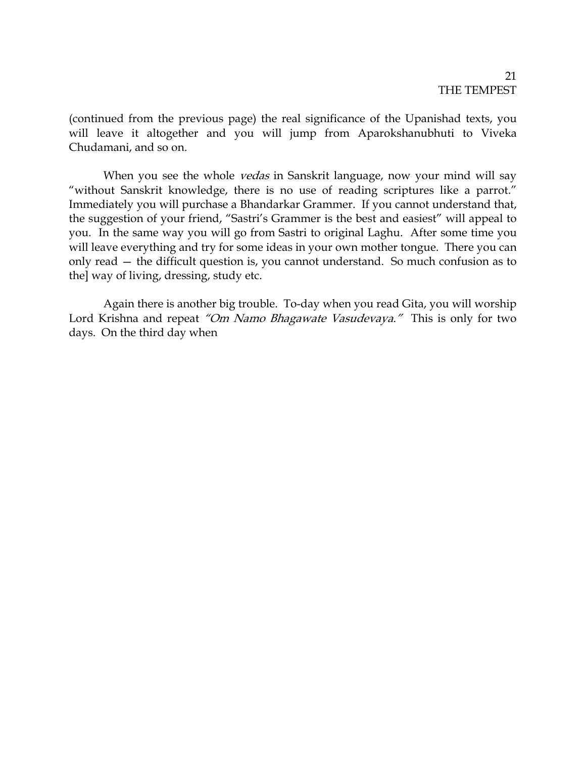(continued from the previous page) the real significance of the Upanishad texts, you will leave it altogether and you will jump from Aparokshanubhuti to Viveka Chudamani, and so on.

When you see the whole *vedas* in Sanskrit language, now your mind will say "without Sanskrit knowledge, there is no use of reading scriptures like a parrot." Immediately you will purchase a Bhandarkar Grammer. If you cannot understand that, the suggestion of your friend, "Sastri's Grammer is the best and easiest" will appeal to you. In the same way you will go from Sastri to original Laghu. After some time you will leave everything and try for some ideas in your own mother tongue. There you can only read — the difficult question is, you cannot understand. So much confusion as to the] way of living, dressing, study etc.

Again there is another big trouble. To-day when you read Gita, you will worship Lord Krishna and repeat *"Om Namo Bhagawate Vasudevaya."* This is only for two days. On the third day when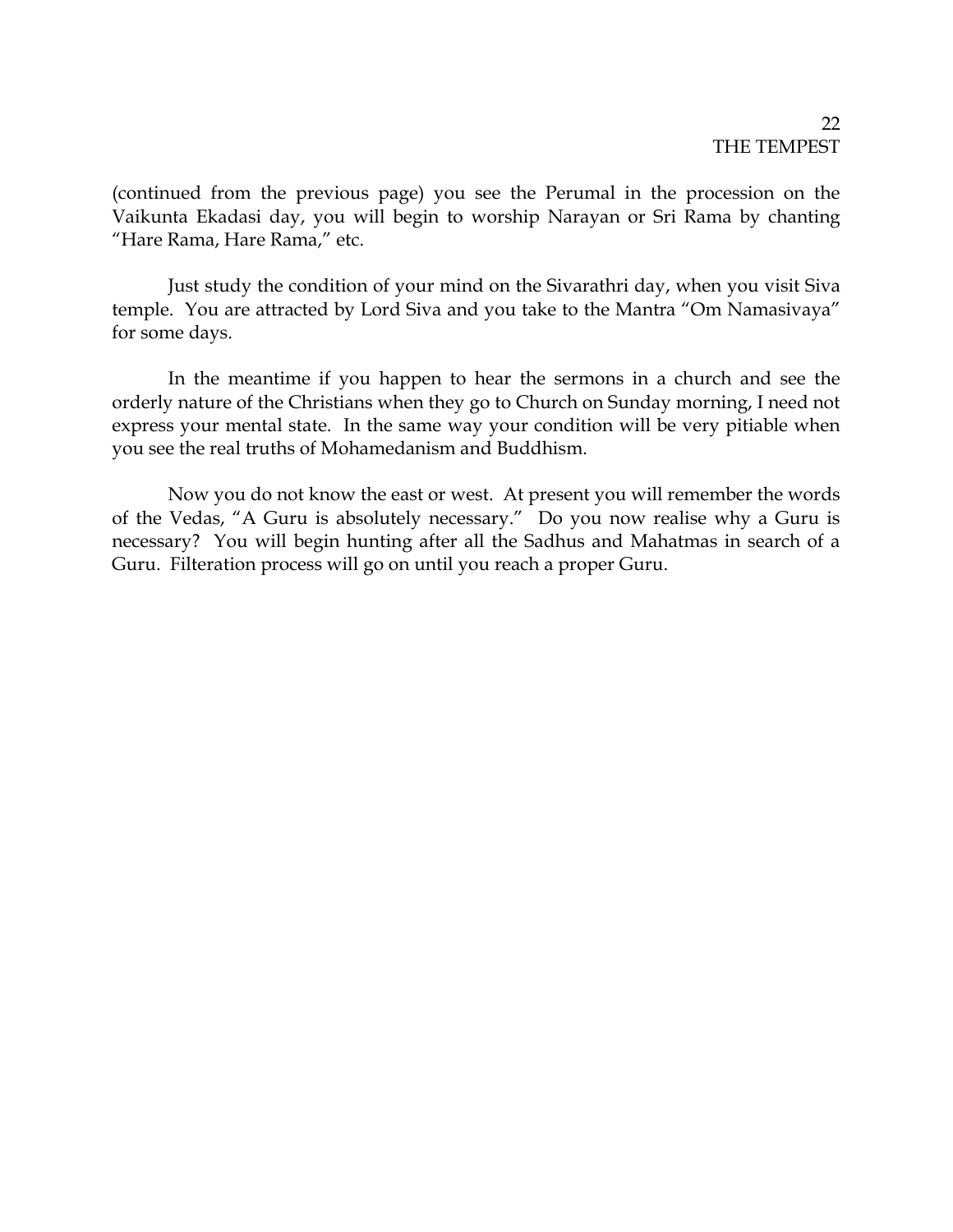(continued from the previous page) you see the Perumal in the procession on the Vaikunta Ekadasi day, you will begin to worship Narayan or Sri Rama by chanting "Hare Rama, Hare Rama," etc.

Just study the condition of your mind on the Sivarathri day, when you visit Siva temple. You are attracted by Lord Siva and you take to the Mantra "Om Namasivaya" for some days.

In the meantime if you happen to hear the sermons in a church and see the orderly nature of the Christians when they go to Church on Sunday morning, I need not express your mental state. In the same way your condition will be very pitiable when you see the real truths of Mohamedanism and Buddhism.

Now you do not know the east or west. At present you will remember the words of the Vedas, "A Guru is absolutely necessary." Do you now realise why a Guru is necessary? You will begin hunting after all the Sadhus and Mahatmas in search of a Guru. Filteration process will go on until you reach a proper Guru.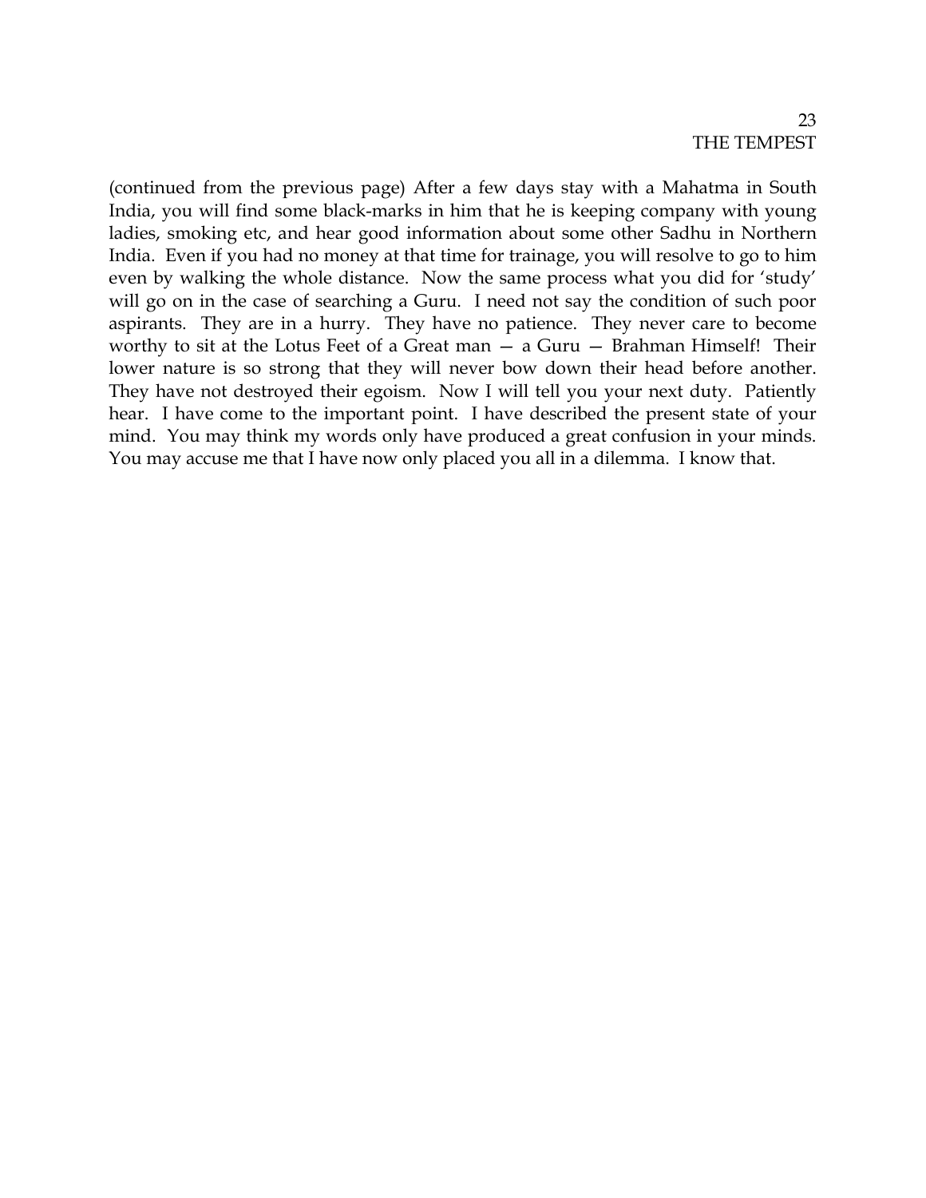(continued from the previous page) After a few days stay with a Mahatma in South India, you will find some black-marks in him that he is keeping company with young ladies, smoking etc, and hear good information about some other Sadhu in Northern India. Even if you had no money at that time for trainage, you will resolve to go to him even by walking the whole distance. Now the same process what you did for 'study' will go on in the case of searching a Guru. I need not say the condition of such poor aspirants. They are in a hurry. They have no patience. They never care to become worthy to sit at the Lotus Feet of a Great man — a Guru — Brahman Himself! Their lower nature is so strong that they will never bow down their head before another. They have not destroyed their egoism. Now I will tell you your next duty. Patiently hear. I have come to the important point. I have described the present state of your mind. You may think my words only have produced a great confusion in your minds. You may accuse me that I have now only placed you all in a dilemma. I know that.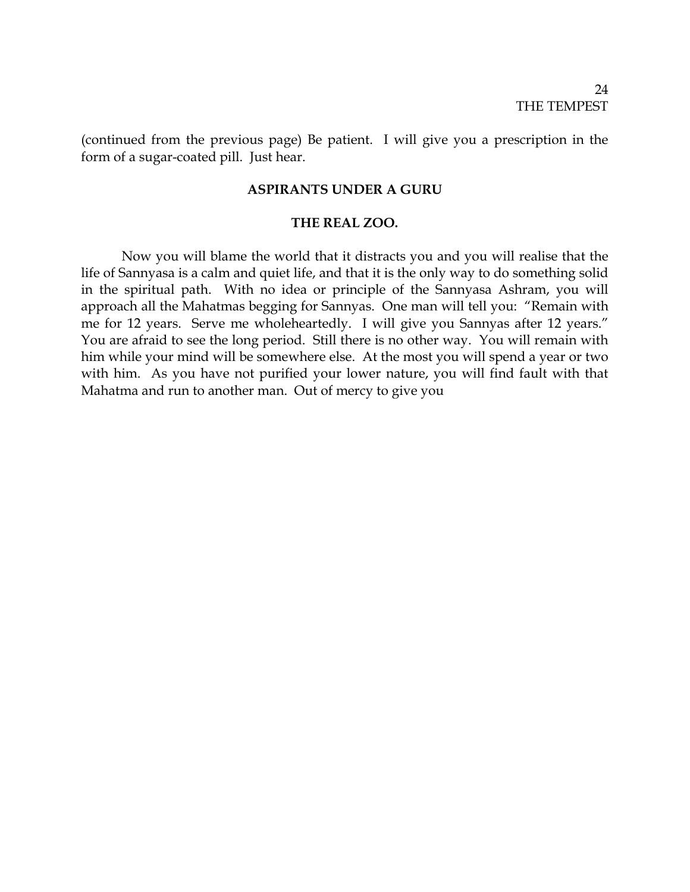(continued from the previous page) Be patient. I will give you a prescription in the form of a sugar-coated pill. Just hear.

## ASPIRANTS UNDER A GURU

### THE REAL ZOO.

Now you will blame the world that it distracts you and you will realise that the life of Sannyasa is a calm and quiet life, and that it is the only way to do something solid in the spiritual path. With no idea or principle of the Sannyasa Ashram, you will approach all the Mahatmas begging for Sannyas. One man will tell you: "Remain with me for 12 years. Serve me wholeheartedly. I will give you Sannyas after 12 years." You are afraid to see the long period. Still there is no other way. You will remain with him while your mind will be somewhere else. At the most you will spend a year or two with him. As you have not purified your lower nature, you will find fault with that Mahatma and run to another man. Out of mercy to give you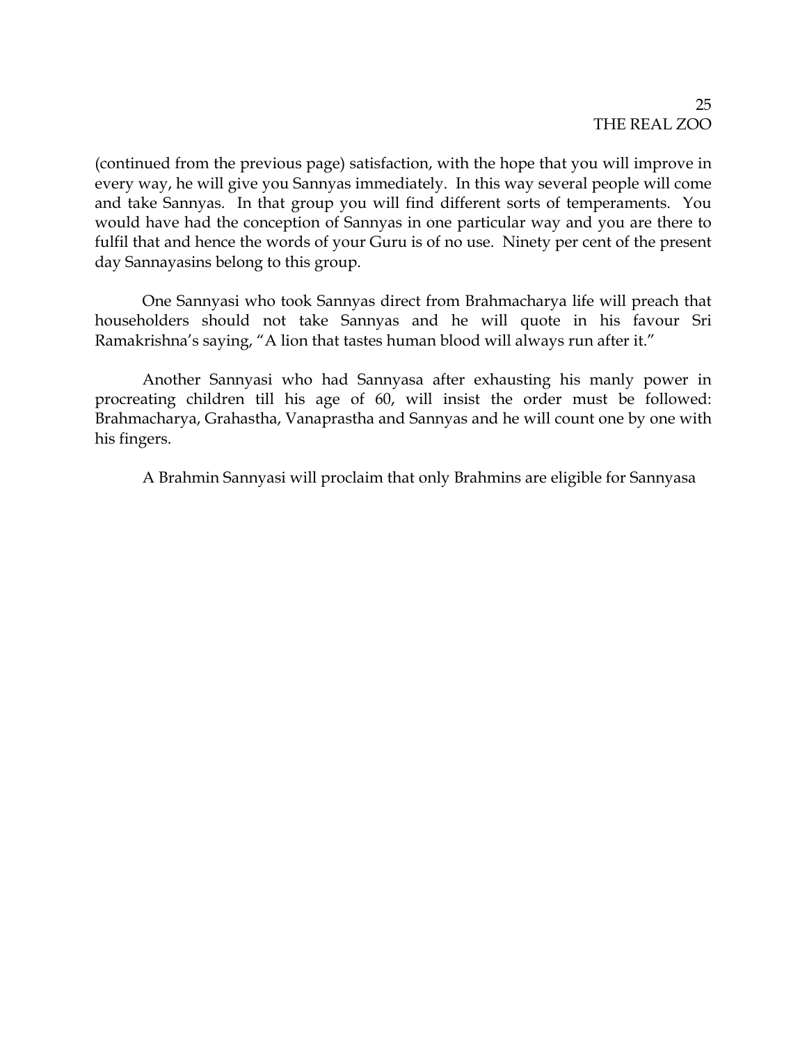(continued from the previous page) satisfaction, with the hope that you will improve in every way, he will give you Sannyas immediately. In this way several people will come and take Sannyas. In that group you will find different sorts of temperaments. You would have had the conception of Sannyas in one particular way and you are there to fulfil that and hence the words of your Guru is of no use. Ninety per cent of the present day Sannayasins belong to this group.

One Sannyasi who took Sannyas direct from Brahmacharya life will preach that householders should not take Sannyas and he will quote in his favour Sri Ramakrishna's saying, "A lion that tastes human blood will always run after it."

Another Sannyasi who had Sannyasa after exhausting his manly power in procreating children till his age of 60, will insist the order must be followed: Brahmacharya, Grahastha, Vanaprastha and Sannyas and he will count one by one with his fingers.

A Brahmin Sannyasi will proclaim that only Brahmins are eligible for Sannyasa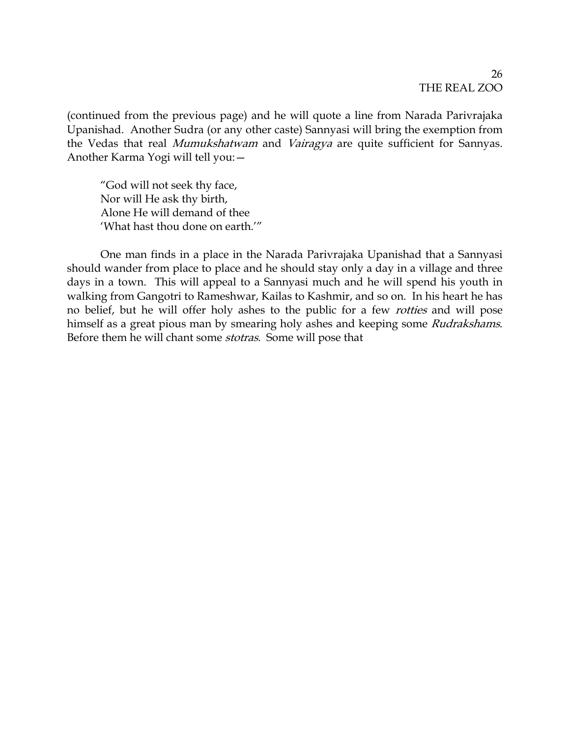(continued from the previous page) and he will quote a line from Narada Parivrajaka Upanishad. Another Sudra (or any other caste) Sannyasi will bring the exemption from the Vedas that real *Mumukshatwam* and *Vairagya* are quite sufficient for Sannyas. Another Karma Yogi will tell you:—

> "God will not seek thy face,
> Nor will He ask thy birth,
> Alone He will demand of thee
> 'What hast thou done on earth.'"

One man finds in a place in the Narada Parivrajaka Upanishad that a Sannyasi should wander from place to place and he should stay only a day in a village and three days in a town. This will appeal to a Sannyasi much and he will spend his youth in walking from Gangotri to Rameshwar, Kailas to Kashmir, and so on. In his heart he has no belief, but he will offer holy ashes to the public for a few *rotties* and will pose himself as a great pious man by smearing holy ashes and keeping some *Rudrakshams*. Before them he will chant some *stotras*. Some will pose that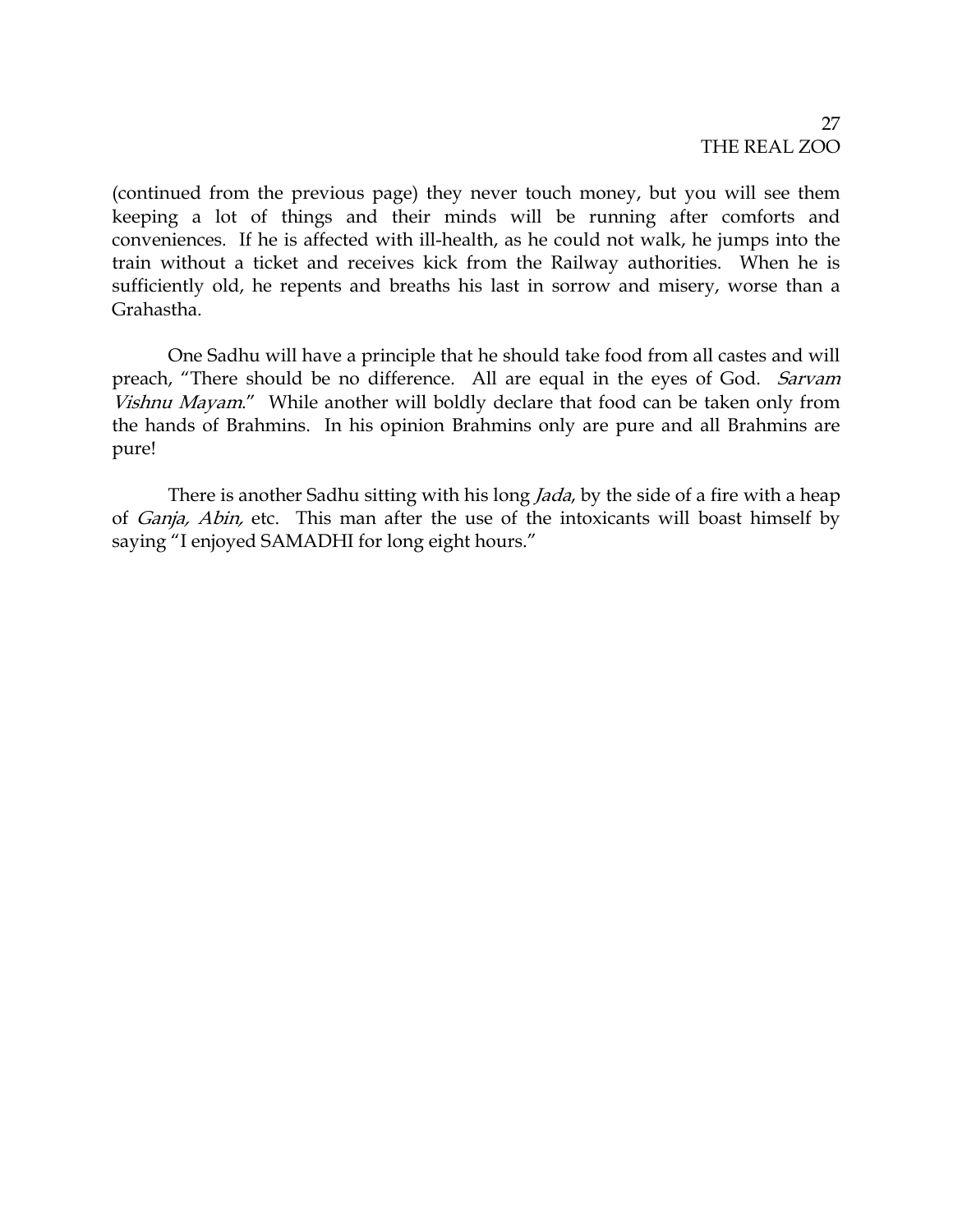(continued from the previous page) they never touch money, but you will see them keeping a lot of things and their minds will be running after comforts and conveniences. If he is affected with ill-health, as he could not walk, he jumps into the train without a ticket and receives kick from the Railway authorities. When he is sufficiently old, he repents and breaths his last in sorrow and misery, worse than a Grahastha.

One Sadhu will have a principle that he should take food from all castes and will preach, "There should be no difference. All are equal in the eyes of God. *Sarvam Vishnu Mayam*." While another will boldly declare that food can be taken only from the hands of Brahmins. In his opinion Brahmins only are pure and all Brahmins are pure!

There is another Sadhu sitting with his long *Jada*, by the side of a fire with a heap of *Ganja, Abin,* etc. This man after the use of the intoxicants will boast himself by saying "I enjoyed SAMADHI for long eight hours."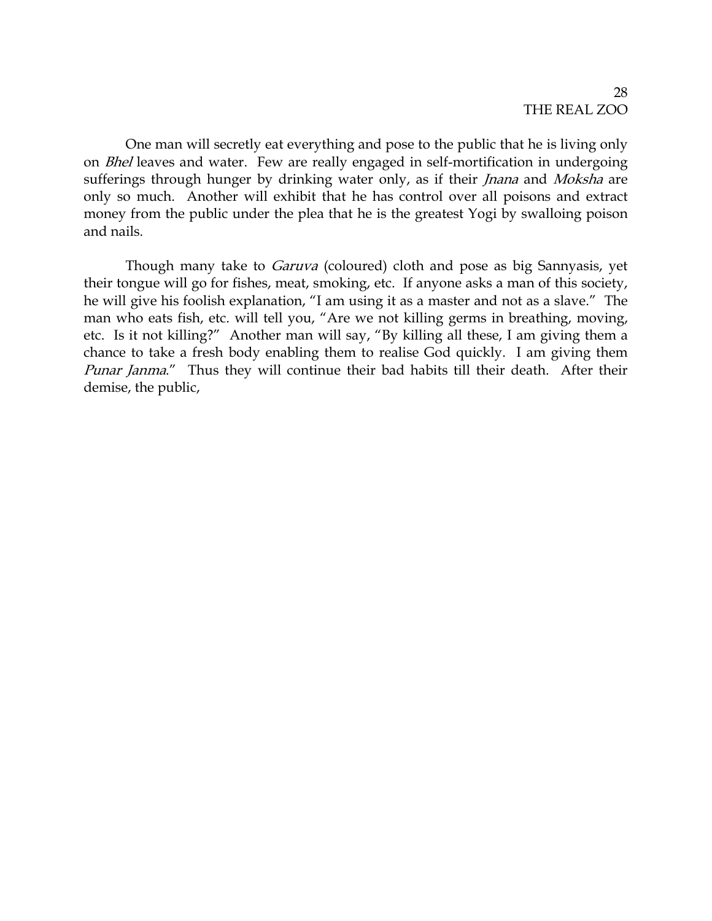One man will secretly eat everything and pose to the public that he is living only on *Bhel* leaves and water. Few are really engaged in self-mortification in undergoing sufferings through hunger by drinking water only, as if their *Jnana* and *Moksha* are only so much. Another will exhibit that he has control over all poisons and extract money from the public under the plea that he is the greatest Yogi by swalloing poison and nails.

Though many take to *Garuva* (coloured) cloth and pose as big Sannyasis, yet their tongue will go for fishes, meat, smoking, etc. If anyone asks a man of this society, he will give his foolish explanation, "I am using it as a master and not as a slave." The man who eats fish, etc. will tell you, "Are we not killing germs in breathing, moving, etc. Is it not killing?" Another man will say, "By killing all these, I am giving them a chance to take a fresh body enabling them to realise God quickly. I am giving them *Punar Janma*." Thus they will continue their bad habits till their death. After their demise, the public,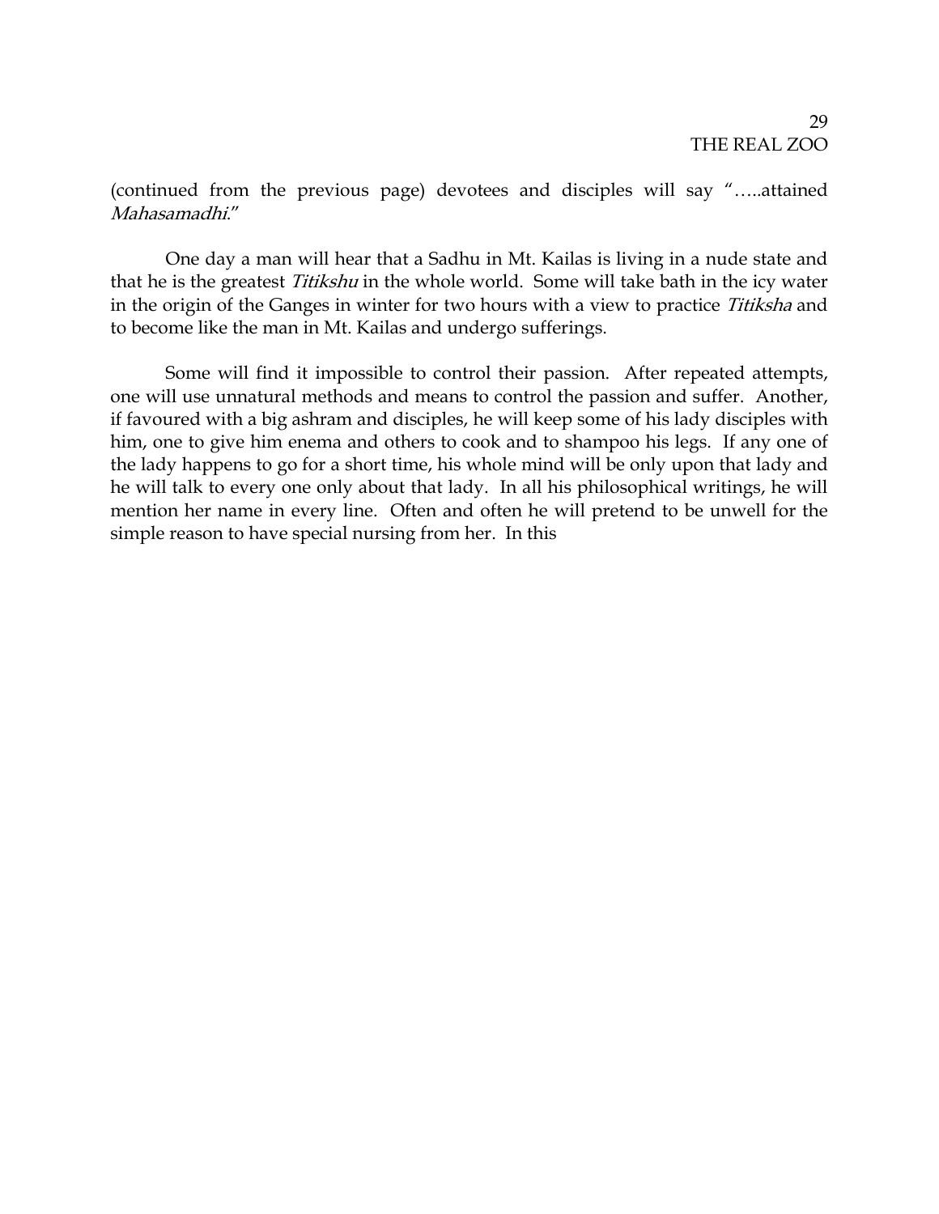(continued from the previous page) devotees and disciples will say "…..attained *Mahasamadhi*."

One day a man will hear that a Sadhu in Mt. Kailas is living in a nude state and that he is the greatest *Titikshu* in the whole world. Some will take bath in the icy water in the origin of the Ganges in winter for two hours with a view to practice *Titiksha* and to become like the man in Mt. Kailas and undergo sufferings.

Some will find it impossible to control their passion. After repeated attempts, one will use unnatural methods and means to control the passion and suffer. Another, if favoured with a big ashram and disciples, he will keep some of his lady disciples with him, one to give him enema and others to cook and to shampoo his legs. If any one of the lady happens to go for a short time, his whole mind will be only upon that lady and he will talk to every one only about that lady. In all his philosophical writings, he will mention her name in every line. Often and often he will pretend to be unwell for the simple reason to have special nursing from her. In this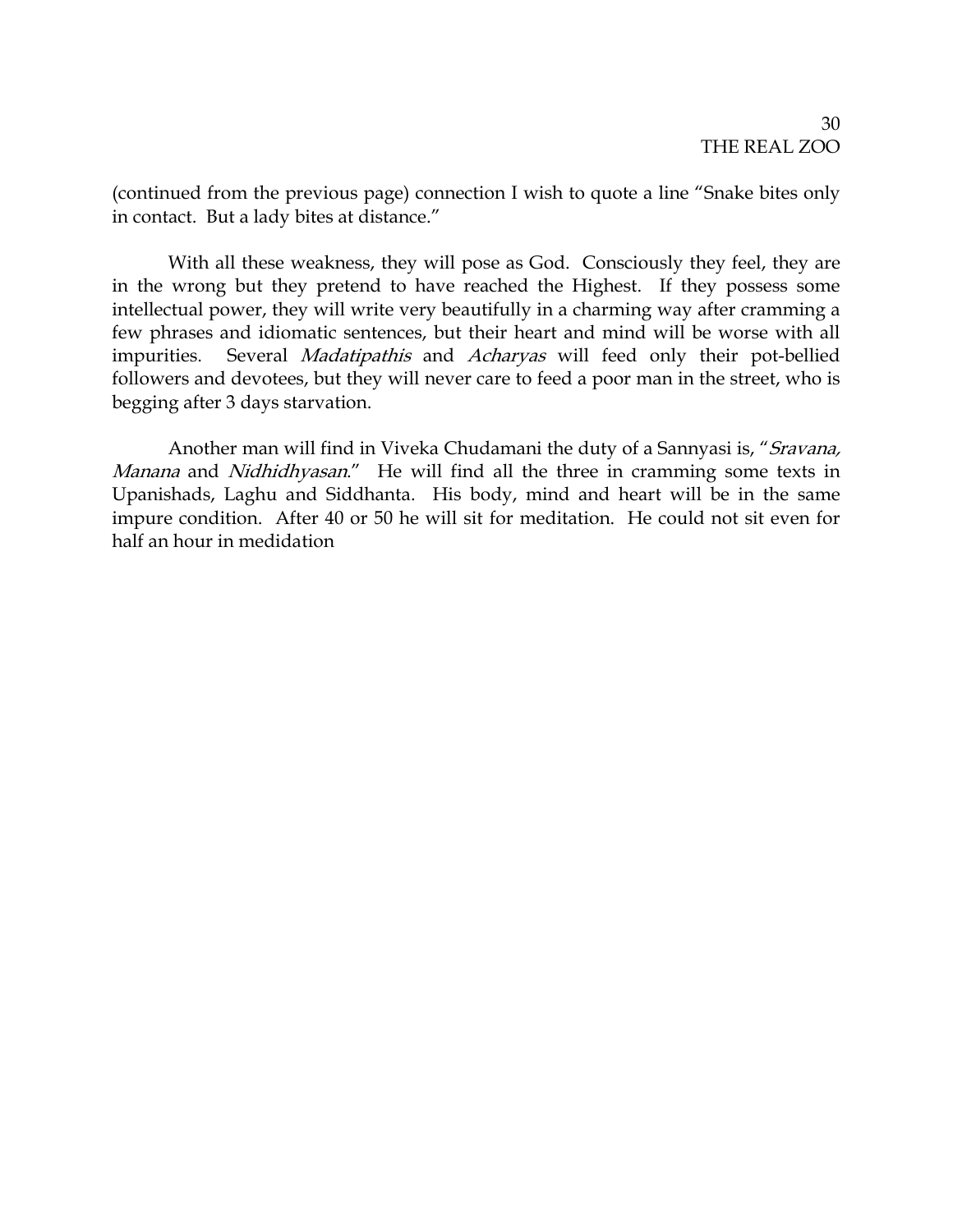(continued from the previous page) connection I wish to quote a line "Snake bites only in contact. But a lady bites at distance."

With all these weakness, they will pose as God. Consciously they feel, they are in the wrong but they pretend to have reached the Highest. If they possess some intellectual power, they will write very beautifully in a charming way after cramming a few phrases and idiomatic sentences, but their heart and mind will be worse with all impurities. Several *Madatipathis* and *Acharyas* will feed only their pot-bellied followers and devotees, but they will never care to feed a poor man in the street, who is begging after 3 days starvation.

Another man will find in Viveka Chudamani the duty of a Sannyasi is, "*Sravana, Manana* and *Nidhidhyasan*." He will find all the three in cramming some texts in Upanishads, Laghu and Siddhanta. His body, mind and heart will be in the same impure condition. After 40 or 50 he will sit for meditation. He could not sit even for half an hour in medidation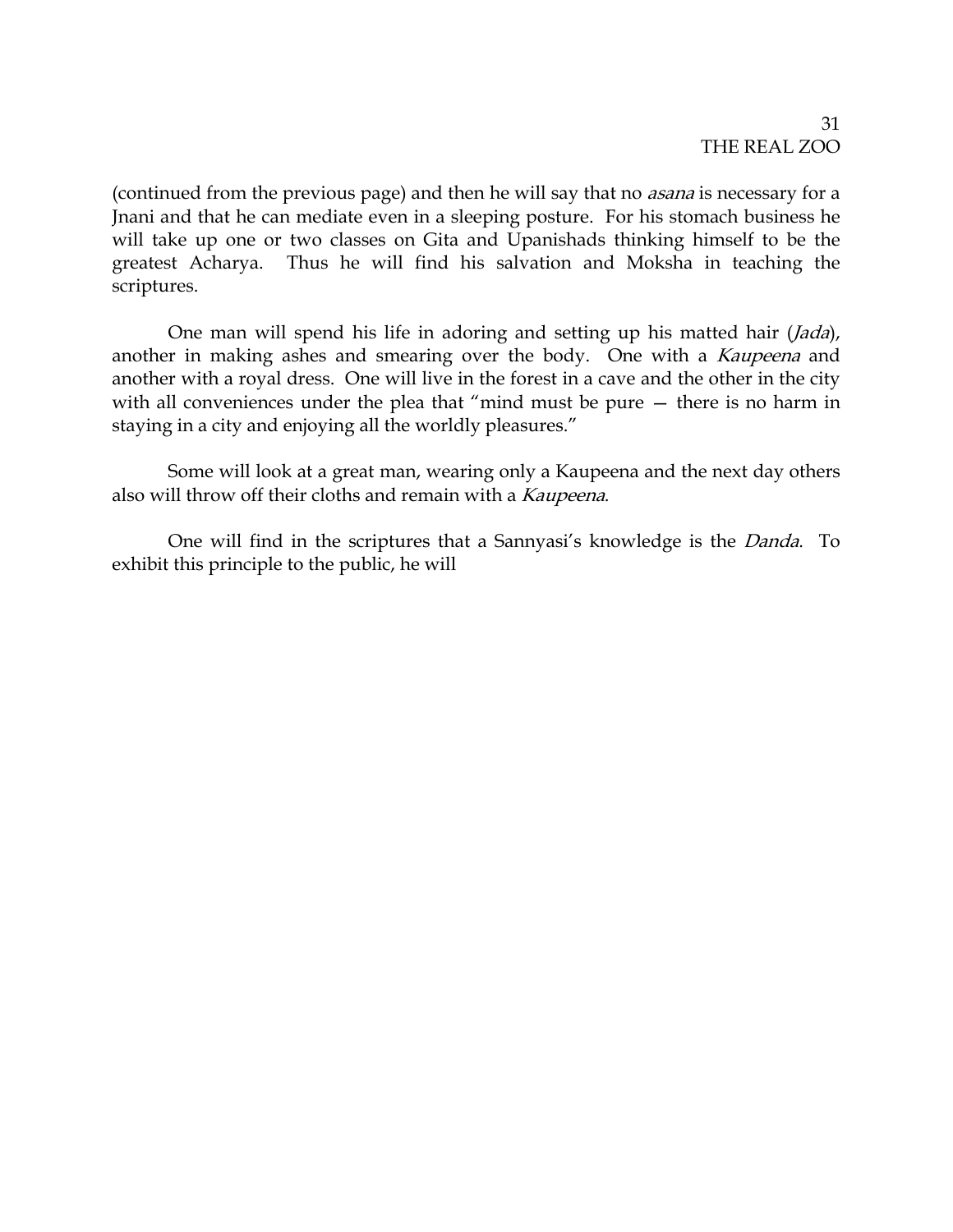(continued from the previous page) and then he will say that no *asana* is necessary for a Jnani and that he can mediate even in a sleeping posture. For his stomach business he will take up one or two classes on Gita and Upanishads thinking himself to be the greatest Acharya. Thus he will find his salvation and Moksha in teaching the scriptures.

One man will spend his life in adoring and setting up his matted hair (*Jada*), another in making ashes and smearing over the body. One with a *Kaupeena* and another with a royal dress. One will live in the forest in a cave and the other in the city with all conveniences under the plea that "mind must be pure — there is no harm in staying in a city and enjoying all the worldly pleasures."

Some will look at a great man, wearing only a Kaupeena and the next day others also will throw off their cloths and remain with a *Kaupeena*.

One will find in the scriptures that a Sannyasi's knowledge is the *Danda*. To exhibit this principle to the public, he will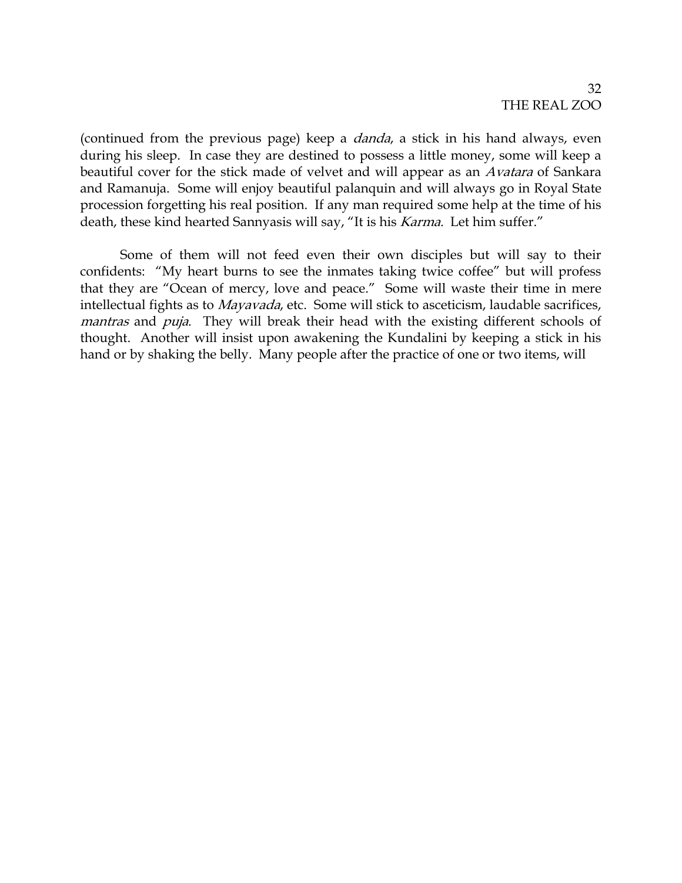(continued from the previous page) keep a *danda*, a stick in his hand always, even during his sleep. In case they are destined to possess a little money, some will keep a beautiful cover for the stick made of velvet and will appear as an *Avatara* of Sankara and Ramanuja. Some will enjoy beautiful palanquin and will always go in Royal State procession forgetting his real position. If any man required some help at the time of his death, these kind hearted Sannyasis will say, "It is his *Karma.* Let him suffer."

Some of them will not feed even their own disciples but will say to their confidents: "My heart burns to see the inmates taking twice coffee" but will profess that they are "Ocean of mercy, love and peace." Some will waste their time in mere intellectual fights as to *Mayavada*, etc. Some will stick to asceticism, laudable sacrifices, *mantras* and *puja*. They will break their head with the existing different schools of thought. Another will insist upon awakening the Kundalini by keeping a stick in his hand or by shaking the belly. Many people after the practice of one or two items, will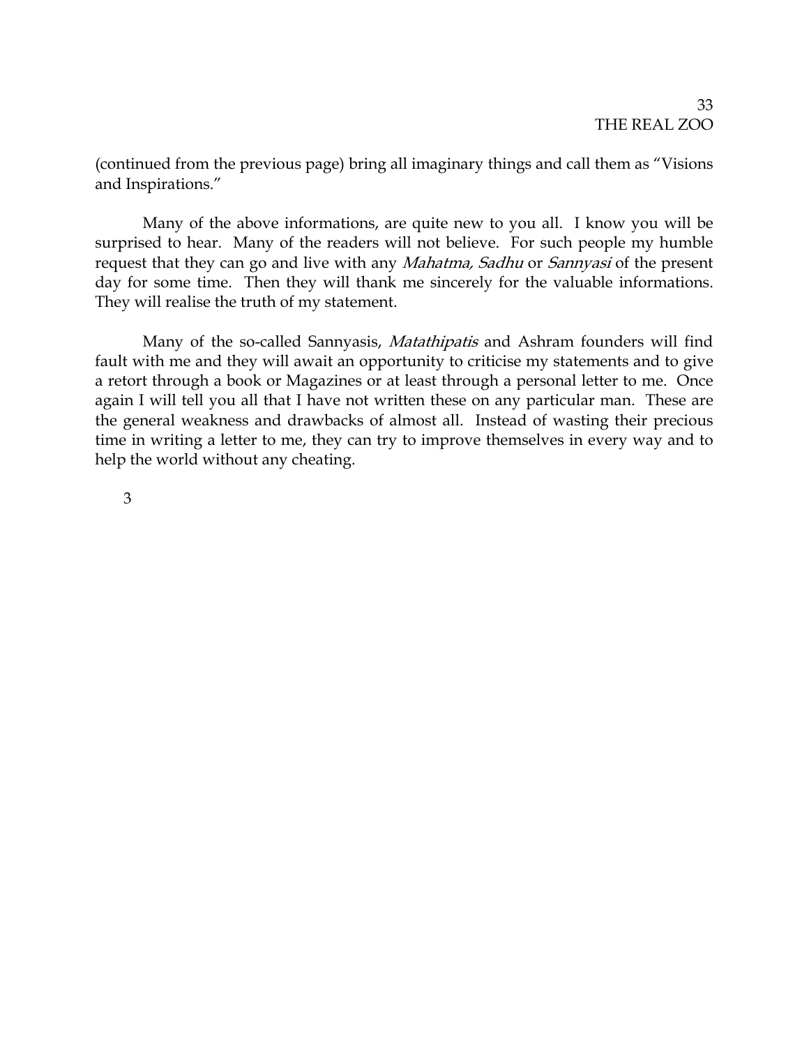(continued from the previous page) bring all imaginary things and call them as "Visions and Inspirations."

Many of the above informations, are quite new to you all. I know you will be surprised to hear. Many of the readers will not believe. For such people my humble request that they can go and live with any *Mahatma, Sadhu* or *Sannyasi* of the present day for some time. Then they will thank me sincerely for the valuable informations. They will realise the truth of my statement.

Many of the so-called Sannyasis, *Matathipatis* and Ashram founders will find fault with me and they will await an opportunity to criticise my statements and to give a retort through a book or Magazines or at least through a personal letter to me. Once again I will tell you all that I have not written these on any particular man. These are the general weakness and drawbacks of almost all. Instead of wasting their precious time in writing a letter to me, they can try to improve themselves in every way and to help the world without any cheating.

3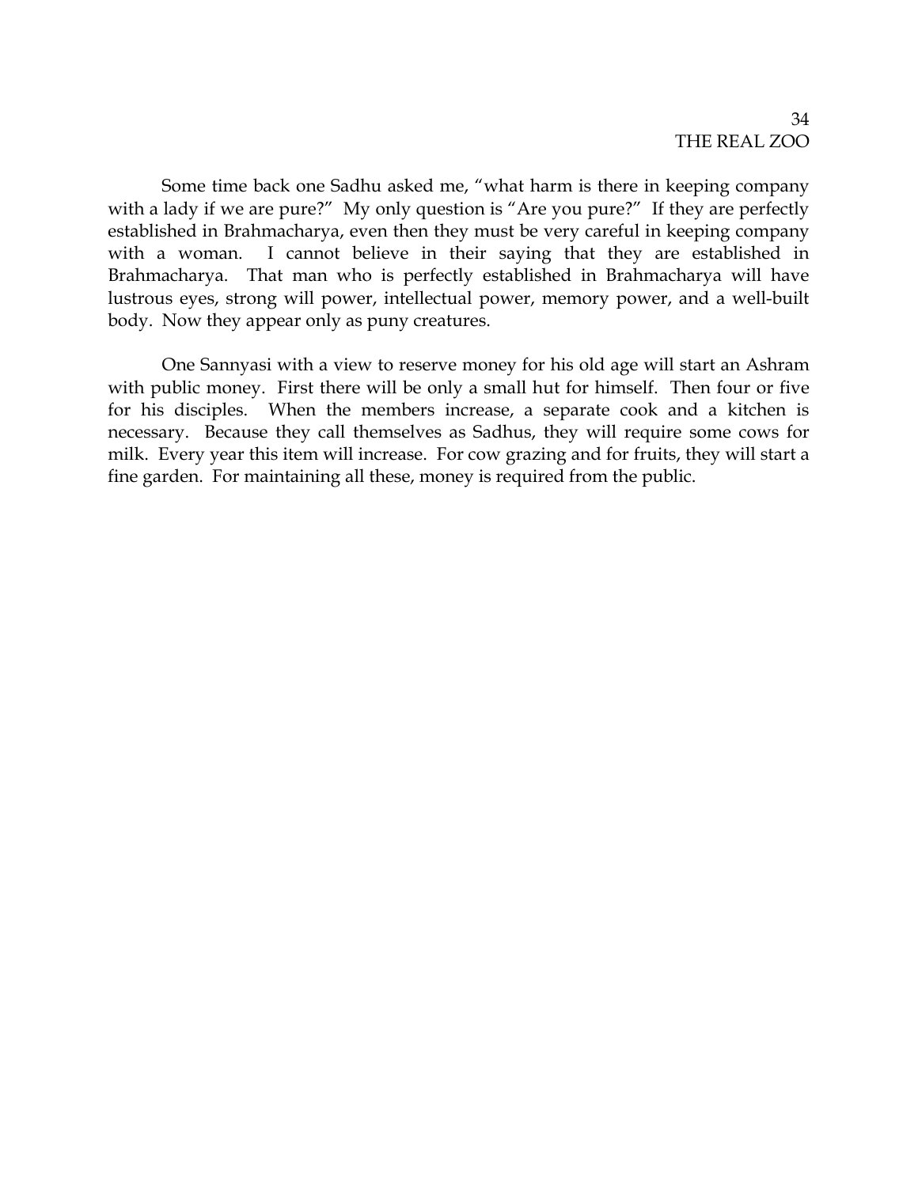Some time back one Sadhu asked me, "what harm is there in keeping company with a lady if we are pure?" My only question is "Are you pure?" If they are perfectly established in Brahmacharya, even then they must be very careful in keeping company with a woman. I cannot believe in their saying that they are established in Brahmacharya. That man who is perfectly established in Brahmacharya will have lustrous eyes, strong will power, intellectual power, memory power, and a well-built body. Now they appear only as puny creatures.

One Sannyasi with a view to reserve money for his old age will start an Ashram with public money. First there will be only a small hut for himself. Then four or five for his disciples. When the members increase, a separate cook and a kitchen is necessary. Because they call themselves as Sadhus, they will require some cows for milk. Every year this item will increase. For cow grazing and for fruits, they will start a fine garden. For maintaining all these, money is required from the public.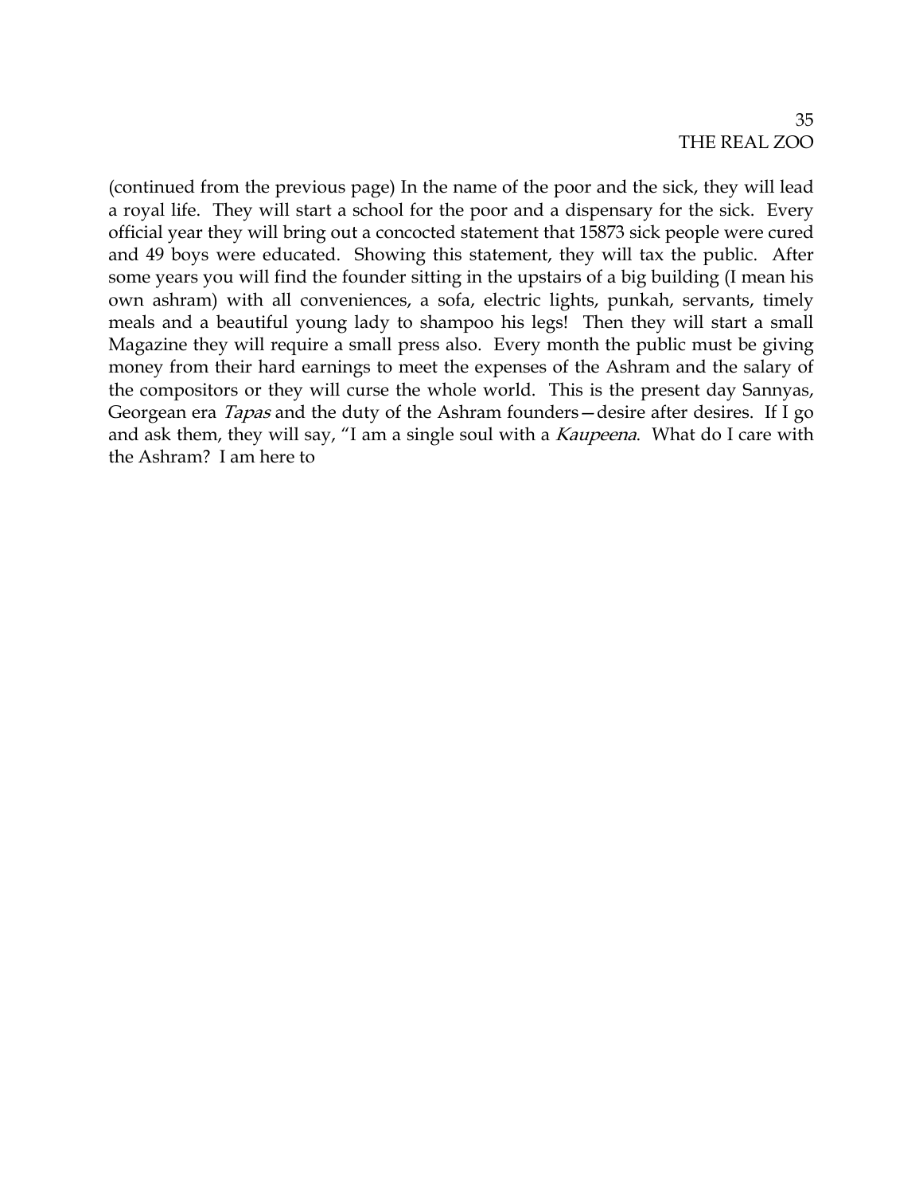(continued from the previous page) In the name of the poor and the sick, they will lead a royal life. They will start a school for the poor and a dispensary for the sick. Every official year they will bring out a concocted statement that 15873 sick people were cured and 49 boys were educated. Showing this statement, they will tax the public. After some years you will find the founder sitting in the upstairs of a big building (I mean his own ashram) with all conveniences, a sofa, electric lights, punkah, servants, timely meals and a beautiful young lady to shampoo his legs! Then they will start a small Magazine they will require a small press also. Every month the public must be giving money from their hard earnings to meet the expenses of the Ashram and the salary of the compositors or they will curse the whole world. This is the present day Sannyas, Georgean era *Tapas* and the duty of the Ashram founders—desire after desires. If I go and ask them, they will say, "I am a single soul with a *Kaupeena*. What do I care with the Ashram? I am here to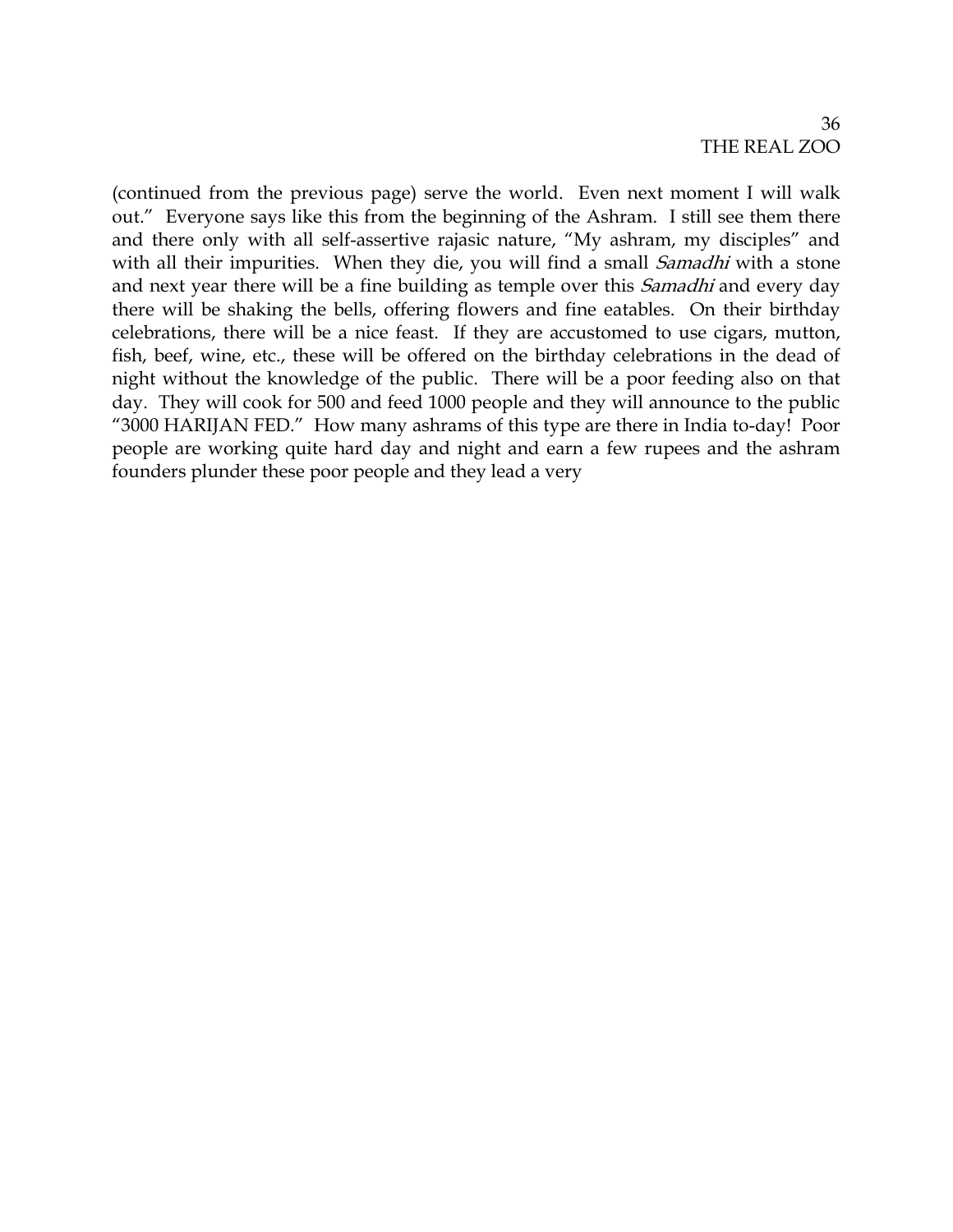(continued from the previous page) serve the world. Even next moment I will walk out." Everyone says like this from the beginning of the Ashram. I still see them there and there only with all self-assertive rajasic nature, "My ashram, my disciples" and with all their impurities. When they die, you will find a small *Samadhi* with a stone and next year there will be a fine building as temple over this *Samadhi* and every day there will be shaking the bells, offering flowers and fine eatables. On their birthday celebrations, there will be a nice feast. If they are accustomed to use cigars, mutton, fish, beef, wine, etc., these will be offered on the birthday celebrations in the dead of night without the knowledge of the public. There will be a poor feeding also on that day. They will cook for 500 and feed 1000 people and they will announce to the public "3000 HARIJAN FED." How many ashrams of this type are there in India to-day! Poor people are working quite hard day and night and earn a few rupees and the ashram founders plunder these poor people and they lead a very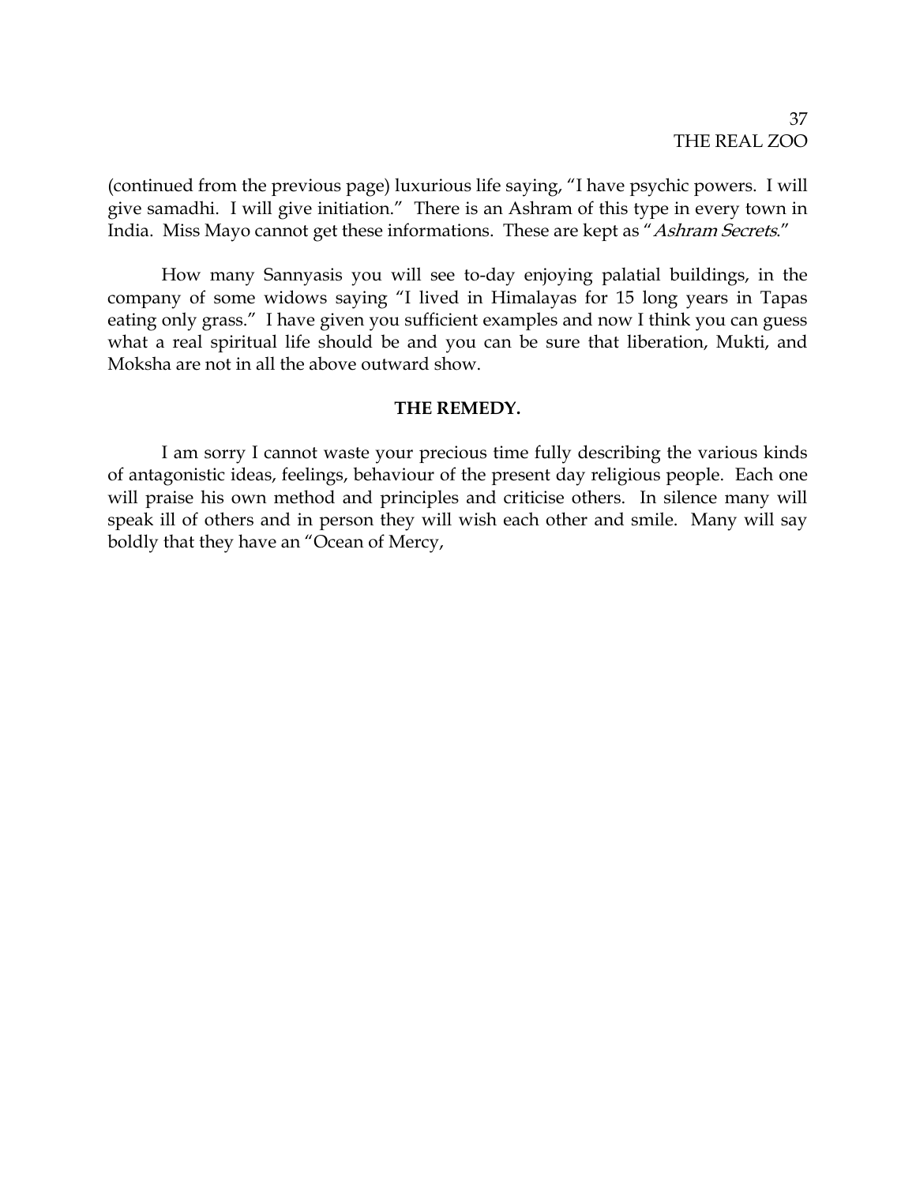(continued from the previous page) luxurious life saying, "I have psychic powers. I will give samadhi. I will give initiation." There is an Ashram of this type in every town in India. Miss Mayo cannot get these informations. These are kept as "*Ashram Secrets*."

How many Sannyasis you will see to-day enjoying palatial buildings, in the company of some widows saying "I lived in Himalayas for 15 long years in Tapas eating only grass." I have given you sufficient examples and now I think you can guess what a real spiritual life should be and you can be sure that liberation, Mukti, and Moksha are not in all the above outward show.

**THE REMEDY.**

I am sorry I cannot waste your precious time fully describing the various kinds of antagonistic ideas, feelings, behaviour of the present day religious people. Each one will praise his own method and principles and criticise others. In silence many will speak ill of others and in person they will wish each other and smile. Many will say boldly that they have an "Ocean of Mercy,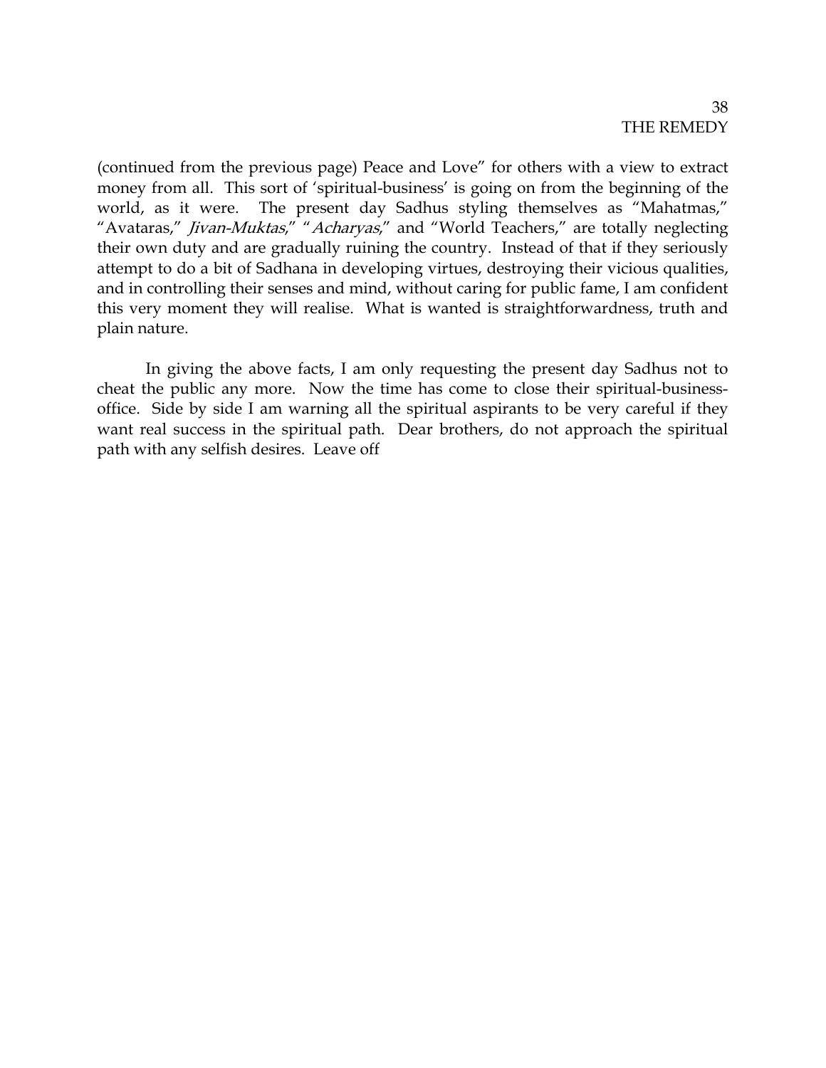(continued from the previous page) Peace and Love" for others with a view to extract money from all. This sort of 'spiritual-business' is going on from the beginning of the world, as it were. The present day Sadhus styling themselves as "Mahatmas," "Avataras," *Jivan-Muktas*," "*Acharyas*," and "World Teachers," are totally neglecting their own duty and are gradually ruining the country. Instead of that if they seriously attempt to do a bit of Sadhana in developing virtues, destroying their vicious qualities, and in controlling their senses and mind, without caring for public fame, I am confident this very moment they will realise. What is wanted is straightforwardness, truth and plain nature.

In giving the above facts, I am only requesting the present day Sadhus not to cheat the public any more. Now the time has come to close their spiritual-business-office. Side by side I am warning all the spiritual aspirants to be very careful if they want real success in the spiritual path. Dear brothers, do not approach the spiritual path with any selfish desires. Leave off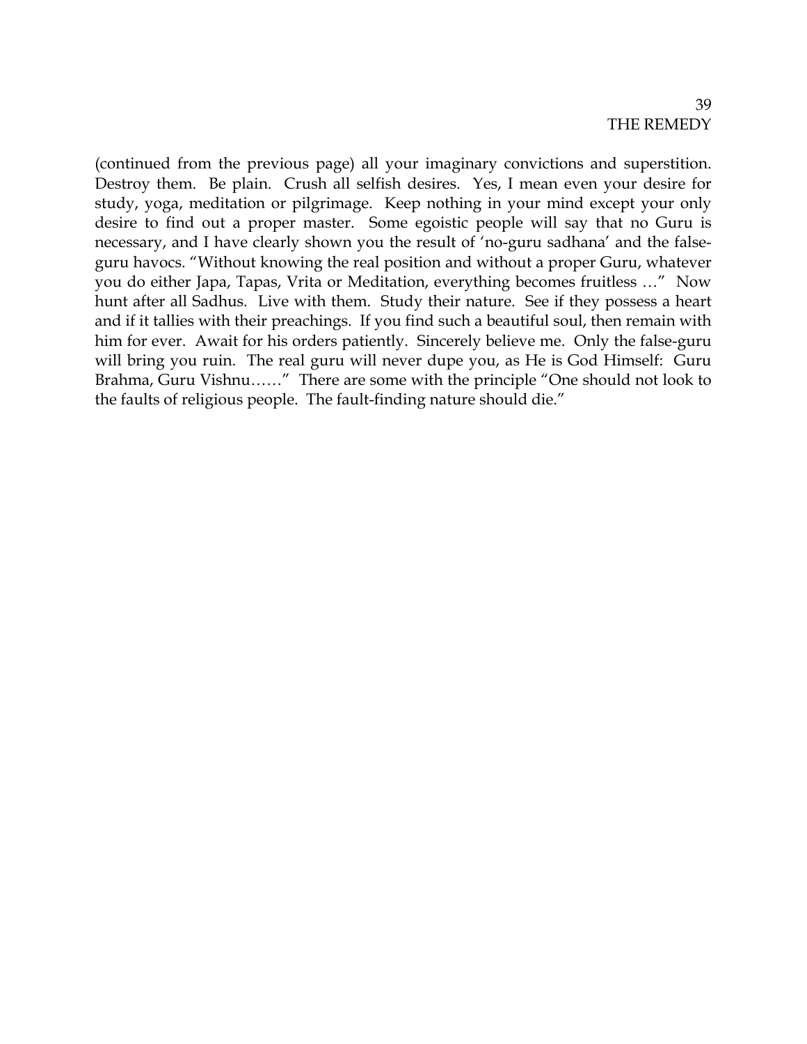(continued from the previous page) all your imaginary convictions and superstition. Destroy them. Be plain. Crush all selfish desires. Yes, I mean even your desire for study, yoga, meditation or pilgrimage. Keep nothing in your mind except your only desire to find out a proper master. Some egoistic people will say that no Guru is necessary, and I have clearly shown you the result of 'no-guru sadhana' and the false-guru havocs. "Without knowing the real position and without a proper Guru, whatever you do either Japa, Tapas, Vrita or Meditation, everything becomes fruitless …" Now hunt after all Sadhus. Live with them. Study their nature. See if they possess a heart and if it tallies with their preachings. If you find such a beautiful soul, then remain with him for ever. Await for his orders patiently. Sincerely believe me. Only the false-guru will bring you ruin. The real guru will never dupe you, as He is God Himself: Guru Brahma, Guru Vishnu……" There are some with the principle "One should not look to the faults of religious people. The fault-finding nature should die."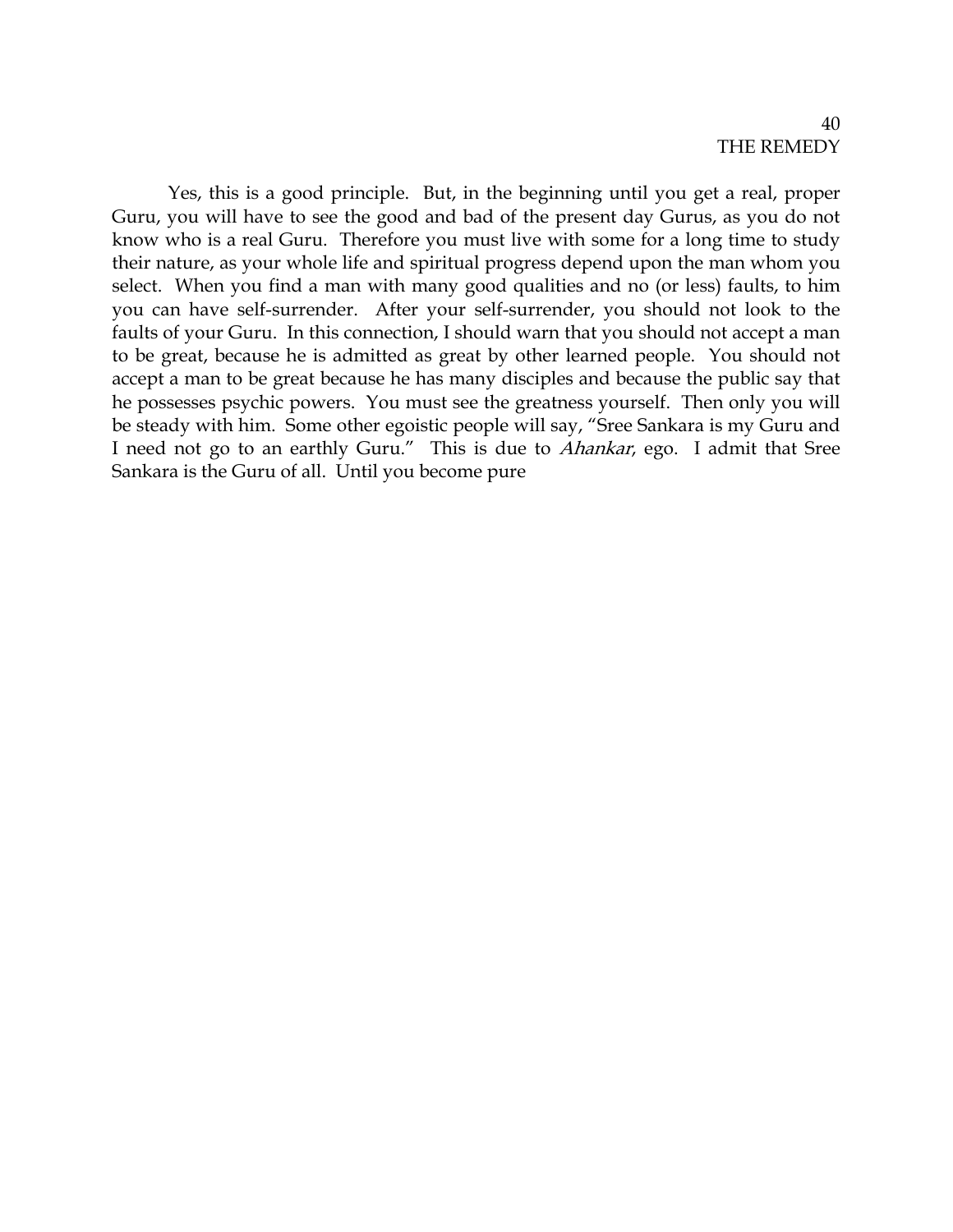Yes, this is a good principle. But, in the beginning until you get a real, proper Guru, you will have to see the good and bad of the present day Gurus, as you do not know who is a real Guru. Therefore you must live with some for a long time to study their nature, as your whole life and spiritual progress depend upon the man whom you select. When you find a man with many good qualities and no (or less) faults, to him you can have self-surrender. After your self-surrender, you should not look to the faults of your Guru. In this connection, I should warn that you should not accept a man to be great, because he is admitted as great by other learned people. You should not accept a man to be great because he has many disciples and because the public say that he possesses psychic powers. You must see the greatness yourself. Then only you will be steady with him. Some other egoistic people will say, "Sree Sankara is my Guru and I need not go to an earthly Guru." This is due to *Ahankar*, ego. I admit that Sree Sankara is the Guru of all. Until you become pure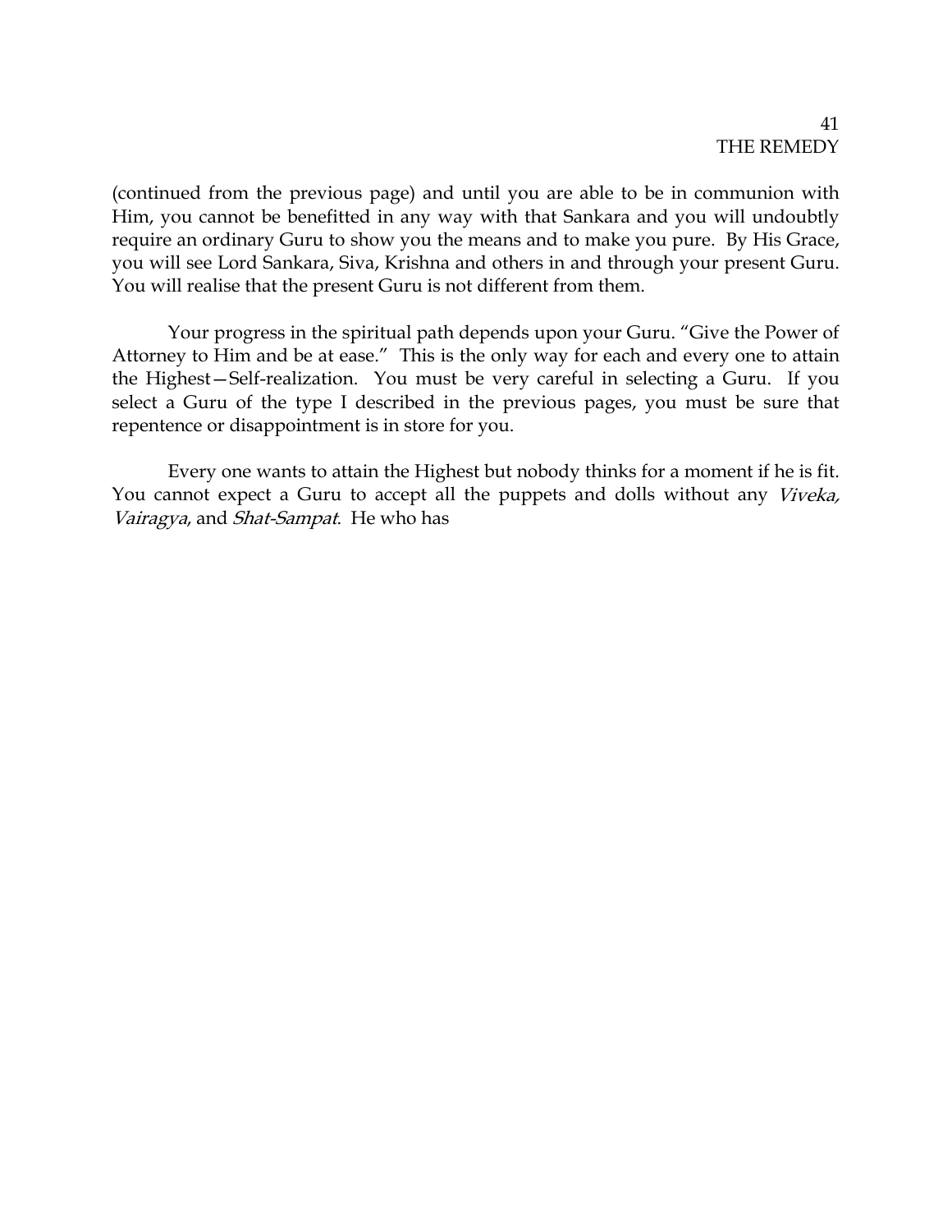(continued from the previous page) and until you are able to be in communion with Him, you cannot be benefitted in any way with that Sankara and you will undoubtly require an ordinary Guru to show you the means and to make you pure. By His Grace, you will see Lord Sankara, Siva, Krishna and others in and through your present Guru. You will realise that the present Guru is not different from them.

Your progress in the spiritual path depends upon your Guru. "Give the Power of Attorney to Him and be at ease." This is the only way for each and every one to attain the Highest—Self-realization. You must be very careful in selecting a Guru. If you select a Guru of the type I described in the previous pages, you must be sure that repentence or disappointment is in store for you.

Every one wants to attain the Highest but nobody thinks for a moment if he is fit. You cannot expect a Guru to accept all the puppets and dolls without any *Viveka, Vairagya*, and *Shat-Sampat*. He who has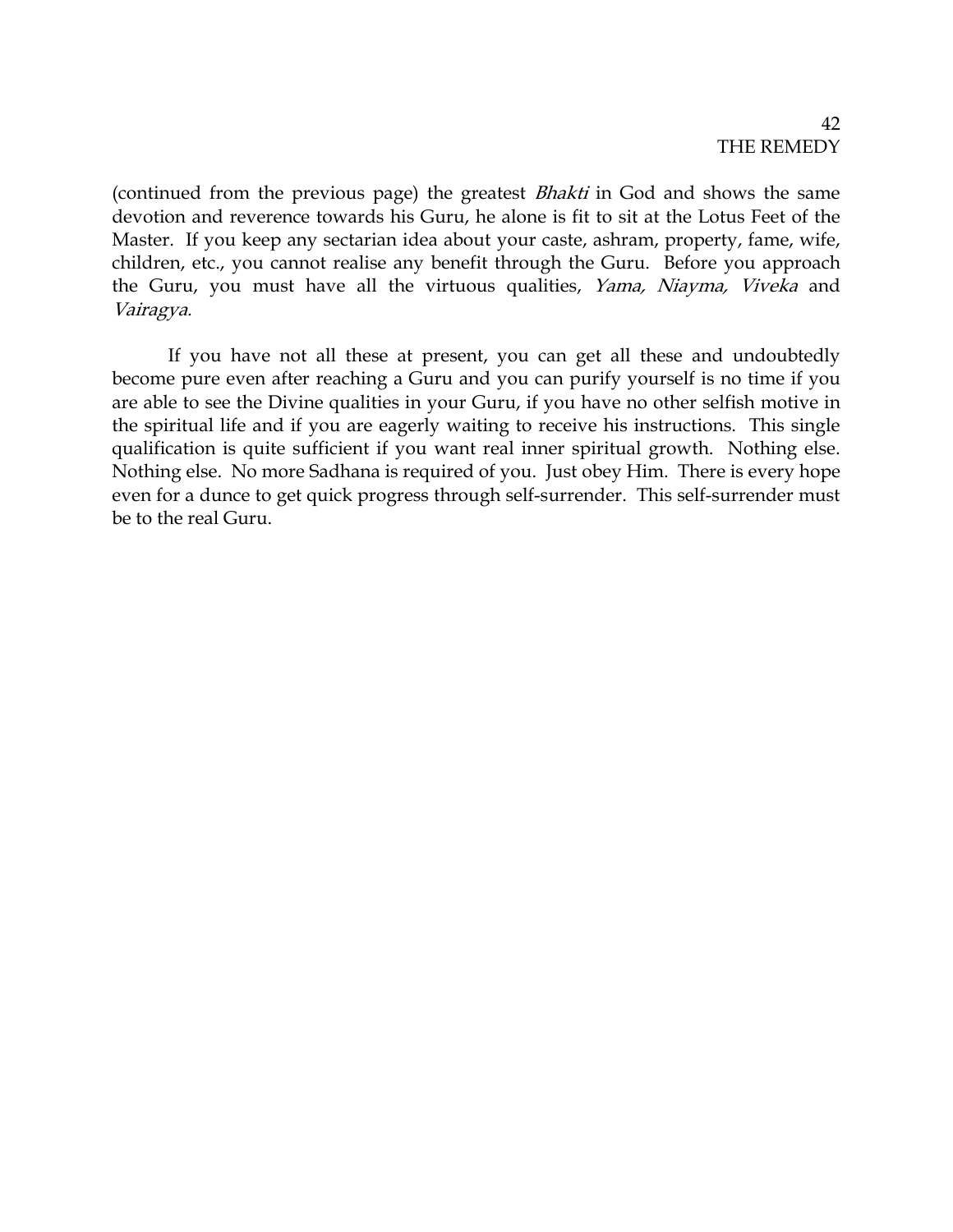(continued from the previous page) the greatest *Bhakti* in God and shows the same devotion and reverence towards his Guru, he alone is fit to sit at the Lotus Feet of the Master. If you keep any sectarian idea about your caste, ashram, property, fame, wife, children, etc., you cannot realise any benefit through the Guru. Before you approach the Guru, you must have all the virtuous qualities, *Yama, Niayma, Viveka* and *Vairagya.*

If you have not all these at present, you can get all these and undoubtedly become pure even after reaching a Guru and you can purify yourself is no time if you are able to see the Divine qualities in your Guru, if you have no other selfish motive in the spiritual life and if you are eagerly waiting to receive his instructions. This single qualification is quite sufficient if you want real inner spiritual growth. Nothing else. Nothing else. No more Sadhana is required of you. Just obey Him. There is every hope even for a dunce to get quick progress through self-surrender. This self-surrender must be to the real Guru.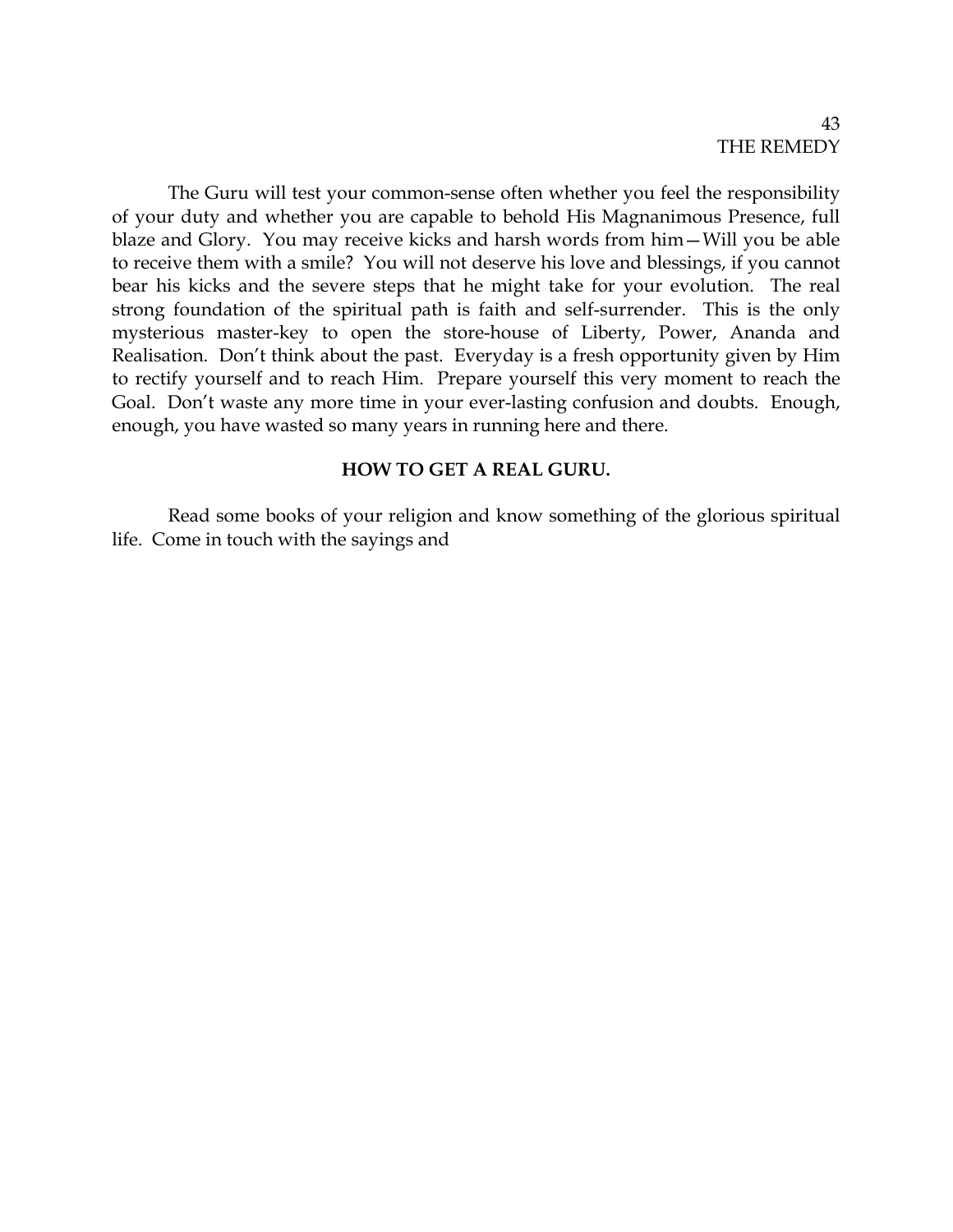The Guru will test your common-sense often whether you feel the responsibility of your duty and whether you are capable to behold His Magnanimous Presence, full blaze and Glory. You may receive kicks and harsh words from him—Will you be able to receive them with a smile? You will not deserve his love and blessings, if you cannot bear his kicks and the severe steps that he might take for your evolution. The real strong foundation of the spiritual path is faith and self-surrender. This is the only mysterious master-key to open the store-house of Liberty, Power, Ananda and Realisation. Don't think about the past. Everyday is a fresh opportunity given by Him to rectify yourself and to reach Him. Prepare yourself this very moment to reach the Goal. Don't waste any more time in your ever-lasting confusion and doubts. Enough, enough, you have wasted so many years in running here and there.

## HOW TO GET A REAL GURU.

Read some books of your religion and know something of the glorious spiritual life. Come in touch with the sayings and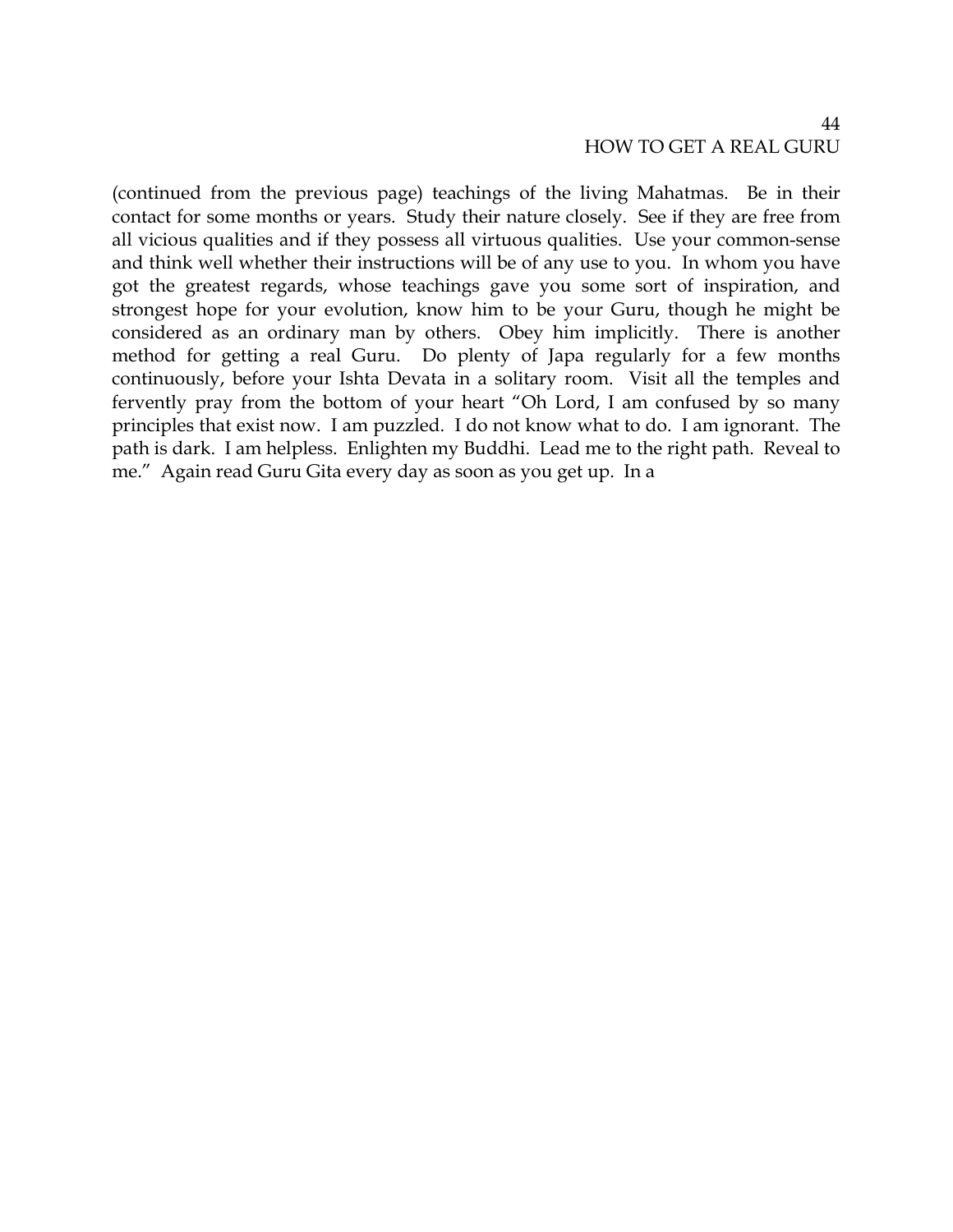(continued from the previous page) teachings of the living Mahatmas. Be in their contact for some months or years. Study their nature closely. See if they are free from all vicious qualities and if they possess all virtuous qualities. Use your common-sense and think well whether their instructions will be of any use to you. In whom you have got the greatest regards, whose teachings gave you some sort of inspiration, and strongest hope for your evolution, know him to be your Guru, though he might be considered as an ordinary man by others. Obey him implicitly. There is another method for getting a real Guru. Do plenty of Japa regularly for a few months continuously, before your Ishta Devata in a solitary room. Visit all the temples and fervently pray from the bottom of your heart "Oh Lord, I am confused by so many principles that exist now. I am puzzled. I do not know what to do. I am ignorant. The path is dark. I am helpless. Enlighten my Buddhi. Lead me to the right path. Reveal to me." Again read Guru Gita every day as soon as you get up. In a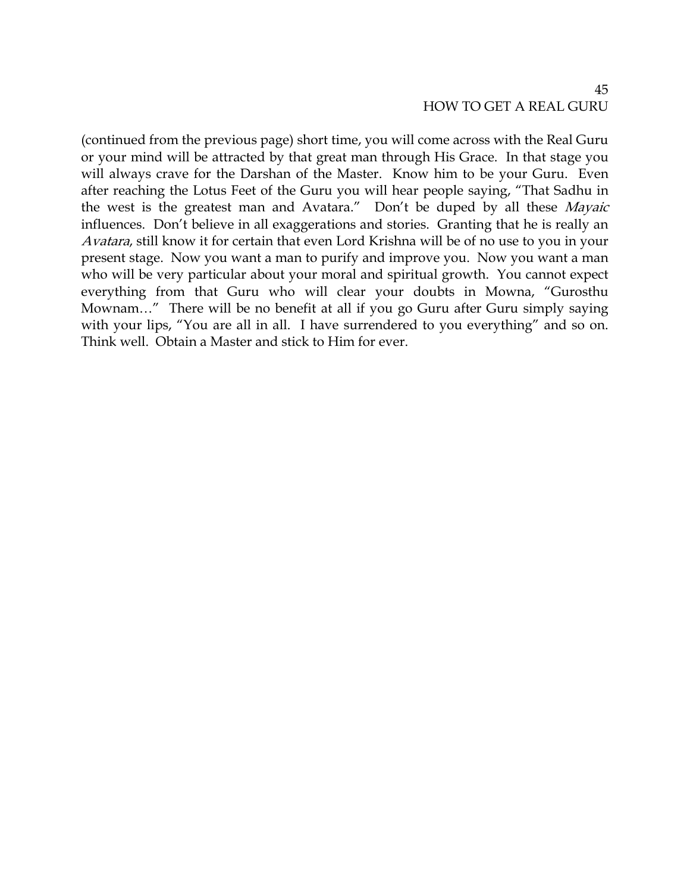(continued from the previous page) short time, you will come across with the Real Guru or your mind will be attracted by that great man through His Grace. In that stage you will always crave for the Darshan of the Master. Know him to be your Guru. Even after reaching the Lotus Feet of the Guru you will hear people saying, "That Sadhu in the west is the greatest man and Avatara." Don't be duped by all these *Mayaic* influences. Don't believe in all exaggerations and stories. Granting that he is really an *Avatara*, still know it for certain that even Lord Krishna will be of no use to you in your present stage. Now you want a man to purify and improve you. Now you want a man who will be very particular about your moral and spiritual growth. You cannot expect everything from that Guru who will clear your doubts in Mowna, "Gurosthu Mownam…" There will be no benefit at all if you go Guru after Guru simply saying with your lips, "You are all in all. I have surrendered to you everything" and so on. Think well. Obtain a Master and stick to Him for ever.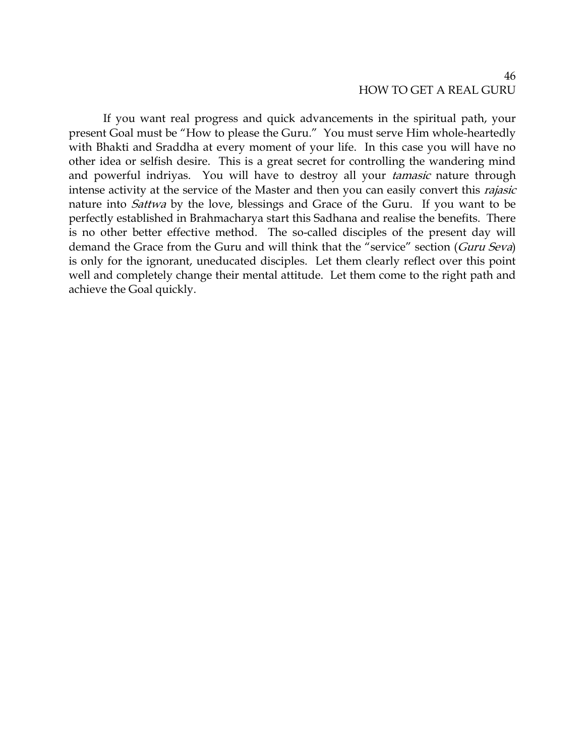# 46
## HOW TO GET A REAL GURU

If you want real progress and quick advancements in the spiritual path, your present Goal must be "How to please the Guru." You must serve Him whole-heartedly with Bhakti and Sraddha at every moment of your life. In this case you will have no other idea or selfish desire. This is a great secret for controlling the wandering mind and powerful indriyas. You will have to destroy all your *tamasic* nature through intense activity at the service of the Master and then you can easily convert this *rajasic* nature into *Sattwa* by the love, blessings and Grace of the Guru. If you want to be perfectly established in Brahmacharya start this Sadhana and realise the benefits. There is no other better effective method. The so-called disciples of the present day will demand the Grace from the Guru and will think that the "service" section (*Guru Seva*) is only for the ignorant, uneducated disciples. Let them clearly reflect over this point well and completely change their mental attitude. Let them come to the right path and achieve the Goal quickly.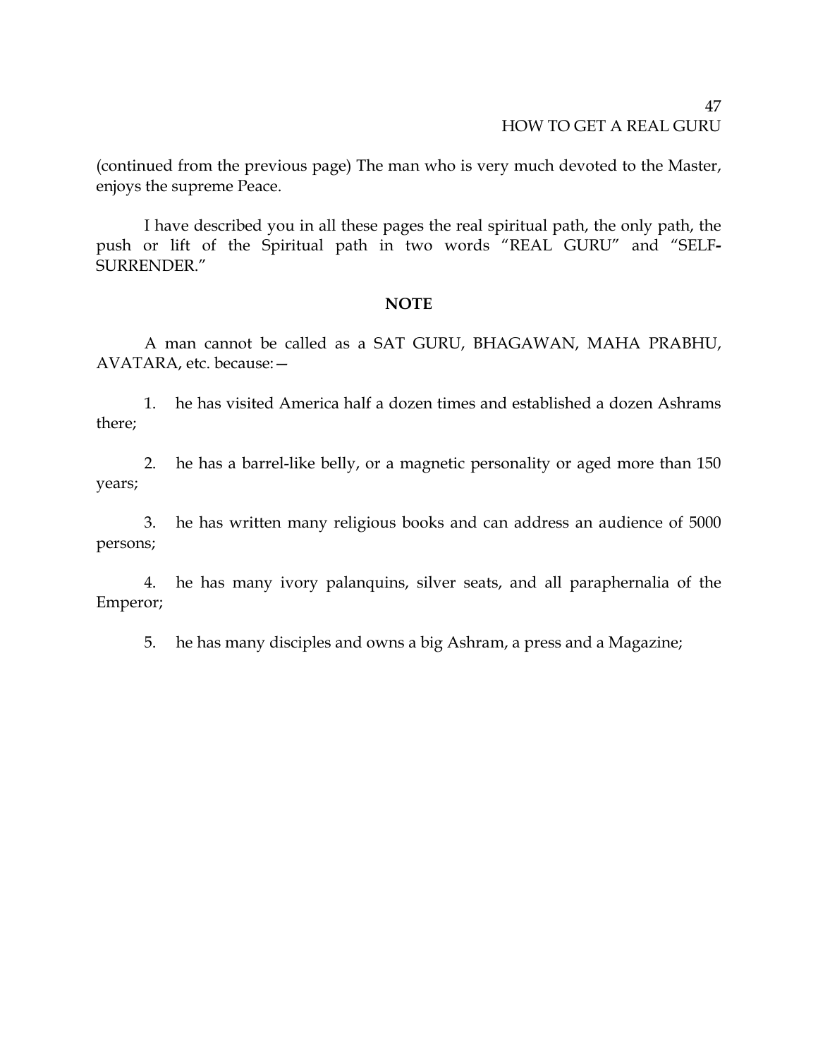(continued from the previous page) The man who is very much devoted to the Master, enjoys the supreme Peace.

I have described you in all these pages the real spiritual path, the only path, the push or lift of the Spiritual path in two words "REAL GURU" and "SELF-SURRENDER."

**NOTE**

A man cannot be called as a SAT GURU, BHAGAWAN, MAHA PRABHU, AVATARA, etc. because:—

1. he has visited America half a dozen times and established a dozen Ashrams there;

2. he has a barrel-like belly, or a magnetic personality or aged more than 150 years;

3. he has written many religious books and can address an audience of 5000 persons;

4. he has many ivory palanquins, silver seats, and all paraphernalia of the Emperor;

5. he has many disciples and owns a big Ashram, a press and a Magazine;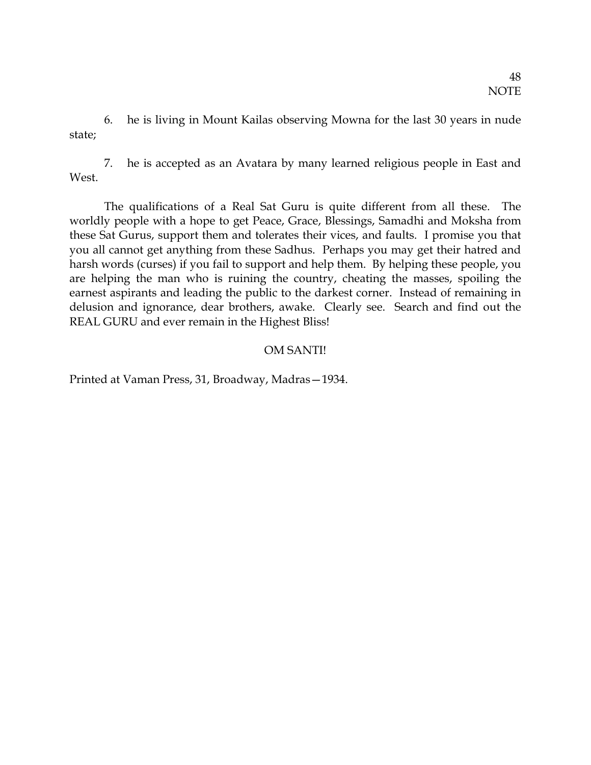NOTE

6. he is living in Mount Kailas observing Mowna for the last 30 years in nude state;

7. he is accepted as an Avatara by many learned religious people in East and West.

The qualifications of a Real Sat Guru is quite different from all these. The worldly people with a hope to get Peace, Grace, Blessings, Samadhi and Moksha from these Sat Gurus, support them and tolerates their vices, and faults. I promise you that you all cannot get anything from these Sadhus. Perhaps you may get their hatred and harsh words (curses) if you fail to support and help them. By helping these people, you are helping the man who is ruining the country, cheating the masses, spoiling the earnest aspirants and leading the public to the darkest corner. Instead of remaining in delusion and ignorance, dear brothers, awake. Clearly see. Search and find out the REAL GURU and ever remain in the Highest Bliss!

OM SANTI!

Printed at Vaman Press, 31, Broadway, Madras—1934.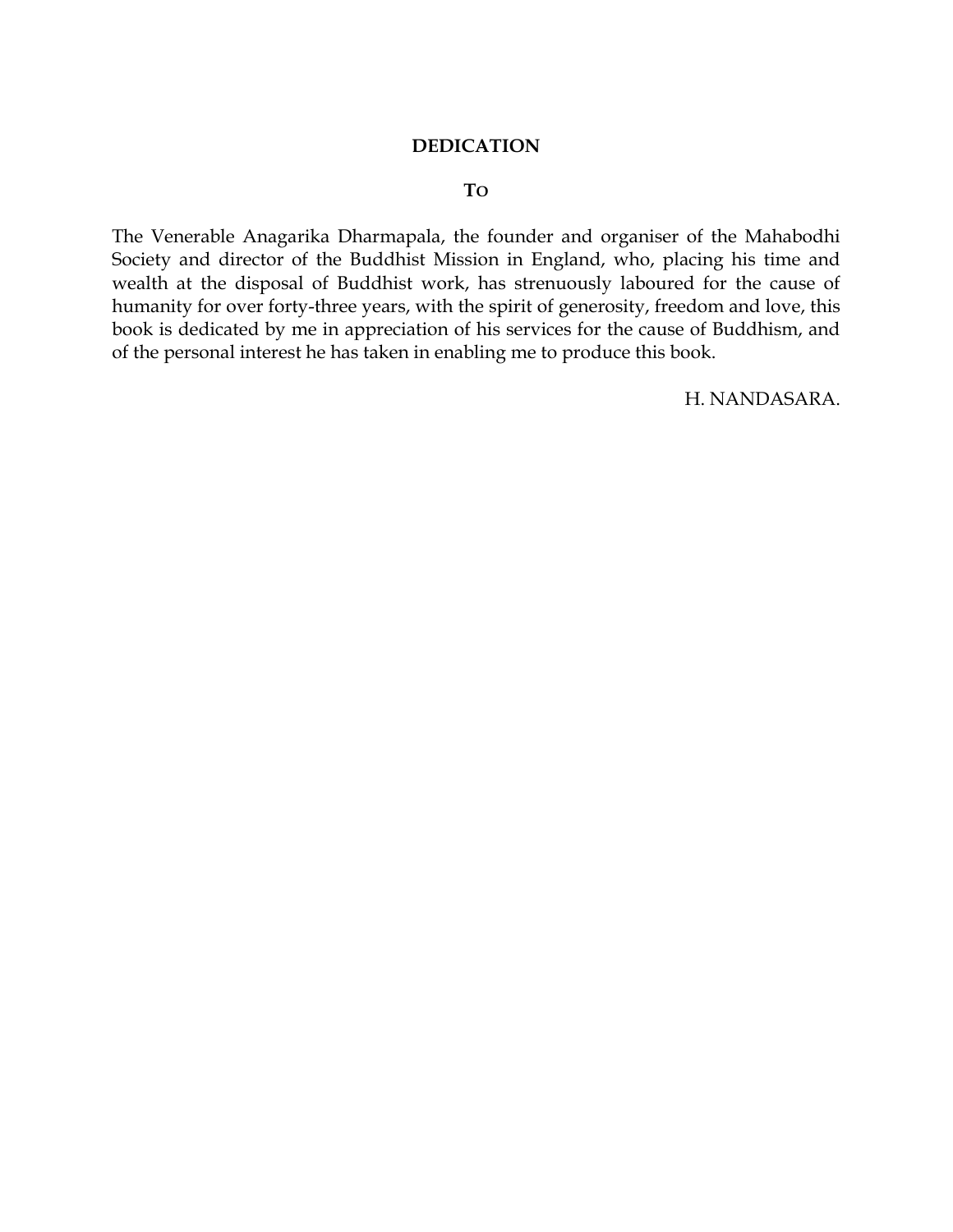## DEDICATION

### TO

The Venerable Anagarika Dharmapala, the founder and organiser of the Mahabodhi Society and director of the Buddhist Mission in England, who, placing his time and wealth at the disposal of Buddhist work, has strenuously laboured for the cause of humanity for over forty-three years, with the spirit of generosity, freedom and love, this book is dedicated by me in appreciation of his services for the cause of Buddhism, and of the personal interest he has taken in enabling me to produce this book.

H. NANDASARA.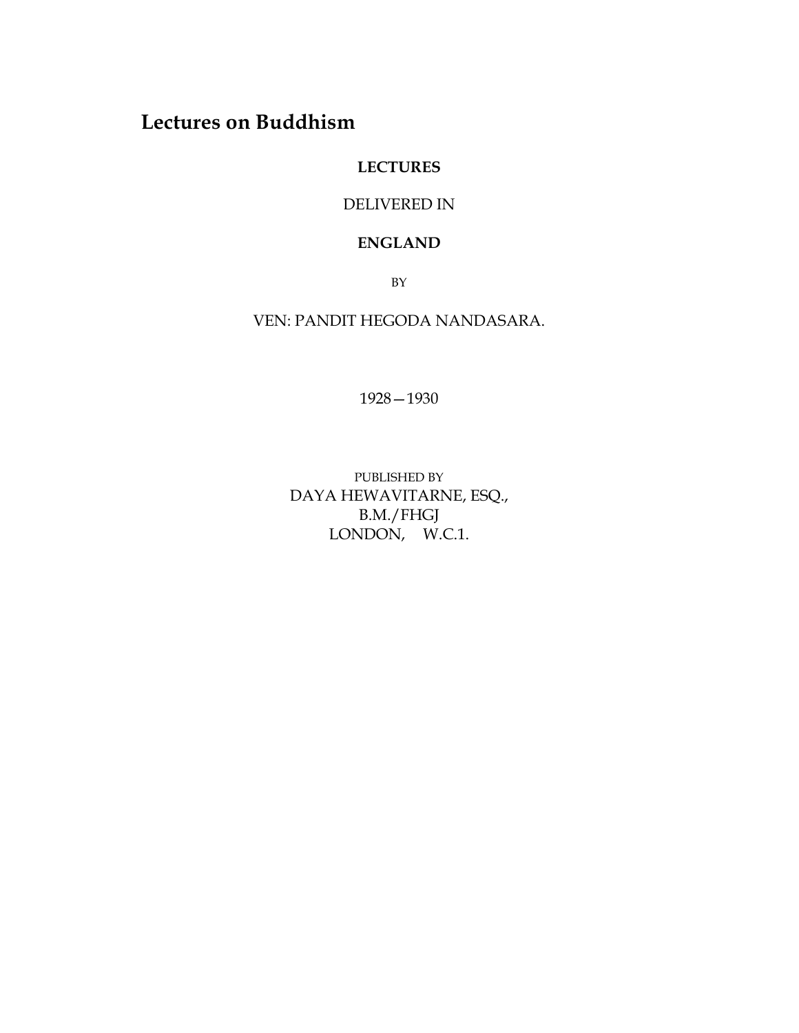# Lectures on Buddhism

**LECTURES**

DELIVERED IN

**ENGLAND**

BY

VEN: PANDIT HEGODA NANDASARA.

1928—1930

PUBLISHED BY
DAYA HEWAVITARNE, ESQ.,
B.M./FHGJ
LONDON, W.C.1.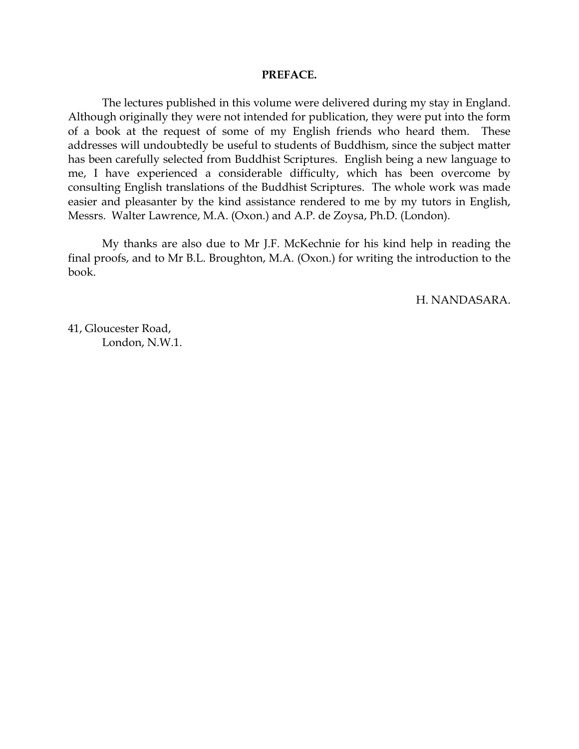## PREFACE.

The lectures published in this volume were delivered during my stay in England. Although originally they were not intended for publication, they were put into the form of a book at the request of some of my English friends who heard them. These addresses will undoubtedly be useful to students of Buddhism, since the subject matter has been carefully selected from Buddhist Scriptures. English being a new language to me, I have experienced a considerable difficulty, which has been overcome by consulting English translations of the Buddhist Scriptures. The whole work was made easier and pleasanter by the kind assistance rendered to me by my tutors in English, Messrs. Walter Lawrence, M.A. (Oxon.) and A.P. de Zoysa, Ph.D. (London).

My thanks are also due to Mr J.F. McKechnie for his kind help in reading the final proofs, and to Mr B.L. Broughton, M.A. (Oxon.) for writing the introduction to the book.

H. NANDASARA.

41, Gloucester Road,
London, N.W.1.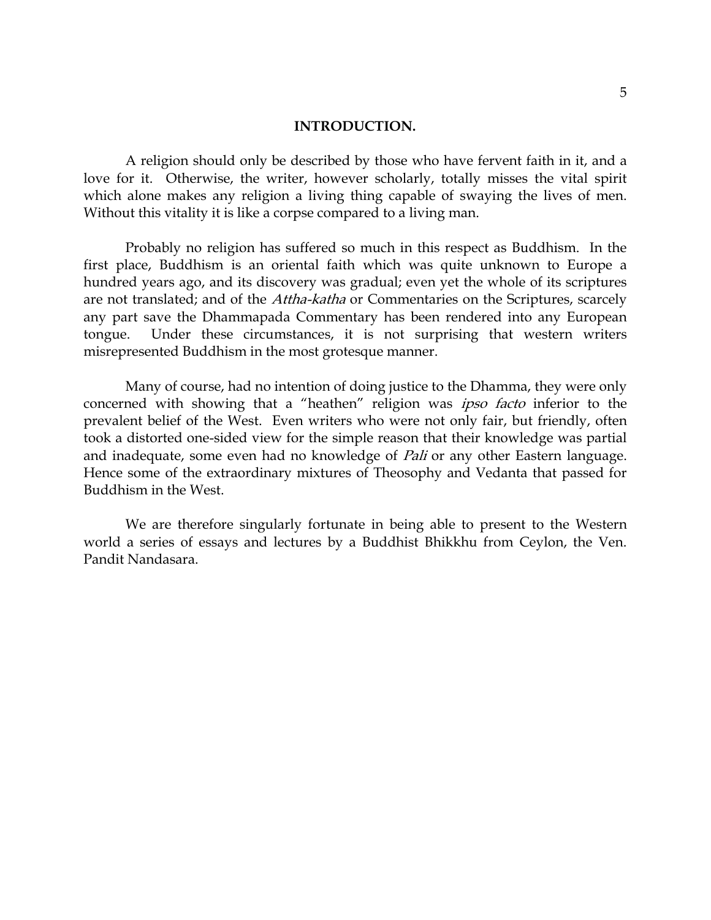# INTRODUCTION.

A religion should only be described by those who have fervent faith in it, and a love for it. Otherwise, the writer, however scholarly, totally misses the vital spirit which alone makes any religion a living thing capable of swaying the lives of men. Without this vitality it is like a corpse compared to a living man.

Probably no religion has suffered so much in this respect as Buddhism. In the first place, Buddhism is an oriental faith which was quite unknown to Europe a hundred years ago, and its discovery was gradual; even yet the whole of its scriptures are not translated; and of the *Attha-katha* or Commentaries on the Scriptures, scarcely any part save the Dhammapada Commentary has been rendered into any European tongue. Under these circumstances, it is not surprising that western writers misrepresented Buddhism in the most grotesque manner.

Many of course, had no intention of doing justice to the Dhamma, they were only concerned with showing that a "heathen" religion was *ipso facto* inferior to the prevalent belief of the West. Even writers who were not only fair, but friendly, often took a distorted one-sided view for the simple reason that their knowledge was partial and inadequate, some even had no knowledge of *Pali* or any other Eastern language. Hence some of the extraordinary mixtures of Theosophy and Vedanta that passed for Buddhism in the West.

We are therefore singularly fortunate in being able to present to the Western world a series of essays and lectures by a Buddhist Bhikkhu from Ceylon, the Ven. Pandit Nandasara.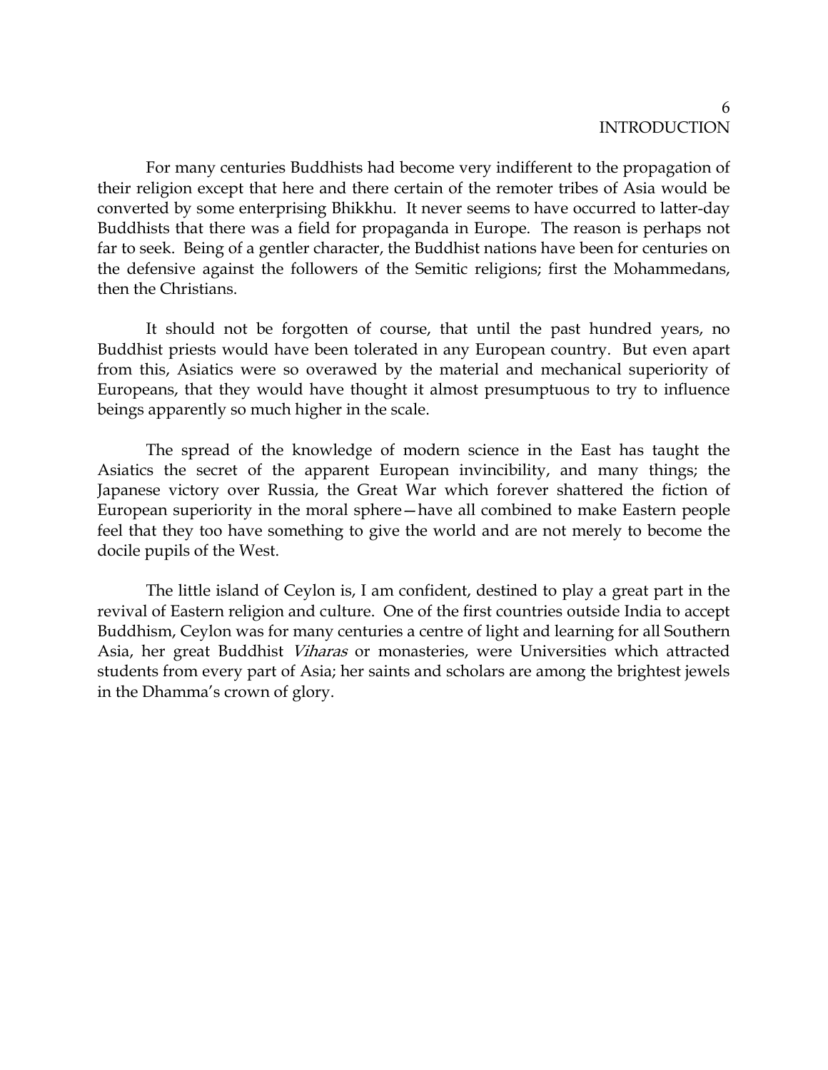For many centuries Buddhists had become very indifferent to the propagation of their religion except that here and there certain of the remoter tribes of Asia would be converted by some enterprising Bhikkhu. It never seems to have occurred to latter-day Buddhists that there was a field for propaganda in Europe. The reason is perhaps not far to seek. Being of a gentler character, the Buddhist nations have been for centuries on the defensive against the followers of the Semitic religions; first the Mohammedans, then the Christians.

It should not be forgotten of course, that until the past hundred years, no Buddhist priests would have been tolerated in any European country. But even apart from this, Asiatics were so overawed by the material and mechanical superiority of Europeans, that they would have thought it almost presumptuous to try to influence beings apparently so much higher in the scale.

The spread of the knowledge of modern science in the East has taught the Asiatics the secret of the apparent European invincibility, and many things; the Japanese victory over Russia, the Great War which forever shattered the fiction of European superiority in the moral sphere—have all combined to make Eastern people feel that they too have something to give the world and are not merely to become the docile pupils of the West.

The little island of Ceylon is, I am confident, destined to play a great part in the revival of Eastern religion and culture. One of the first countries outside India to accept Buddhism, Ceylon was for many centuries a centre of light and learning for all Southern Asia, her great Buddhist *Viharas* or monasteries, were Universities which attracted students from every part of Asia; her saints and scholars are among the brightest jewels in the Dhamma's crown of glory.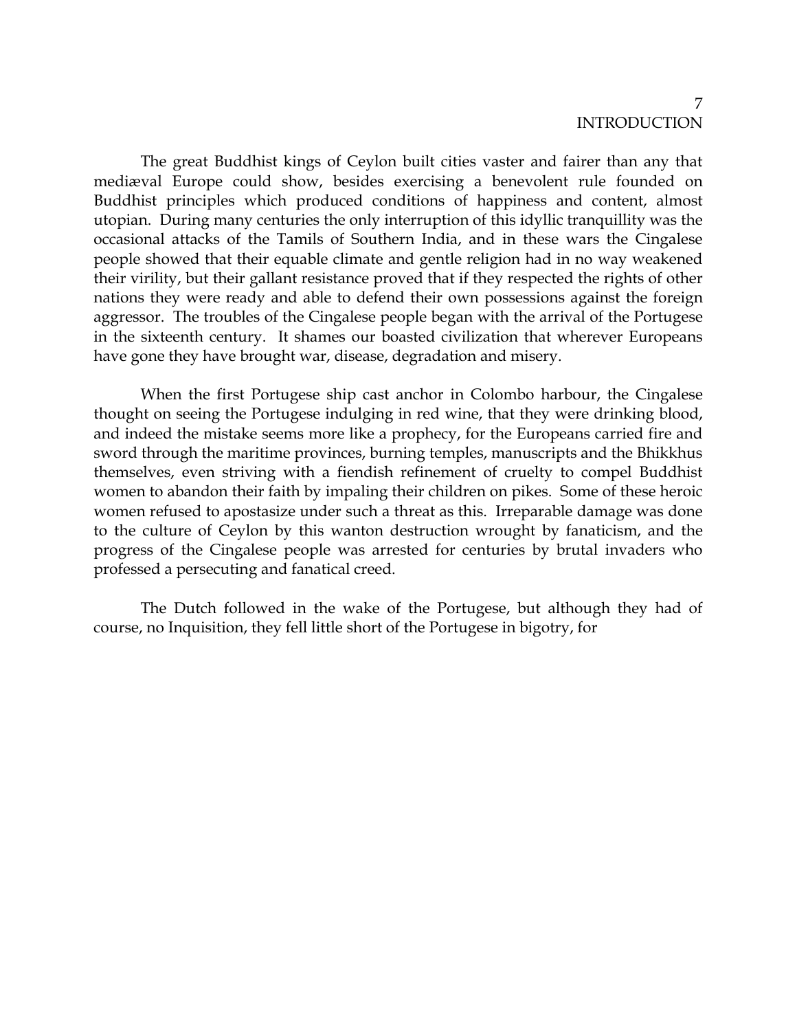The great Buddhist kings of Ceylon built cities vaster and fairer than any that mediæval Europe could show, besides exercising a benevolent rule founded on Buddhist principles which produced conditions of happiness and content, almost utopian. During many centuries the only interruption of this idyllic tranquillity was the occasional attacks of the Tamils of Southern India, and in these wars the Cingalese people showed that their equable climate and gentle religion had in no way weakened their virility, but their gallant resistance proved that if they respected the rights of other nations they were ready and able to defend their own possessions against the foreign aggressor. The troubles of the Cingalese people began with the arrival of the Portugese in the sixteenth century. It shames our boasted civilization that wherever Europeans have gone they have brought war, disease, degradation and misery.

When the first Portugese ship cast anchor in Colombo harbour, the Cingalese thought on seeing the Portugese indulging in red wine, that they were drinking blood, and indeed the mistake seems more like a prophecy, for the Europeans carried fire and sword through the maritime provinces, burning temples, manuscripts and the Bhikkhus themselves, even striving with a fiendish refinement of cruelty to compel Buddhist women to abandon their faith by impaling their children on pikes. Some of these heroic women refused to apostasize under such a threat as this. Irreparable damage was done to the culture of Ceylon by this wanton destruction wrought by fanaticism, and the progress of the Cingalese people was arrested for centuries by brutal invaders who professed a persecuting and fanatical creed.

The Dutch followed in the wake of the Portugese, but although they had of course, no Inquisition, they fell little short of the Portugese in bigotry, for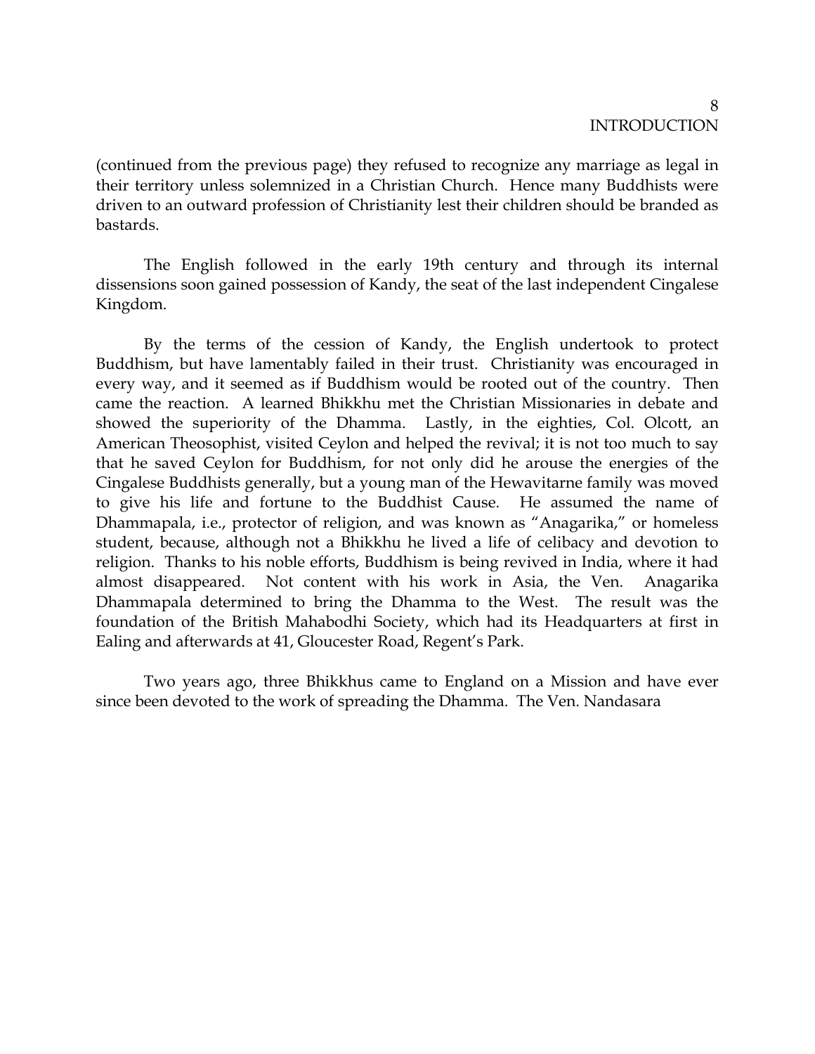(continued from the previous page) they refused to recognize any marriage as legal in their territory unless solemnized in a Christian Church. Hence many Buddhists were driven to an outward profession of Christianity lest their children should be branded as bastards.

The English followed in the early 19th century and through its internal dissensions soon gained possession of Kandy, the seat of the last independent Cingalese Kingdom.

By the terms of the cession of Kandy, the English undertook to protect Buddhism, but have lamentably failed in their trust. Christianity was encouraged in every way, and it seemed as if Buddhism would be rooted out of the country. Then came the reaction. A learned Bhikkhu met the Christian Missionaries in debate and showed the superiority of the Dhamma. Lastly, in the eighties, Col. Olcott, an American Theosophist, visited Ceylon and helped the revival; it is not too much to say that he saved Ceylon for Buddhism, for not only did he arouse the energies of the Cingalese Buddhists generally, but a young man of the Hewavitarne family was moved to give his life and fortune to the Buddhist Cause. He assumed the name of Dhammapala, i.e., protector of religion, and was known as "Anagarika," or homeless student, because, although not a Bhikkhu he lived a life of celibacy and devotion to religion. Thanks to his noble efforts, Buddhism is being revived in India, where it had almost disappeared. Not content with his work in Asia, the Ven. Anagarika Dhammapala determined to bring the Dhamma to the West. The result was the foundation of the British Mahabodhi Society, which had its Headquarters at first in Ealing and afterwards at 41, Gloucester Road, Regent's Park.

Two years ago, three Bhikkhus came to England on a Mission and have ever since been devoted to the work of spreading the Dhamma. The Ven. Nandasara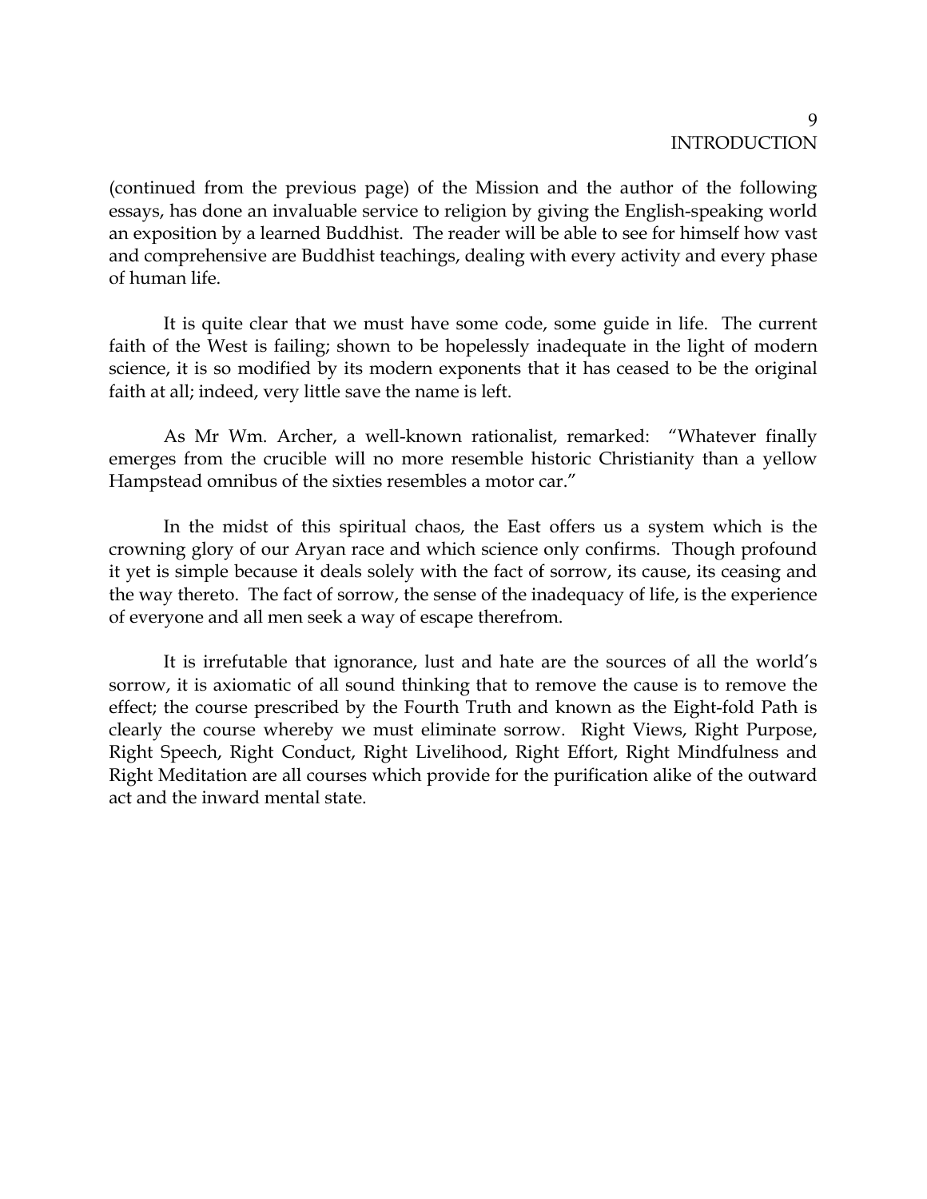(continued from the previous page) of the Mission and the author of the following essays, has done an invaluable service to religion by giving the English-speaking world an exposition by a learned Buddhist. The reader will be able to see for himself how vast and comprehensive are Buddhist teachings, dealing with every activity and every phase of human life.

It is quite clear that we must have some code, some guide in life. The current faith of the West is failing; shown to be hopelessly inadequate in the light of modern science, it is so modified by its modern exponents that it has ceased to be the original faith at all; indeed, very little save the name is left.

As Mr Wm. Archer, a well-known rationalist, remarked: "Whatever finally emerges from the crucible will no more resemble historic Christianity than a yellow Hampstead omnibus of the sixties resembles a motor car."

In the midst of this spiritual chaos, the East offers us a system which is the crowning glory of our Aryan race and which science only confirms. Though profound it yet is simple because it deals solely with the fact of sorrow, its cause, its ceasing and the way thereto. The fact of sorrow, the sense of the inadequacy of life, is the experience of everyone and all men seek a way of escape therefrom.

It is irrefutable that ignorance, lust and hate are the sources of all the world's sorrow, it is axiomatic of all sound thinking that to remove the cause is to remove the effect; the course prescribed by the Fourth Truth and known as the Eight-fold Path is clearly the course whereby we must eliminate sorrow. Right Views, Right Purpose, Right Speech, Right Conduct, Right Livelihood, Right Effort, Right Mindfulness and Right Meditation are all courses which provide for the purification alike of the outward act and the inward mental state.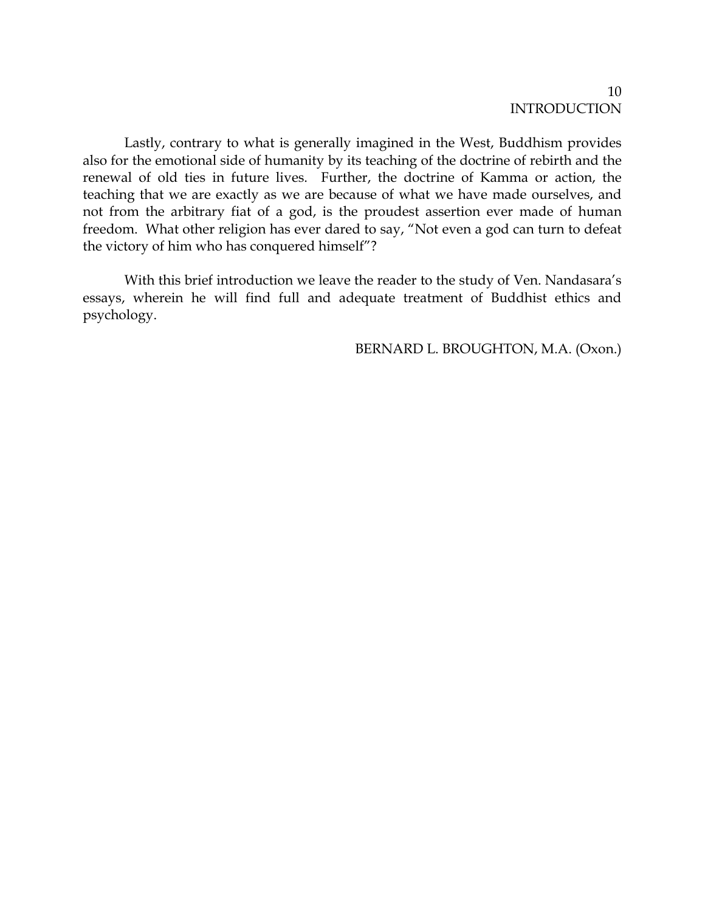Lastly, contrary to what is generally imagined in the West, Buddhism provides also for the emotional side of humanity by its teaching of the doctrine of rebirth and the renewal of old ties in future lives. Further, the doctrine of Kamma or action, the teaching that we are exactly as we are because of what we have made ourselves, and not from the arbitrary fiat of a god, is the proudest assertion ever made of human freedom. What other religion has ever dared to say, "Not even a god can turn to defeat the victory of him who has conquered himself"?

With this brief introduction we leave the reader to the study of Ven. Nandasara's essays, wherein he will find full and adequate treatment of Buddhist ethics and psychology.

BERNARD L. BROUGHTON, M.A. (Oxon.)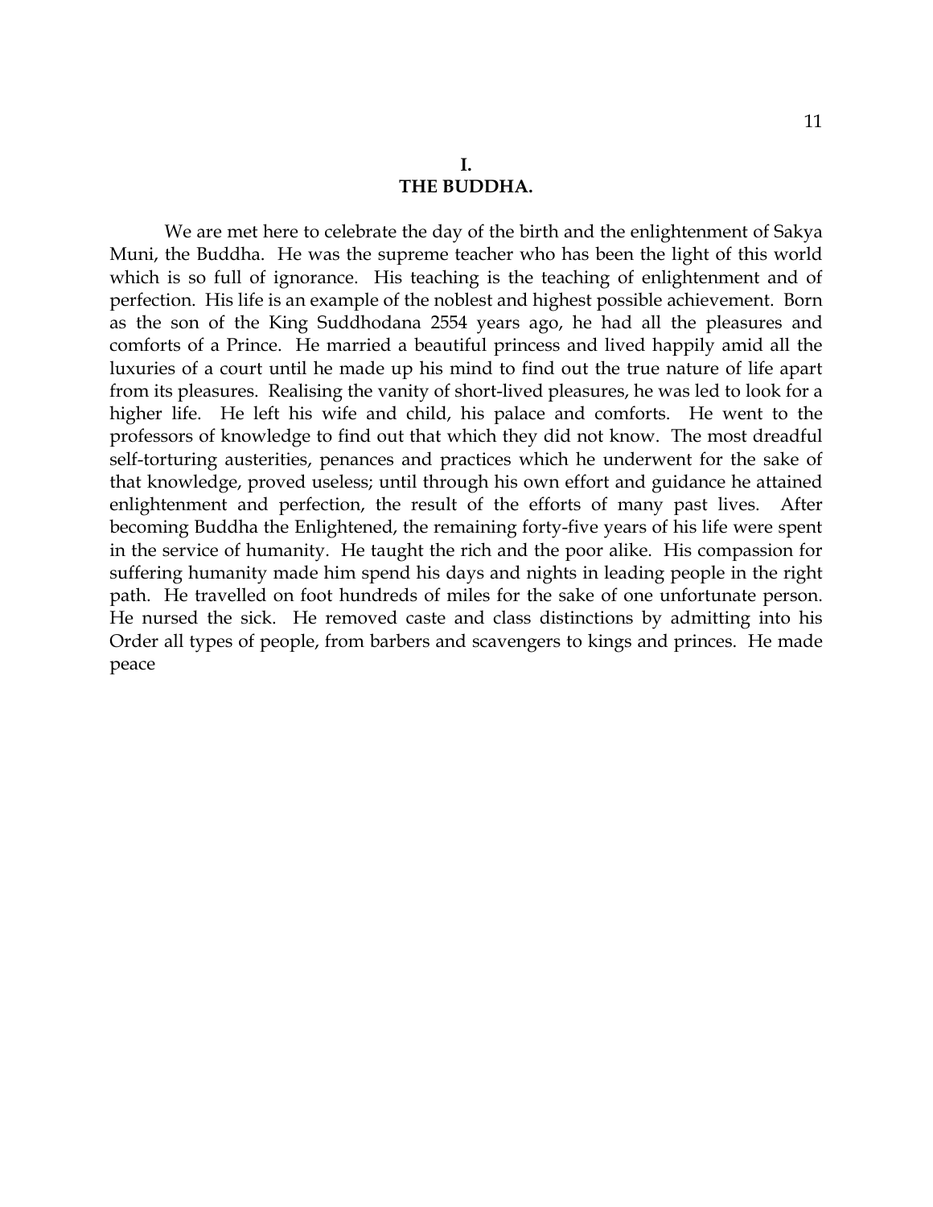## I.
## THE BUDDHA.

We are met here to celebrate the day of the birth and the enlightenment of Sakya Muni, the Buddha. He was the supreme teacher who has been the light of this world which is so full of ignorance. His teaching is the teaching of enlightenment and of perfection. His life is an example of the noblest and highest possible achievement. Born as the son of the King Suddhodana 2554 years ago, he had all the pleasures and comforts of a Prince. He married a beautiful princess and lived happily amid all the luxuries of a court until he made up his mind to find out the true nature of life apart from its pleasures. Realising the vanity of short-lived pleasures, he was led to look for a higher life. He left his wife and child, his palace and comforts. He went to the professors of knowledge to find out that which they did not know. The most dreadful self-torturing austerities, penances and practices which he underwent for the sake of that knowledge, proved useless; until through his own effort and guidance he attained enlightenment and perfection, the result of the efforts of many past lives. After becoming Buddha the Enlightened, the remaining forty-five years of his life were spent in the service of humanity. He taught the rich and the poor alike. His compassion for suffering humanity made him spend his days and nights in leading people in the right path. He travelled on foot hundreds of miles for the sake of one unfortunate person. He nursed the sick. He removed caste and class distinctions by admitting into his Order all types of people, from barbers and scavengers to kings and princes. He made peace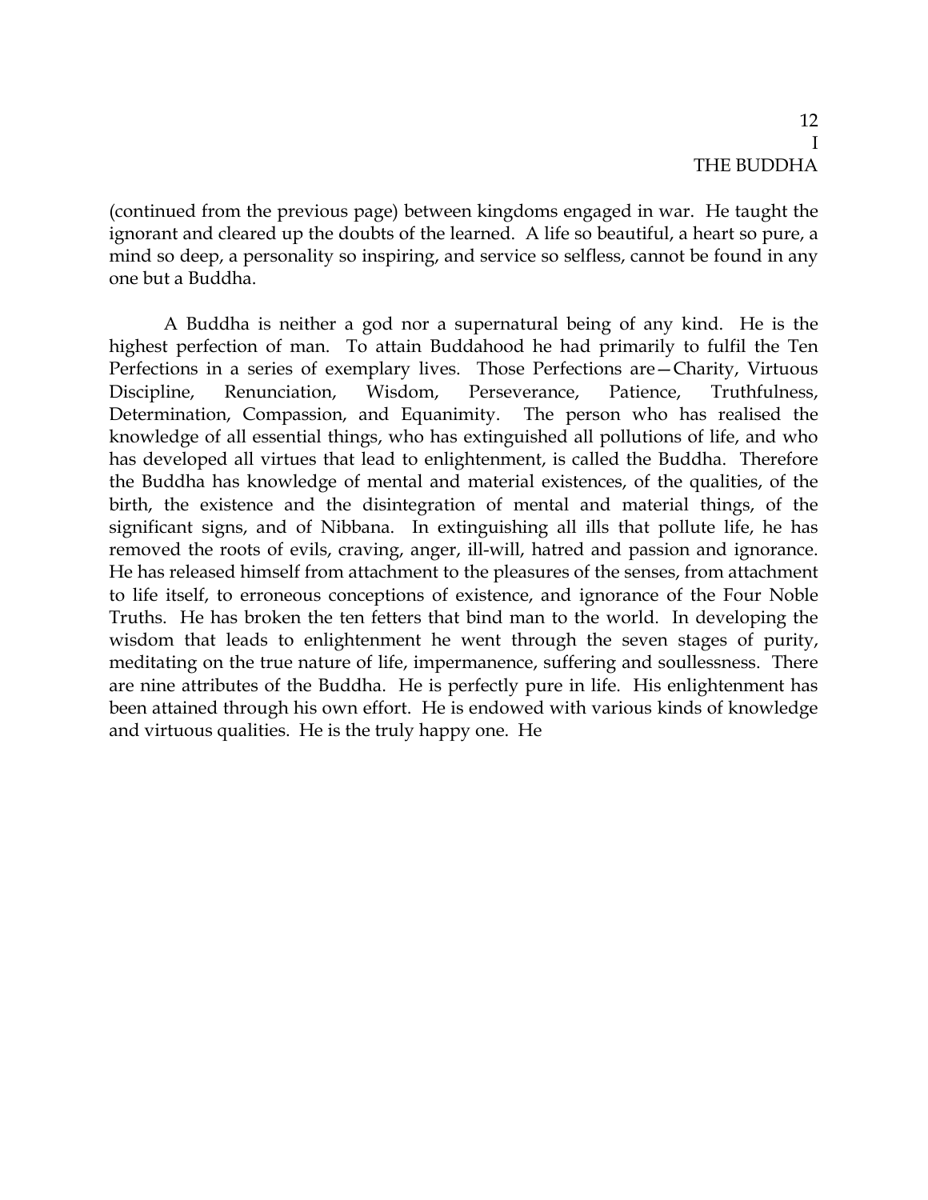(continued from the previous page) between kingdoms engaged in war. He taught the ignorant and cleared up the doubts of the learned. A life so beautiful, a heart so pure, a mind so deep, a personality so inspiring, and service so selfless, cannot be found in any one but a Buddha.

A Buddha is neither a god nor a supernatural being of any kind. He is the highest perfection of man. To attain Buddahood he had primarily to fulfil the Ten Perfections in a series of exemplary lives. Those Perfections are—Charity, Virtuous Discipline, Renunciation, Wisdom, Perseverance, Patience, Truthfulness, Determination, Compassion, and Equanimity. The person who has realised the knowledge of all essential things, who has extinguished all pollutions of life, and who has developed all virtues that lead to enlightenment, is called the Buddha. Therefore the Buddha has knowledge of mental and material existences, of the qualities, of the birth, the existence and the disintegration of mental and material things, of the significant signs, and of Nibbana. In extinguishing all ills that pollute life, he has removed the roots of evils, craving, anger, ill-will, hatred and passion and ignorance. He has released himself from attachment to the pleasures of the senses, from attachment to life itself, to erroneous conceptions of existence, and ignorance of the Four Noble Truths. He has broken the ten fetters that bind man to the world. In developing the wisdom that leads to enlightenment he went through the seven stages of purity, meditating on the true nature of life, impermanence, suffering and soullessness. There are nine attributes of the Buddha. He is perfectly pure in life. His enlightenment has been attained through his own effort. He is endowed with various kinds of knowledge and virtuous qualities. He is the truly happy one. He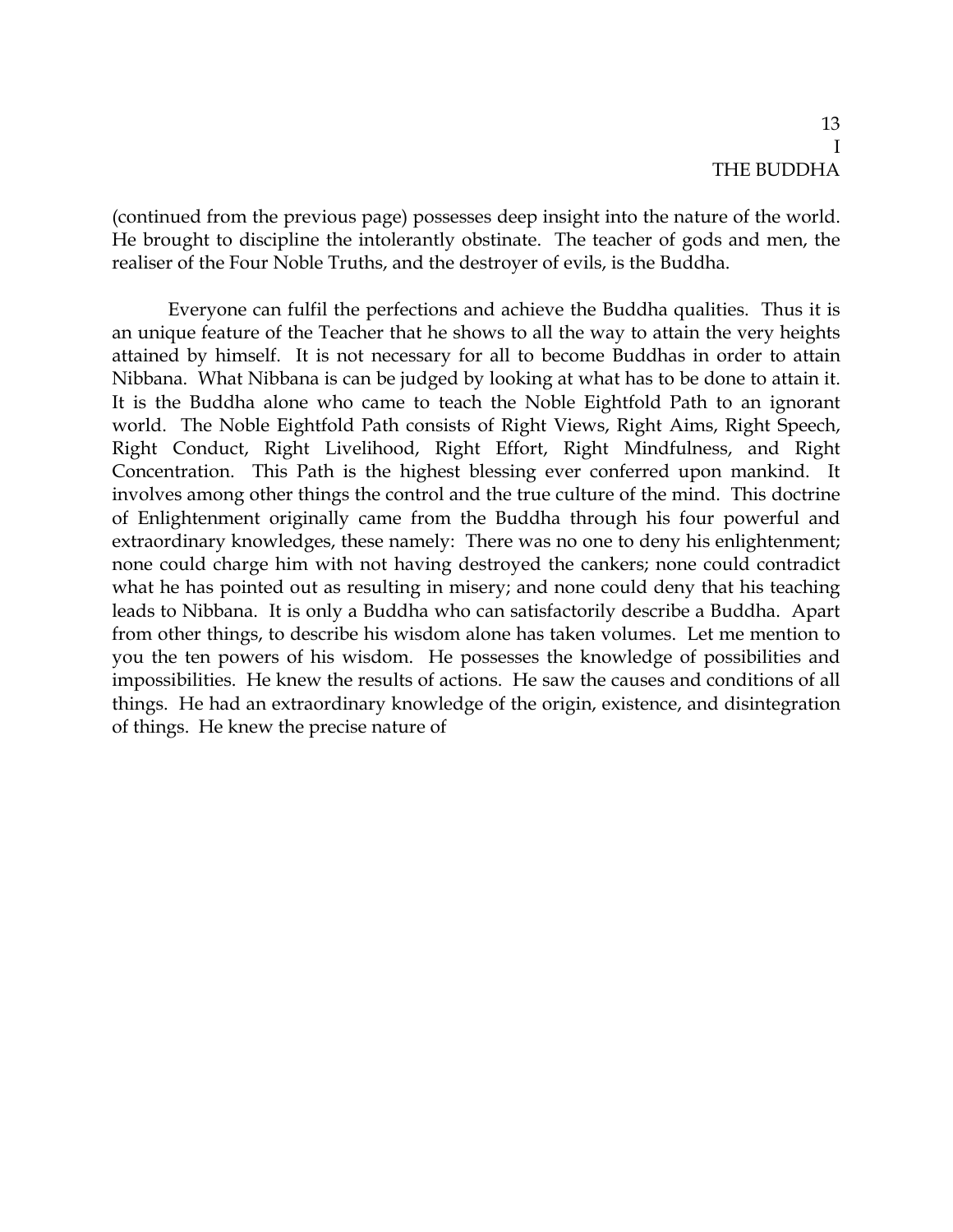(continued from the previous page) possesses deep insight into the nature of the world. He brought to discipline the intolerantly obstinate. The teacher of gods and men, the realiser of the Four Noble Truths, and the destroyer of evils, is the Buddha.

Everyone can fulfil the perfections and achieve the Buddha qualities. Thus it is an unique feature of the Teacher that he shows to all the way to attain the very heights attained by himself. It is not necessary for all to become Buddhas in order to attain Nibbana. What Nibbana is can be judged by looking at what has to be done to attain it. It is the Buddha alone who came to teach the Noble Eightfold Path to an ignorant world. The Noble Eightfold Path consists of Right Views, Right Aims, Right Speech, Right Conduct, Right Livelihood, Right Effort, Right Mindfulness, and Right Concentration. This Path is the highest blessing ever conferred upon mankind. It involves among other things the control and the true culture of the mind. This doctrine of Enlightenment originally came from the Buddha through his four powerful and extraordinary knowledges, these namely: There was no one to deny his enlightenment; none could charge him with not having destroyed the cankers; none could contradict what he has pointed out as resulting in misery; and none could deny that his teaching leads to Nibbana. It is only a Buddha who can satisfactorily describe a Buddha. Apart from other things, to describe his wisdom alone has taken volumes. Let me mention to you the ten powers of his wisdom. He possesses the knowledge of possibilities and impossibilities. He knew the results of actions. He saw the causes and conditions of all things. He had an extraordinary knowledge of the origin, existence, and disintegration of things. He knew the precise nature of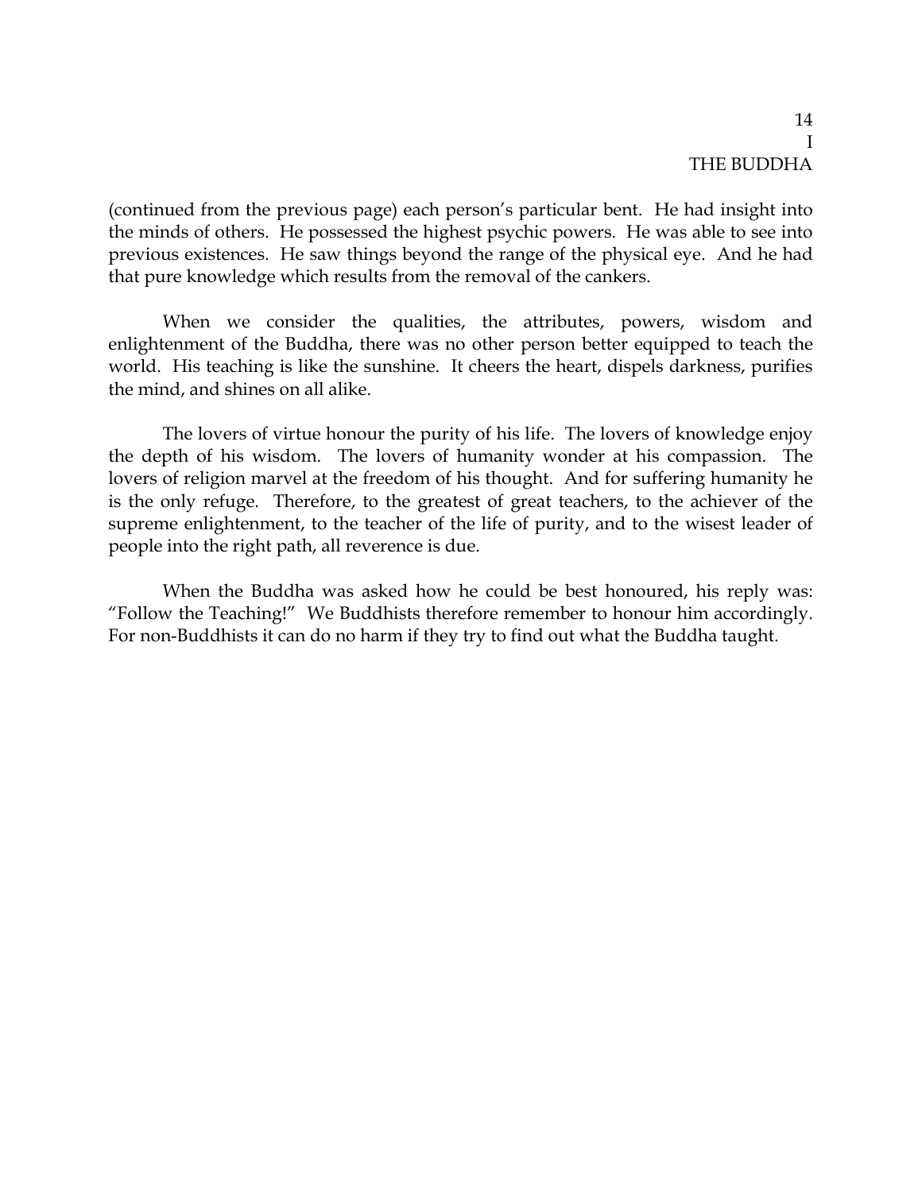(continued from the previous page) each person's particular bent. He had insight into the minds of others. He possessed the highest psychic powers. He was able to see into previous existences. He saw things beyond the range of the physical eye. And he had that pure knowledge which results from the removal of the cankers.

When we consider the qualities, the attributes, powers, wisdom and enlightenment of the Buddha, there was no other person better equipped to teach the world. His teaching is like the sunshine. It cheers the heart, dispels darkness, purifies the mind, and shines on all alike.

The lovers of virtue honour the purity of his life. The lovers of knowledge enjoy the depth of his wisdom. The lovers of humanity wonder at his compassion. The lovers of religion marvel at the freedom of his thought. And for suffering humanity he is the only refuge. Therefore, to the greatest of great teachers, to the achiever of the supreme enlightenment, to the teacher of the life of purity, and to the wisest leader of people into the right path, all reverence is due.

When the Buddha was asked how he could be best honoured, his reply was: "Follow the Teaching!" We Buddhists therefore remember to honour him accordingly. For non-Buddhists it can do no harm if they try to find out what the Buddha taught.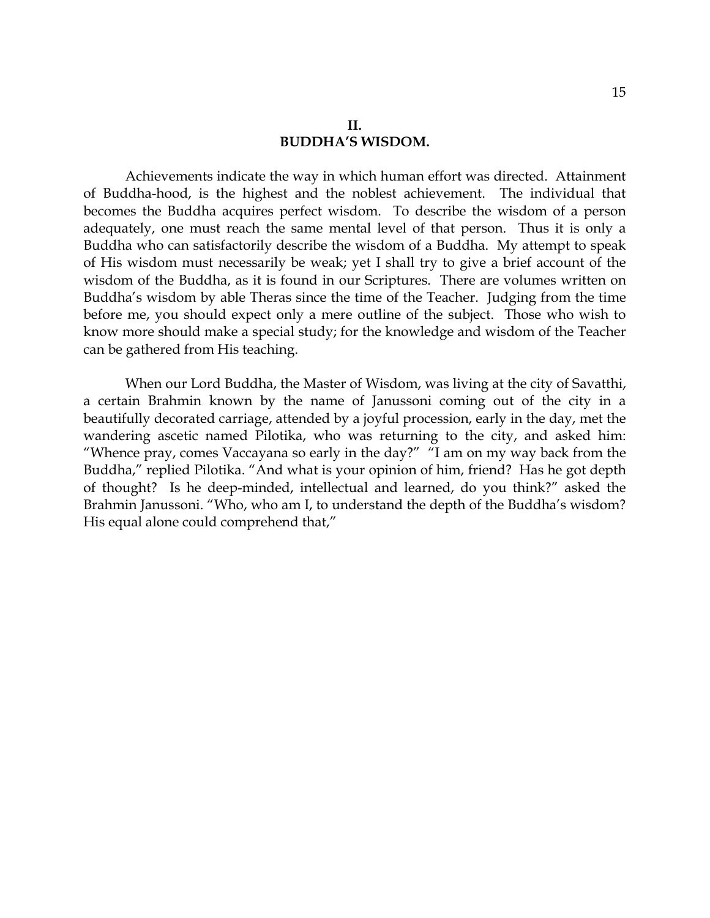## II.
## BUDDHA'S WISDOM.

Achievements indicate the way in which human effort was directed. Attainment of Buddha-hood, is the highest and the noblest achievement. The individual that becomes the Buddha acquires perfect wisdom. To describe the wisdom of a person adequately, one must reach the same mental level of that person. Thus it is only a Buddha who can satisfactorily describe the wisdom of a Buddha. My attempt to speak of His wisdom must necessarily be weak; yet I shall try to give a brief account of the wisdom of the Buddha, as it is found in our Scriptures. There are volumes written on Buddha's wisdom by able Theras since the time of the Teacher. Judging from the time before me, you should expect only a mere outline of the subject. Those who wish to know more should make a special study; for the knowledge and wisdom of the Teacher can be gathered from His teaching.

When our Lord Buddha, the Master of Wisdom, was living at the city of Savatthi, a certain Brahmin known by the name of Janussoni coming out of the city in a beautifully decorated carriage, attended by a joyful procession, early in the day, met the wandering ascetic named Pilotika, who was returning to the city, and asked him: "Whence pray, comes Vaccayana so early in the day?" "I am on my way back from the Buddha," replied Pilotika. "And what is your opinion of him, friend? Has he got depth of thought? Is he deep-minded, intellectual and learned, do you think?" asked the Brahmin Janussoni. "Who, who am I, to understand the depth of the Buddha's wisdom? His equal alone could comprehend that,"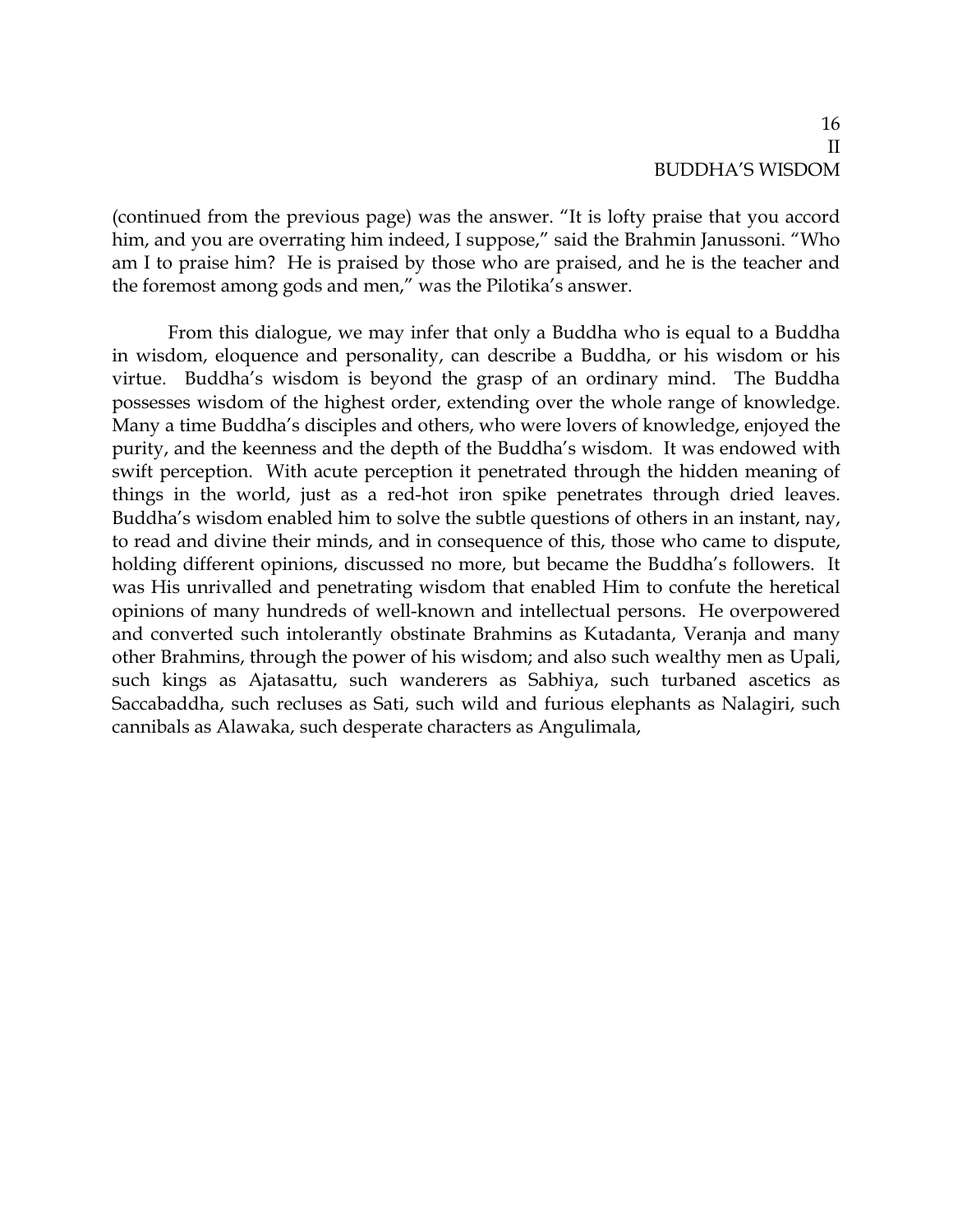(continued from the previous page) was the answer. “It is lofty praise that you accord him, and you are overrating him indeed, I suppose,” said the Brahmin Janussoni. “Who am I to praise him? He is praised by those who are praised, and he is the teacher and the foremost among gods and men,” was the Pilotika’s answer.

From this dialogue, we may infer that only a Buddha who is equal to a Buddha in wisdom, eloquence and personality, can describe a Buddha, or his wisdom or his virtue. Buddha’s wisdom is beyond the grasp of an ordinary mind. The Buddha possesses wisdom of the highest order, extending over the whole range of knowledge. Many a time Buddha’s disciples and others, who were lovers of knowledge, enjoyed the purity, and the keenness and the depth of the Buddha’s wisdom. It was endowed with swift perception. With acute perception it penetrated through the hidden meaning of things in the world, just as a red-hot iron spike penetrates through dried leaves. Buddha’s wisdom enabled him to solve the subtle questions of others in an instant, nay, to read and divine their minds, and in consequence of this, those who came to dispute, holding different opinions, discussed no more, but became the Buddha’s followers. It was His unrivalled and penetrating wisdom that enabled Him to confute the heretical opinions of many hundreds of well-known and intellectual persons. He overpowered and converted such intolerantly obstinate Brahmins as Kutadanta, Veranja and many other Brahmins, through the power of his wisdom; and also such wealthy men as Upali, such kings as Ajatasattu, such wanderers as Sabhiya, such turbaned ascetics as Saccabaddha, such recluses as Sati, such wild and furious elephants as Nalagiri, such cannibals as Alawaka, such desperate characters as Angulimala,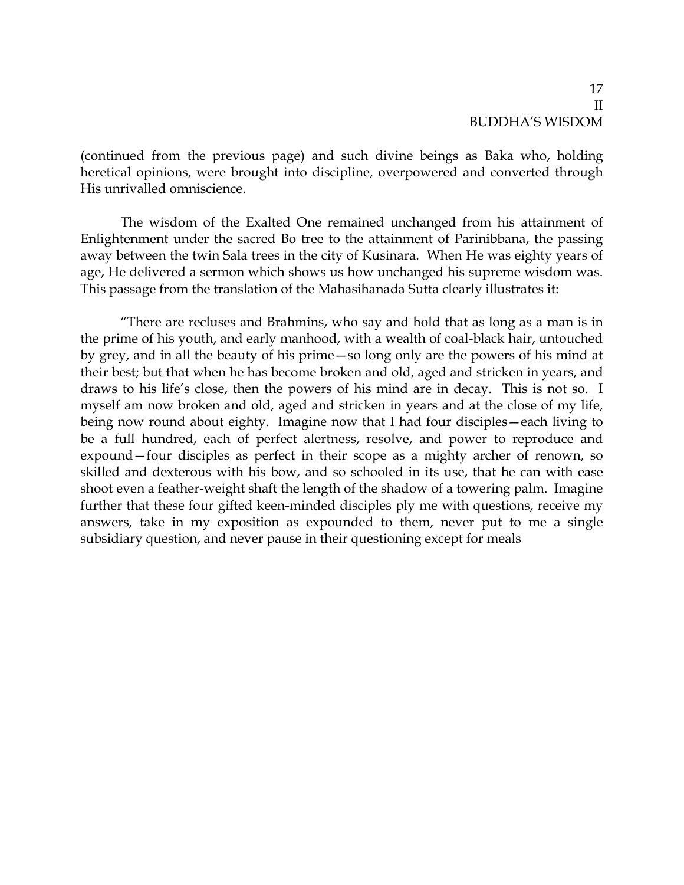(continued from the previous page) and such divine beings as Baka who, holding heretical opinions, were brought into discipline, overpowered and converted through His unrivalled omniscience.

The wisdom of the Exalted One remained unchanged from his attainment of Enlightenment under the sacred Bo tree to the attainment of Parinibbana, the passing away between the twin Sala trees in the city of Kusinara. When He was eighty years of age, He delivered a sermon which shows us how unchanged his supreme wisdom was. This passage from the translation of the Mahasihanada Sutta clearly illustrates it:

"There are recluses and Brahmins, who say and hold that as long as a man is in the prime of his youth, and early manhood, with a wealth of coal-black hair, untouched by grey, and in all the beauty of his prime—so long only are the powers of his mind at their best; but that when he has become broken and old, aged and stricken in years, and draws to his life's close, then the powers of his mind are in decay. This is not so. I myself am now broken and old, aged and stricken in years and at the close of my life, being now round about eighty. Imagine now that I had four disciples—each living to be a full hundred, each of perfect alertness, resolve, and power to reproduce and expound—four disciples as perfect in their scope as a mighty archer of renown, so skilled and dexterous with his bow, and so schooled in its use, that he can with ease shoot even a feather-weight shaft the length of the shadow of a towering palm. Imagine further that these four gifted keen-minded disciples ply me with questions, receive my answers, take in my exposition as expounded to them, never put to me a single subsidiary question, and never pause in their questioning except for meals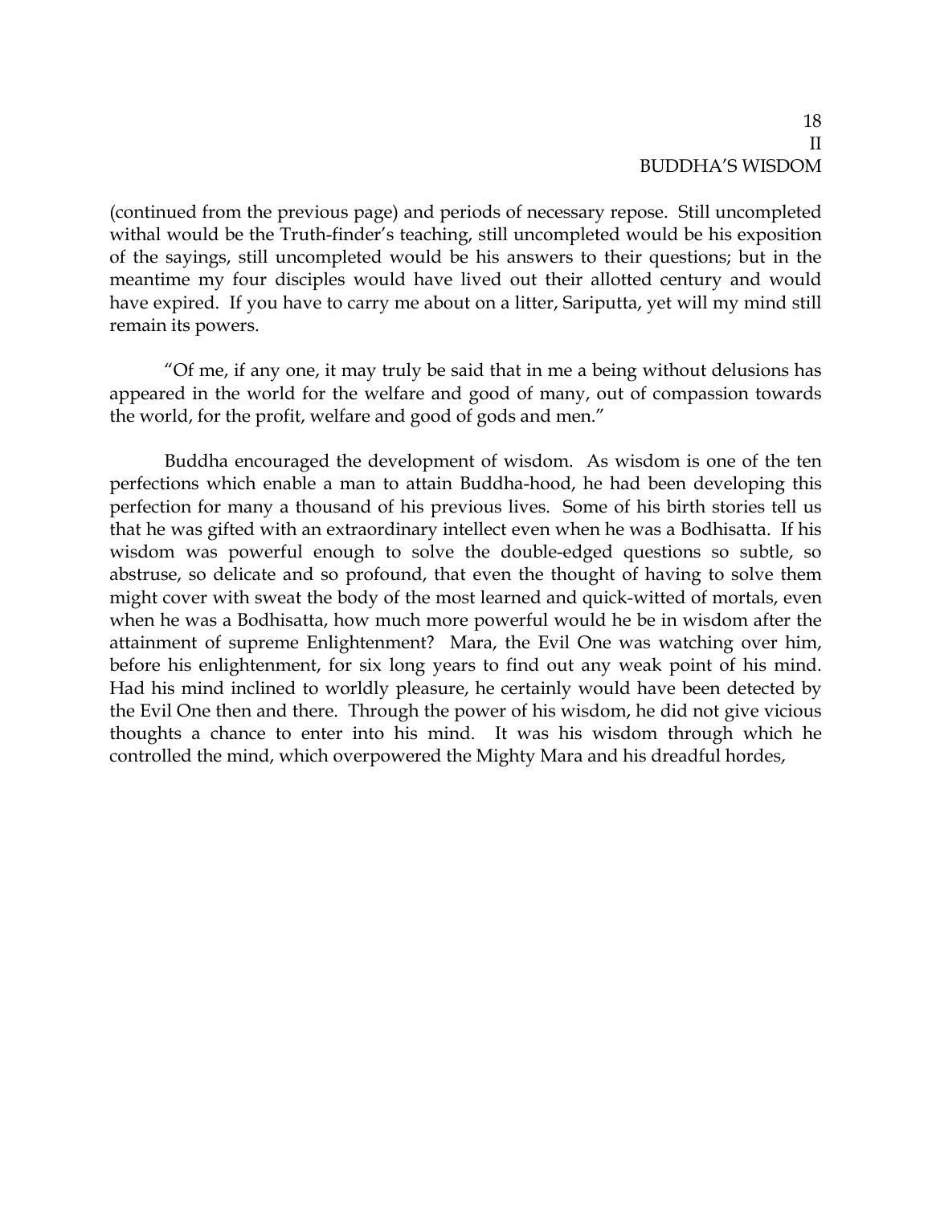(continued from the previous page) and periods of necessary repose. Still uncompleted withal would be the Truth-finder's teaching, still uncompleted would be his exposition of the sayings, still uncompleted would be his answers to their questions; but in the meantime my four disciples would have lived out their allotted century and would have expired. If you have to carry me about on a litter, Sariputta, yet will my mind still remain its powers.

"Of me, if any one, it may truly be said that in me a being without delusions has appeared in the world for the welfare and good of many, out of compassion towards the world, for the profit, welfare and good of gods and men."

Buddha encouraged the development of wisdom. As wisdom is one of the ten perfections which enable a man to attain Buddha-hood, he had been developing this perfection for many a thousand of his previous lives. Some of his birth stories tell us that he was gifted with an extraordinary intellect even when he was a Bodhisatta. If his wisdom was powerful enough to solve the double-edged questions so subtle, so abstruse, so delicate and so profound, that even the thought of having to solve them might cover with sweat the body of the most learned and quick-witted of mortals, even when he was a Bodhisatta, how much more powerful would he be in wisdom after the attainment of supreme Enlightenment? Mara, the Evil One was watching over him, before his enlightenment, for six long years to find out any weak point of his mind. Had his mind inclined to worldly pleasure, he certainly would have been detected by the Evil One then and there. Through the power of his wisdom, he did not give vicious thoughts a chance to enter into his mind. It was his wisdom through which he controlled the mind, which overpowered the Mighty Mara and his dreadful hordes,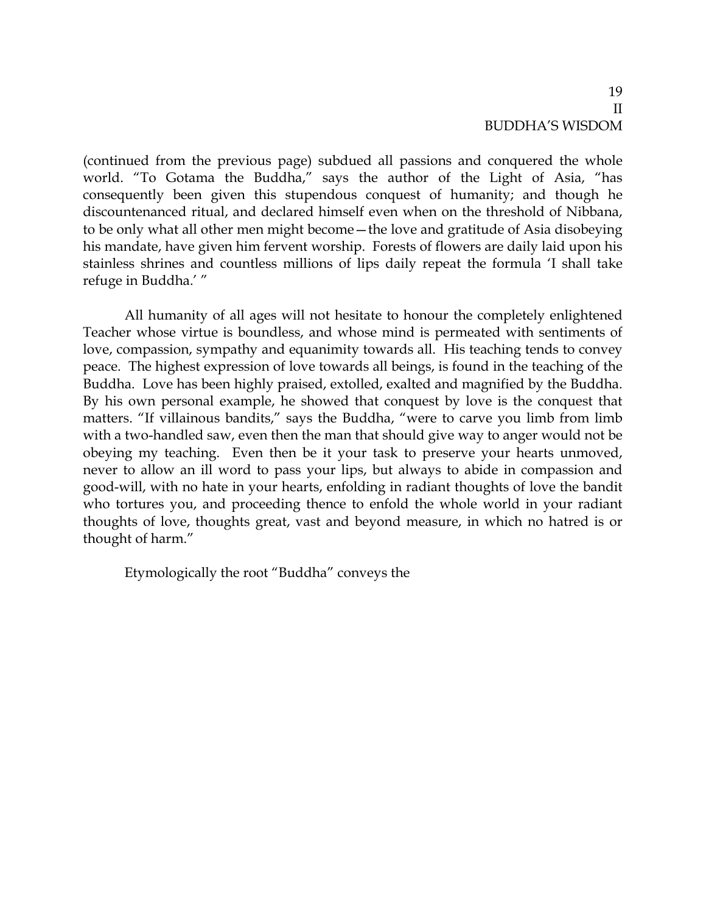(continued from the previous page) subdued all passions and conquered the whole world. "To Gotama the Buddha," says the author of the Light of Asia, "has consequently been given this stupendous conquest of humanity; and though he discountenanced ritual, and declared himself even when on the threshold of Nibbana, to be only what all other men might become—the love and gratitude of Asia disobeying his mandate, have given him fervent worship. Forests of flowers are daily laid upon his stainless shrines and countless millions of lips daily repeat the formula 'I shall take refuge in Buddha.' "

All humanity of all ages will not hesitate to honour the completely enlightened Teacher whose virtue is boundless, and whose mind is permeated with sentiments of love, compassion, sympathy and equanimity towards all. His teaching tends to convey peace. The highest expression of love towards all beings, is found in the teaching of the Buddha. Love has been highly praised, extolled, exalted and magnified by the Buddha. By his own personal example, he showed that conquest by love is the conquest that matters. "If villainous bandits," says the Buddha, "were to carve you limb from limb with a two-handled saw, even then the man that should give way to anger would not be obeying my teaching. Even then be it your task to preserve your hearts unmoved, never to allow an ill word to pass your lips, but always to abide in compassion and good-will, with no hate in your hearts, enfolding in radiant thoughts of love the bandit who tortures you, and proceeding thence to enfold the whole world in your radiant thoughts of love, thoughts great, vast and beyond measure, in which no hatred is or thought of harm."

Etymologically the root "Buddha" conveys the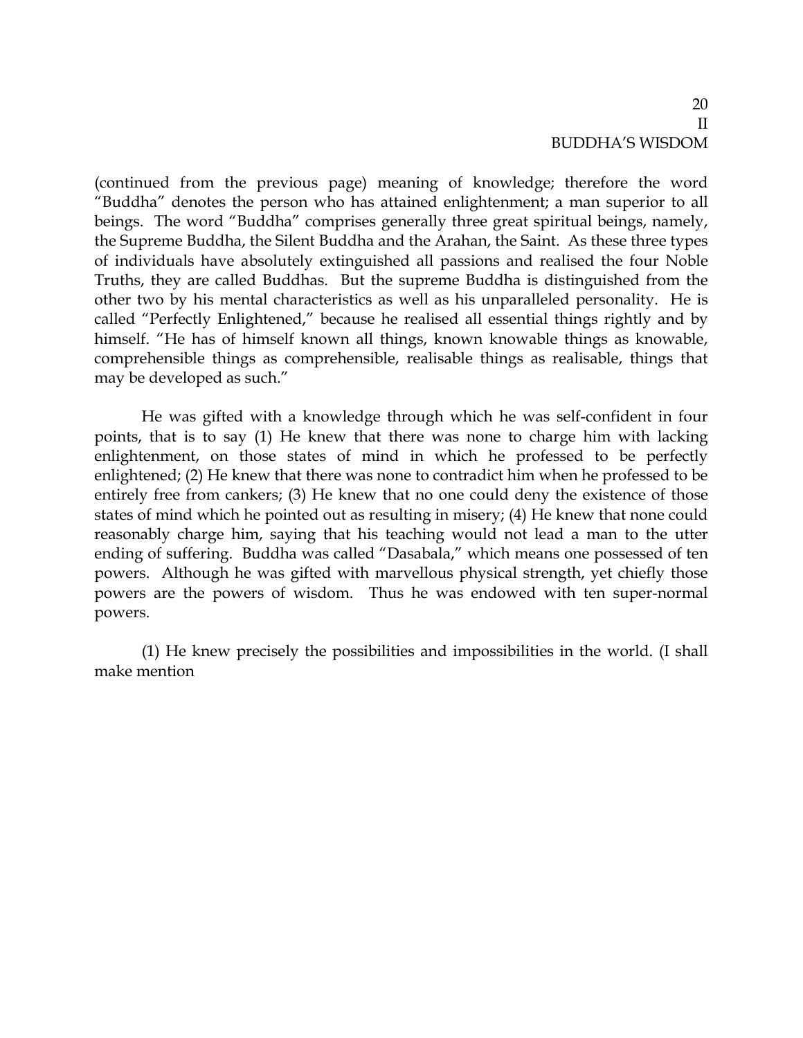(continued from the previous page) meaning of knowledge; therefore the word "Buddha" denotes the person who has attained enlightenment; a man superior to all beings. The word "Buddha" comprises generally three great spiritual beings, namely, the Supreme Buddha, the Silent Buddha and the Arahan, the Saint. As these three types of individuals have absolutely extinguished all passions and realised the four Noble Truths, they are called Buddhas. But the supreme Buddha is distinguished from the other two by his mental characteristics as well as his unparalleled personality. He is called "Perfectly Enlightened," because he realised all essential things rightly and by himself. "He has of himself known all things, known knowable things as knowable, comprehensible things as comprehensible, realisable things as realisable, things that may be developed as such."

He was gifted with a knowledge through which he was self-confident in four points, that is to say (1) He knew that there was none to charge him with lacking enlightenment, on those states of mind in which he professed to be perfectly enlightened; (2) He knew that there was none to contradict him when he professed to be entirely free from cankers; (3) He knew that no one could deny the existence of those states of mind which he pointed out as resulting in misery; (4) He knew that none could reasonably charge him, saying that his teaching would not lead a man to the utter ending of suffering. Buddha was called "Dasabala," which means one possessed of ten powers. Although he was gifted with marvellous physical strength, yet chiefly those powers are the powers of wisdom. Thus he was endowed with ten super-normal powers.

(1) He knew precisely the possibilities and impossibilities in the world. (I shall make mention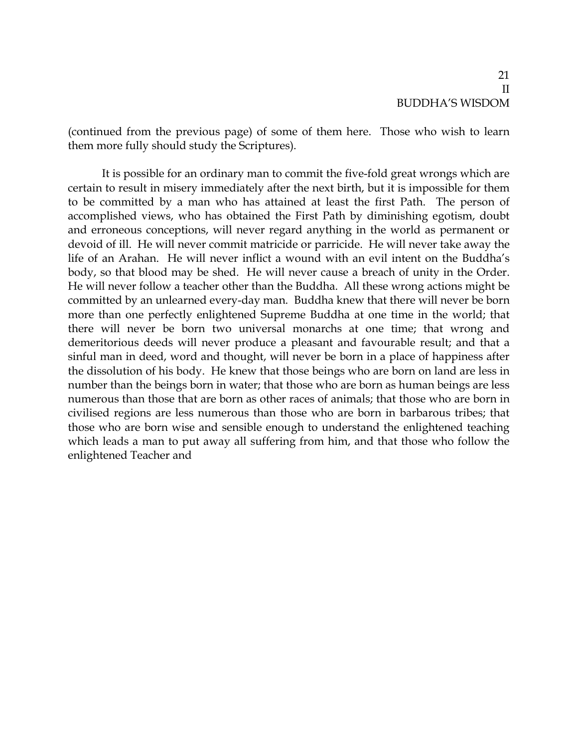(continued from the previous page) of some of them here. Those who wish to learn them more fully should study the Scriptures).

It is possible for an ordinary man to commit the five-fold great wrongs which are certain to result in misery immediately after the next birth, but it is impossible for them to be committed by a man who has attained at least the first Path. The person of accomplished views, who has obtained the First Path by diminishing egotism, doubt and erroneous conceptions, will never regard anything in the world as permanent or devoid of ill. He will never commit matricide or parricide. He will never take away the life of an Arahan. He will never inflict a wound with an evil intent on the Buddha's body, so that blood may be shed. He will never cause a breach of unity in the Order. He will never follow a teacher other than the Buddha. All these wrong actions might be committed by an unlearned every-day man. Buddha knew that there will never be born more than one perfectly enlightened Supreme Buddha at one time in the world; that there will never be born two universal monarchs at one time; that wrong and demeritorious deeds will never produce a pleasant and favourable result; and that a sinful man in deed, word and thought, will never be born in a place of happiness after the dissolution of his body. He knew that those beings who are born on land are less in number than the beings born in water; that those who are born as human beings are less numerous than those that are born as other races of animals; that those who are born in civilised regions are less numerous than those who are born in barbarous tribes; that those who are born wise and sensible enough to understand the enlightened teaching which leads a man to put away all suffering from him, and that those who follow the enlightened Teacher and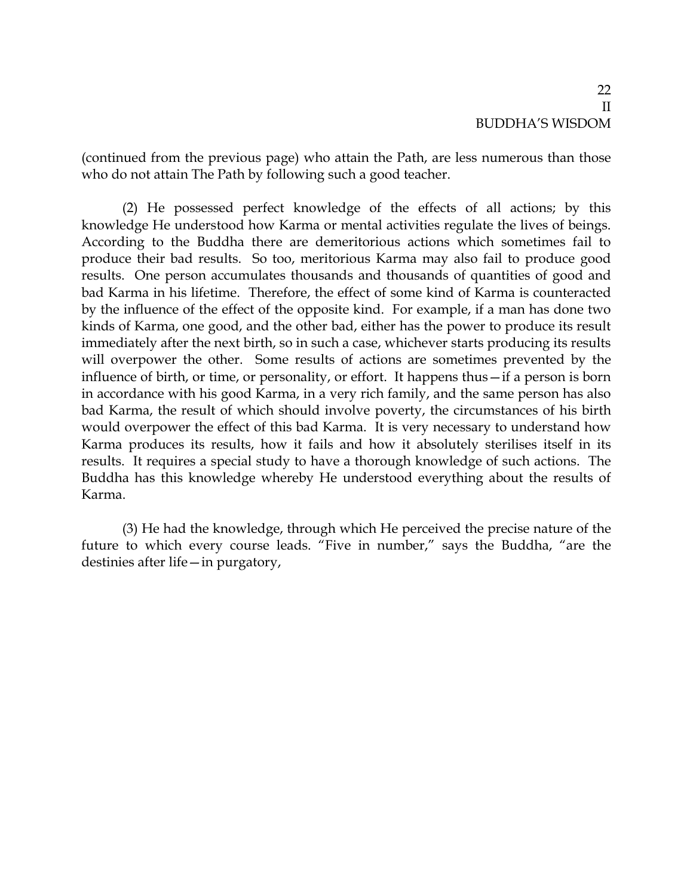(continued from the previous page) who attain the Path, are less numerous than those who do not attain The Path by following such a good teacher.

(2) He possessed perfect knowledge of the effects of all actions; by this knowledge He understood how Karma or mental activities regulate the lives of beings. According to the Buddha there are demeritorious actions which sometimes fail to produce their bad results. So too, meritorious Karma may also fail to produce good results. One person accumulates thousands and thousands of quantities of good and bad Karma in his lifetime. Therefore, the effect of some kind of Karma is counteracted by the influence of the effect of the opposite kind. For example, if a man has done two kinds of Karma, one good, and the other bad, either has the power to produce its result immediately after the next birth, so in such a case, whichever starts producing its results will overpower the other. Some results of actions are sometimes prevented by the influence of birth, or time, or personality, or effort. It happens thus—if a person is born in accordance with his good Karma, in a very rich family, and the same person has also bad Karma, the result of which should involve poverty, the circumstances of his birth would overpower the effect of this bad Karma. It is very necessary to understand how Karma produces its results, how it fails and how it absolutely sterilises itself in its results. It requires a special study to have a thorough knowledge of such actions. The Buddha has this knowledge whereby He understood everything about the results of Karma.

(3) He had the knowledge, through which He perceived the precise nature of the future to which every course leads. "Five in number," says the Buddha, "are the destinies after life—in purgatory,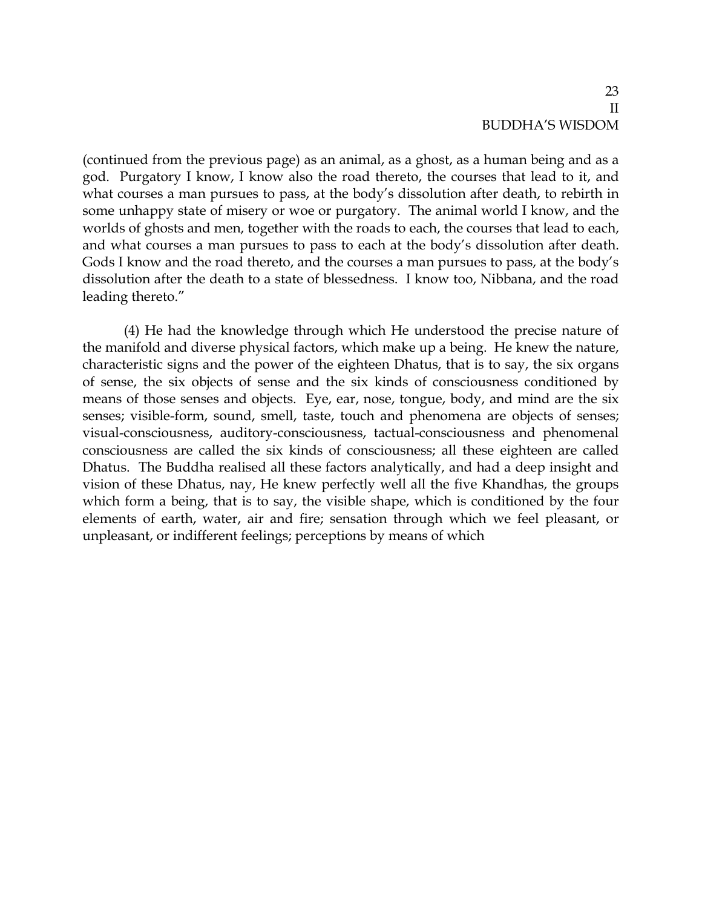(continued from the previous page) as an animal, as a ghost, as a human being and as a god. Purgatory I know, I know also the road thereto, the courses that lead to it, and what courses a man pursues to pass, at the body's dissolution after death, to rebirth in some unhappy state of misery or woe or purgatory. The animal world I know, and the worlds of ghosts and men, together with the roads to each, the courses that lead to each, and what courses a man pursues to pass to each at the body's dissolution after death. Gods I know and the road thereto, and the courses a man pursues to pass, at the body's dissolution after the death to a state of blessedness. I know too, Nibbana, and the road leading thereto."

(4) He had the knowledge through which He understood the precise nature of the manifold and diverse physical factors, which make up a being. He knew the nature, characteristic signs and the power of the eighteen Dhatus, that is to say, the six organs of sense, the six objects of sense and the six kinds of consciousness conditioned by means of those senses and objects. Eye, ear, nose, tongue, body, and mind are the six senses; visible-form, sound, smell, taste, touch and phenomena are objects of senses; visual-consciousness, auditory-consciousness, tactual-consciousness and phenomenal consciousness are called the six kinds of consciousness; all these eighteen are called Dhatus. The Buddha realised all these factors analytically, and had a deep insight and vision of these Dhatus, nay, He knew perfectly well all the five Khandhas, the groups which form a being, that is to say, the visible shape, which is conditioned by the four elements of earth, water, air and fire; sensation through which we feel pleasant, or unpleasant, or indifferent feelings; perceptions by means of which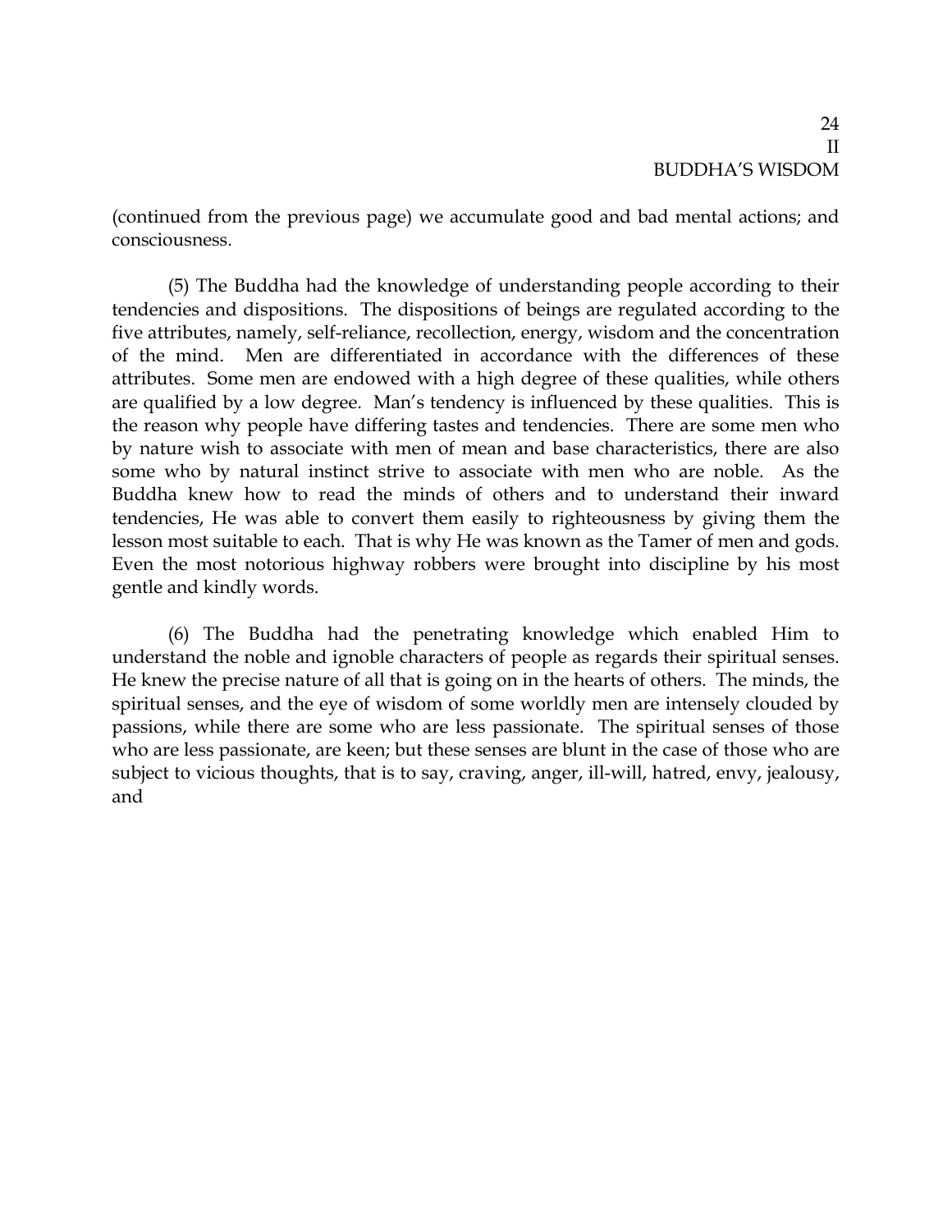(continued from the previous page) we accumulate good and bad mental actions; and consciousness.

(5) The Buddha had the knowledge of understanding people according to their tendencies and dispositions. The dispositions of beings are regulated according to the five attributes, namely, self-reliance, recollection, energy, wisdom and the concentration of the mind. Men are differentiated in accordance with the differences of these attributes. Some men are endowed with a high degree of these qualities, while others are qualified by a low degree. Man's tendency is influenced by these qualities. This is the reason why people have differing tastes and tendencies. There are some men who by nature wish to associate with men of mean and base characteristics, there are also some who by natural instinct strive to associate with men who are noble. As the Buddha knew how to read the minds of others and to understand their inward tendencies, He was able to convert them easily to righteousness by giving them the lesson most suitable to each. That is why He was known as the Tamer of men and gods. Even the most notorious highway robbers were brought into discipline by his most gentle and kindly words.

(6) The Buddha had the penetrating knowledge which enabled Him to understand the noble and ignoble characters of people as regards their spiritual senses. He knew the precise nature of all that is going on in the hearts of others. The minds, the spiritual senses, and the eye of wisdom of some worldly men are intensely clouded by passions, while there are some who are less passionate. The spiritual senses of those who are less passionate, are keen; but these senses are blunt in the case of those who are subject to vicious thoughts, that is to say, craving, anger, ill-will, hatred, envy, jealousy, and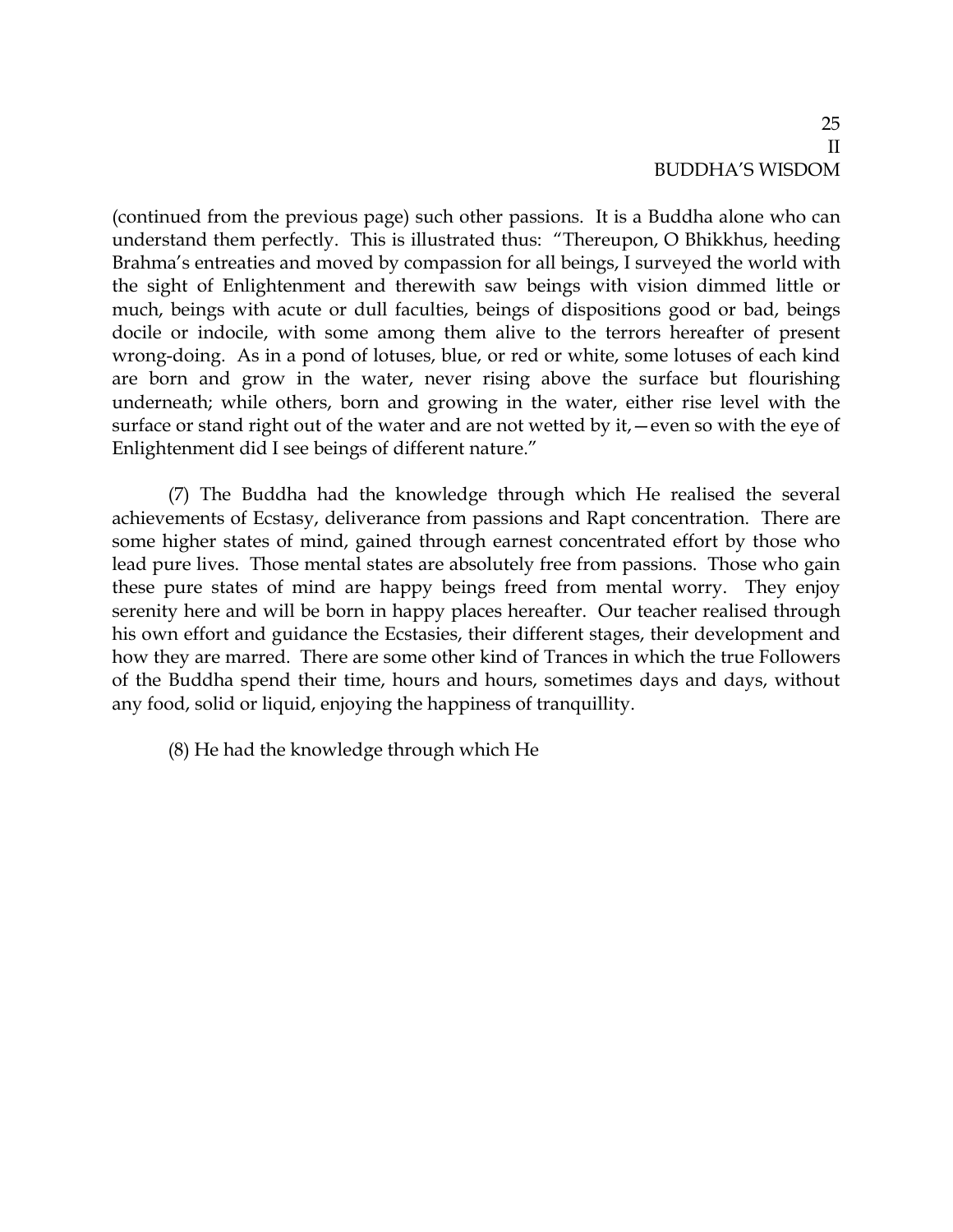(continued from the previous page) such other passions. It is a Buddha alone who can understand them perfectly. This is illustrated thus: "Thereupon, O Bhikkhus, heeding Brahma's entreaties and moved by compassion for all beings, I surveyed the world with the sight of Enlightenment and therewith saw beings with vision dimmed little or much, beings with acute or dull faculties, beings of dispositions good or bad, beings docile or indocile, with some among them alive to the terrors hereafter of present wrong-doing. As in a pond of lotuses, blue, or red or white, some lotuses of each kind are born and grow in the water, never rising above the surface but flourishing underneath; while others, born and growing in the water, either rise level with the surface or stand right out of the water and are not wetted by it,—even so with the eye of Enlightenment did I see beings of different nature."

(7) The Buddha had the knowledge through which He realised the several achievements of Ecstasy, deliverance from passions and Rapt concentration. There are some higher states of mind, gained through earnest concentrated effort by those who lead pure lives. Those mental states are absolutely free from passions. Those who gain these pure states of mind are happy beings freed from mental worry. They enjoy serenity here and will be born in happy places hereafter. Our teacher realised through his own effort and guidance the Ecstasies, their different stages, their development and how they are marred. There are some other kind of Trances in which the true Followers of the Buddha spend their time, hours and hours, sometimes days and days, without any food, solid or liquid, enjoying the happiness of tranquillity.

(8) He had the knowledge through which He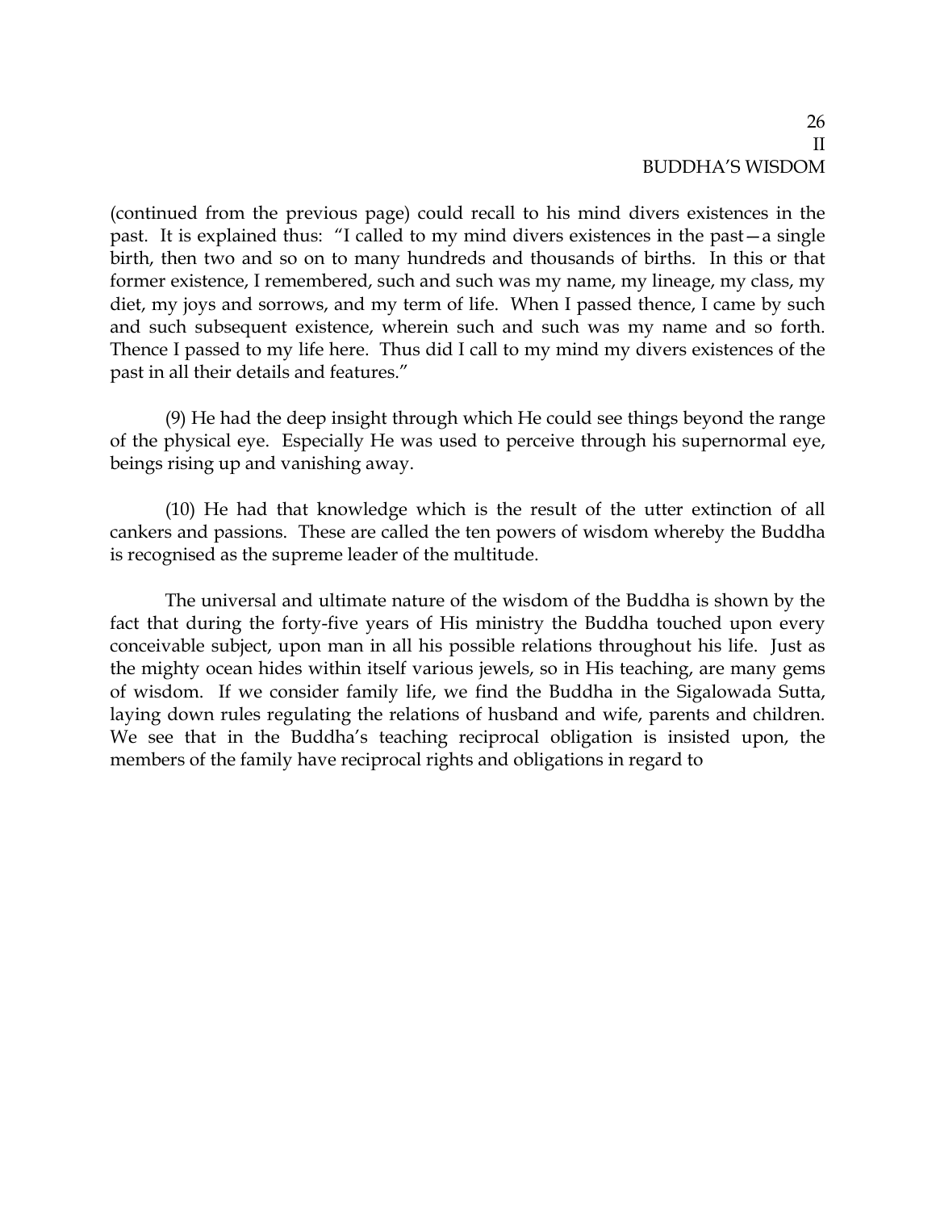(continued from the previous page) could recall to his mind divers existences in the past. It is explained thus: "I called to my mind divers existences in the past—a single birth, then two and so on to many hundreds and thousands of births. In this or that former existence, I remembered, such and such was my name, my lineage, my class, my diet, my joys and sorrows, and my term of life. When I passed thence, I came by such and such subsequent existence, wherein such and such was my name and so forth. Thence I passed to my life here. Thus did I call to my mind my divers existences of the past in all their details and features."

(9) He had the deep insight through which He could see things beyond the range of the physical eye. Especially He was used to perceive through his supernormal eye, beings rising up and vanishing away.

(10) He had that knowledge which is the result of the utter extinction of all cankers and passions. These are called the ten powers of wisdom whereby the Buddha is recognised as the supreme leader of the multitude.

The universal and ultimate nature of the wisdom of the Buddha is shown by the fact that during the forty-five years of His ministry the Buddha touched upon every conceivable subject, upon man in all his possible relations throughout his life. Just as the mighty ocean hides within itself various jewels, so in His teaching, are many gems of wisdom. If we consider family life, we find the Buddha in the Sigalowada Sutta, laying down rules regulating the relations of husband and wife, parents and children. We see that in the Buddha's teaching reciprocal obligation is insisted upon, the members of the family have reciprocal rights and obligations in regard to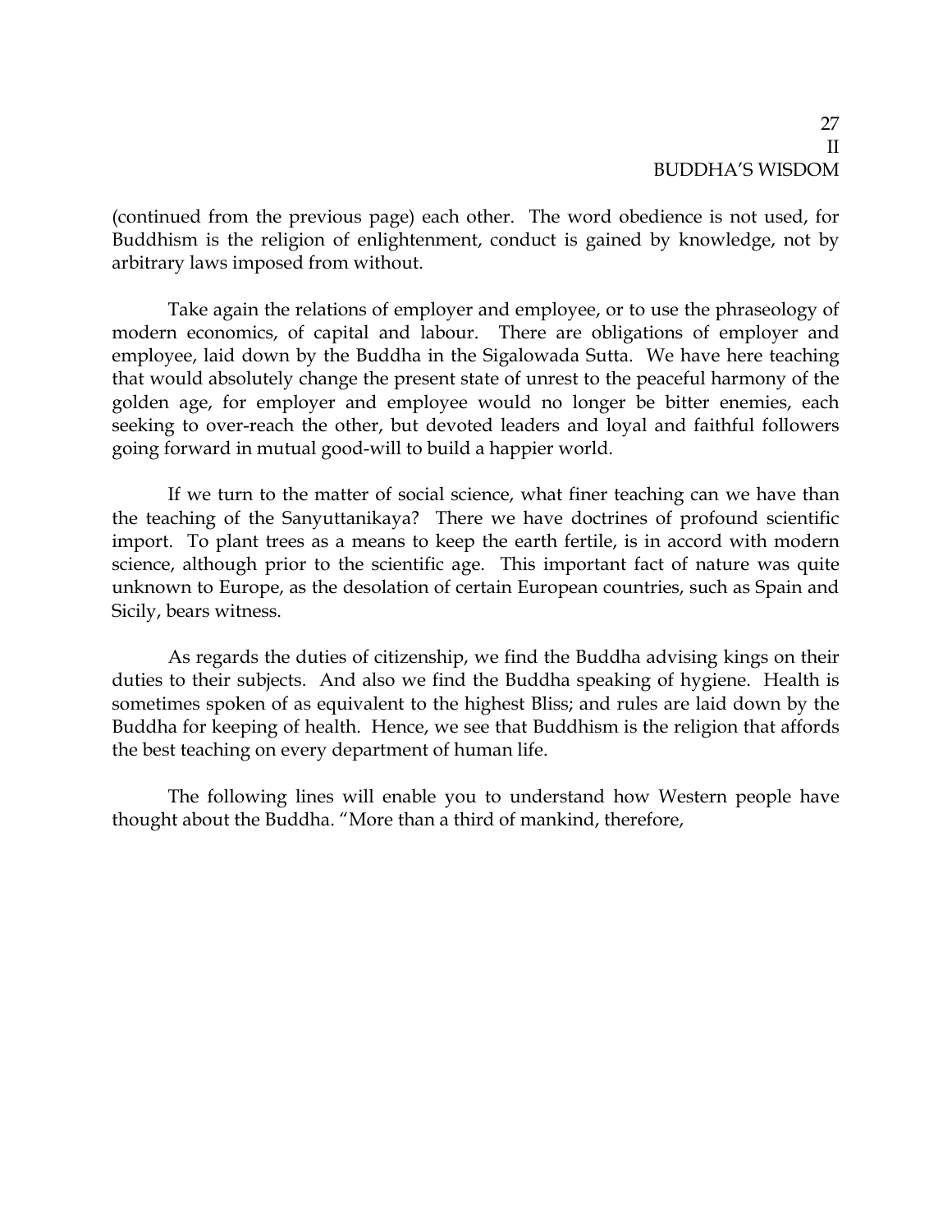(continued from the previous page) each other. The word obedience is not used, for Buddhism is the religion of enlightenment, conduct is gained by knowledge, not by arbitrary laws imposed from without.

Take again the relations of employer and employee, or to use the phraseology of modern economics, of capital and labour. There are obligations of employer and employee, laid down by the Buddha in the Sigalowada Sutta. We have here teaching that would absolutely change the present state of unrest to the peaceful harmony of the golden age, for employer and employee would no longer be bitter enemies, each seeking to over-reach the other, but devoted leaders and loyal and faithful followers going forward in mutual good-will to build a happier world.

If we turn to the matter of social science, what finer teaching can we have than the teaching of the Sanyuttanikaya? There we have doctrines of profound scientific import. To plant trees as a means to keep the earth fertile, is in accord with modern science, although prior to the scientific age. This important fact of nature was quite unknown to Europe, as the desolation of certain European countries, such as Spain and Sicily, bears witness.

As regards the duties of citizenship, we find the Buddha advising kings on their duties to their subjects. And also we find the Buddha speaking of hygiene. Health is sometimes spoken of as equivalent to the highest Bliss; and rules are laid down by the Buddha for keeping of health. Hence, we see that Buddhism is the religion that affords the best teaching on every department of human life.

The following lines will enable you to understand how Western people have thought about the Buddha. "More than a third of mankind, therefore,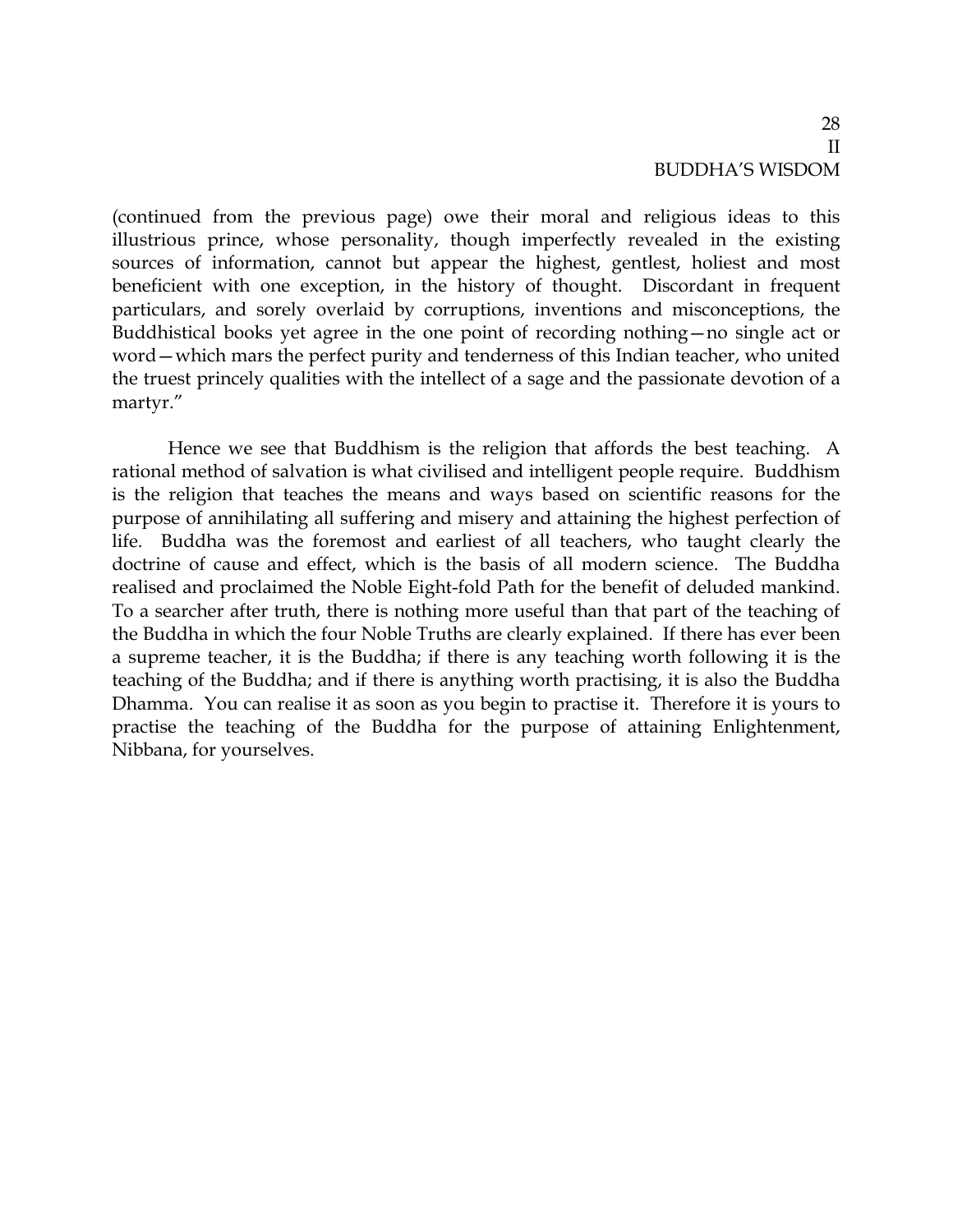(continued from the previous page) owe their moral and religious ideas to this illustrious prince, whose personality, though imperfectly revealed in the existing sources of information, cannot but appear the highest, gentlest, holiest and most beneficient with one exception, in the history of thought. Discordant in frequent particulars, and sorely overlaid by corruptions, inventions and misconceptions, the Buddhistical books yet agree in the one point of recording nothing—no single act or word—which mars the perfect purity and tenderness of this Indian teacher, who united the truest princely qualities with the intellect of a sage and the passionate devotion of a martyr."

Hence we see that Buddhism is the religion that affords the best teaching. A rational method of salvation is what civilised and intelligent people require. Buddhism is the religion that teaches the means and ways based on scientific reasons for the purpose of annihilating all suffering and misery and attaining the highest perfection of life. Buddha was the foremost and earliest of all teachers, who taught clearly the doctrine of cause and effect, which is the basis of all modern science. The Buddha realised and proclaimed the Noble Eight-fold Path for the benefit of deluded mankind. To a searcher after truth, there is nothing more useful than that part of the teaching of the Buddha in which the four Noble Truths are clearly explained. If there has ever been a supreme teacher, it is the Buddha; if there is any teaching worth following it is the teaching of the Buddha; and if there is anything worth practising, it is also the Buddha Dhamma. You can realise it as soon as you begin to practise it. Therefore it is yours to practise the teaching of the Buddha for the purpose of attaining Enlightenment, Nibbana, for yourselves.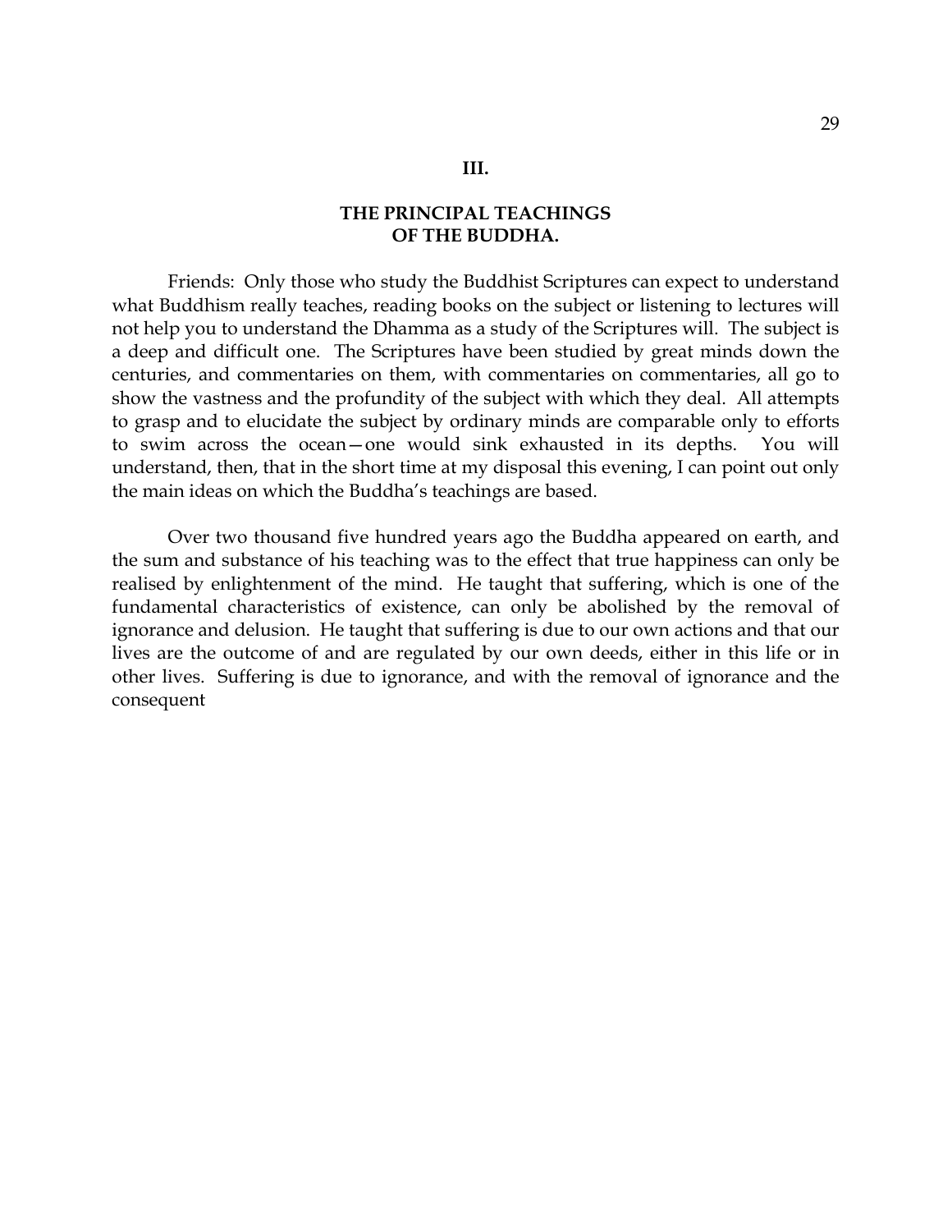## III.

## THE PRINCIPAL TEACHINGS OF THE BUDDHA.

Friends: Only those who study the Buddhist Scriptures can expect to understand what Buddhism really teaches, reading books on the subject or listening to lectures will not help you to understand the Dhamma as a study of the Scriptures will. The subject is a deep and difficult one. The Scriptures have been studied by great minds down the centuries, and commentaries on them, with commentaries on commentaries, all go to show the vastness and the profundity of the subject with which they deal. All attempts to grasp and to elucidate the subject by ordinary minds are comparable only to efforts to swim across the ocean—one would sink exhausted in its depths. You will understand, then, that in the short time at my disposal this evening, I can point out only the main ideas on which the Buddha's teachings are based.

Over two thousand five hundred years ago the Buddha appeared on earth, and the sum and substance of his teaching was to the effect that true happiness can only be realised by enlightenment of the mind. He taught that suffering, which is one of the fundamental characteristics of existence, can only be abolished by the removal of ignorance and delusion. He taught that suffering is due to our own actions and that our lives are the outcome of and are regulated by our own deeds, either in this life or in other lives. Suffering is due to ignorance, and with the removal of ignorance and the consequent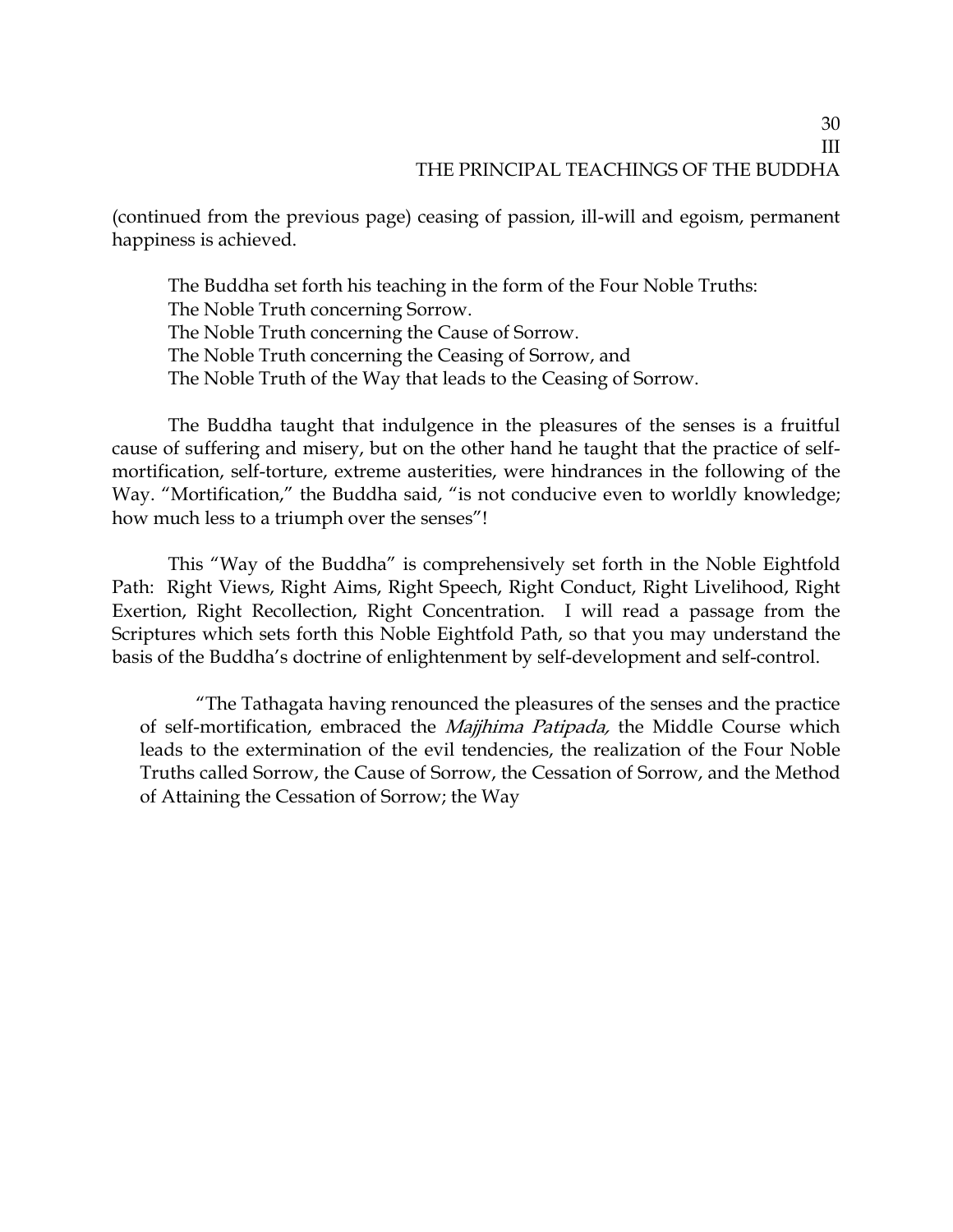(continued from the previous page) ceasing of passion, ill-will and egoism, permanent happiness is achieved.

The Buddha set forth his teaching in the form of the Four Noble Truths:
The Noble Truth concerning Sorrow.
The Noble Truth concerning the Cause of Sorrow.
The Noble Truth concerning the Ceasing of Sorrow, and
The Noble Truth of the Way that leads to the Ceasing of Sorrow.

The Buddha taught that indulgence in the pleasures of the senses is a fruitful cause of suffering and misery, but on the other hand he taught that the practice of self-mortification, self-torture, extreme austerities, were hindrances in the following of the Way. "Mortification," the Buddha said, "is not conducive even to worldly knowledge; how much less to a triumph over the senses"!

This "Way of the Buddha" is comprehensively set forth in the Noble Eightfold Path: Right Views, Right Aims, Right Speech, Right Conduct, Right Livelihood, Right Exertion, Right Recollection, Right Concentration. I will read a passage from the Scriptures which sets forth this Noble Eightfold Path, so that you may understand the basis of the Buddha's doctrine of enlightenment by self-development and self-control.

> "The Tathagata having renounced the pleasures of the senses and the practice of self-mortification, embraced the *Majjhima Patipada,* the Middle Course which leads to the extermination of the evil tendencies, the realization of the Four Noble Truths called Sorrow, the Cause of Sorrow, the Cessation of Sorrow, and the Method of Attaining the Cessation of Sorrow; the Way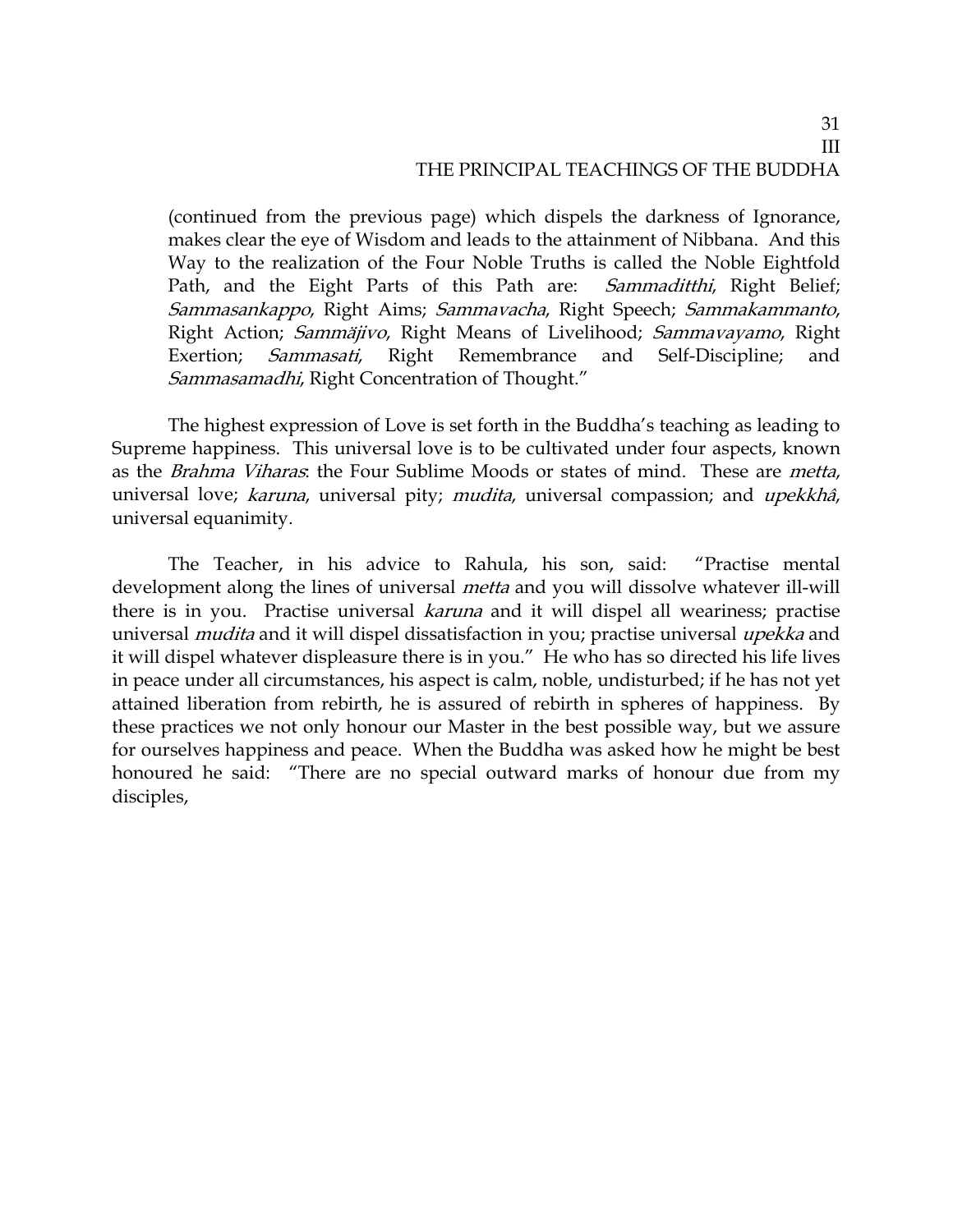(continued from the previous page) which dispels the darkness of Ignorance, makes clear the eye of Wisdom and leads to the attainment of Nibbana. And this Way to the realization of the Four Noble Truths is called the Noble Eightfold Path, and the Eight Parts of this Path are: *Sammaditthi*, Right Belief; *Sammasankappo*, Right Aims; *Sammavacha*, Right Speech; *Sammakammanto*, Right Action; *Sammäjivo*, Right Means of Livelihood; *Sammavayamo*, Right Exertion; *Sammasati*, Right Remembrance and Self-Discipline; and *Sammasamadhi*, Right Concentration of Thought."

The highest expression of Love is set forth in the Buddha's teaching as leading to Supreme happiness. This universal love is to be cultivated under four aspects, known as the *Brahma Viharas*: the Four Sublime Moods or states of mind. These are *metta*, universal love; *karuna*, universal pity; *mudita*, universal compassion; and *upekkhâ*, universal equanimity.

The Teacher, in his advice to Rahula, his son, said: "Practise mental development along the lines of universal *metta* and you will dissolve whatever ill-will there is in you. Practise universal *karuna* and it will dispel all weariness; practise universal *mudita* and it will dispel dissatisfaction in you; practise universal *upekka* and it will dispel whatever displeasure there is in you." He who has so directed his life lives in peace under all circumstances, his aspect is calm, noble, undisturbed; if he has not yet attained liberation from rebirth, he is assured of rebirth in spheres of happiness. By these practices we not only honour our Master in the best possible way, but we assure for ourselves happiness and peace. When the Buddha was asked how he might be best honoured he said: "There are no special outward marks of honour due from my disciples,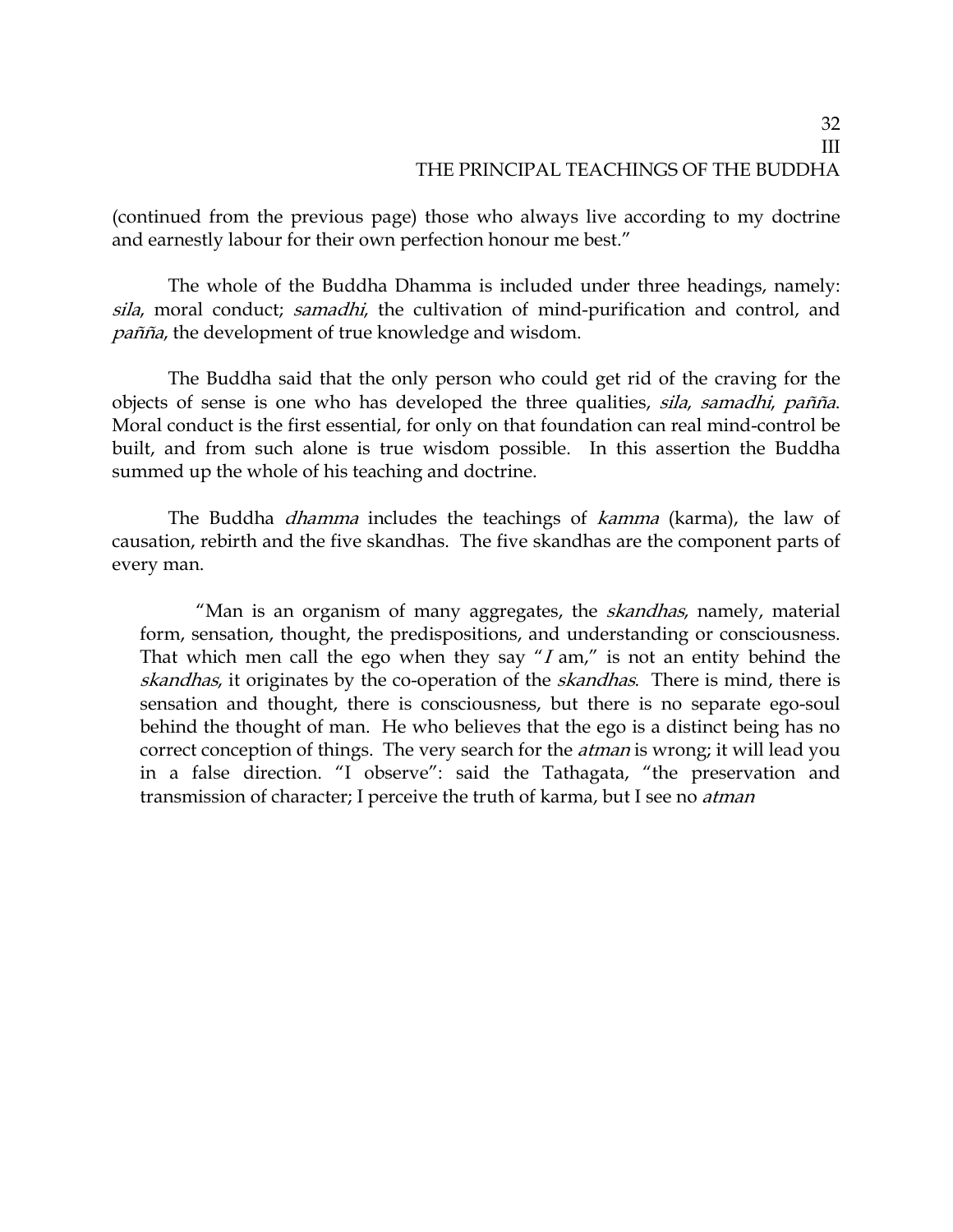(continued from the previous page) those who always live according to my doctrine and earnestly labour for their own perfection honour me best."

The whole of the Buddha Dhamma is included under three headings, namely: *sila*, moral conduct; *samadhi*, the cultivation of mind-purification and control, and *pañña*, the development of true knowledge and wisdom.

The Buddha said that the only person who could get rid of the craving for the objects of sense is one who has developed the three qualities, *sila*, *samadhi*, *pañña*. Moral conduct is the first essential, for only on that foundation can real mind-control be built, and from such alone is true wisdom possible. In this assertion the Buddha summed up the whole of his teaching and doctrine.

The Buddha *dhamma* includes the teachings of *kamma* (karma), the law of causation, rebirth and the five skandhas. The five skandhas are the component parts of every man.

> "Man is an organism of many aggregates, the *skandhas*, namely, material form, sensation, thought, the predispositions, and understanding or consciousness. That which men call the ego when they say "*I* am," is not an entity behind the *skandhas*, it originates by the co-operation of the *skandhas*. There is mind, there is sensation and thought, there is consciousness, but there is no separate ego-soul behind the thought of man. He who believes that the ego is a distinct being has no correct conception of things. The very search for the *atman* is wrong; it will lead you in a false direction. "I observe": said the Tathagata, "the preservation and transmission of character; I perceive the truth of karma, but I see no *atman*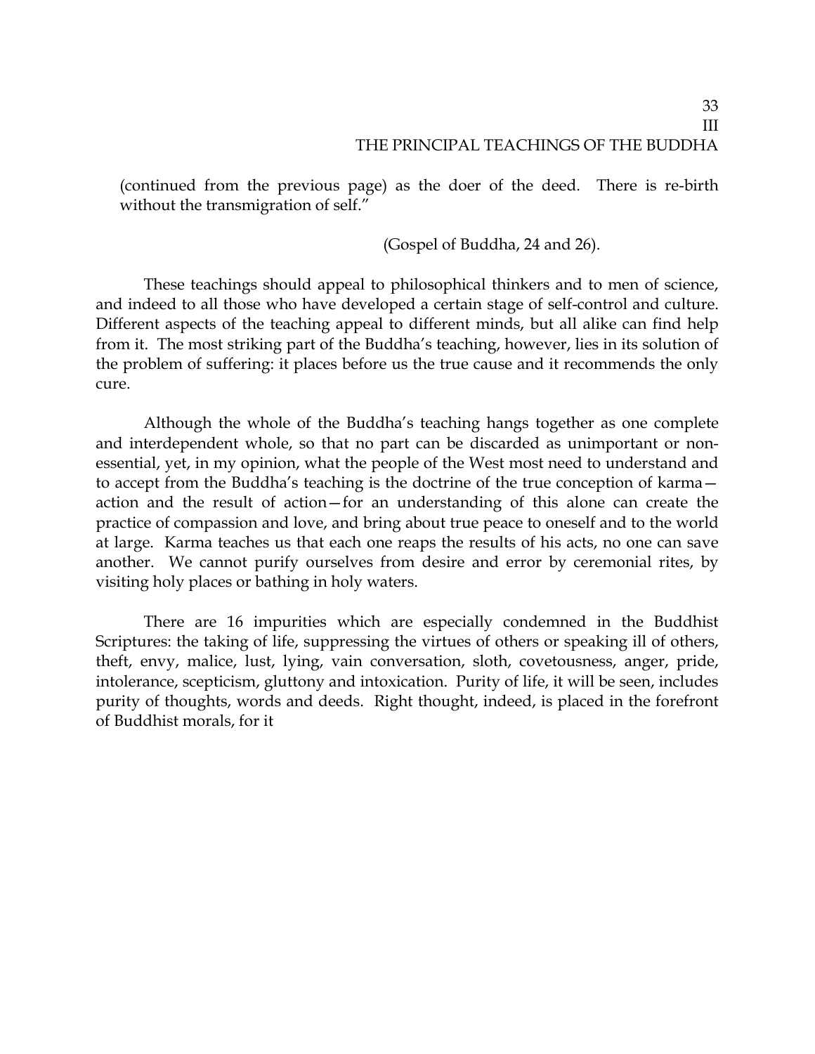(continued from the previous page) as the doer of the deed. There is re-birth without the transmigration of self."

(Gospel of Buddha, 24 and 26).

These teachings should appeal to philosophical thinkers and to men of science, and indeed to all those who have developed a certain stage of self-control and culture. Different aspects of the teaching appeal to different minds, but all alike can find help from it. The most striking part of the Buddha's teaching, however, lies in its solution of the problem of suffering: it places before us the true cause and it recommends the only cure.

Although the whole of the Buddha's teaching hangs together as one complete and interdependent whole, so that no part can be discarded as unimportant or non-essential, yet, in my opinion, what the people of the West most need to understand and to accept from the Buddha's teaching is the doctrine of the true conception of karma—action and the result of action—for an understanding of this alone can create the practice of compassion and love, and bring about true peace to oneself and to the world at large. Karma teaches us that each one reaps the results of his acts, no one can save another. We cannot purify ourselves from desire and error by ceremonial rites, by visiting holy places or bathing in holy waters.

There are 16 impurities which are especially condemned in the Buddhist Scriptures: the taking of life, suppressing the virtues of others or speaking ill of others, theft, envy, malice, lust, lying, vain conversation, sloth, covetousness, anger, pride, intolerance, scepticism, gluttony and intoxication. Purity of life, it will be seen, includes purity of thoughts, words and deeds. Right thought, indeed, is placed in the forefront of Buddhist morals, for it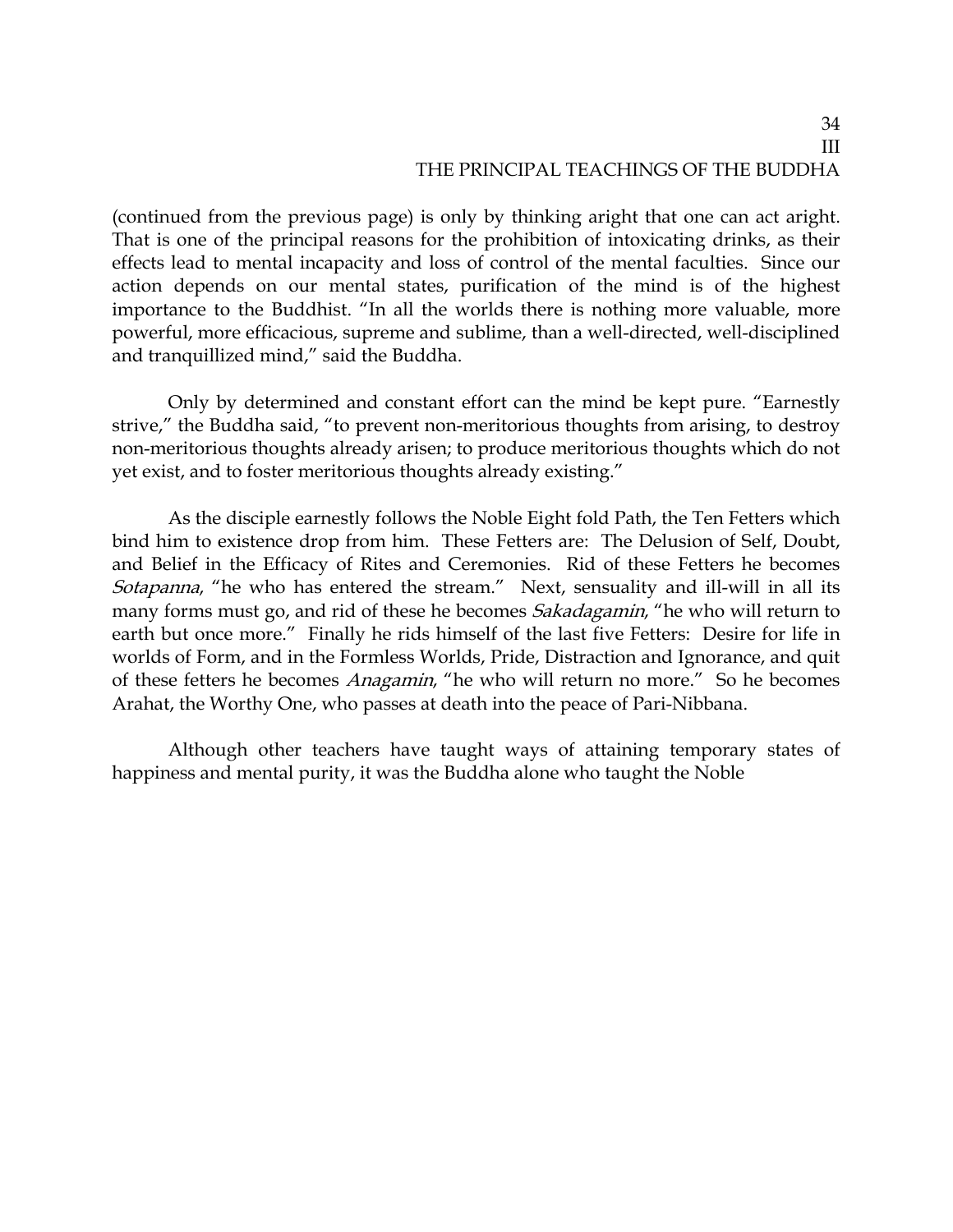(continued from the previous page) is only by thinking aright that one can act aright. That is one of the principal reasons for the prohibition of intoxicating drinks, as their effects lead to mental incapacity and loss of control of the mental faculties. Since our action depends on our mental states, purification of the mind is of the highest importance to the Buddhist. "In all the worlds there is nothing more valuable, more powerful, more efficacious, supreme and sublime, than a well-directed, well-disciplined and tranquillized mind," said the Buddha.

Only by determined and constant effort can the mind be kept pure. "Earnestly strive," the Buddha said, "to prevent non-meritorious thoughts from arising, to destroy non-meritorious thoughts already arisen; to produce meritorious thoughts which do not yet exist, and to foster meritorious thoughts already existing."

As the disciple earnestly follows the Noble Eight fold Path, the Ten Fetters which bind him to existence drop from him. These Fetters are: The Delusion of Self, Doubt, and Belief in the Efficacy of Rites and Ceremonies. Rid of these Fetters he becomes *Sotapanna*, "he who has entered the stream." Next, sensuality and ill-will in all its many forms must go, and rid of these he becomes *Sakadagamin*, "he who will return to earth but once more." Finally he rids himself of the last five Fetters: Desire for life in worlds of Form, and in the Formless Worlds, Pride, Distraction and Ignorance, and quit of these fetters he becomes *Anagamin*, "he who will return no more." So he becomes Arahat, the Worthy One, who passes at death into the peace of Pari-Nibbana.

Although other teachers have taught ways of attaining temporary states of happiness and mental purity, it was the Buddha alone who taught the Noble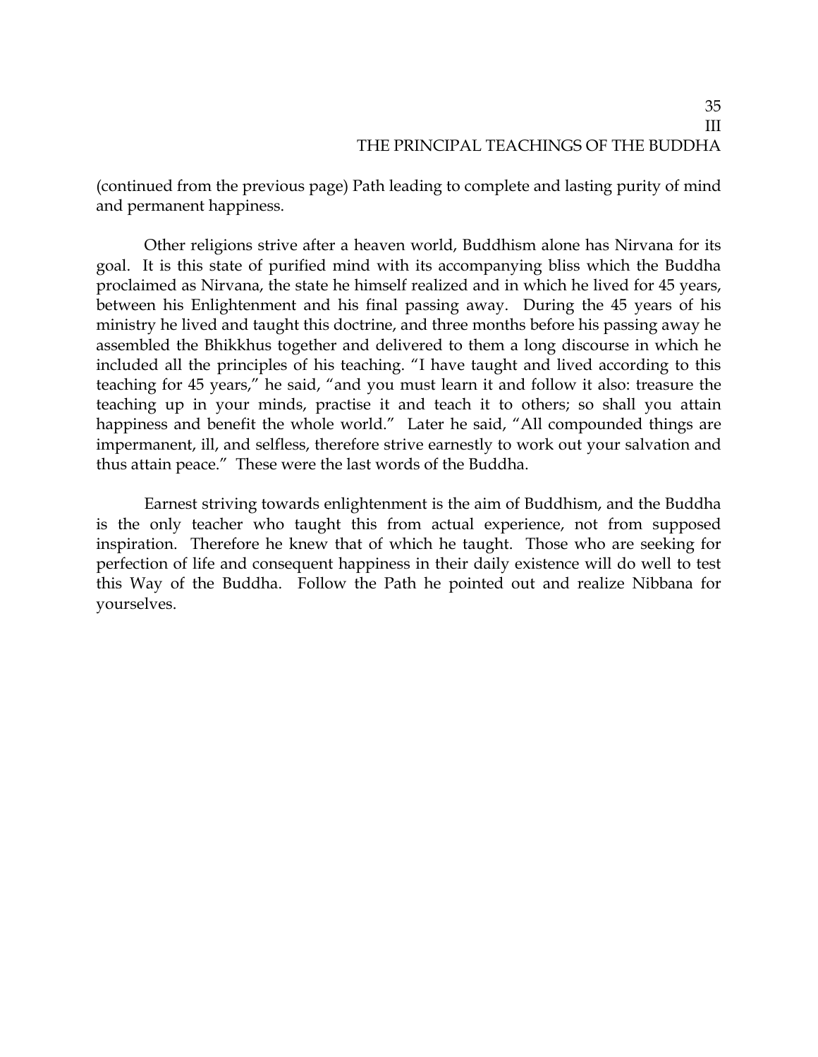(continued from the previous page) Path leading to complete and lasting purity of mind and permanent happiness.

Other religions strive after a heaven world, Buddhism alone has Nirvana for its goal. It is this state of purified mind with its accompanying bliss which the Buddha proclaimed as Nirvana, the state he himself realized and in which he lived for 45 years, between his Enlightenment and his final passing away. During the 45 years of his ministry he lived and taught this doctrine, and three months before his passing away he assembled the Bhikkhus together and delivered to them a long discourse in which he included all the principles of his teaching. "I have taught and lived according to this teaching for 45 years," he said, "and you must learn it and follow it also: treasure the teaching up in your minds, practise it and teach it to others; so shall you attain happiness and benefit the whole world." Later he said, "All compounded things are impermanent, ill, and selfless, therefore strive earnestly to work out your salvation and thus attain peace." These were the last words of the Buddha.

Earnest striving towards enlightenment is the aim of Buddhism, and the Buddha is the only teacher who taught this from actual experience, not from supposed inspiration. Therefore he knew that of which he taught. Those who are seeking for perfection of life and consequent happiness in their daily existence will do well to test this Way of the Buddha. Follow the Path he pointed out and realize Nibbana for yourselves.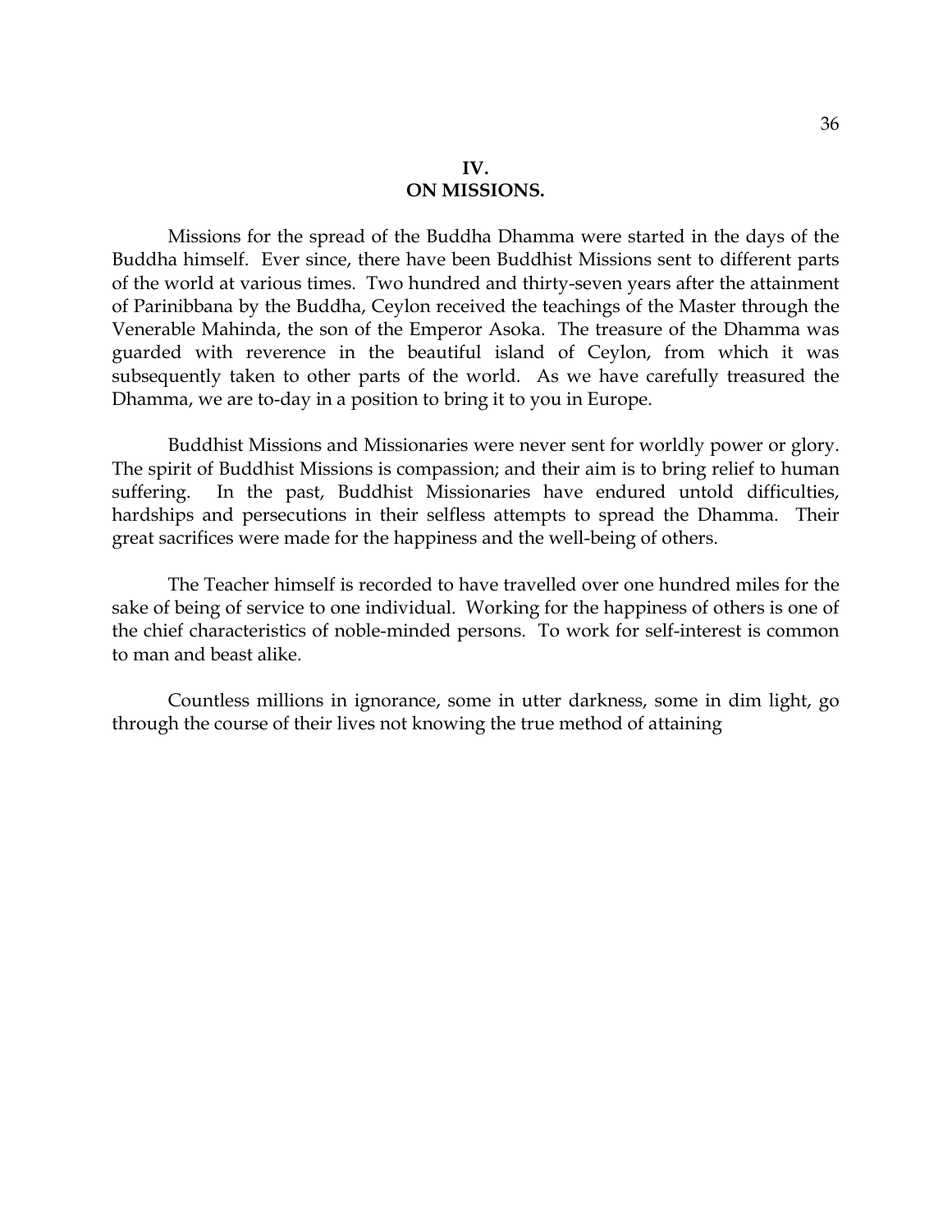## IV.
## ON MISSIONS.

Missions for the spread of the Buddha Dhamma were started in the days of the Buddha himself. Ever since, there have been Buddhist Missions sent to different parts of the world at various times. Two hundred and thirty-seven years after the attainment of Parinibbana by the Buddha, Ceylon received the teachings of the Master through the Venerable Mahinda, the son of the Emperor Asoka. The treasure of the Dhamma was guarded with reverence in the beautiful island of Ceylon, from which it was subsequently taken to other parts of the world. As we have carefully treasured the Dhamma, we are to-day in a position to bring it to you in Europe.

Buddhist Missions and Missionaries were never sent for worldly power or glory. The spirit of Buddhist Missions is compassion; and their aim is to bring relief to human suffering. In the past, Buddhist Missionaries have endured untold difficulties, hardships and persecutions in their selfless attempts to spread the Dhamma. Their great sacrifices were made for the happiness and the well-being of others.

The Teacher himself is recorded to have travelled over one hundred miles for the sake of being of service to one individual. Working for the happiness of others is one of the chief characteristics of noble-minded persons. To work for self-interest is common to man and beast alike.

Countless millions in ignorance, some in utter darkness, some in dim light, go through the course of their lives not knowing the true method of attaining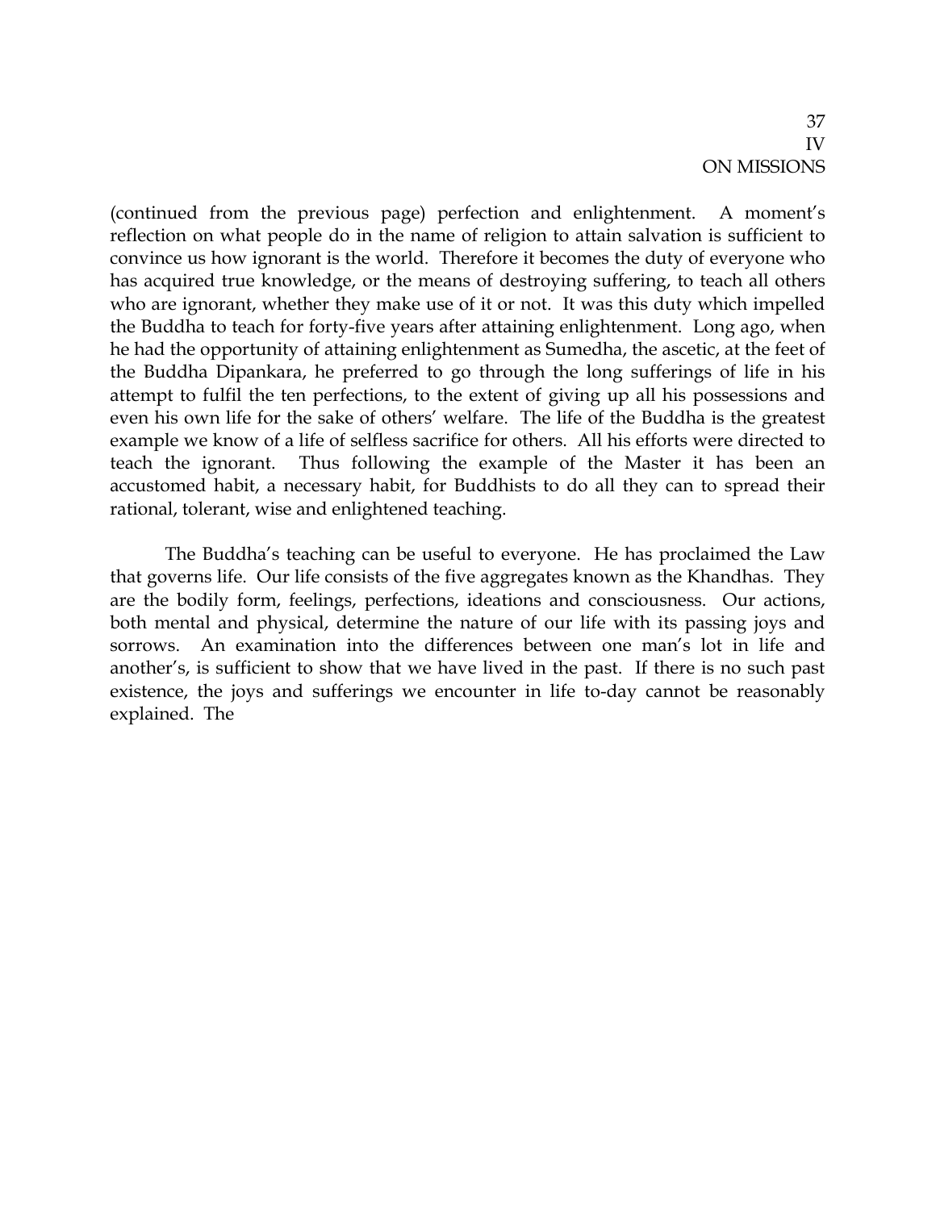(continued from the previous page) perfection and enlightenment. A moment's reflection on what people do in the name of religion to attain salvation is sufficient to convince us how ignorant is the world. Therefore it becomes the duty of everyone who has acquired true knowledge, or the means of destroying suffering, to teach all others who are ignorant, whether they make use of it or not. It was this duty which impelled the Buddha to teach for forty-five years after attaining enlightenment. Long ago, when he had the opportunity of attaining enlightenment as Sumedha, the ascetic, at the feet of the Buddha Dipankara, he preferred to go through the long sufferings of life in his attempt to fulfil the ten perfections, to the extent of giving up all his possessions and even his own life for the sake of others' welfare. The life of the Buddha is the greatest example we know of a life of selfless sacrifice for others. All his efforts were directed to teach the ignorant. Thus following the example of the Master it has been an accustomed habit, a necessary habit, for Buddhists to do all they can to spread their rational, tolerant, wise and enlightened teaching.

The Buddha's teaching can be useful to everyone. He has proclaimed the Law that governs life. Our life consists of the five aggregates known as the Khandhas. They are the bodily form, feelings, perfections, ideations and consciousness. Our actions, both mental and physical, determine the nature of our life with its passing joys and sorrows. An examination into the differences between one man's lot in life and another's, is sufficient to show that we have lived in the past. If there is no such past existence, the joys and sufferings we encounter in life to-day cannot be reasonably explained. The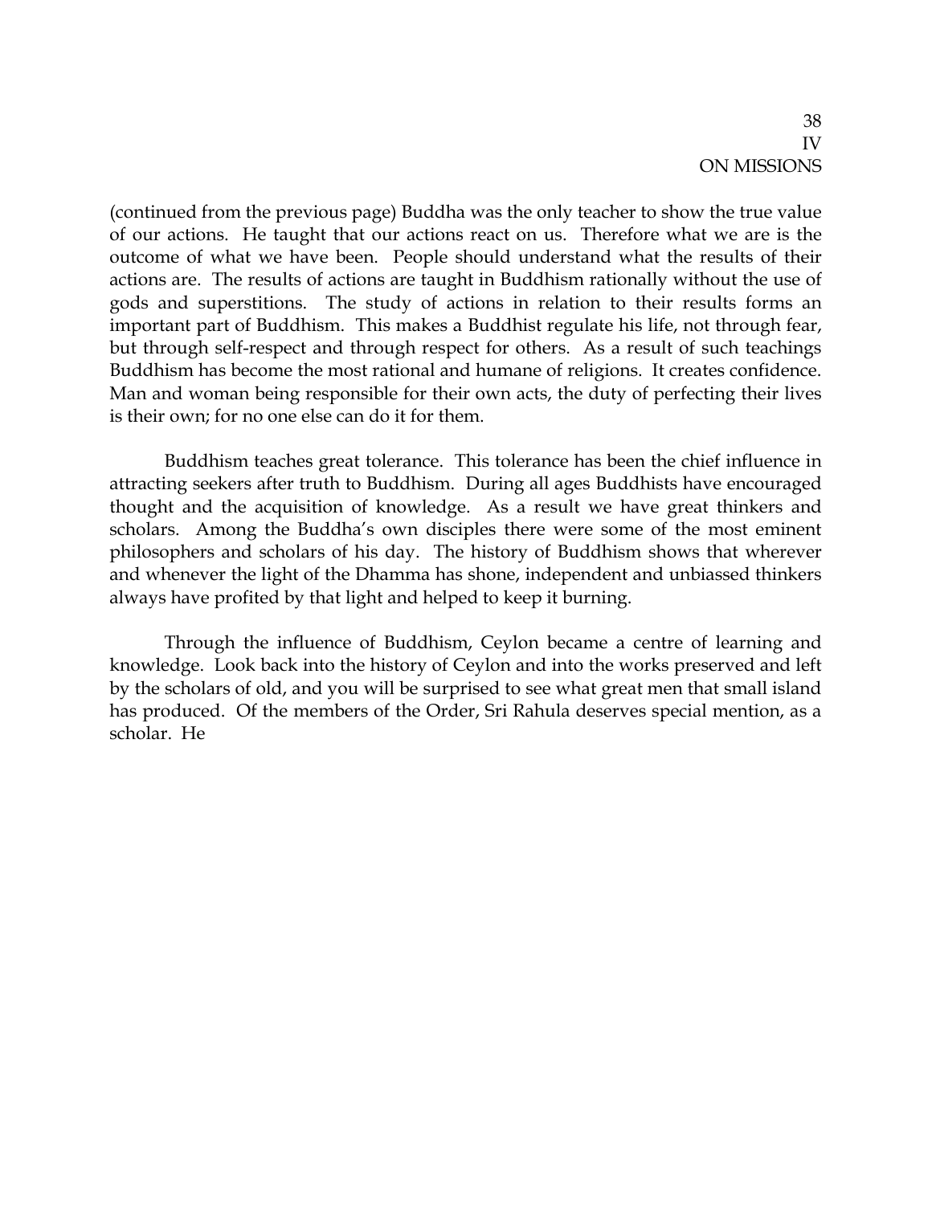(continued from the previous page) Buddha was the only teacher to show the true value of our actions. He taught that our actions react on us. Therefore what we are is the outcome of what we have been. People should understand what the results of their actions are. The results of actions are taught in Buddhism rationally without the use of gods and superstitions. The study of actions in relation to their results forms an important part of Buddhism. This makes a Buddhist regulate his life, not through fear, but through self-respect and through respect for others. As a result of such teachings Buddhism has become the most rational and humane of religions. It creates confidence. Man and woman being responsible for their own acts, the duty of perfecting their lives is their own; for no one else can do it for them.

Buddhism teaches great tolerance. This tolerance has been the chief influence in attracting seekers after truth to Buddhism. During all ages Buddhists have encouraged thought and the acquisition of knowledge. As a result we have great thinkers and scholars. Among the Buddha's own disciples there were some of the most eminent philosophers and scholars of his day. The history of Buddhism shows that wherever and whenever the light of the Dhamma has shone, independent and unbiassed thinkers always have profited by that light and helped to keep it burning.

Through the influence of Buddhism, Ceylon became a centre of learning and knowledge. Look back into the history of Ceylon and into the works preserved and left by the scholars of old, and you will be surprised to see what great men that small island has produced. Of the members of the Order, Sri Rahula deserves special mention, as a scholar. He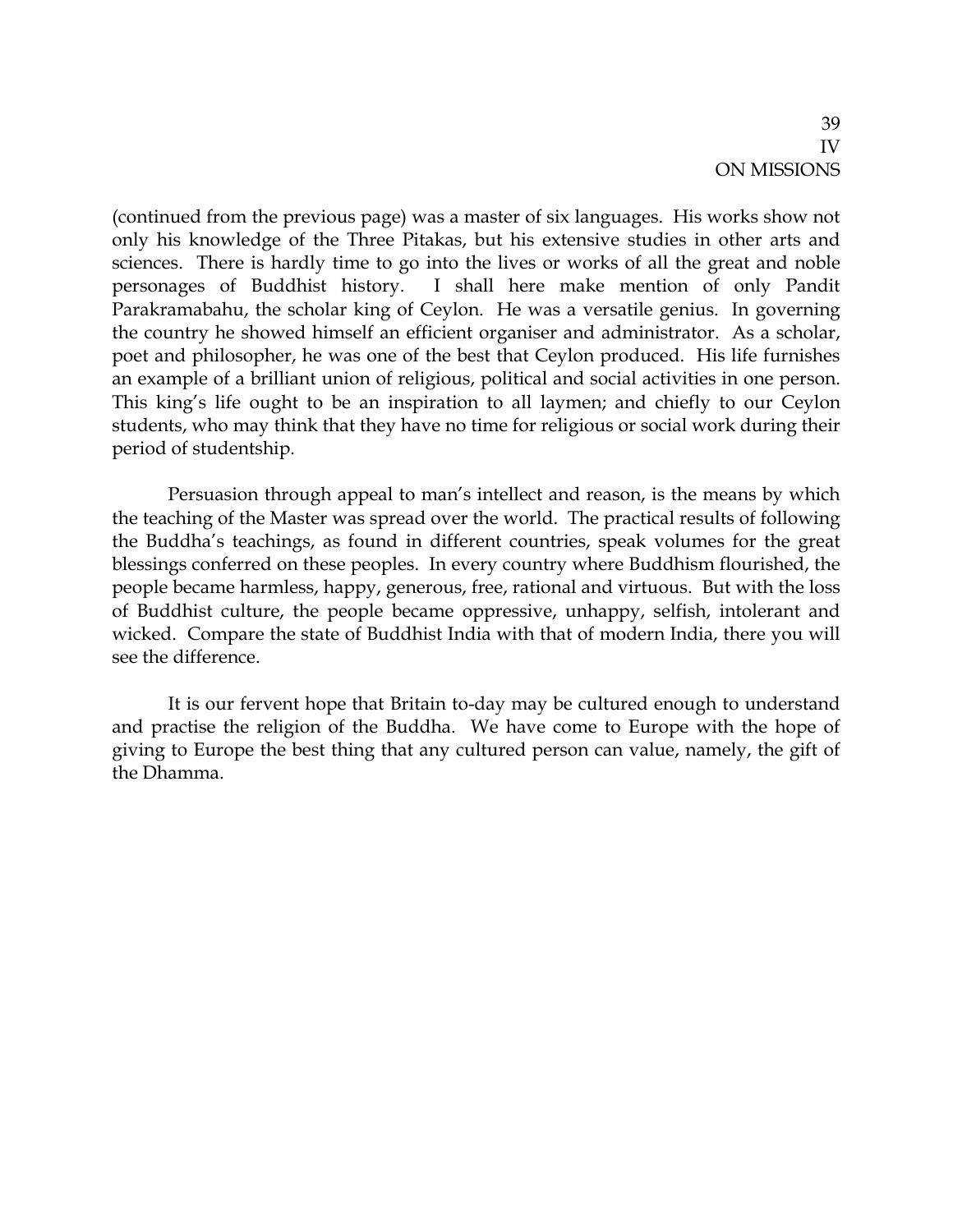(continued from the previous page) was a master of six languages. His works show not only his knowledge of the Three Pitakas, but his extensive studies in other arts and sciences. There is hardly time to go into the lives or works of all the great and noble personages of Buddhist history. I shall here make mention of only Pandit Parakramabahu, the scholar king of Ceylon. He was a versatile genius. In governing the country he showed himself an efficient organiser and administrator. As a scholar, poet and philosopher, he was one of the best that Ceylon produced. His life furnishes an example of a brilliant union of religious, political and social activities in one person. This king's life ought to be an inspiration to all laymen; and chiefly to our Ceylon students, who may think that they have no time for religious or social work during their period of studentship.

Persuasion through appeal to man's intellect and reason, is the means by which the teaching of the Master was spread over the world. The practical results of following the Buddha's teachings, as found in different countries, speak volumes for the great blessings conferred on these peoples. In every country where Buddhism flourished, the people became harmless, happy, generous, free, rational and virtuous. But with the loss of Buddhist culture, the people became oppressive, unhappy, selfish, intolerant and wicked. Compare the state of Buddhist India with that of modern India, there you will see the difference.

It is our fervent hope that Britain to-day may be cultured enough to understand and practise the religion of the Buddha. We have come to Europe with the hope of giving to Europe the best thing that any cultured person can value, namely, the gift of the Dhamma.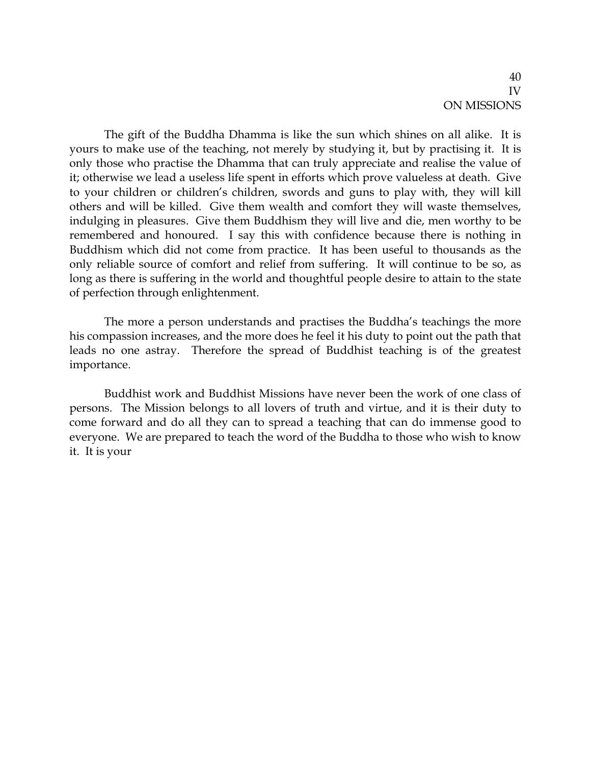# IV
# ON MISSIONS

The gift of the Buddha Dhamma is like the sun which shines on all alike. It is yours to make use of the teaching, not merely by studying it, but by practising it. It is only those who practise the Dhamma that can truly appreciate and realise the value of it; otherwise we lead a useless life spent in efforts which prove valueless at death. Give to your children or children's children, swords and guns to play with, they will kill others and will be killed. Give them wealth and comfort they will waste themselves, indulging in pleasures. Give them Buddhism they will live and die, men worthy to be remembered and honoured. I say this with confidence because there is nothing in Buddhism which did not come from practice. It has been useful to thousands as the only reliable source of comfort and relief from suffering. It will continue to be so, as long as there is suffering in the world and thoughtful people desire to attain to the state of perfection through enlightenment.

The more a person understands and practises the Buddha's teachings the more his compassion increases, and the more does he feel it his duty to point out the path that leads no one astray. Therefore the spread of Buddhist teaching is of the greatest importance.

Buddhist work and Buddhist Missions have never been the work of one class of persons. The Mission belongs to all lovers of truth and virtue, and it is their duty to come forward and do all they can to spread a teaching that can do immense good to everyone. We are prepared to teach the word of the Buddha to those who wish to know it. It is your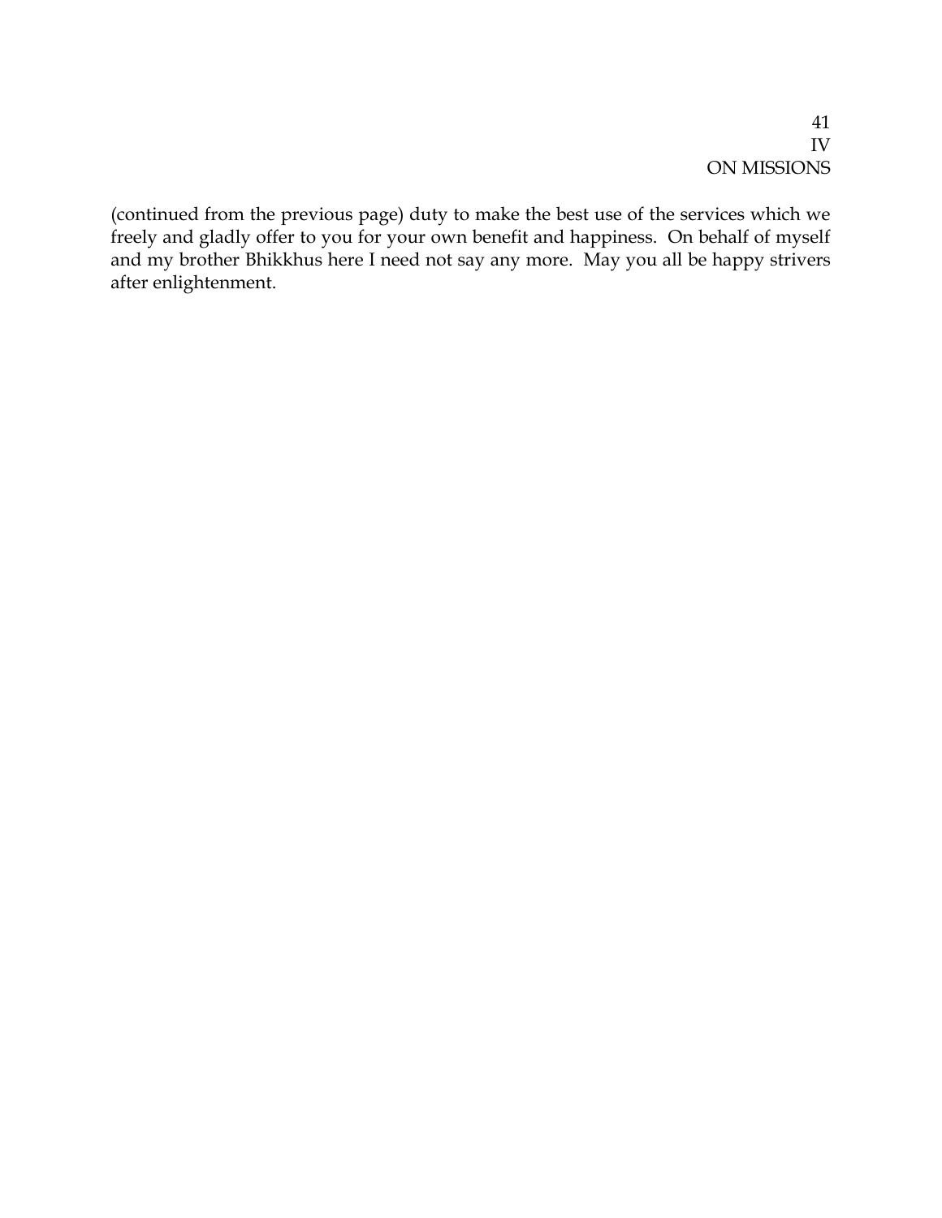(continued from the previous page) duty to make the best use of the services which we freely and gladly offer to you for your own benefit and happiness. On behalf of myself and my brother Bhikkhus here I need not say any more. May you all be happy strivers after enlightenment.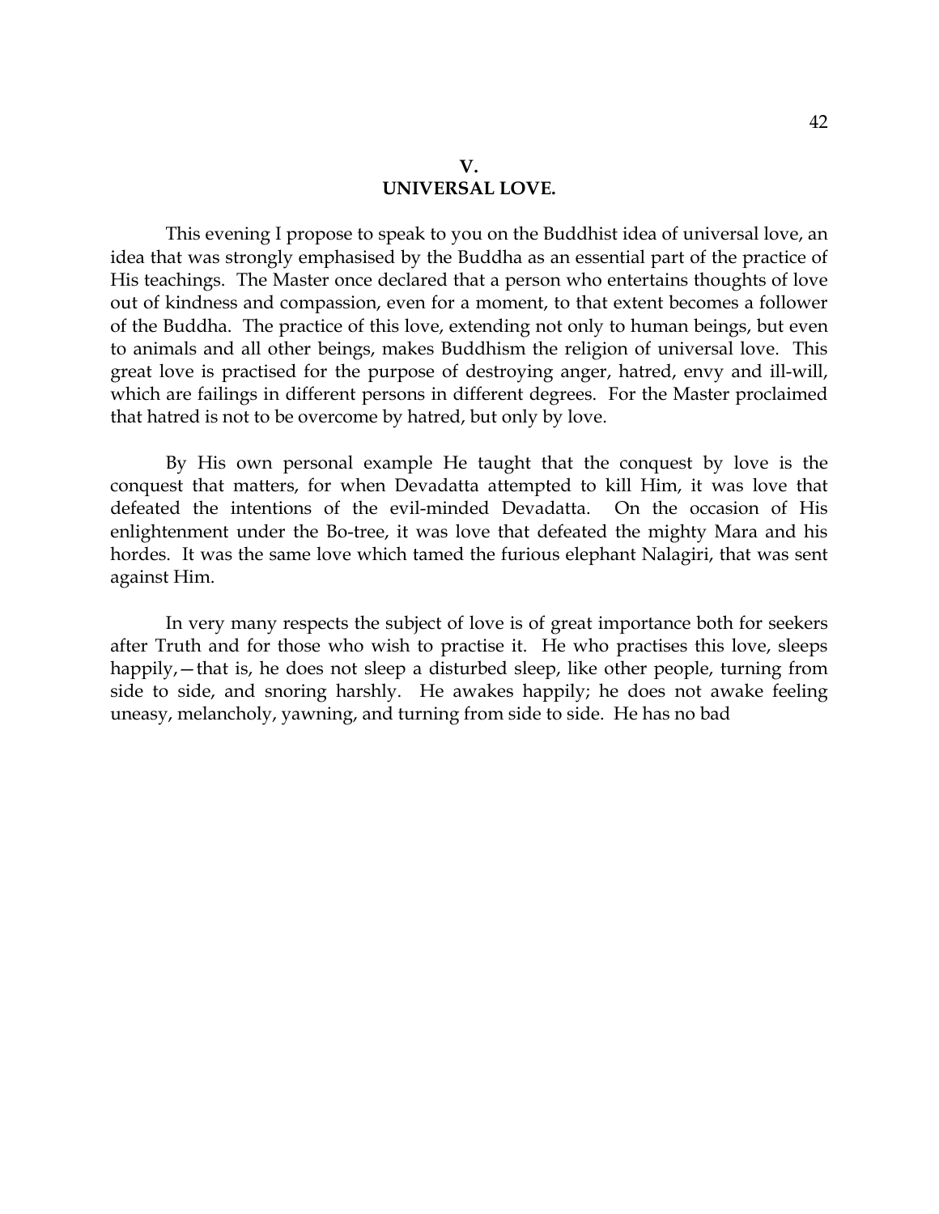## V.
## UNIVERSAL LOVE.

This evening I propose to speak to you on the Buddhist idea of universal love, an idea that was strongly emphasised by the Buddha as an essential part of the practice of His teachings. The Master once declared that a person who entertains thoughts of love out of kindness and compassion, even for a moment, to that extent becomes a follower of the Buddha. The practice of this love, extending not only to human beings, but even to animals and all other beings, makes Buddhism the religion of universal love. This great love is practised for the purpose of destroying anger, hatred, envy and ill-will, which are failings in different persons in different degrees. For the Master proclaimed that hatred is not to be overcome by hatred, but only by love.

By His own personal example He taught that the conquest by love is the conquest that matters, for when Devadatta attempted to kill Him, it was love that defeated the intentions of the evil-minded Devadatta. On the occasion of His enlightenment under the Bo-tree, it was love that defeated the mighty Mara and his hordes. It was the same love which tamed the furious elephant Nalagiri, that was sent against Him.

In very many respects the subject of love is of great importance both for seekers after Truth and for those who wish to practise it. He who practises this love, sleeps happily,—that is, he does not sleep a disturbed sleep, like other people, turning from side to side, and snoring harshly. He awakes happily; he does not awake feeling uneasy, melancholy, yawning, and turning from side to side. He has no bad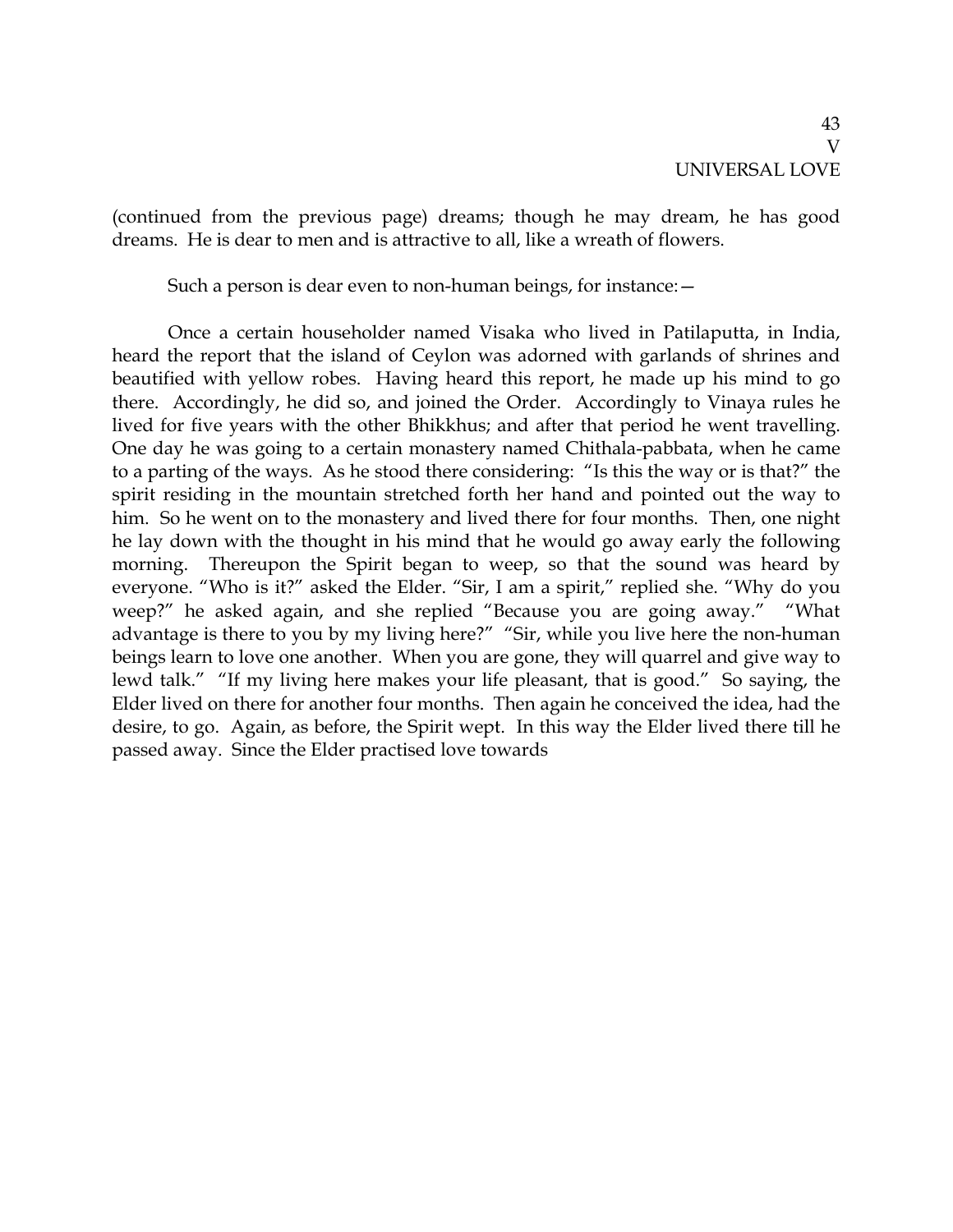(continued from the previous page) dreams; though he may dream, he has good dreams. He is dear to men and is attractive to all, like a wreath of flowers.

Such a person is dear even to non-human beings, for instance:—

Once a certain householder named Visaka who lived in Patilaputta, in India, heard the report that the island of Ceylon was adorned with garlands of shrines and beautified with yellow robes. Having heard this report, he made up his mind to go there. Accordingly, he did so, and joined the Order. Accordingly to Vinaya rules he lived for five years with the other Bhikkhus; and after that period he went travelling. One day he was going to a certain monastery named Chithala-pabbata, when he came to a parting of the ways. As he stood there considering: "Is this the way or is that?" the spirit residing in the mountain stretched forth her hand and pointed out the way to him. So he went on to the monastery and lived there for four months. Then, one night he lay down with the thought in his mind that he would go away early the following morning. Thereupon the Spirit began to weep, so that the sound was heard by everyone. "Who is it?" asked the Elder. "Sir, I am a spirit," replied she. "Why do you weep?" he asked again, and she replied "Because you are going away." "What advantage is there to you by my living here?" "Sir, while you live here the non-human beings learn to love one another. When you are gone, they will quarrel and give way to lewd talk." "If my living here makes your life pleasant, that is good." So saying, the Elder lived on there for another four months. Then again he conceived the idea, had the desire, to go. Again, as before, the Spirit wept. In this way the Elder lived there till he passed away. Since the Elder practised love towards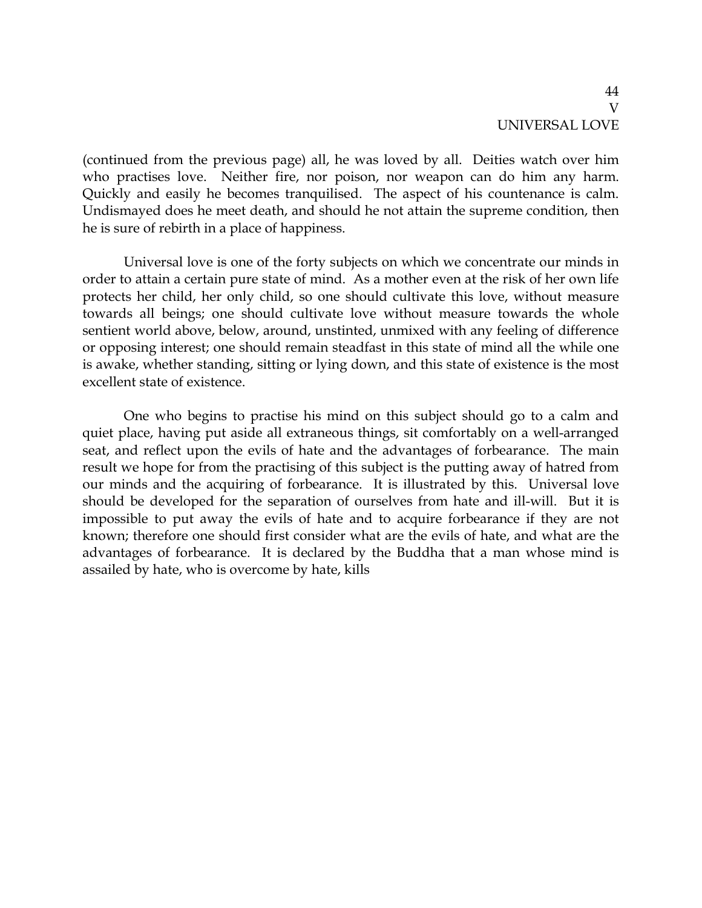(continued from the previous page) all, he was loved by all. Deities watch over him who practises love. Neither fire, nor poison, nor weapon can do him any harm. Quickly and easily he becomes tranquilised. The aspect of his countenance is calm. Undismayed does he meet death, and should he not attain the supreme condition, then he is sure of rebirth in a place of happiness.

Universal love is one of the forty subjects on which we concentrate our minds in order to attain a certain pure state of mind. As a mother even at the risk of her own life protects her child, her only child, so one should cultivate this love, without measure towards all beings; one should cultivate love without measure towards the whole sentient world above, below, around, unstinted, unmixed with any feeling of difference or opposing interest; one should remain steadfast in this state of mind all the while one is awake, whether standing, sitting or lying down, and this state of existence is the most excellent state of existence.

One who begins to practise his mind on this subject should go to a calm and quiet place, having put aside all extraneous things, sit comfortably on a well-arranged seat, and reflect upon the evils of hate and the advantages of forbearance. The main result we hope for from the practising of this subject is the putting away of hatred from our minds and the acquiring of forbearance. It is illustrated by this. Universal love should be developed for the separation of ourselves from hate and ill-will. But it is impossible to put away the evils of hate and to acquire forbearance if they are not known; therefore one should first consider what are the evils of hate, and what are the advantages of forbearance. It is declared by the Buddha that a man whose mind is assailed by hate, who is overcome by hate, kills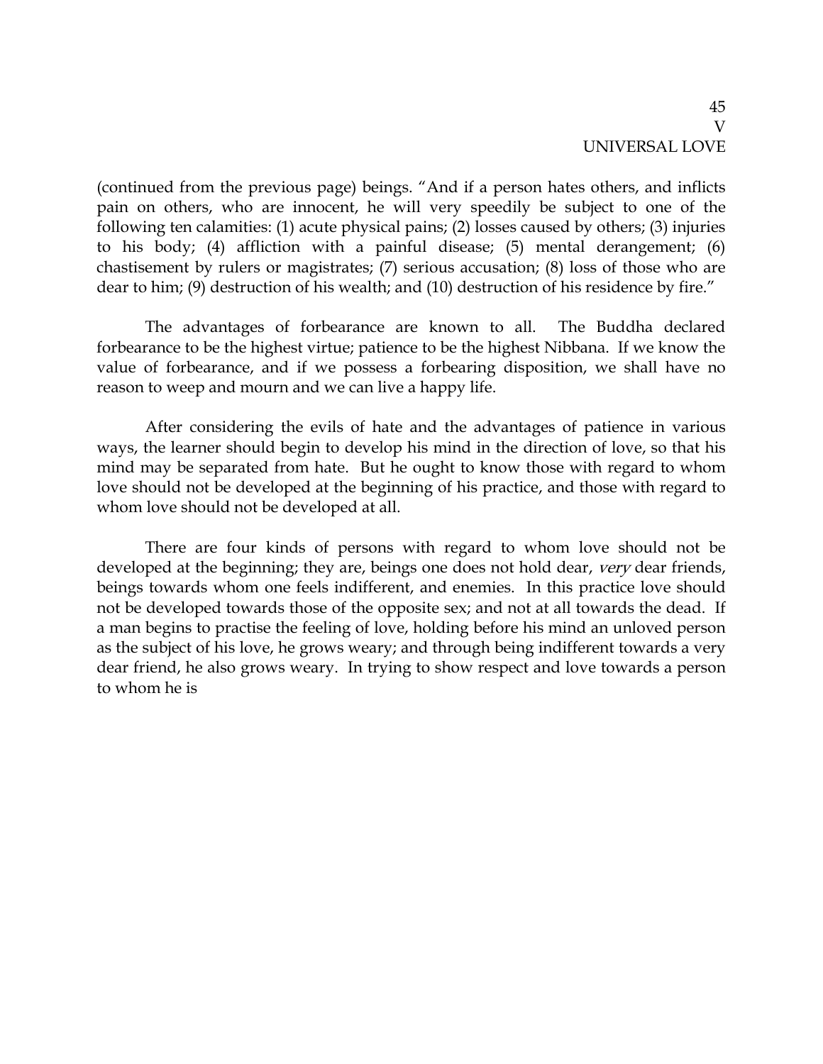(continued from the previous page) beings. "And if a person hates others, and inflicts pain on others, who are innocent, he will very speedily be subject to one of the following ten calamities: (1) acute physical pains; (2) losses caused by others; (3) injuries to his body; (4) affliction with a painful disease; (5) mental derangement; (6) chastisement by rulers or magistrates; (7) serious accusation; (8) loss of those who are dear to him; (9) destruction of his wealth; and (10) destruction of his residence by fire."

The advantages of forbearance are known to all. The Buddha declared forbearance to be the highest virtue; patience to be the highest Nibbana. If we know the value of forbearance, and if we possess a forbearing disposition, we shall have no reason to weep and mourn and we can live a happy life.

After considering the evils of hate and the advantages of patience in various ways, the learner should begin to develop his mind in the direction of love, so that his mind may be separated from hate. But he ought to know those with regard to whom love should not be developed at the beginning of his practice, and those with regard to whom love should not be developed at all.

There are four kinds of persons with regard to whom love should not be developed at the beginning; they are, beings one does not hold dear, *very* dear friends, beings towards whom one feels indifferent, and enemies. In this practice love should not be developed towards those of the opposite sex; and not at all towards the dead. If a man begins to practise the feeling of love, holding before his mind an unloved person as the subject of his love, he grows weary; and through being indifferent towards a very dear friend, he also grows weary. In trying to show respect and love towards a person to whom he is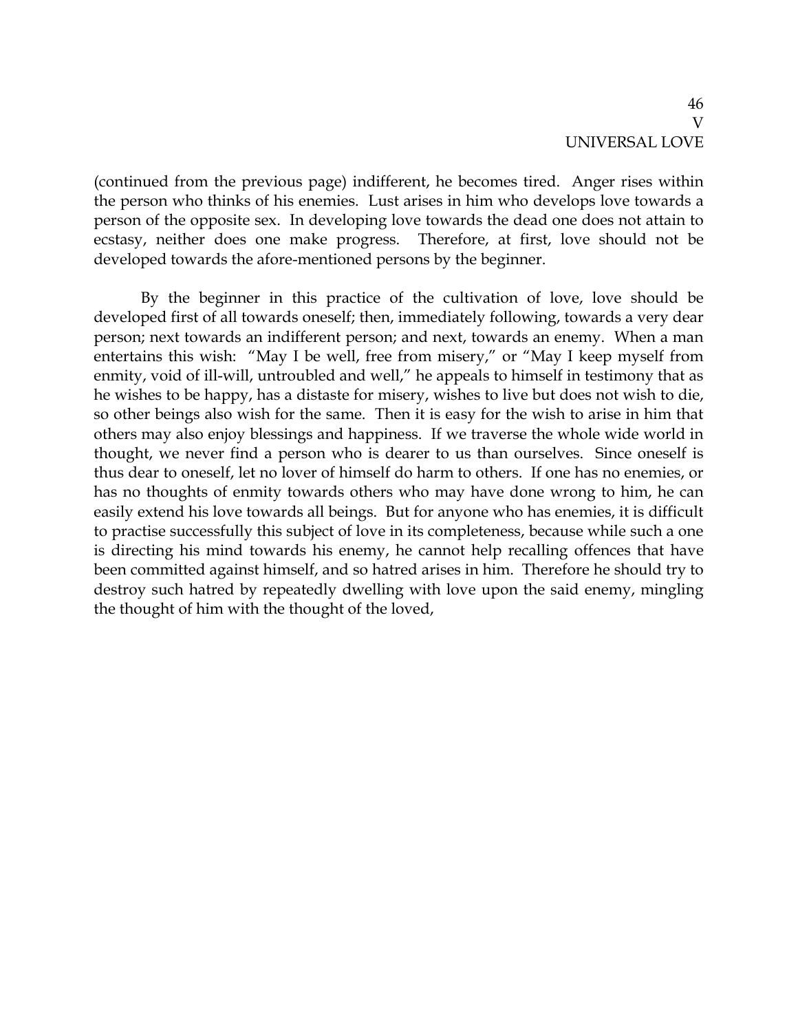(continued from the previous page) indifferent, he becomes tired. Anger rises within the person who thinks of his enemies. Lust arises in him who develops love towards a person of the opposite sex. In developing love towards the dead one does not attain to ecstasy, neither does one make progress. Therefore, at first, love should not be developed towards the afore-mentioned persons by the beginner.

By the beginner in this practice of the cultivation of love, love should be developed first of all towards oneself; then, immediately following, towards a very dear person; next towards an indifferent person; and next, towards an enemy. When a man entertains this wish: "May I be well, free from misery," or "May I keep myself from enmity, void of ill-will, untroubled and well," he appeals to himself in testimony that as he wishes to be happy, has a distaste for misery, wishes to live but does not wish to die, so other beings also wish for the same. Then it is easy for the wish to arise in him that others may also enjoy blessings and happiness. If we traverse the whole wide world in thought, we never find a person who is dearer to us than ourselves. Since oneself is thus dear to oneself, let no lover of himself do harm to others. If one has no enemies, or has no thoughts of enmity towards others who may have done wrong to him, he can easily extend his love towards all beings. But for anyone who has enemies, it is difficult to practise successfully this subject of love in its completeness, because while such a one is directing his mind towards his enemy, he cannot help recalling offences that have been committed against himself, and so hatred arises in him. Therefore he should try to destroy such hatred by repeatedly dwelling with love upon the said enemy, mingling the thought of him with the thought of the loved,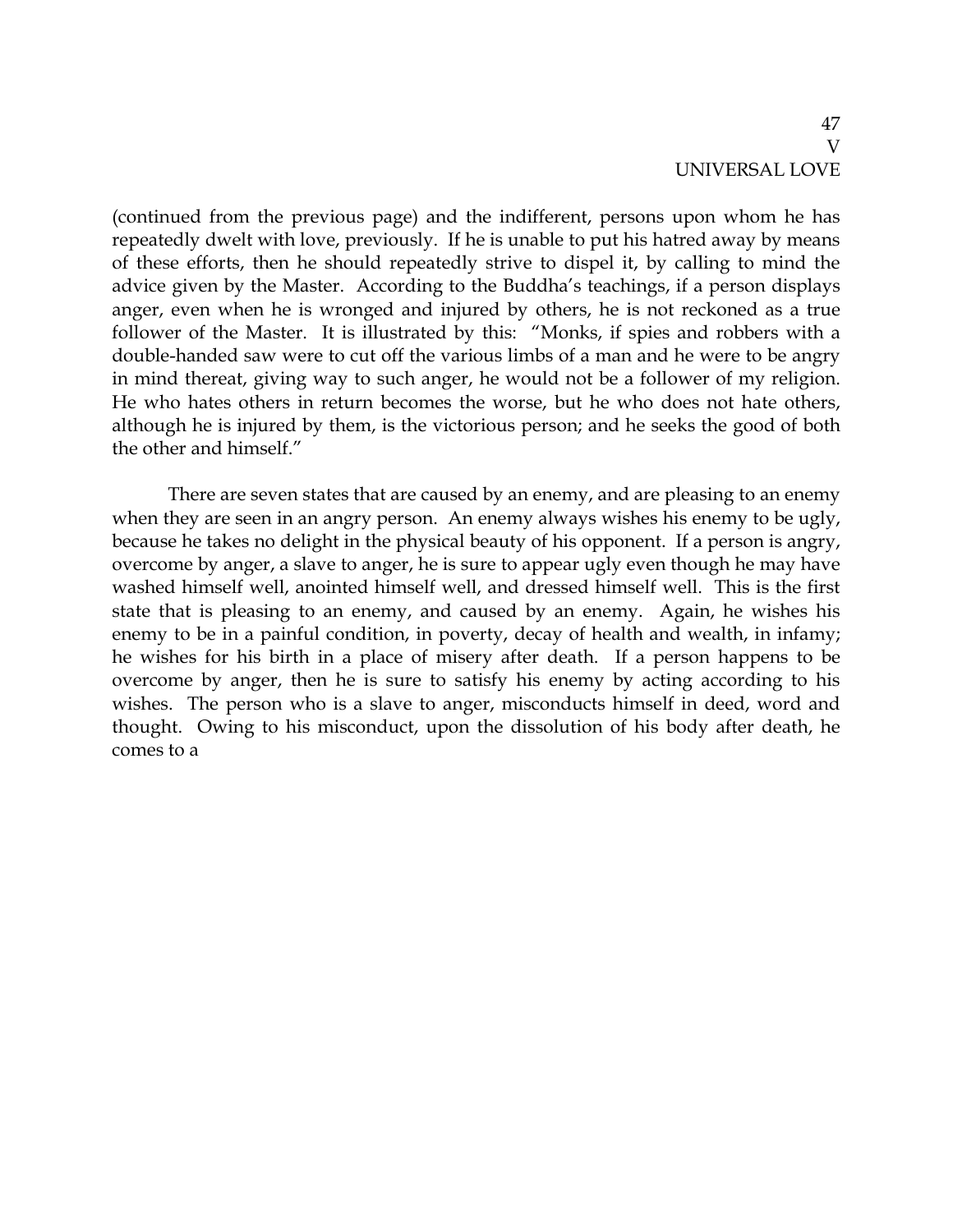(continued from the previous page) and the indifferent, persons upon whom he has repeatedly dwelt with love, previously. If he is unable to put his hatred away by means of these efforts, then he should repeatedly strive to dispel it, by calling to mind the advice given by the Master. According to the Buddha's teachings, if a person displays anger, even when he is wronged and injured by others, he is not reckoned as a true follower of the Master. It is illustrated by this: "Monks, if spies and robbers with a double-handed saw were to cut off the various limbs of a man and he were to be angry in mind thereat, giving way to such anger, he would not be a follower of my religion. He who hates others in return becomes the worse, but he who does not hate others, although he is injured by them, is the victorious person; and he seeks the good of both the other and himself."

There are seven states that are caused by an enemy, and are pleasing to an enemy when they are seen in an angry person. An enemy always wishes his enemy to be ugly, because he takes no delight in the physical beauty of his opponent. If a person is angry, overcome by anger, a slave to anger, he is sure to appear ugly even though he may have washed himself well, anointed himself well, and dressed himself well. This is the first state that is pleasing to an enemy, and caused by an enemy. Again, he wishes his enemy to be in a painful condition, in poverty, decay of health and wealth, in infamy; he wishes for his birth in a place of misery after death. If a person happens to be overcome by anger, then he is sure to satisfy his enemy by acting according to his wishes. The person who is a slave to anger, misconducts himself in deed, word and thought. Owing to his misconduct, upon the dissolution of his body after death, he comes to a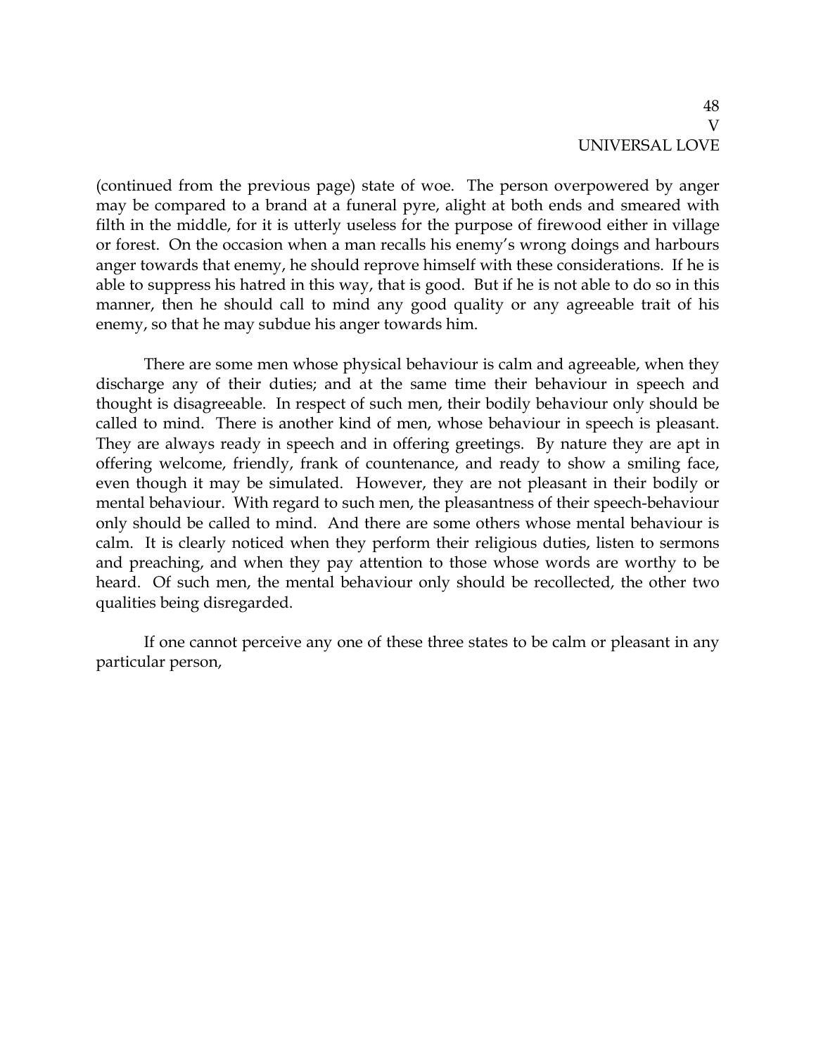(continued from the previous page) state of woe. The person overpowered by anger may be compared to a brand at a funeral pyre, alight at both ends and smeared with filth in the middle, for it is utterly useless for the purpose of firewood either in village or forest. On the occasion when a man recalls his enemy's wrong doings and harbours anger towards that enemy, he should reprove himself with these considerations. If he is able to suppress his hatred in this way, that is good. But if he is not able to do so in this manner, then he should call to mind any good quality or any agreeable trait of his enemy, so that he may subdue his anger towards him.

There are some men whose physical behaviour is calm and agreeable, when they discharge any of their duties; and at the same time their behaviour in speech and thought is disagreeable. In respect of such men, their bodily behaviour only should be called to mind. There is another kind of men, whose behaviour in speech is pleasant. They are always ready in speech and in offering greetings. By nature they are apt in offering welcome, friendly, frank of countenance, and ready to show a smiling face, even though it may be simulated. However, they are not pleasant in their bodily or mental behaviour. With regard to such men, the pleasantness of their speech-behaviour only should be called to mind. And there are some others whose mental behaviour is calm. It is clearly noticed when they perform their religious duties, listen to sermons and preaching, and when they pay attention to those whose words are worthy to be heard. Of such men, the mental behaviour only should be recollected, the other two qualities being disregarded.

If one cannot perceive any one of these three states to be calm or pleasant in any particular person,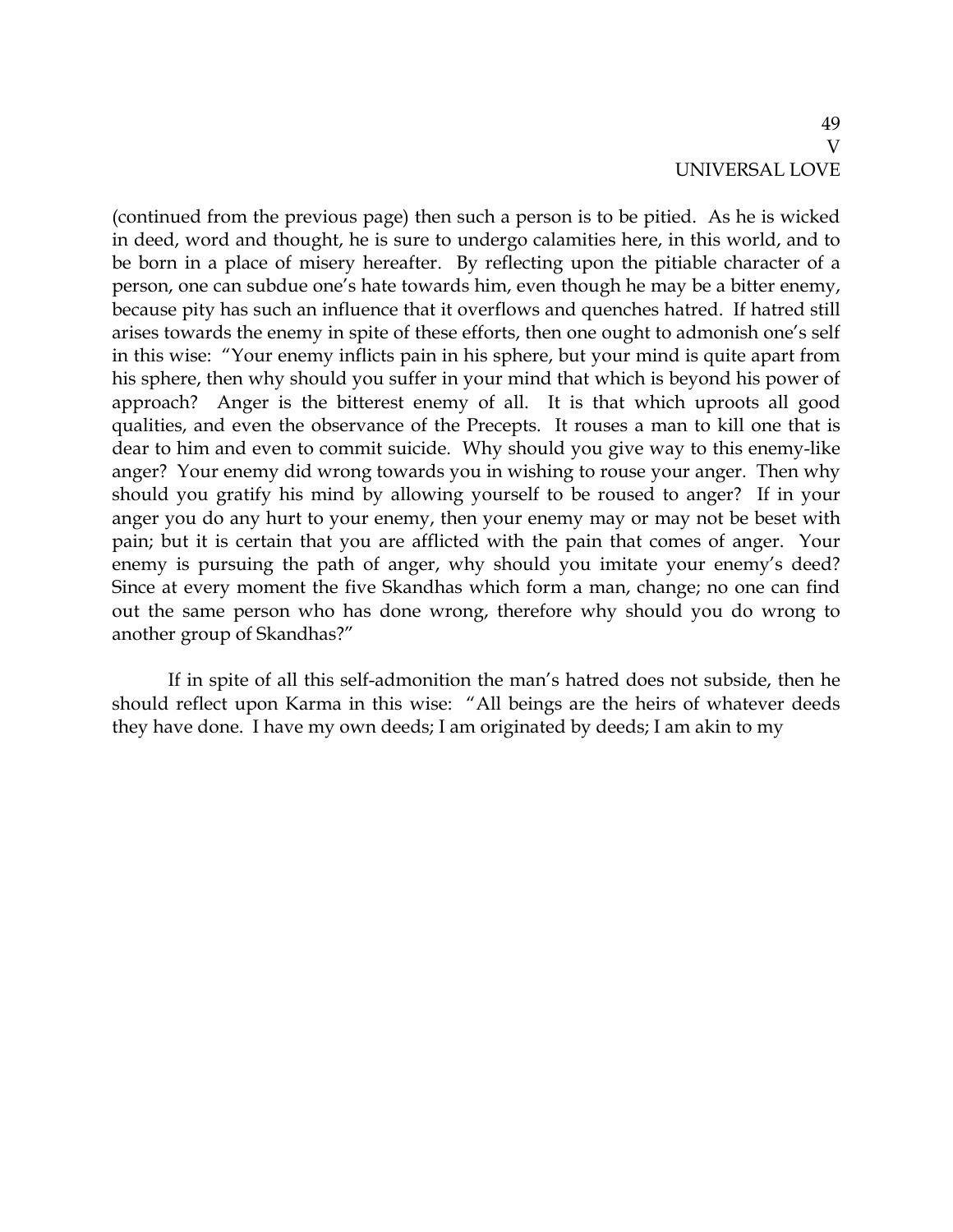(continued from the previous page) then such a person is to be pitied. As he is wicked in deed, word and thought, he is sure to undergo calamities here, in this world, and to be born in a place of misery hereafter. By reflecting upon the pitiable character of a person, one can subdue one's hate towards him, even though he may be a bitter enemy, because pity has such an influence that it overflows and quenches hatred. If hatred still arises towards the enemy in spite of these efforts, then one ought to admonish one's self in this wise: "Your enemy inflicts pain in his sphere, but your mind is quite apart from his sphere, then why should you suffer in your mind that which is beyond his power of approach? Anger is the bitterest enemy of all. It is that which uproots all good qualities, and even the observance of the Precepts. It rouses a man to kill one that is dear to him and even to commit suicide. Why should you give way to this enemy-like anger? Your enemy did wrong towards you in wishing to rouse your anger. Then why should you gratify his mind by allowing yourself to be roused to anger? If in your anger you do any hurt to your enemy, then your enemy may or may not be beset with pain; but it is certain that you are afflicted with the pain that comes of anger. Your enemy is pursuing the path of anger, why should you imitate your enemy's deed? Since at every moment the five Skandhas which form a man, change; no one can find out the same person who has done wrong, therefore why should you do wrong to another group of Skandhas?"

If in spite of all this self-admonition the man's hatred does not subside, then he should reflect upon Karma in this wise: "All beings are the heirs of whatever deeds they have done. I have my own deeds; I am originated by deeds; I am akin to my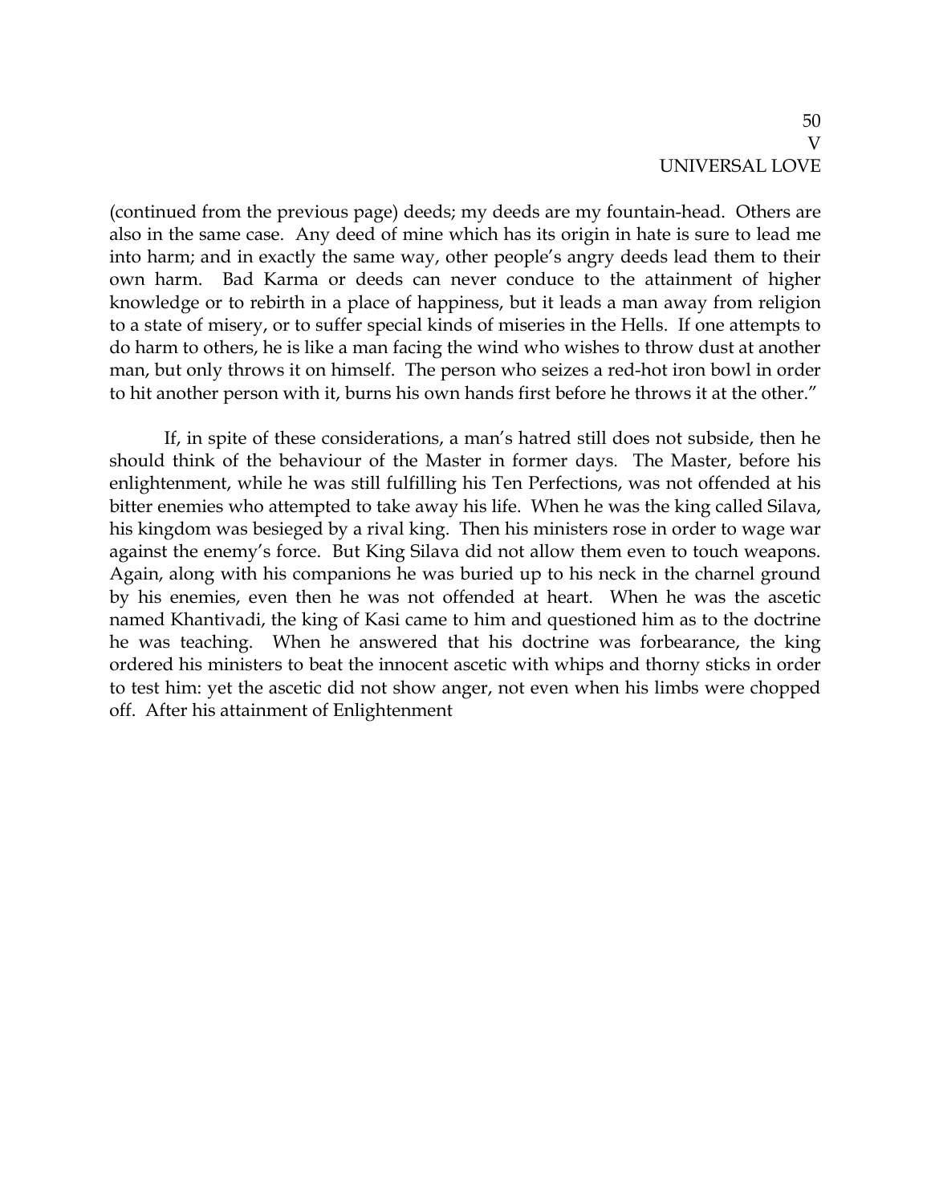(continued from the previous page) deeds; my deeds are my fountain-head. Others are also in the same case. Any deed of mine which has its origin in hate is sure to lead me into harm; and in exactly the same way, other people's angry deeds lead them to their own harm. Bad Karma or deeds can never conduce to the attainment of higher knowledge or to rebirth in a place of happiness, but it leads a man away from religion to a state of misery, or to suffer special kinds of miseries in the Hells. If one attempts to do harm to others, he is like a man facing the wind who wishes to throw dust at another man, but only throws it on himself. The person who seizes a red-hot iron bowl in order to hit another person with it, burns his own hands first before he throws it at the other."

If, in spite of these considerations, a man's hatred still does not subside, then he should think of the behaviour of the Master in former days. The Master, before his enlightenment, while he was still fulfilling his Ten Perfections, was not offended at his bitter enemies who attempted to take away his life. When he was the king called Silava, his kingdom was besieged by a rival king. Then his ministers rose in order to wage war against the enemy's force. But King Silava did not allow them even to touch weapons. Again, along with his companions he was buried up to his neck in the charnel ground by his enemies, even then he was not offended at heart. When he was the ascetic named Khantivadi, the king of Kasi came to him and questioned him as to the doctrine he was teaching. When he answered that his doctrine was forbearance, the king ordered his ministers to beat the innocent ascetic with whips and thorny sticks in order to test him: yet the ascetic did not show anger, not even when his limbs were chopped off. After his attainment of Enlightenment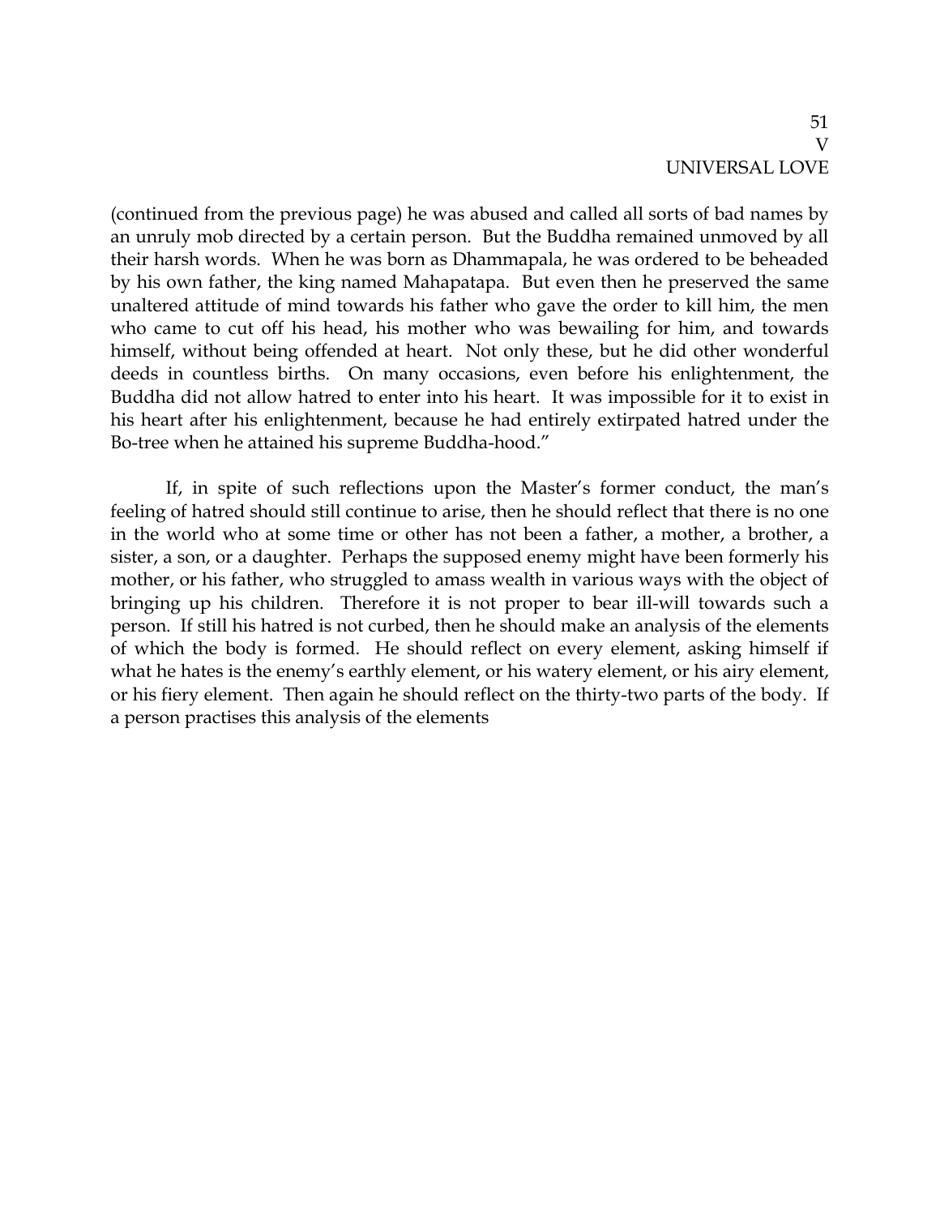(continued from the previous page) he was abused and called all sorts of bad names by an unruly mob directed by a certain person. But the Buddha remained unmoved by all their harsh words. When he was born as Dhammapala, he was ordered to be beheaded by his own father, the king named Mahapatapa. But even then he preserved the same unaltered attitude of mind towards his father who gave the order to kill him, the men who came to cut off his head, his mother who was bewailing for him, and towards himself, without being offended at heart. Not only these, but he did other wonderful deeds in countless births. On many occasions, even before his enlightenment, the Buddha did not allow hatred to enter into his heart. It was impossible for it to exist in his heart after his enlightenment, because he had entirely extirpated hatred under the Bo-tree when he attained his supreme Buddha-hood."

If, in spite of such reflections upon the Master's former conduct, the man's feeling of hatred should still continue to arise, then he should reflect that there is no one in the world who at some time or other has not been a father, a mother, a brother, a sister, a son, or a daughter. Perhaps the supposed enemy might have been formerly his mother, or his father, who struggled to amass wealth in various ways with the object of bringing up his children. Therefore it is not proper to bear ill-will towards such a person. If still his hatred is not curbed, then he should make an analysis of the elements of which the body is formed. He should reflect on every element, asking himself if what he hates is the enemy's earthly element, or his watery element, or his airy element, or his fiery element. Then again he should reflect on the thirty-two parts of the body. If a person practises this analysis of the elements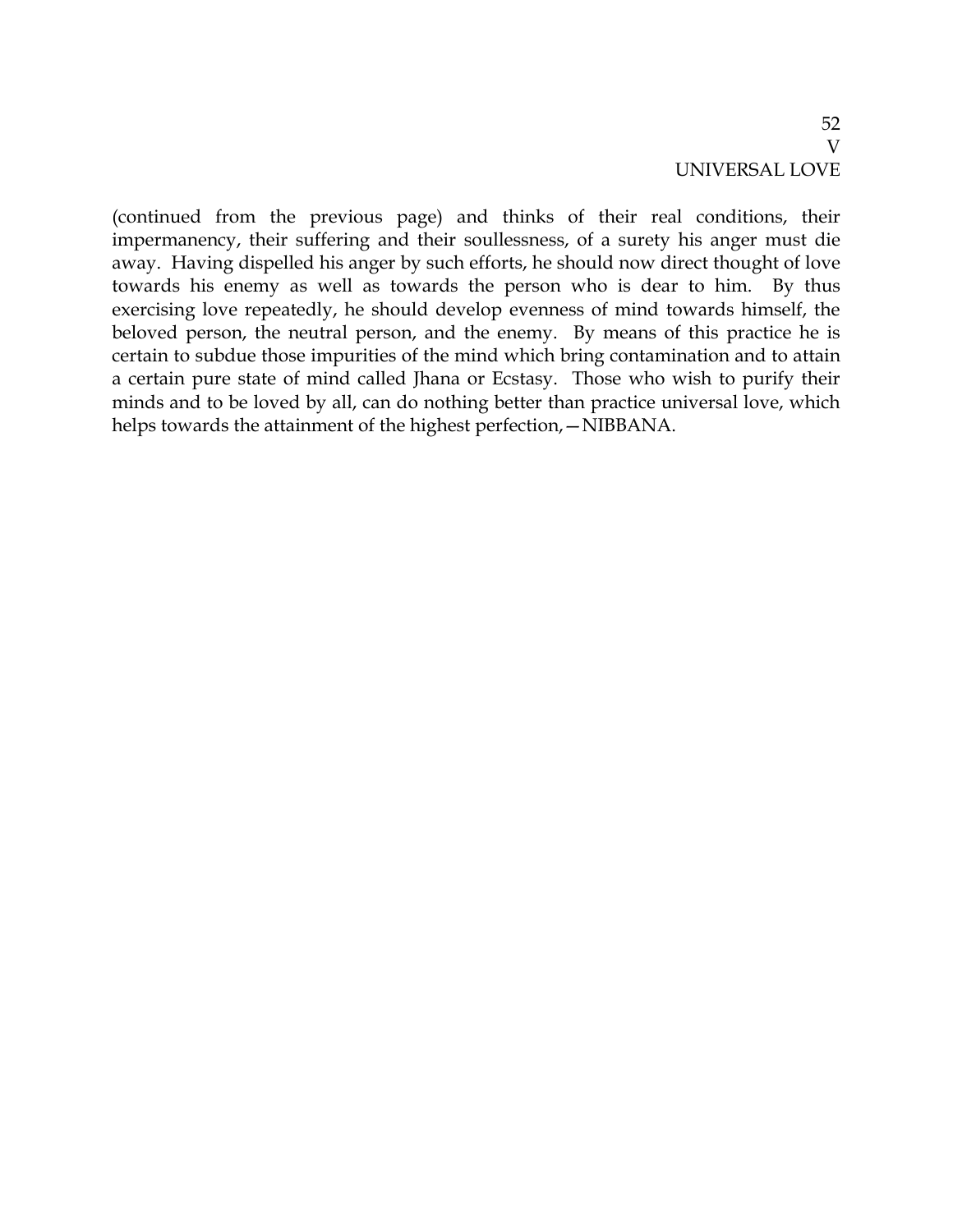(continued from the previous page) and thinks of their real conditions, their impermanency, their suffering and their soullessness, of a surety his anger must die away. Having dispelled his anger by such efforts, he should now direct thought of love towards his enemy as well as towards the person who is dear to him. By thus exercising love repeatedly, he should develop evenness of mind towards himself, the beloved person, the neutral person, and the enemy. By means of this practice he is certain to subdue those impurities of the mind which bring contamination and to attain a certain pure state of mind called Jhana or Ecstasy. Those who wish to purify their minds and to be loved by all, can do nothing better than practice universal love, which helps towards the attainment of the highest perfection,—NIBBANA.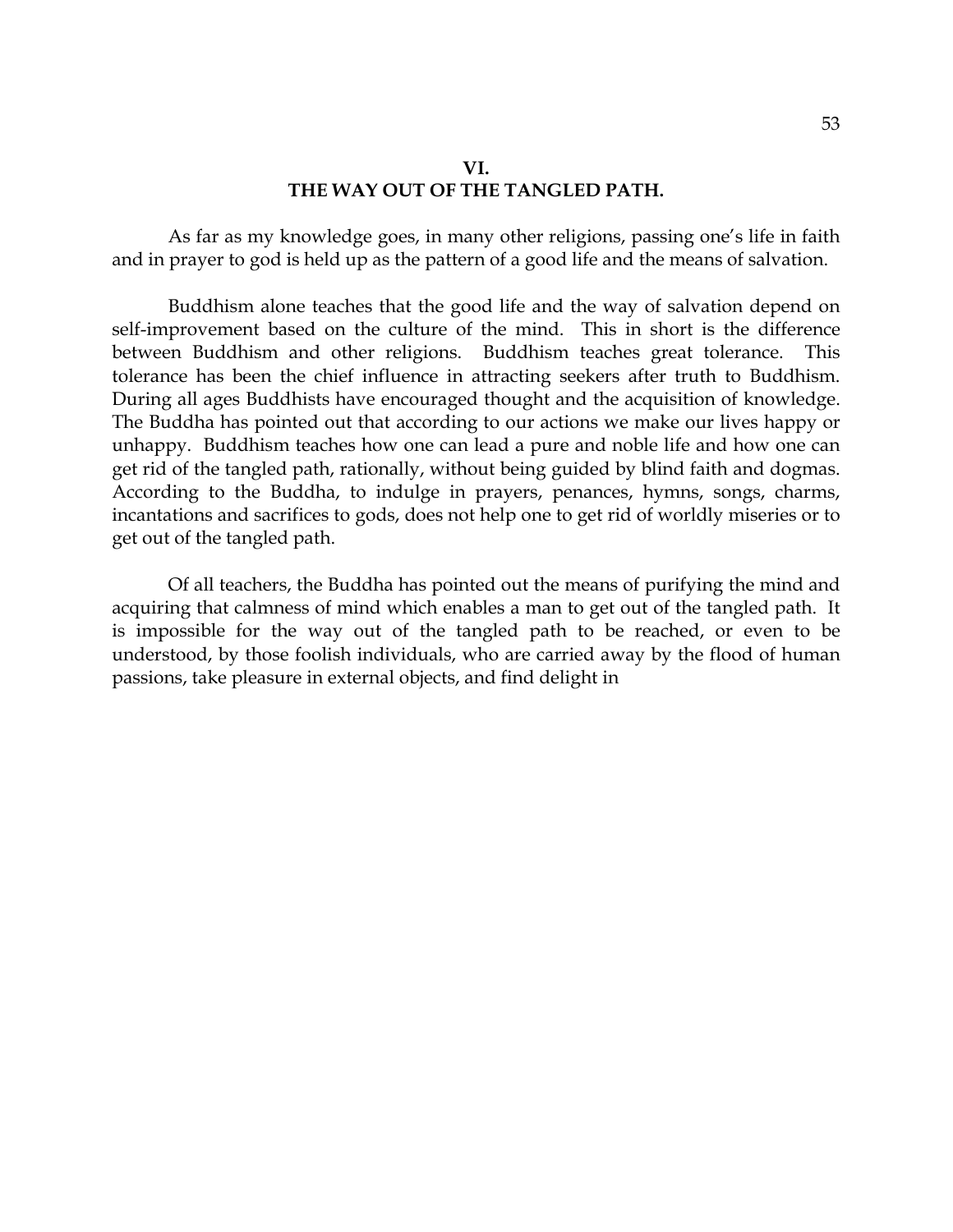## VI.
## THE WAY OUT OF THE TANGLED PATH.

As far as my knowledge goes, in many other religions, passing one's life in faith and in prayer to god is held up as the pattern of a good life and the means of salvation.

Buddhism alone teaches that the good life and the way of salvation depend on self-improvement based on the culture of the mind. This in short is the difference between Buddhism and other religions. Buddhism teaches great tolerance. This tolerance has been the chief influence in attracting seekers after truth to Buddhism. During all ages Buddhists have encouraged thought and the acquisition of knowledge. The Buddha has pointed out that according to our actions we make our lives happy or unhappy. Buddhism teaches how one can lead a pure and noble life and how one can get rid of the tangled path, rationally, without being guided by blind faith and dogmas. According to the Buddha, to indulge in prayers, penances, hymns, songs, charms, incantations and sacrifices to gods, does not help one to get rid of worldly miseries or to get out of the tangled path.

Of all teachers, the Buddha has pointed out the means of purifying the mind and acquiring that calmness of mind which enables a man to get out of the tangled path. It is impossible for the way out of the tangled path to be reached, or even to be understood, by those foolish individuals, who are carried away by the flood of human passions, take pleasure in external objects, and find delight in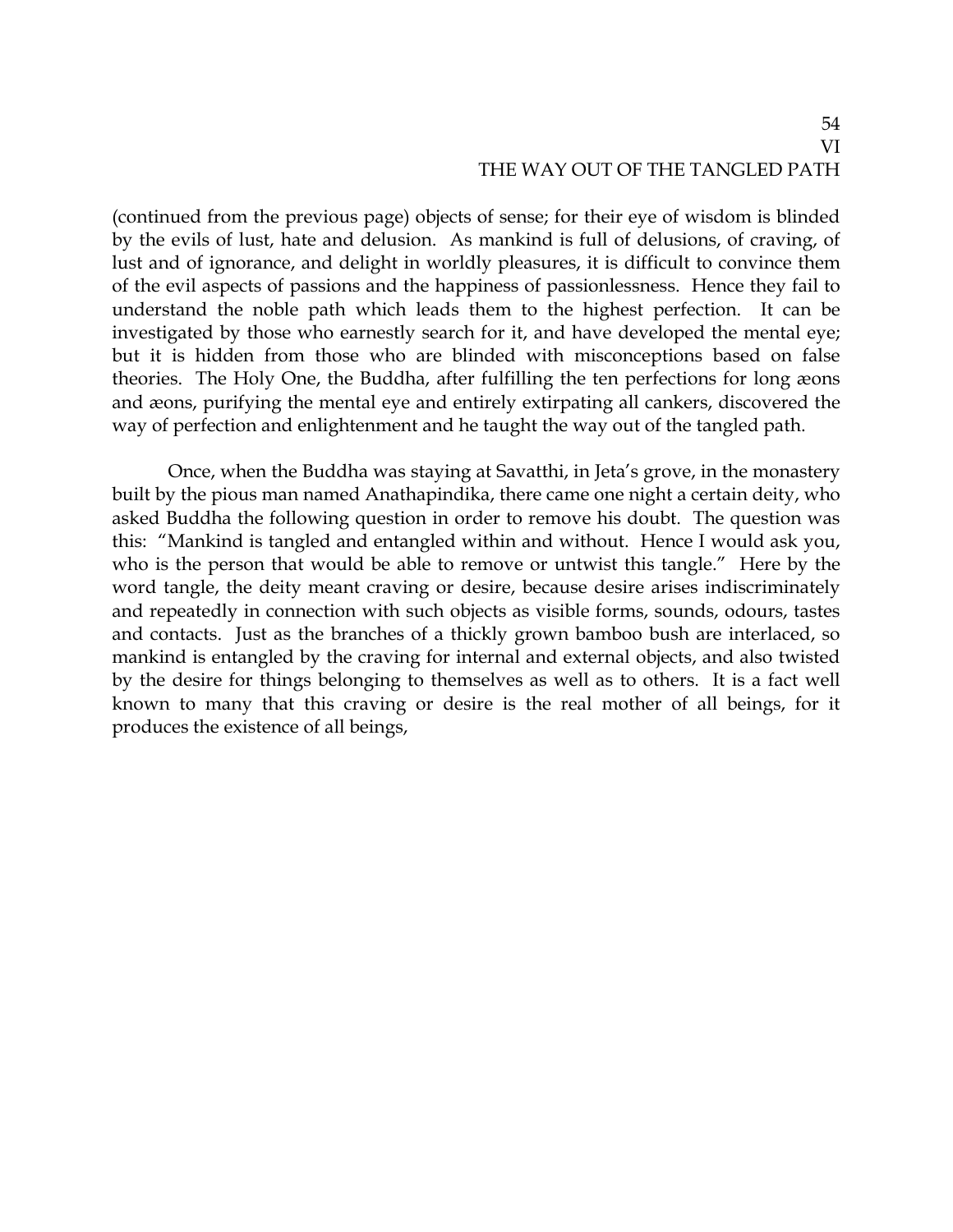# VI
## THE WAY OUT OF THE TANGLED PATH

(continued from the previous page) objects of sense; for their eye of wisdom is blinded by the evils of lust, hate and delusion. As mankind is full of delusions, of craving, of lust and of ignorance, and delight in worldly pleasures, it is difficult to convince them of the evil aspects of passions and the happiness of passionlessness. Hence they fail to understand the noble path which leads them to the highest perfection. It can be investigated by those who earnestly search for it, and have developed the mental eye; but it is hidden from those who are blinded with misconceptions based on false theories. The Holy One, the Buddha, after fulfilling the ten perfections for long æons and æons, purifying the mental eye and entirely extirpating all cankers, discovered the way of perfection and enlightenment and he taught the way out of the tangled path.

Once, when the Buddha was staying at Savatthi, in Jeta's grove, in the monastery built by the pious man named Anathapindika, there came one night a certain deity, who asked Buddha the following question in order to remove his doubt. The question was this: "Mankind is tangled and entangled within and without. Hence I would ask you, who is the person that would be able to remove or untwist this tangle." Here by the word tangle, the deity meant craving or desire, because desire arises indiscriminately and repeatedly in connection with such objects as visible forms, sounds, odours, tastes and contacts. Just as the branches of a thickly grown bamboo bush are interlaced, so mankind is entangled by the craving for internal and external objects, and also twisted by the desire for things belonging to themselves as well as to others. It is a fact well known to many that this craving or desire is the real mother of all beings, for it produces the existence of all beings,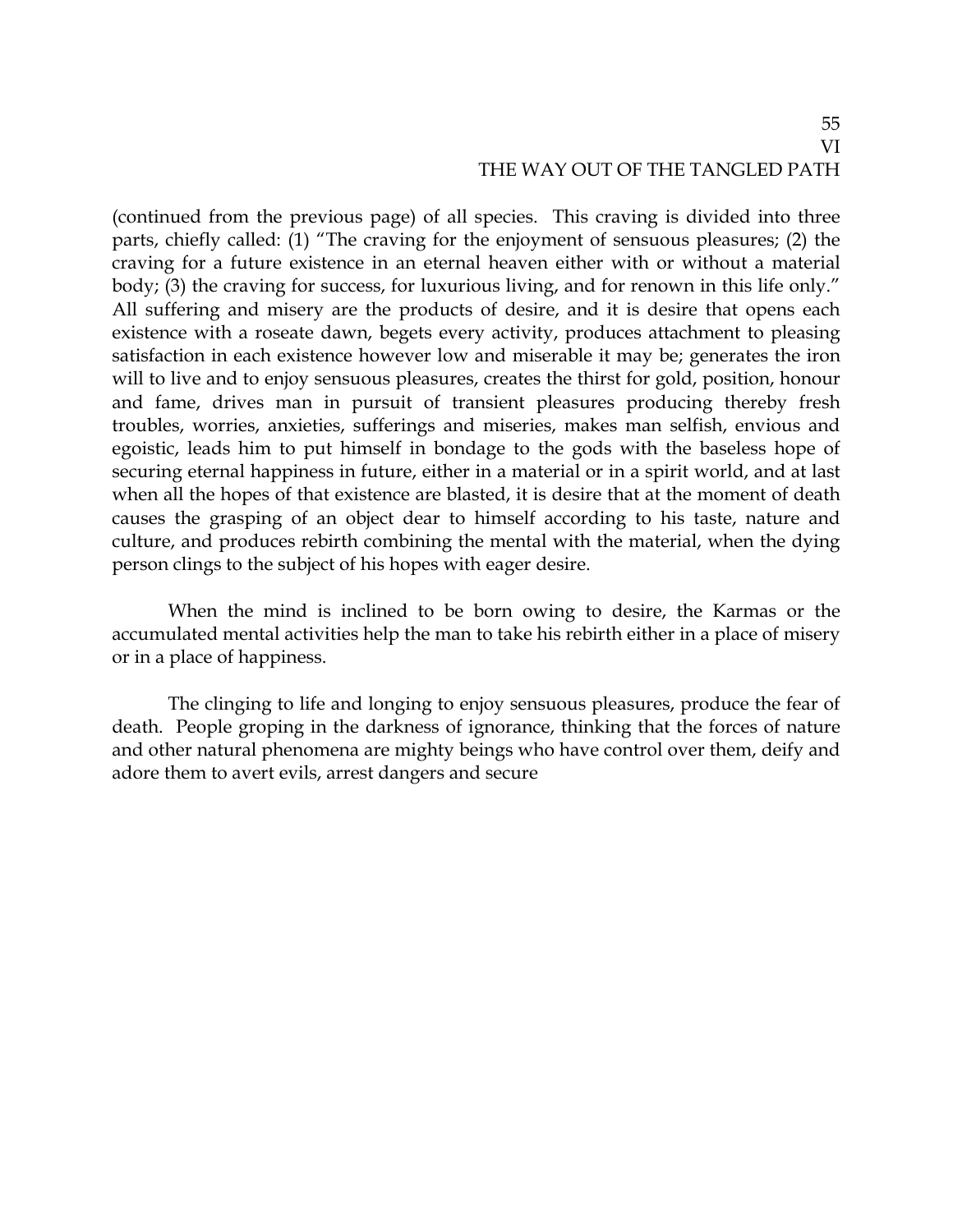(continued from the previous page) of all species. This craving is divided into three parts, chiefly called: (1) "The craving for the enjoyment of sensuous pleasures; (2) the craving for a future existence in an eternal heaven either with or without a material body; (3) the craving for success, for luxurious living, and for renown in this life only." All suffering and misery are the products of desire, and it is desire that opens each existence with a roseate dawn, begets every activity, produces attachment to pleasing satisfaction in each existence however low and miserable it may be; generates the iron will to live and to enjoy sensuous pleasures, creates the thirst for gold, position, honour and fame, drives man in pursuit of transient pleasures producing thereby fresh troubles, worries, anxieties, sufferings and miseries, makes man selfish, envious and egoistic, leads him to put himself in bondage to the gods with the baseless hope of securing eternal happiness in future, either in a material or in a spirit world, and at last when all the hopes of that existence are blasted, it is desire that at the moment of death causes the grasping of an object dear to himself according to his taste, nature and culture, and produces rebirth combining the mental with the material, when the dying person clings to the subject of his hopes with eager desire.

When the mind is inclined to be born owing to desire, the Karmas or the accumulated mental activities help the man to take his rebirth either in a place of misery or in a place of happiness.

The clinging to life and longing to enjoy sensuous pleasures, produce the fear of death. People groping in the darkness of ignorance, thinking that the forces of nature and other natural phenomena are mighty beings who have control over them, deify and adore them to avert evils, arrest dangers and secure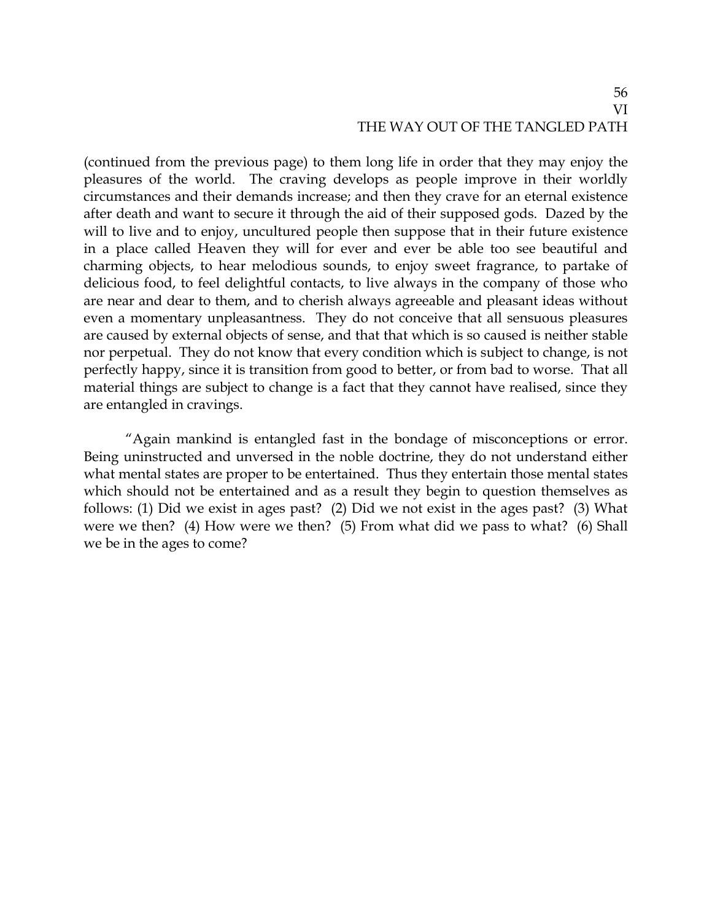(continued from the previous page) to them long life in order that they may enjoy the pleasures of the world. The craving develops as people improve in their worldly circumstances and their demands increase; and then they crave for an eternal existence after death and want to secure it through the aid of their supposed gods. Dazed by the will to live and to enjoy, uncultured people then suppose that in their future existence in a place called Heaven they will for ever and ever be able too see beautiful and charming objects, to hear melodious sounds, to enjoy sweet fragrance, to partake of delicious food, to feel delightful contacts, to live always in the company of those who are near and dear to them, and to cherish always agreeable and pleasant ideas without even a momentary unpleasantness. They do not conceive that all sensuous pleasures are caused by external objects of sense, and that that which is so caused is neither stable nor perpetual. They do not know that every condition which is subject to change, is not perfectly happy, since it is transition from good to better, or from bad to worse. That all material things are subject to change is a fact that they cannot have realised, since they are entangled in cravings.

"Again mankind is entangled fast in the bondage of misconceptions or error. Being uninstructed and unversed in the noble doctrine, they do not understand either what mental states are proper to be entertained. Thus they entertain those mental states which should not be entertained and as a result they begin to question themselves as follows: (1) Did we exist in ages past? (2) Did we not exist in the ages past? (3) What were we then? (4) How were we then? (5) From what did we pass to what? (6) Shall we be in the ages to come?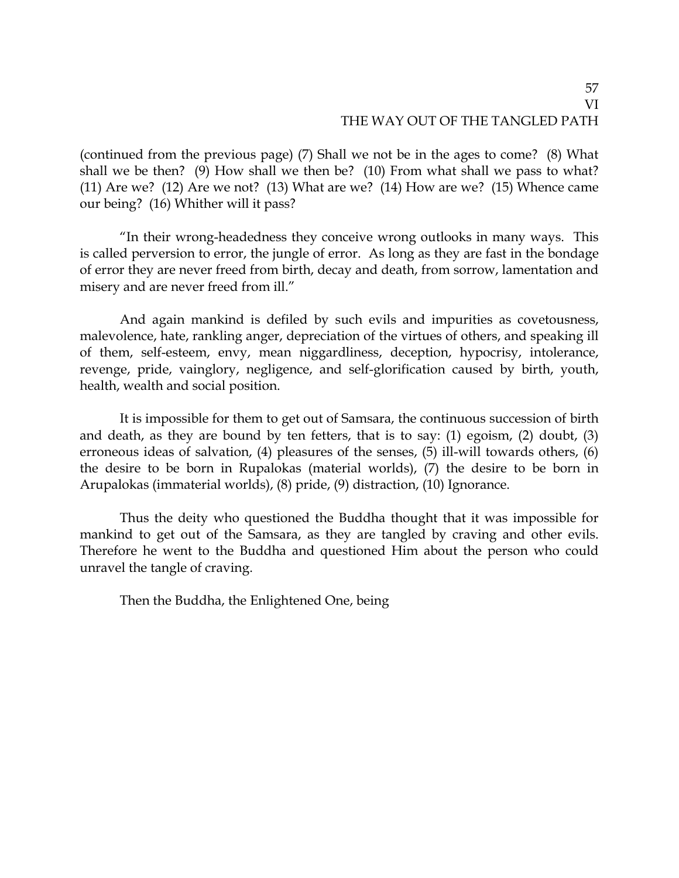(continued from the previous page) (7) Shall we not be in the ages to come? (8) What shall we be then? (9) How shall we then be? (10) From what shall we pass to what? (11) Are we? (12) Are we not? (13) What are we? (14) How are we? (15) Whence came our being? (16) Whither will it pass?

"In their wrong-headedness they conceive wrong outlooks in many ways. This is called perversion to error, the jungle of error. As long as they are fast in the bondage of error they are never freed from birth, decay and death, from sorrow, lamentation and misery and are never freed from ill."

And again mankind is defiled by such evils and impurities as covetousness, malevolence, hate, rankling anger, depreciation of the virtues of others, and speaking ill of them, self-esteem, envy, mean niggardliness, deception, hypocrisy, intolerance, revenge, pride, vainglory, negligence, and self-glorification caused by birth, youth, health, wealth and social position.

It is impossible for them to get out of Samsara, the continuous succession of birth and death, as they are bound by ten fetters, that is to say: (1) egoism, (2) doubt, (3) erroneous ideas of salvation, (4) pleasures of the senses, (5) ill-will towards others, (6) the desire to be born in Rupalokas (material worlds), (7) the desire to be born in Arupalokas (immaterial worlds), (8) pride, (9) distraction, (10) Ignorance.

Thus the deity who questioned the Buddha thought that it was impossible for mankind to get out of the Samsara, as they are tangled by craving and other evils. Therefore he went to the Buddha and questioned Him about the person who could unravel the tangle of craving.

Then the Buddha, the Enlightened One, being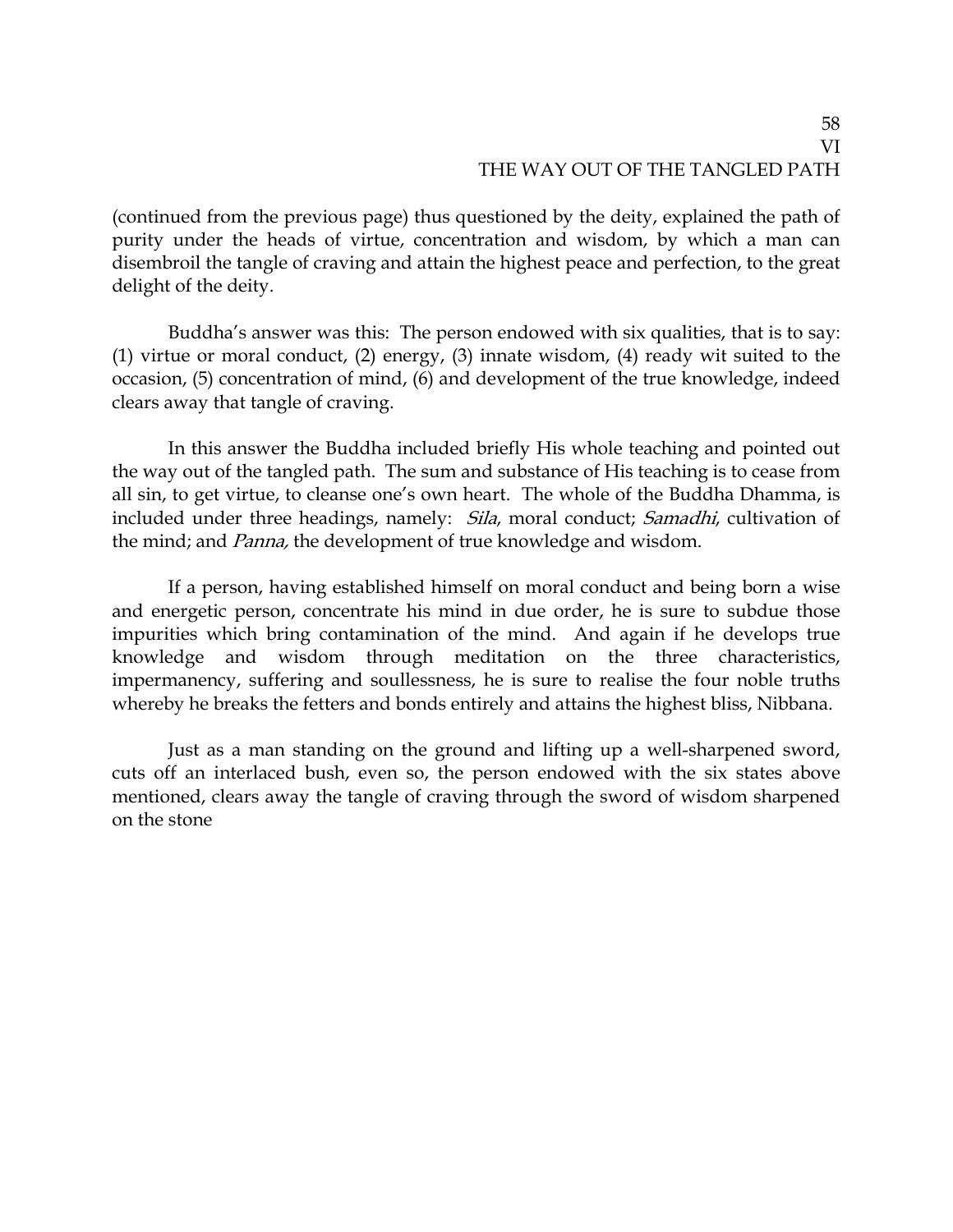(continued from the previous page) thus questioned by the deity, explained the path of purity under the heads of virtue, concentration and wisdom, by which a man can disembroil the tangle of craving and attain the highest peace and perfection, to the great delight of the deity.

Buddha's answer was this: The person endowed with six qualities, that is to say: (1) virtue or moral conduct, (2) energy, (3) innate wisdom, (4) ready wit suited to the occasion, (5) concentration of mind, (6) and development of the true knowledge, indeed clears away that tangle of craving.

In this answer the Buddha included briefly His whole teaching and pointed out the way out of the tangled path. The sum and substance of His teaching is to cease from all sin, to get virtue, to cleanse one's own heart. The whole of the Buddha Dhamma, is included under three headings, namely: *Sila*, moral conduct; *Samadhi*, cultivation of the mind; and *Panna,* the development of true knowledge and wisdom.

If a person, having established himself on moral conduct and being born a wise and energetic person, concentrate his mind in due order, he is sure to subdue those impurities which bring contamination of the mind. And again if he develops true knowledge and wisdom through meditation on the three characteristics, impermanency, suffering and soullessness, he is sure to realise the four noble truths whereby he breaks the fetters and bonds entirely and attains the highest bliss, Nibbana.

Just as a man standing on the ground and lifting up a well-sharpened sword, cuts off an interlaced bush, even so, the person endowed with the six states above mentioned, clears away the tangle of craving through the sword of wisdom sharpened on the stone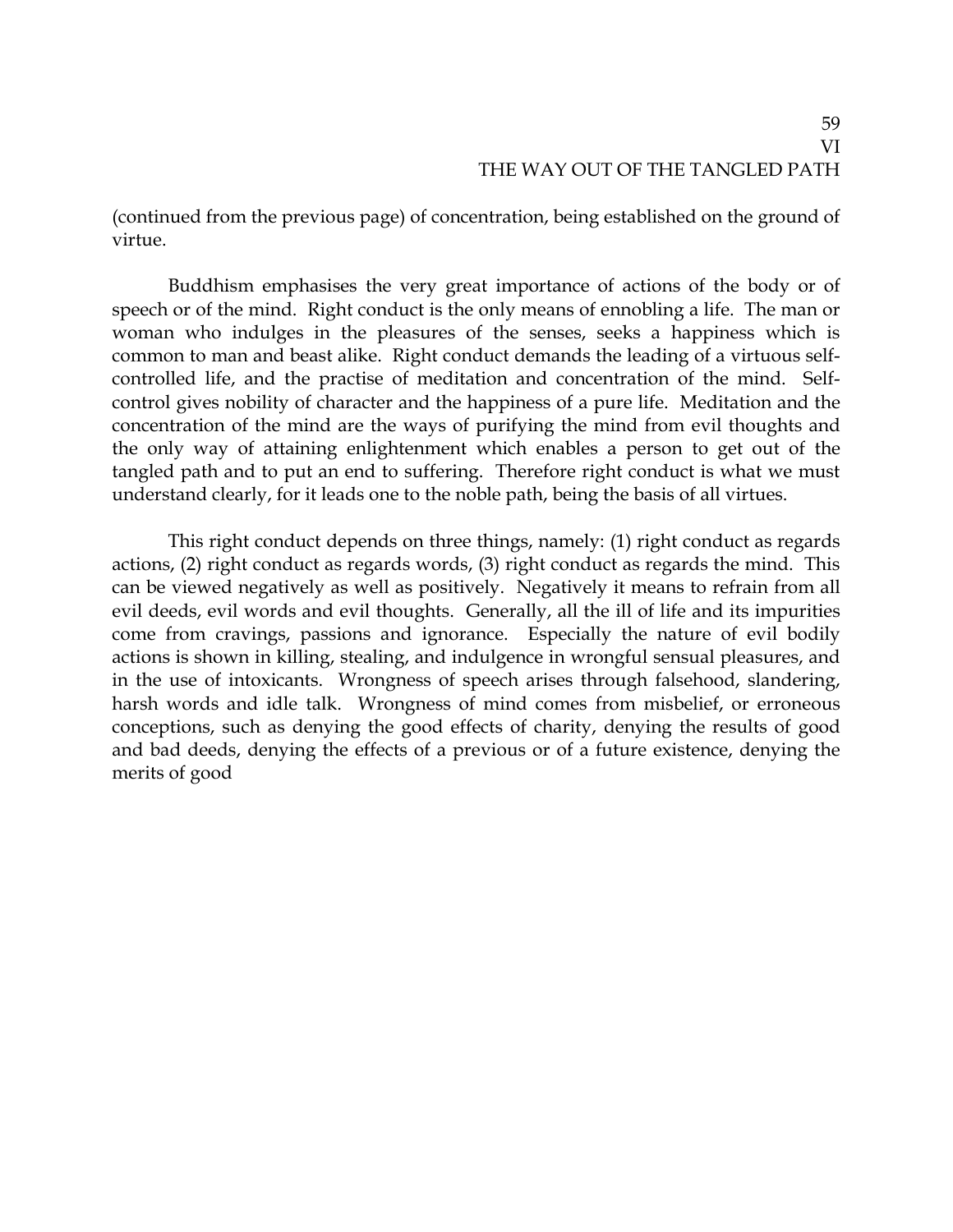(continued from the previous page) of concentration, being established on the ground of virtue.

Buddhism emphasises the very great importance of actions of the body or of speech or of the mind. Right conduct is the only means of ennobling a life. The man or woman who indulges in the pleasures of the senses, seeks a happiness which is common to man and beast alike. Right conduct demands the leading of a virtuous self-controlled life, and the practise of meditation and concentration of the mind. Self-control gives nobility of character and the happiness of a pure life. Meditation and the concentration of the mind are the ways of purifying the mind from evil thoughts and the only way of attaining enlightenment which enables a person to get out of the tangled path and to put an end to suffering. Therefore right conduct is what we must understand clearly, for it leads one to the noble path, being the basis of all virtues.

This right conduct depends on three things, namely: (1) right conduct as regards actions, (2) right conduct as regards words, (3) right conduct as regards the mind. This can be viewed negatively as well as positively. Negatively it means to refrain from all evil deeds, evil words and evil thoughts. Generally, all the ill of life and its impurities come from cravings, passions and ignorance. Especially the nature of evil bodily actions is shown in killing, stealing, and indulgence in wrongful sensual pleasures, and in the use of intoxicants. Wrongness of speech arises through falsehood, slandering, harsh words and idle talk. Wrongness of mind comes from misbelief, or erroneous conceptions, such as denying the good effects of charity, denying the results of good and bad deeds, denying the effects of a previous or of a future existence, denying the merits of good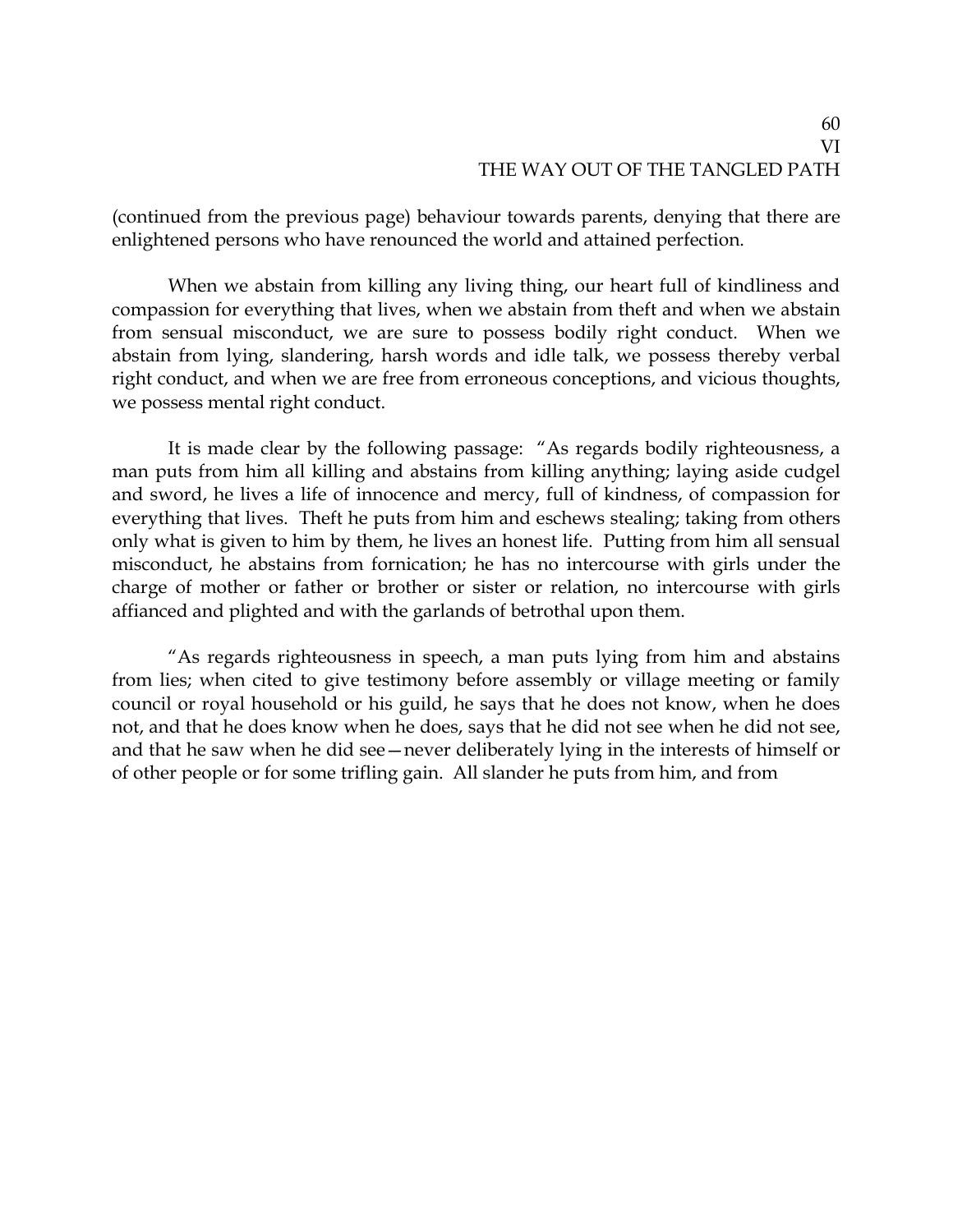(continued from the previous page) behaviour towards parents, denying that there are enlightened persons who have renounced the world and attained perfection.

When we abstain from killing any living thing, our heart full of kindliness and compassion for everything that lives, when we abstain from theft and when we abstain from sensual misconduct, we are sure to possess bodily right conduct. When we abstain from lying, slandering, harsh words and idle talk, we possess thereby verbal right conduct, and when we are free from erroneous conceptions, and vicious thoughts, we possess mental right conduct.

It is made clear by the following passage: "As regards bodily righteousness, a man puts from him all killing and abstains from killing anything; laying aside cudgel and sword, he lives a life of innocence and mercy, full of kindness, of compassion for everything that lives. Theft he puts from him and eschews stealing; taking from others only what is given to him by them, he lives an honest life. Putting from him all sensual misconduct, he abstains from fornication; he has no intercourse with girls under the charge of mother or father or brother or sister or relation, no intercourse with girls affianced and plighted and with the garlands of betrothal upon them.

"As regards righteousness in speech, a man puts lying from him and abstains from lies; when cited to give testimony before assembly or village meeting or family council or royal household or his guild, he says that he does not know, when he does not, and that he does know when he does, says that he did not see when he did not see, and that he saw when he did see—never deliberately lying in the interests of himself or of other people or for some trifling gain. All slander he puts from him, and from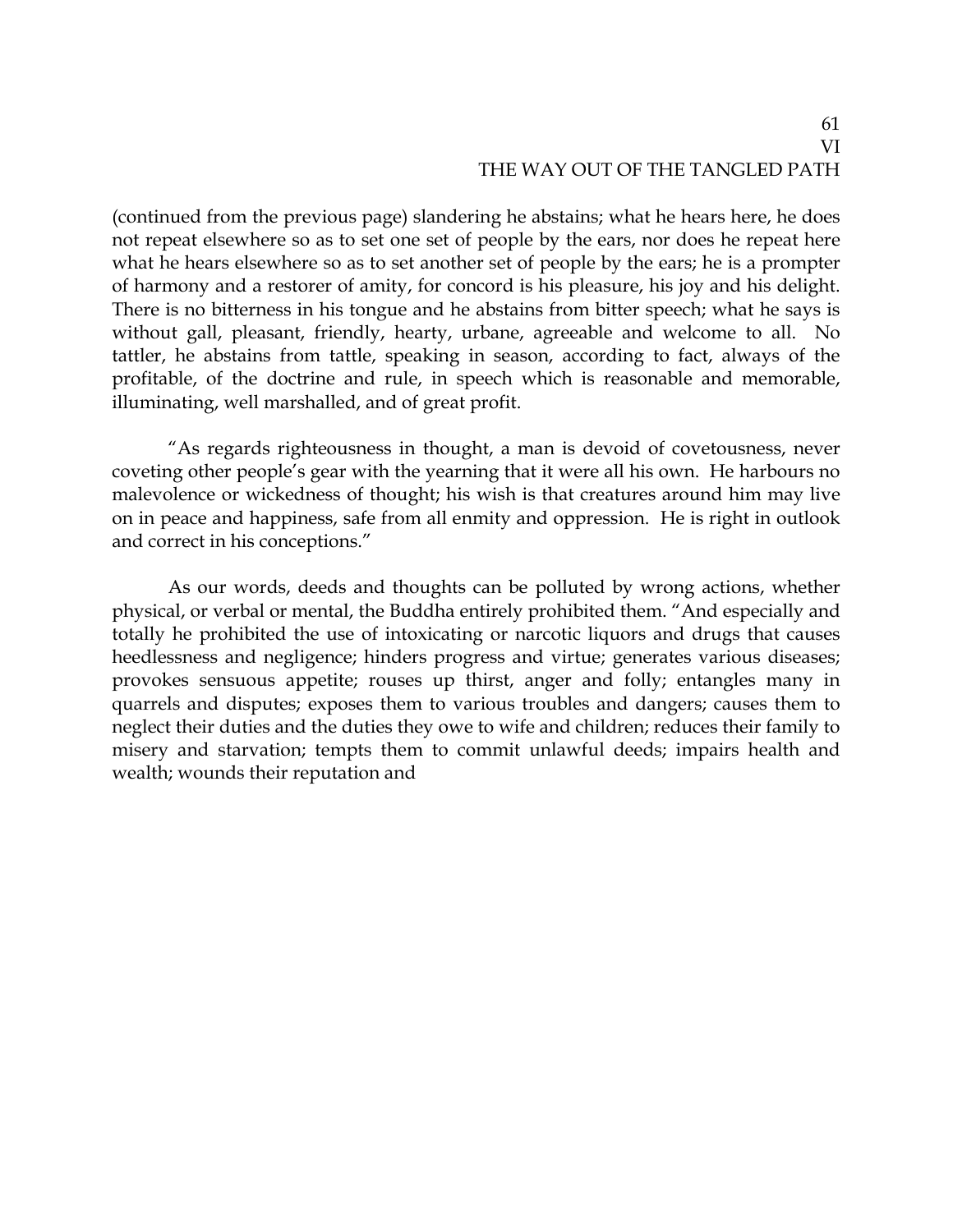(continued from the previous page) slandering he abstains; what he hears here, he does not repeat elsewhere so as to set one set of people by the ears, nor does he repeat here what he hears elsewhere so as to set another set of people by the ears; he is a prompter of harmony and a restorer of amity, for concord is his pleasure, his joy and his delight. There is no bitterness in his tongue and he abstains from bitter speech; what he says is without gall, pleasant, friendly, hearty, urbane, agreeable and welcome to all. No tattler, he abstains from tattle, speaking in season, according to fact, always of the profitable, of the doctrine and rule, in speech which is reasonable and memorable, illuminating, well marshalled, and of great profit.

"As regards righteousness in thought, a man is devoid of covetousness, never coveting other people's gear with the yearning that it were all his own. He harbours no malevolence or wickedness of thought; his wish is that creatures around him may live on in peace and happiness, safe from all enmity and oppression. He is right in outlook and correct in his conceptions."

As our words, deeds and thoughts can be polluted by wrong actions, whether physical, or verbal or mental, the Buddha entirely prohibited them. "And especially and totally he prohibited the use of intoxicating or narcotic liquors and drugs that causes heedlessness and negligence; hinders progress and virtue; generates various diseases; provokes sensuous appetite; rouses up thirst, anger and folly; entangles many in quarrels and disputes; exposes them to various troubles and dangers; causes them to neglect their duties and the duties they owe to wife and children; reduces their family to misery and starvation; tempts them to commit unlawful deeds; impairs health and wealth; wounds their reputation and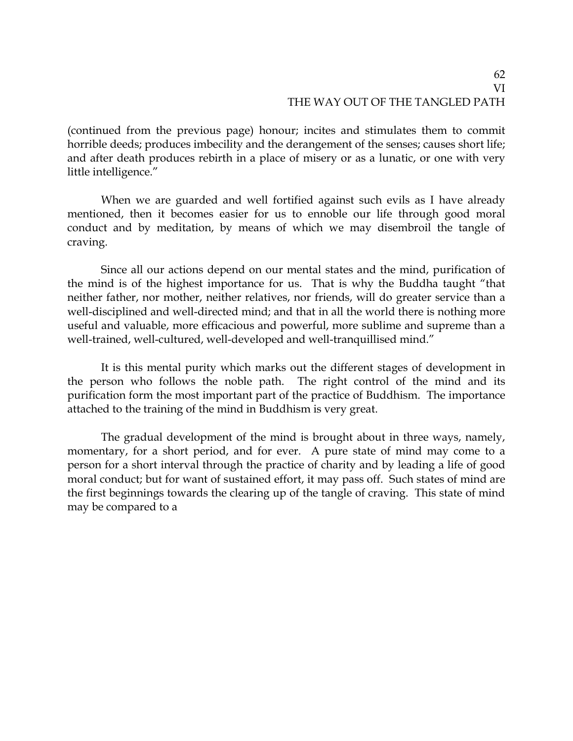(continued from the previous page) honour; incites and stimulates them to commit horrible deeds; produces imbecility and the derangement of the senses; causes short life; and after death produces rebirth in a place of misery or as a lunatic, or one with very little intelligence."

When we are guarded and well fortified against such evils as I have already mentioned, then it becomes easier for us to ennoble our life through good moral conduct and by meditation, by means of which we may disembroil the tangle of craving.

Since all our actions depend on our mental states and the mind, purification of the mind is of the highest importance for us. That is why the Buddha taught "that neither father, nor mother, neither relatives, nor friends, will do greater service than a well-disciplined and well-directed mind; and that in all the world there is nothing more useful and valuable, more efficacious and powerful, more sublime and supreme than a well-trained, well-cultured, well-developed and well-tranquillised mind."

It is this mental purity which marks out the different stages of development in the person who follows the noble path. The right control of the mind and its purification form the most important part of the practice of Buddhism. The importance attached to the training of the mind in Buddhism is very great.

The gradual development of the mind is brought about in three ways, namely, momentary, for a short period, and for ever. A pure state of mind may come to a person for a short interval through the practice of charity and by leading a life of good moral conduct; but for want of sustained effort, it may pass off. Such states of mind are the first beginnings towards the clearing up of the tangle of craving. This state of mind may be compared to a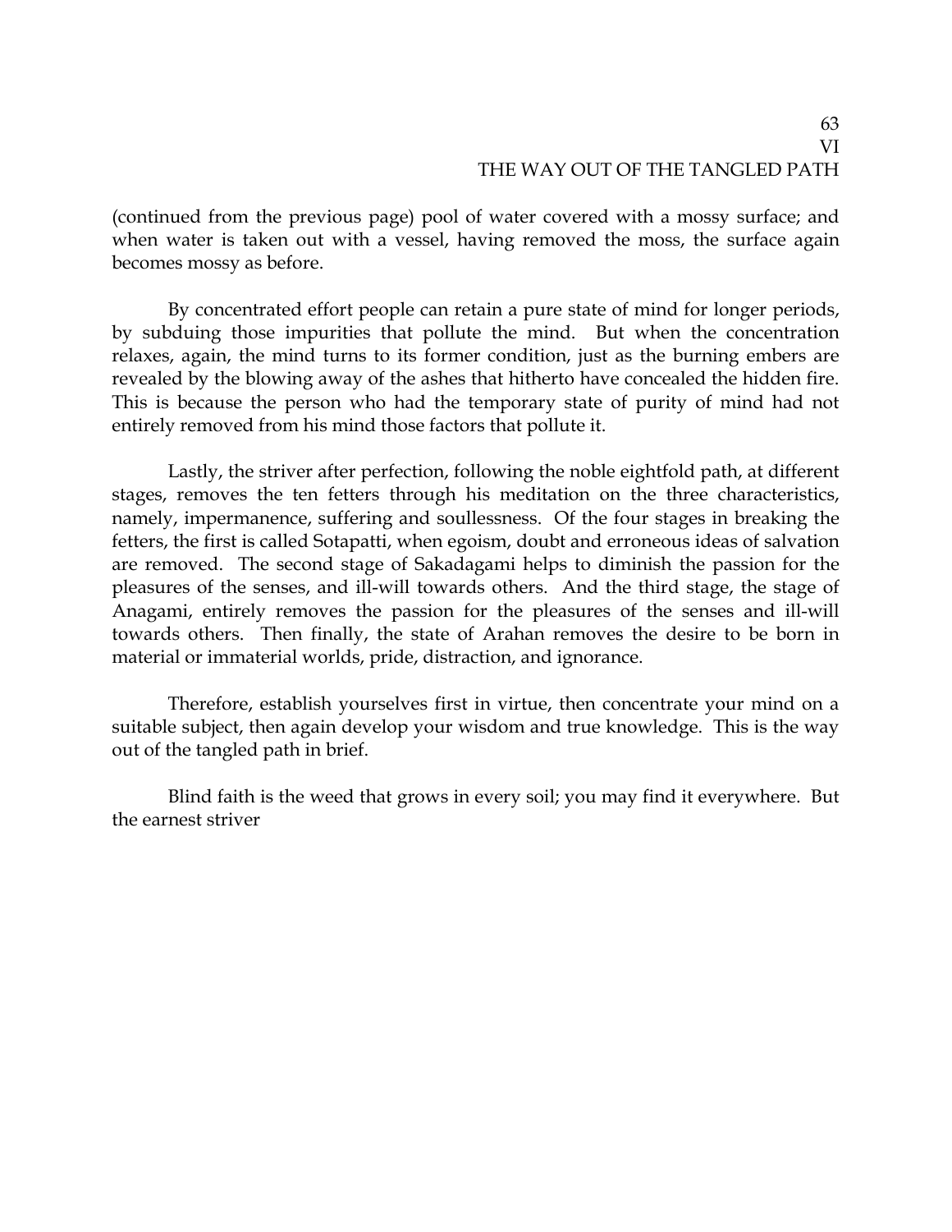(continued from the previous page) pool of water covered with a mossy surface; and when water is taken out with a vessel, having removed the moss, the surface again becomes mossy as before.

By concentrated effort people can retain a pure state of mind for longer periods, by subduing those impurities that pollute the mind. But when the concentration relaxes, again, the mind turns to its former condition, just as the burning embers are revealed by the blowing away of the ashes that hitherto have concealed the hidden fire. This is because the person who had the temporary state of purity of mind had not entirely removed from his mind those factors that pollute it.

Lastly, the striver after perfection, following the noble eightfold path, at different stages, removes the ten fetters through his meditation on the three characteristics, namely, impermanence, suffering and soullessness. Of the four stages in breaking the fetters, the first is called Sotapatti, when egoism, doubt and erroneous ideas of salvation are removed. The second stage of Sakadagami helps to diminish the passion for the pleasures of the senses, and ill-will towards others. And the third stage, the stage of Anagami, entirely removes the passion for the pleasures of the senses and ill-will towards others. Then finally, the state of Arahan removes the desire to be born in material or immaterial worlds, pride, distraction, and ignorance.

Therefore, establish yourselves first in virtue, then concentrate your mind on a suitable subject, then again develop your wisdom and true knowledge. This is the way out of the tangled path in brief.

Blind faith is the weed that grows in every soil; you may find it everywhere. But the earnest striver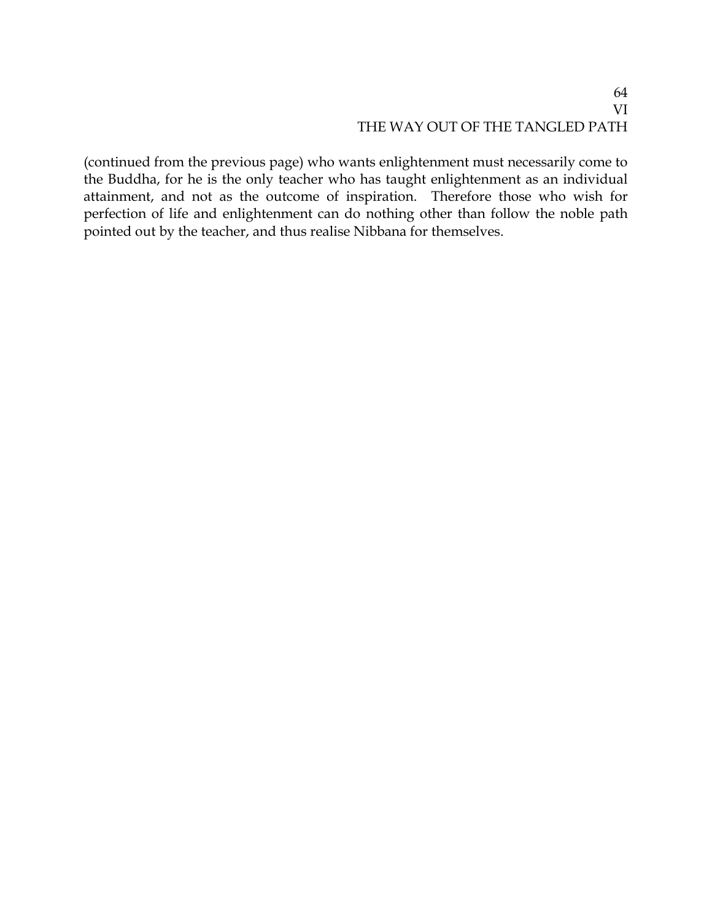(continued from the previous page) who wants enlightenment must necessarily come to the Buddha, for he is the only teacher who has taught enlightenment as an individual attainment, and not as the outcome of inspiration. Therefore those who wish for perfection of life and enlightenment can do nothing other than follow the noble path pointed out by the teacher, and thus realise Nibbana for themselves.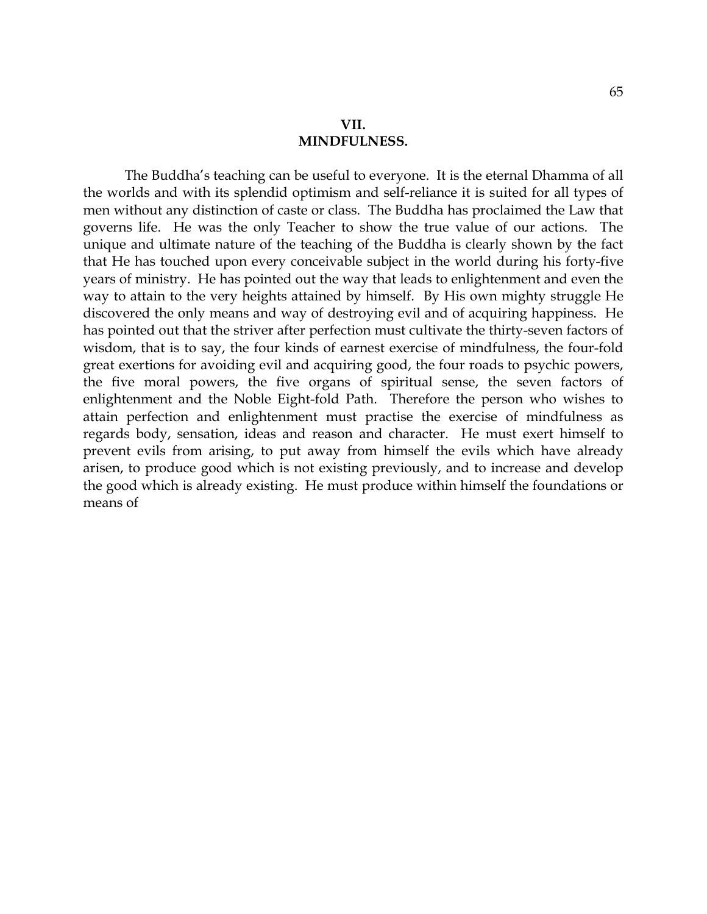## VII.
## MINDFULNESS.

The Buddha's teaching can be useful to everyone. It is the eternal Dhamma of all the worlds and with its splendid optimism and self-reliance it is suited for all types of men without any distinction of caste or class. The Buddha has proclaimed the Law that governs life. He was the only Teacher to show the true value of our actions. The unique and ultimate nature of the teaching of the Buddha is clearly shown by the fact that He has touched upon every conceivable subject in the world during his forty-five years of ministry. He has pointed out the way that leads to enlightenment and even the way to attain to the very heights attained by himself. By His own mighty struggle He discovered the only means and way of destroying evil and of acquiring happiness. He has pointed out that the striver after perfection must cultivate the thirty-seven factors of wisdom, that is to say, the four kinds of earnest exercise of mindfulness, the four-fold great exertions for avoiding evil and acquiring good, the four roads to psychic powers, the five moral powers, the five organs of spiritual sense, the seven factors of enlightenment and the Noble Eight-fold Path. Therefore the person who wishes to attain perfection and enlightenment must practise the exercise of mindfulness as regards body, sensation, ideas and reason and character. He must exert himself to prevent evils from arising, to put away from himself the evils which have already arisen, to produce good which is not existing previously, and to increase and develop the good which is already existing. He must produce within himself the foundations or means of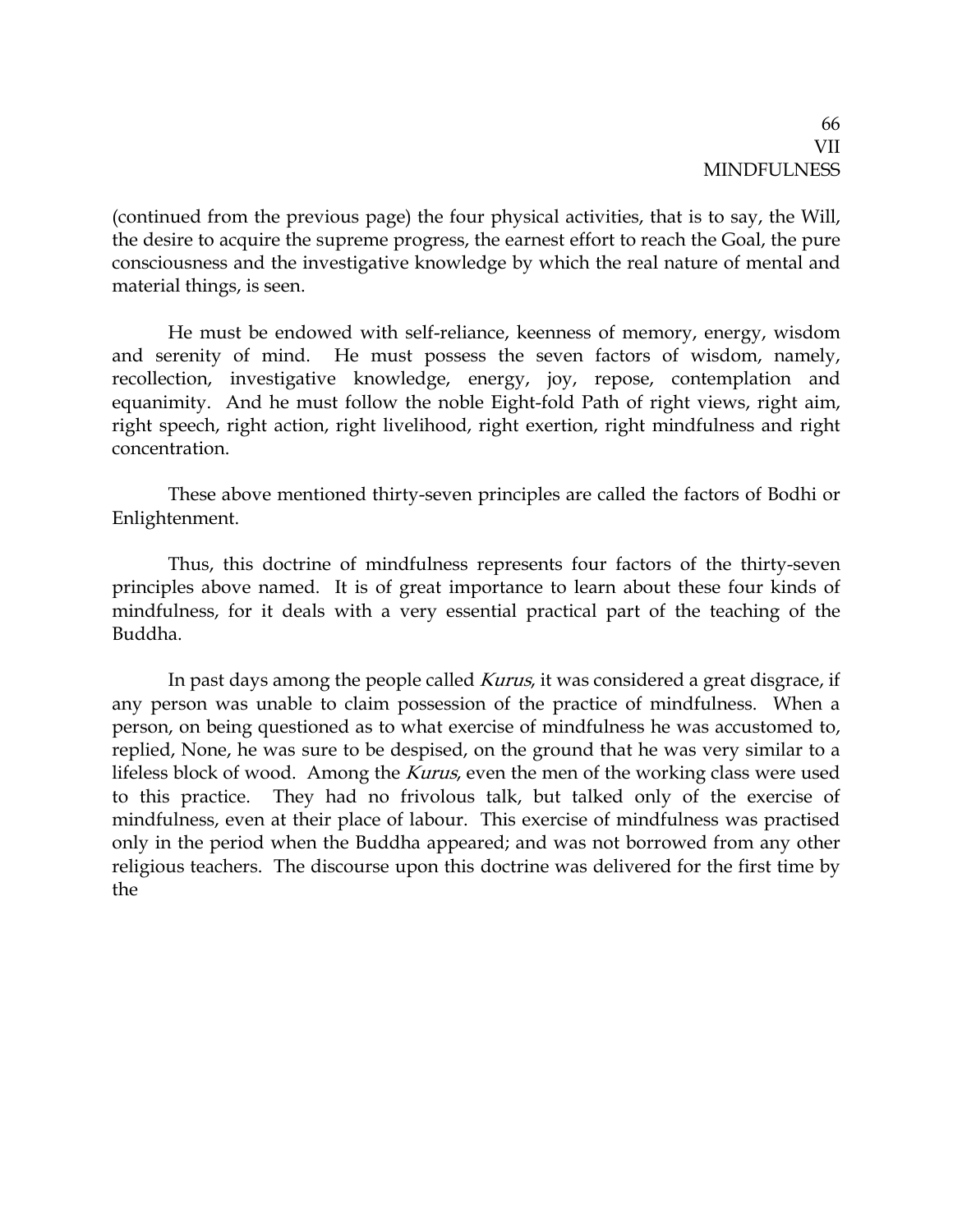(continued from the previous page) the four physical activities, that is to say, the Will, the desire to acquire the supreme progress, the earnest effort to reach the Goal, the pure consciousness and the investigative knowledge by which the real nature of mental and material things, is seen.

He must be endowed with self-reliance, keenness of memory, energy, wisdom and serenity of mind. He must possess the seven factors of wisdom, namely, recollection, investigative knowledge, energy, joy, repose, contemplation and equanimity. And he must follow the noble Eight-fold Path of right views, right aim, right speech, right action, right livelihood, right exertion, right mindfulness and right concentration.

These above mentioned thirty-seven principles are called the factors of Bodhi or Enlightenment.

Thus, this doctrine of mindfulness represents four factors of the thirty-seven principles above named. It is of great importance to learn about these four kinds of mindfulness, for it deals with a very essential practical part of the teaching of the Buddha.

In past days among the people called *Kurus*, it was considered a great disgrace, if any person was unable to claim possession of the practice of mindfulness. When a person, on being questioned as to what exercise of mindfulness he was accustomed to, replied, None, he was sure to be despised, on the ground that he was very similar to a lifeless block of wood. Among the *Kurus*, even the men of the working class were used to this practice. They had no frivolous talk, but talked only of the exercise of mindfulness, even at their place of labour. This exercise of mindfulness was practised only in the period when the Buddha appeared; and was not borrowed from any other religious teachers. The discourse upon this doctrine was delivered for the first time by the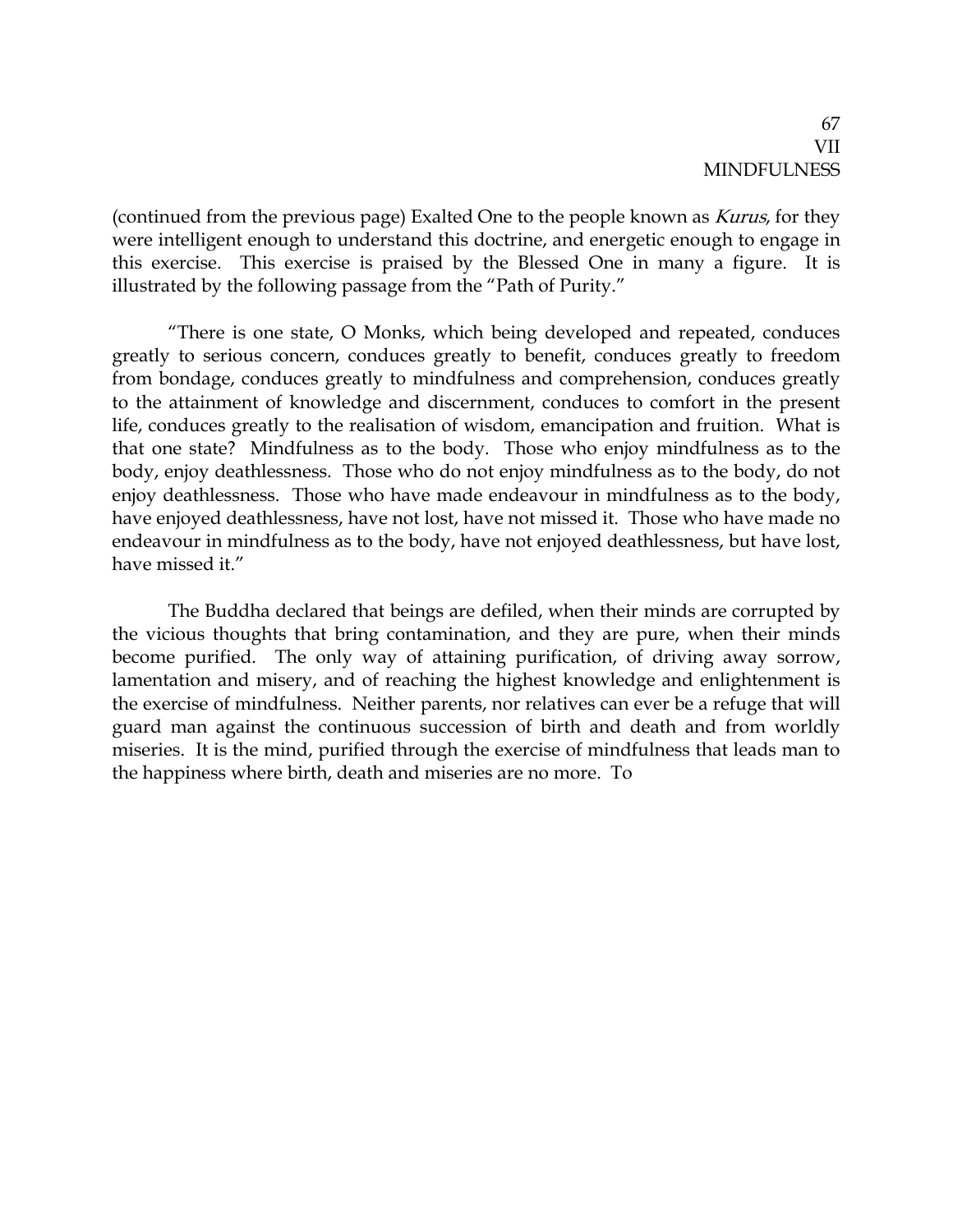(continued from the previous page) Exalted One to the people known as *Kurus*, for they were intelligent enough to understand this doctrine, and energetic enough to engage in this exercise. This exercise is praised by the Blessed One in many a figure. It is illustrated by the following passage from the "Path of Purity."

"There is one state, O Monks, which being developed and repeated, conduces greatly to serious concern, conduces greatly to benefit, conduces greatly to freedom from bondage, conduces greatly to mindfulness and comprehension, conduces greatly to the attainment of knowledge and discernment, conduces to comfort in the present life, conduces greatly to the realisation of wisdom, emancipation and fruition. What is that one state? Mindfulness as to the body. Those who enjoy mindfulness as to the body, enjoy deathlessness. Those who do not enjoy mindfulness as to the body, do not enjoy deathlessness. Those who have made endeavour in mindfulness as to the body, have enjoyed deathlessness, have not lost, have not missed it. Those who have made no endeavour in mindfulness as to the body, have not enjoyed deathlessness, but have lost, have missed it."

The Buddha declared that beings are defiled, when their minds are corrupted by the vicious thoughts that bring contamination, and they are pure, when their minds become purified. The only way of attaining purification, of driving away sorrow, lamentation and misery, and of reaching the highest knowledge and enlightenment is the exercise of mindfulness. Neither parents, nor relatives can ever be a refuge that will guard man against the continuous succession of birth and death and from worldly miseries. It is the mind, purified through the exercise of mindfulness that leads man to the happiness where birth, death and miseries are no more. To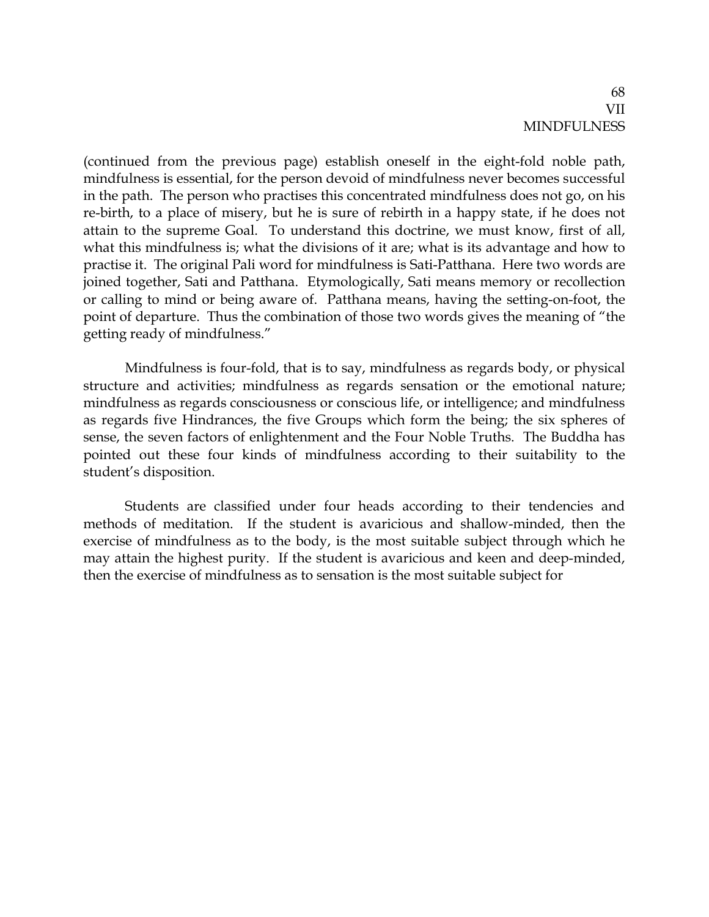(continued from the previous page) establish oneself in the eight-fold noble path, mindfulness is essential, for the person devoid of mindfulness never becomes successful in the path. The person who practises this concentrated mindfulness does not go, on his re-birth, to a place of misery, but he is sure of rebirth in a happy state, if he does not attain to the supreme Goal. To understand this doctrine, we must know, first of all, what this mindfulness is; what the divisions of it are; what is its advantage and how to practise it. The original Pali word for mindfulness is Sati-Patthana. Here two words are joined together, Sati and Patthana. Etymologically, Sati means memory or recollection or calling to mind or being aware of. Patthana means, having the setting-on-foot, the point of departure. Thus the combination of those two words gives the meaning of "the getting ready of mindfulness."

Mindfulness is four-fold, that is to say, mindfulness as regards body, or physical structure and activities; mindfulness as regards sensation or the emotional nature; mindfulness as regards consciousness or conscious life, or intelligence; and mindfulness as regards five Hindrances, the five Groups which form the being; the six spheres of sense, the seven factors of enlightenment and the Four Noble Truths. The Buddha has pointed out these four kinds of mindfulness according to their suitability to the student's disposition.

Students are classified under four heads according to their tendencies and methods of meditation. If the student is avaricious and shallow-minded, then the exercise of mindfulness as to the body, is the most suitable subject through which he may attain the highest purity. If the student is avaricious and keen and deep-minded, then the exercise of mindfulness as to sensation is the most suitable subject for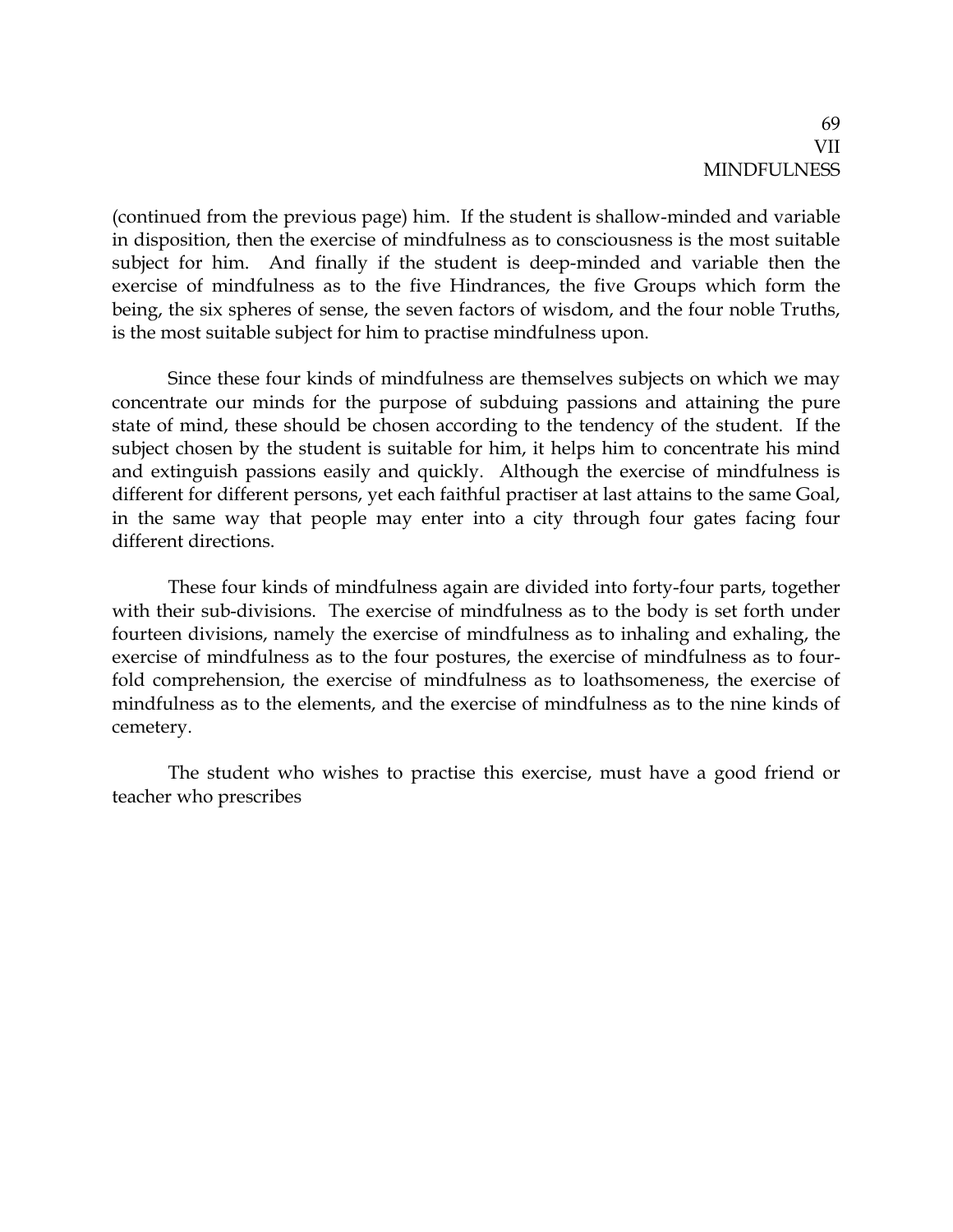(continued from the previous page) him. If the student is shallow-minded and variable in disposition, then the exercise of mindfulness as to consciousness is the most suitable subject for him. And finally if the student is deep-minded and variable then the exercise of mindfulness as to the five Hindrances, the five Groups which form the being, the six spheres of sense, the seven factors of wisdom, and the four noble Truths, is the most suitable subject for him to practise mindfulness upon.

Since these four kinds of mindfulness are themselves subjects on which we may concentrate our minds for the purpose of subduing passions and attaining the pure state of mind, these should be chosen according to the tendency of the student. If the subject chosen by the student is suitable for him, it helps him to concentrate his mind and extinguish passions easily and quickly. Although the exercise of mindfulness is different for different persons, yet each faithful practiser at last attains to the same Goal, in the same way that people may enter into a city through four gates facing four different directions.

These four kinds of mindfulness again are divided into forty-four parts, together with their sub-divisions. The exercise of mindfulness as to the body is set forth under fourteen divisions, namely the exercise of mindfulness as to inhaling and exhaling, the exercise of mindfulness as to the four postures, the exercise of mindfulness as to four-fold comprehension, the exercise of mindfulness as to loathsomeness, the exercise of mindfulness as to the elements, and the exercise of mindfulness as to the nine kinds of cemetery.

The student who wishes to practise this exercise, must have a good friend or teacher who prescribes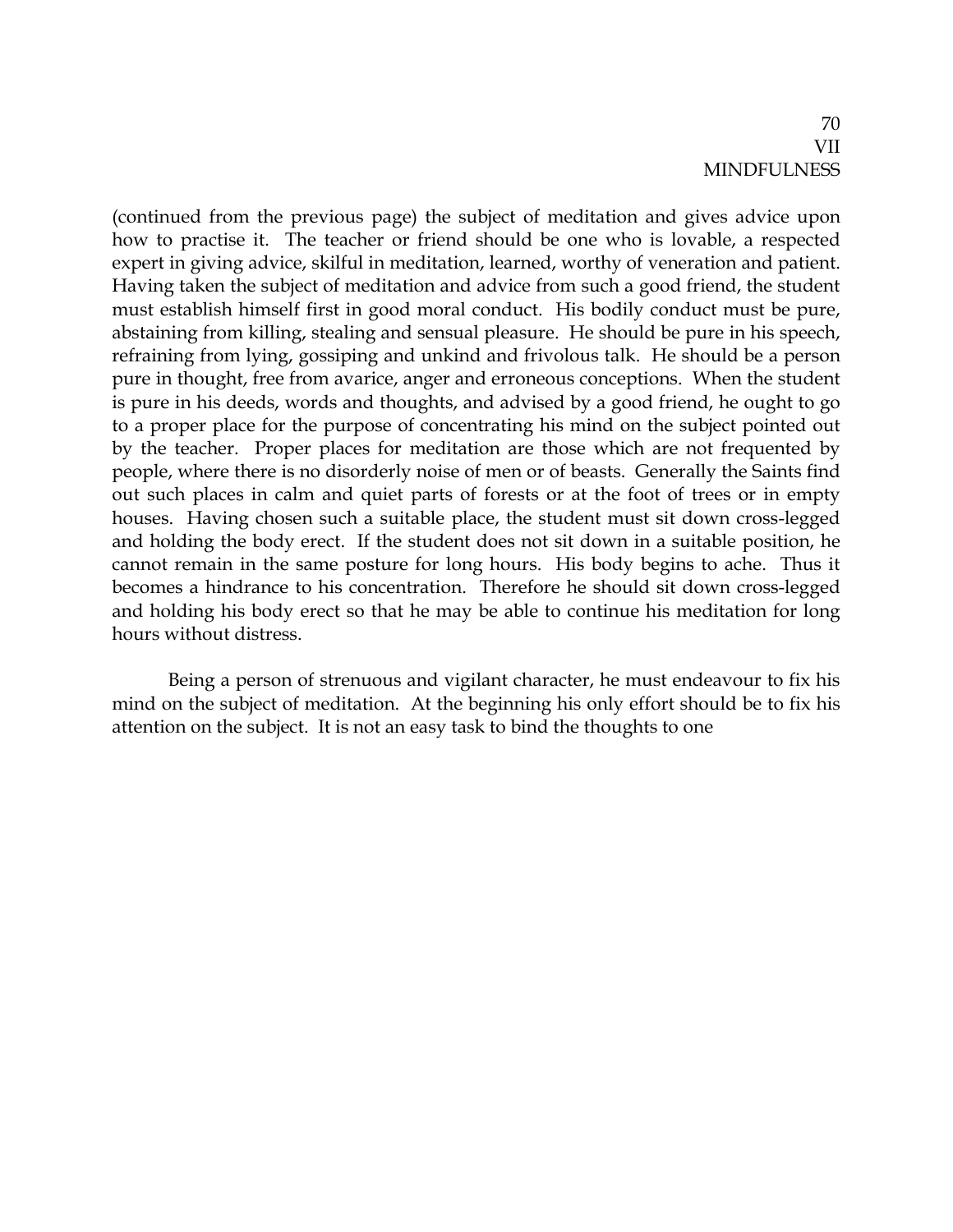(continued from the previous page) the subject of meditation and gives advice upon how to practise it. The teacher or friend should be one who is lovable, a respected expert in giving advice, skilful in meditation, learned, worthy of veneration and patient. Having taken the subject of meditation and advice from such a good friend, the student must establish himself first in good moral conduct. His bodily conduct must be pure, abstaining from killing, stealing and sensual pleasure. He should be pure in his speech, refraining from lying, gossiping and unkind and frivolous talk. He should be a person pure in thought, free from avarice, anger and erroneous conceptions. When the student is pure in his deeds, words and thoughts, and advised by a good friend, he ought to go to a proper place for the purpose of concentrating his mind on the subject pointed out by the teacher. Proper places for meditation are those which are not frequented by people, where there is no disorderly noise of men or of beasts. Generally the Saints find out such places in calm and quiet parts of forests or at the foot of trees or in empty houses. Having chosen such a suitable place, the student must sit down cross-legged and holding the body erect. If the student does not sit down in a suitable position, he cannot remain in the same posture for long hours. His body begins to ache. Thus it becomes a hindrance to his concentration. Therefore he should sit down cross-legged and holding his body erect so that he may be able to continue his meditation for long hours without distress.

Being a person of strenuous and vigilant character, he must endeavour to fix his mind on the subject of meditation. At the beginning his only effort should be to fix his attention on the subject. It is not an easy task to bind the thoughts to one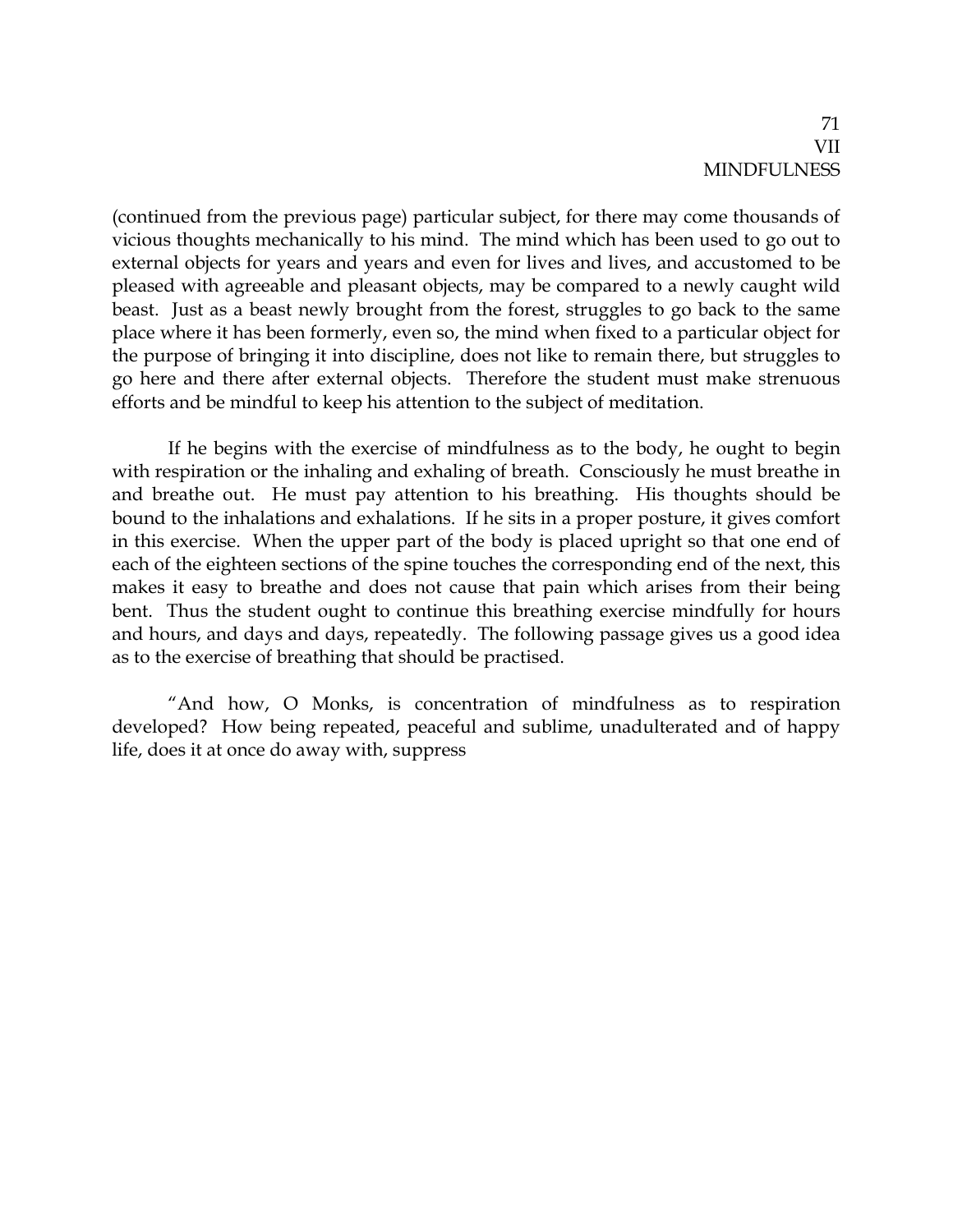(continued from the previous page) particular subject, for there may come thousands of vicious thoughts mechanically to his mind. The mind which has been used to go out to external objects for years and years and even for lives and lives, and accustomed to be pleased with agreeable and pleasant objects, may be compared to a newly caught wild beast. Just as a beast newly brought from the forest, struggles to go back to the same place where it has been formerly, even so, the mind when fixed to a particular object for the purpose of bringing it into discipline, does not like to remain there, but struggles to go here and there after external objects. Therefore the student must make strenuous efforts and be mindful to keep his attention to the subject of meditation.

If he begins with the exercise of mindfulness as to the body, he ought to begin with respiration or the inhaling and exhaling of breath. Consciously he must breathe in and breathe out. He must pay attention to his breathing. His thoughts should be bound to the inhalations and exhalations. If he sits in a proper posture, it gives comfort in this exercise. When the upper part of the body is placed upright so that one end of each of the eighteen sections of the spine touches the corresponding end of the next, this makes it easy to breathe and does not cause that pain which arises from their being bent. Thus the student ought to continue this breathing exercise mindfully for hours and hours, and days and days, repeatedly. The following passage gives us a good idea as to the exercise of breathing that should be practised.

"And how, O Monks, is concentration of mindfulness as to respiration developed? How being repeated, peaceful and sublime, unadulterated and of happy life, does it at once do away with, suppress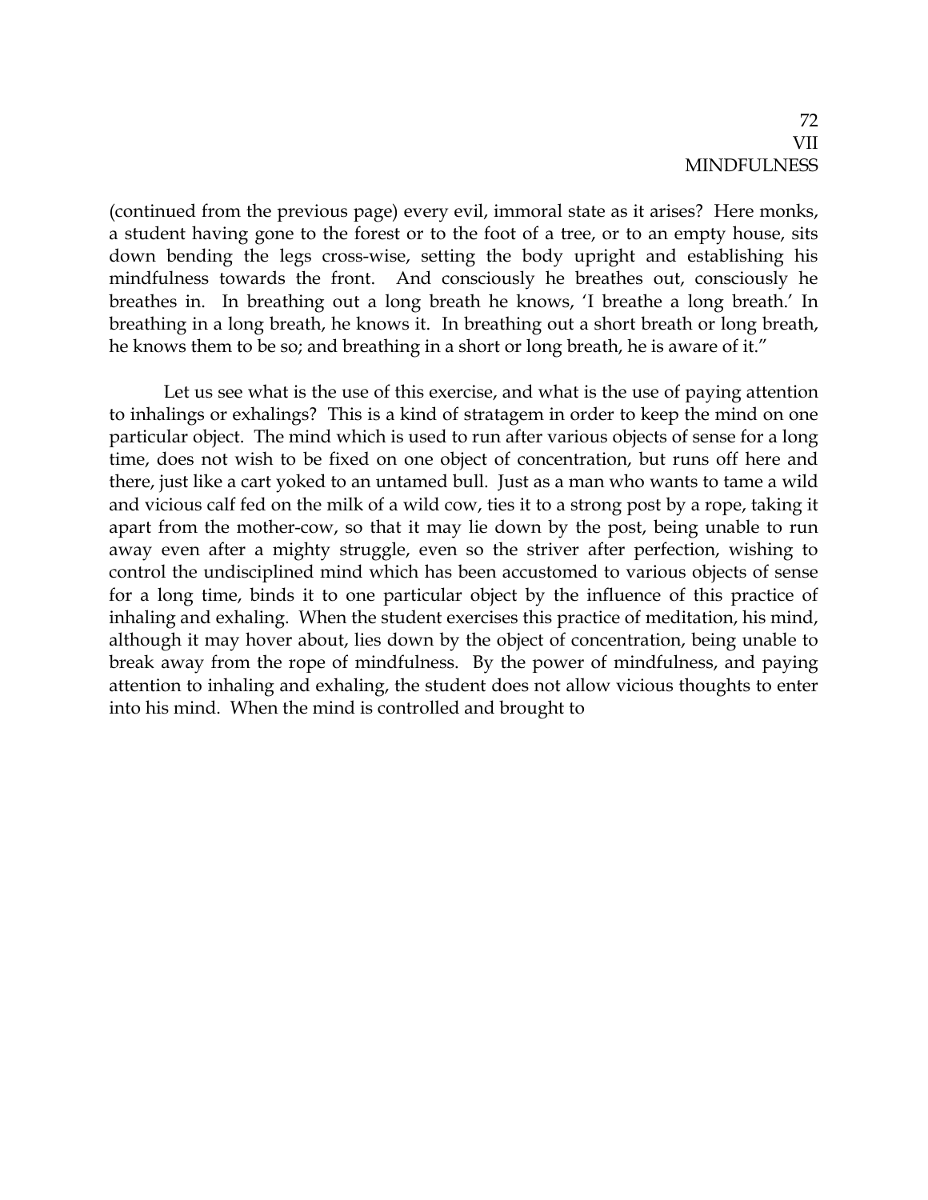(continued from the previous page) every evil, immoral state as it arises? Here monks, a student having gone to the forest or to the foot of a tree, or to an empty house, sits down bending the legs cross-wise, setting the body upright and establishing his mindfulness towards the front. And consciously he breathes out, consciously he breathes in. In breathing out a long breath he knows, 'I breathe a long breath.' In breathing in a long breath, he knows it. In breathing out a short breath or long breath, he knows them to be so; and breathing in a short or long breath, he is aware of it."

Let us see what is the use of this exercise, and what is the use of paying attention to inhalings or exhalings? This is a kind of stratagem in order to keep the mind on one particular object. The mind which is used to run after various objects of sense for a long time, does not wish to be fixed on one object of concentration, but runs off here and there, just like a cart yoked to an untamed bull. Just as a man who wants to tame a wild and vicious calf fed on the milk of a wild cow, ties it to a strong post by a rope, taking it apart from the mother-cow, so that it may lie down by the post, being unable to run away even after a mighty struggle, even so the striver after perfection, wishing to control the undisciplined mind which has been accustomed to various objects of sense for a long time, binds it to one particular object by the influence of this practice of inhaling and exhaling. When the student exercises this practice of meditation, his mind, although it may hover about, lies down by the object of concentration, being unable to break away from the rope of mindfulness. By the power of mindfulness, and paying attention to inhaling and exhaling, the student does not allow vicious thoughts to enter into his mind. When the mind is controlled and brought to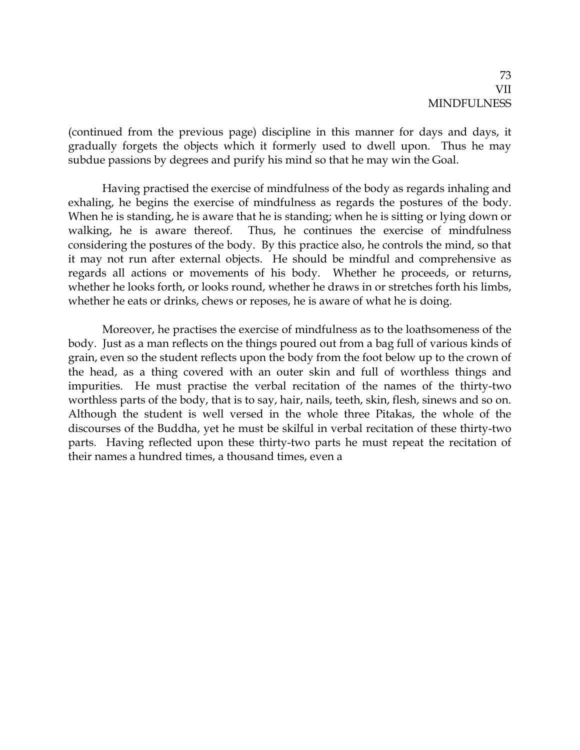(continued from the previous page) discipline in this manner for days and days, it gradually forgets the objects which it formerly used to dwell upon. Thus he may subdue passions by degrees and purify his mind so that he may win the Goal.

Having practised the exercise of mindfulness of the body as regards inhaling and exhaling, he begins the exercise of mindfulness as regards the postures of the body. When he is standing, he is aware that he is standing; when he is sitting or lying down or walking, he is aware thereof. Thus, he continues the exercise of mindfulness considering the postures of the body. By this practice also, he controls the mind, so that it may not run after external objects. He should be mindful and comprehensive as regards all actions or movements of his body. Whether he proceeds, or returns, whether he looks forth, or looks round, whether he draws in or stretches forth his limbs, whether he eats or drinks, chews or reposes, he is aware of what he is doing.

Moreover, he practises the exercise of mindfulness as to the loathsomeness of the body. Just as a man reflects on the things poured out from a bag full of various kinds of grain, even so the student reflects upon the body from the foot below up to the crown of the head, as a thing covered with an outer skin and full of worthless things and impurities. He must practise the verbal recitation of the names of the thirty-two worthless parts of the body, that is to say, hair, nails, teeth, skin, flesh, sinews and so on. Although the student is well versed in the whole three Pitakas, the whole of the discourses of the Buddha, yet he must be skilful in verbal recitation of these thirty-two parts. Having reflected upon these thirty-two parts he must repeat the recitation of their names a hundred times, a thousand times, even a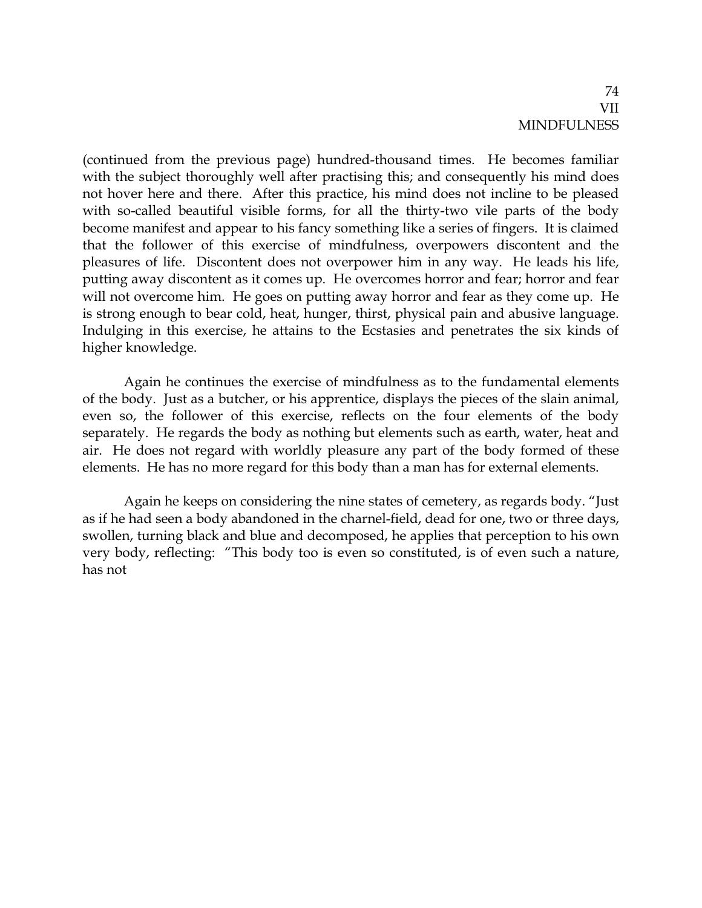(continued from the previous page) hundred-thousand times. He becomes familiar with the subject thoroughly well after practising this; and consequently his mind does not hover here and there. After this practice, his mind does not incline to be pleased with so-called beautiful visible forms, for all the thirty-two vile parts of the body become manifest and appear to his fancy something like a series of fingers. It is claimed that the follower of this exercise of mindfulness, overpowers discontent and the pleasures of life. Discontent does not overpower him in any way. He leads his life, putting away discontent as it comes up. He overcomes horror and fear; horror and fear will not overcome him. He goes on putting away horror and fear as they come up. He is strong enough to bear cold, heat, hunger, thirst, physical pain and abusive language. Indulging in this exercise, he attains to the Ecstasies and penetrates the six kinds of higher knowledge.

Again he continues the exercise of mindfulness as to the fundamental elements of the body. Just as a butcher, or his apprentice, displays the pieces of the slain animal, even so, the follower of this exercise, reflects on the four elements of the body separately. He regards the body as nothing but elements such as earth, water, heat and air. He does not regard with worldly pleasure any part of the body formed of these elements. He has no more regard for this body than a man has for external elements.

Again he keeps on considering the nine states of cemetery, as regards body. "Just as if he had seen a body abandoned in the charnel-field, dead for one, two or three days, swollen, turning black and blue and decomposed, he applies that perception to his own very body, reflecting: "This body too is even so constituted, is of even such a nature, has not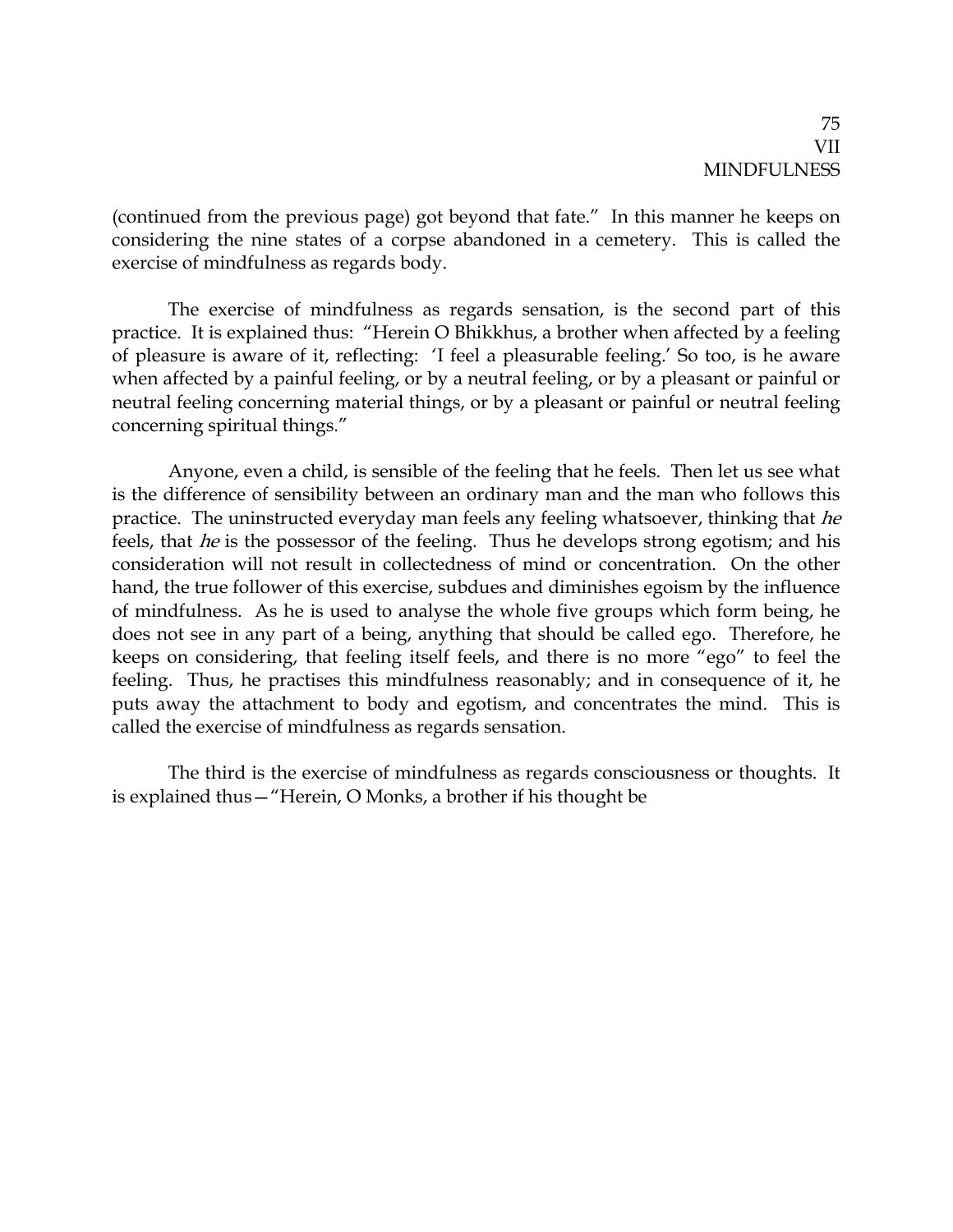(continued from the previous page) got beyond that fate." In this manner he keeps on considering the nine states of a corpse abandoned in a cemetery. This is called the exercise of mindfulness as regards body.

The exercise of mindfulness as regards sensation, is the second part of this practice. It is explained thus: "Herein O Bhikkhus, a brother when affected by a feeling of pleasure is aware of it, reflecting: 'I feel a pleasurable feeling.' So too, is he aware when affected by a painful feeling, or by a neutral feeling, or by a pleasant or painful or neutral feeling concerning material things, or by a pleasant or painful or neutral feeling concerning spiritual things."

Anyone, even a child, is sensible of the feeling that he feels. Then let us see what is the difference of sensibility between an ordinary man and the man who follows this practice. The uninstructed everyday man feels any feeling whatsoever, thinking that *he* feels, that *he* is the possessor of the feeling. Thus he develops strong egotism; and his consideration will not result in collectedness of mind or concentration. On the other hand, the true follower of this exercise, subdues and diminishes egoism by the influence of mindfulness. As he is used to analyse the whole five groups which form being, he does not see in any part of a being, anything that should be called ego. Therefore, he keeps on considering, that feeling itself feels, and there is no more "ego" to feel the feeling. Thus, he practises this mindfulness reasonably; and in consequence of it, he puts away the attachment to body and egotism, and concentrates the mind. This is called the exercise of mindfulness as regards sensation.

The third is the exercise of mindfulness as regards consciousness or thoughts. It is explained thus—"Herein, O Monks, a brother if his thought be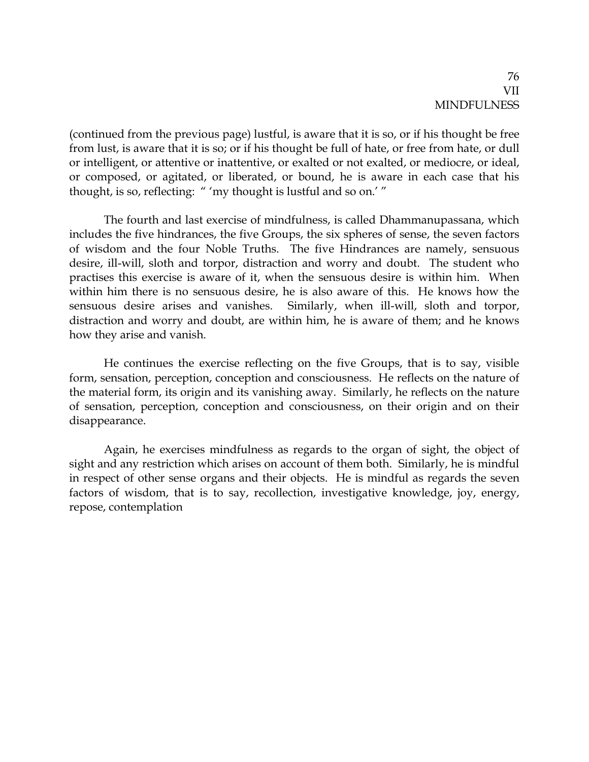(continued from the previous page) lustful, is aware that it is so, or if his thought be free from lust, is aware that it is so; or if his thought be full of hate, or free from hate, or dull or intelligent, or attentive or inattentive, or exalted or not exalted, or mediocre, or ideal, or composed, or agitated, or liberated, or bound, he is aware in each case that his thought, is so, reflecting: " 'my thought is lustful and so on.' "

The fourth and last exercise of mindfulness, is called Dhammanupassana, which includes the five hindrances, the five Groups, the six spheres of sense, the seven factors of wisdom and the four Noble Truths. The five Hindrances are namely, sensuous desire, ill-will, sloth and torpor, distraction and worry and doubt. The student who practises this exercise is aware of it, when the sensuous desire is within him. When within him there is no sensuous desire, he is also aware of this. He knows how the sensuous desire arises and vanishes. Similarly, when ill-will, sloth and torpor, distraction and worry and doubt, are within him, he is aware of them; and he knows how they arise and vanish.

He continues the exercise reflecting on the five Groups, that is to say, visible form, sensation, perception, conception and consciousness. He reflects on the nature of the material form, its origin and its vanishing away. Similarly, he reflects on the nature of sensation, perception, conception and consciousness, on their origin and on their disappearance.

Again, he exercises mindfulness as regards to the organ of sight, the object of sight and any restriction which arises on account of them both. Similarly, he is mindful in respect of other sense organs and their objects. He is mindful as regards the seven factors of wisdom, that is to say, recollection, investigative knowledge, joy, energy, repose, contemplation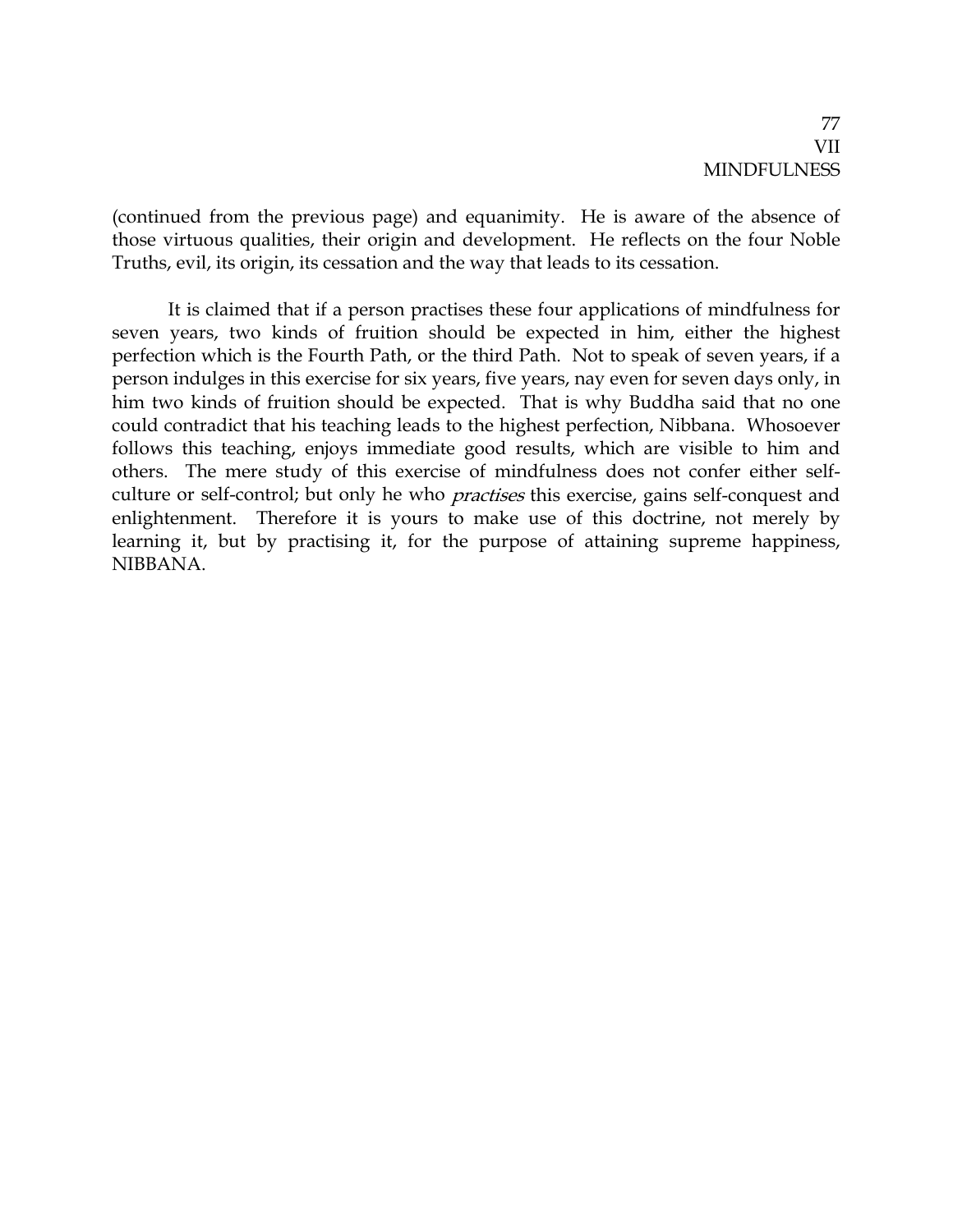(continued from the previous page) and equanimity. He is aware of the absence of those virtuous qualities, their origin and development. He reflects on the four Noble Truths, evil, its origin, its cessation and the way that leads to its cessation.

It is claimed that if a person practises these four applications of mindfulness for seven years, two kinds of fruition should be expected in him, either the highest perfection which is the Fourth Path, or the third Path. Not to speak of seven years, if a person indulges in this exercise for six years, five years, nay even for seven days only, in him two kinds of fruition should be expected. That is why Buddha said that no one could contradict that his teaching leads to the highest perfection, Nibbana. Whosoever follows this teaching, enjoys immediate good results, which are visible to him and others. The mere study of this exercise of mindfulness does not confer either self-culture or self-control; but only he who *practises* this exercise, gains self-conquest and enlightenment. Therefore it is yours to make use of this doctrine, not merely by learning it, but by practising it, for the purpose of attaining supreme happiness, NIBBANA.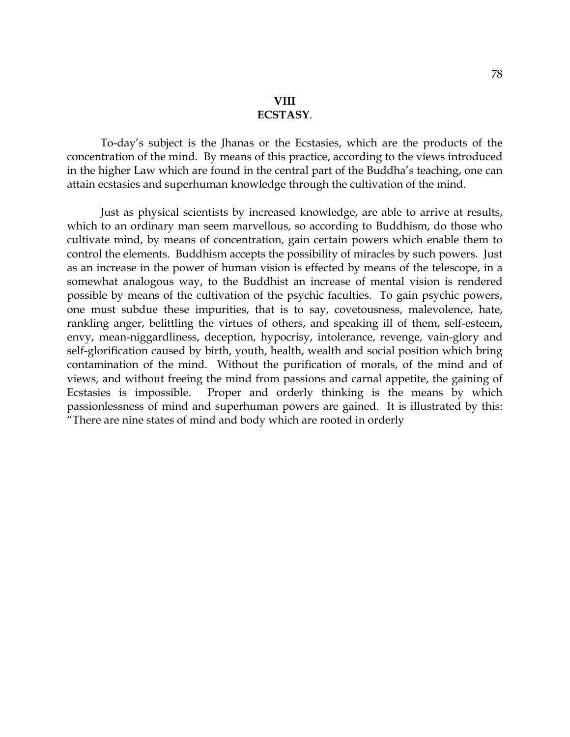# VIII
# ECSTASY.

To-day's subject is the Jhanas or the Ecstasies, which are the products of the concentration of the mind. By means of this practice, according to the views introduced in the higher Law which are found in the central part of the Buddha's teaching, one can attain ecstasies and superhuman knowledge through the cultivation of the mind.

Just as physical scientists by increased knowledge, are able to arrive at results, which to an ordinary man seem marvellous, so according to Buddhism, do those who cultivate mind, by means of concentration, gain certain powers which enable them to control the elements. Buddhism accepts the possibility of miracles by such powers. Just as an increase in the power of human vision is effected by means of the telescope, in a somewhat analogous way, to the Buddhist an increase of mental vision is rendered possible by means of the cultivation of the psychic faculties. To gain psychic powers, one must subdue these impurities, that is to say, covetousness, malevolence, hate, rankling anger, belittling the virtues of others, and speaking ill of them, self-esteem, envy, mean-niggardliness, deception, hypocrisy, intolerance, revenge, vain-glory and self-glorification caused by birth, youth, health, wealth and social position which bring contamination of the mind. Without the purification of morals, of the mind and of views, and without freeing the mind from passions and carnal appetite, the gaining of Ecstasies is impossible. Proper and orderly thinking is the means by which passionlessness of mind and superhuman powers are gained. It is illustrated by this: "There are nine states of mind and body which are rooted in orderly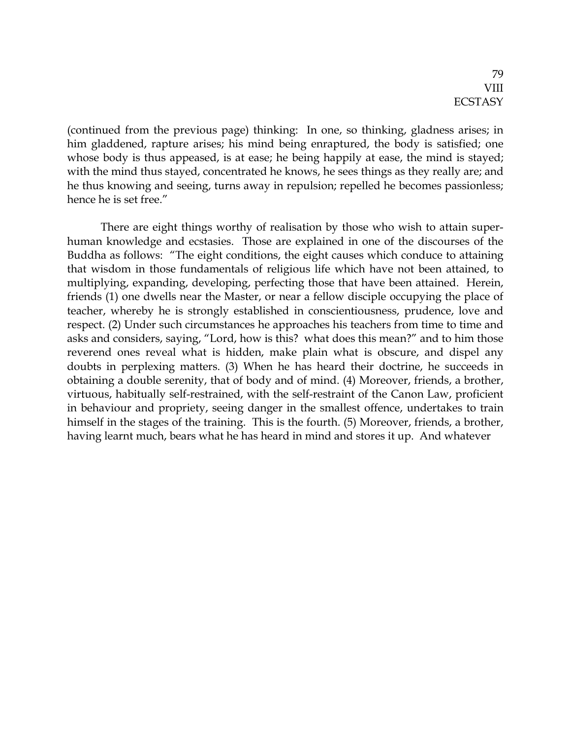(continued from the previous page) thinking: In one, so thinking, gladness arises; in him gladdened, rapture arises; his mind being enraptured, the body is satisfied; one whose body is thus appeased, is at ease; he being happily at ease, the mind is stayed; with the mind thus stayed, concentrated he knows, he sees things as they really are; and he thus knowing and seeing, turns away in repulsion; repelled he becomes passionless; hence he is set free."

There are eight things worthy of realisation by those who wish to attain super-human knowledge and ecstasies. Those are explained in one of the discourses of the Buddha as follows: "The eight conditions, the eight causes which conduce to attaining that wisdom in those fundamentals of religious life which have not been attained, to multiplying, expanding, developing, perfecting those that have been attained. Herein, friends (1) one dwells near the Master, or near a fellow disciple occupying the place of teacher, whereby he is strongly established in conscientiousness, prudence, love and respect. (2) Under such circumstances he approaches his teachers from time to time and asks and considers, saying, "Lord, how is this? what does this mean?" and to him those reverend ones reveal what is hidden, make plain what is obscure, and dispel any doubts in perplexing matters. (3) When he has heard their doctrine, he succeeds in obtaining a double serenity, that of body and of mind. (4) Moreover, friends, a brother, virtuous, habitually self-restrained, with the self-restraint of the Canon Law, proficient in behaviour and propriety, seeing danger in the smallest offence, undertakes to train himself in the stages of the training. This is the fourth. (5) Moreover, friends, a brother, having learnt much, bears what he has heard in mind and stores it up. And whatever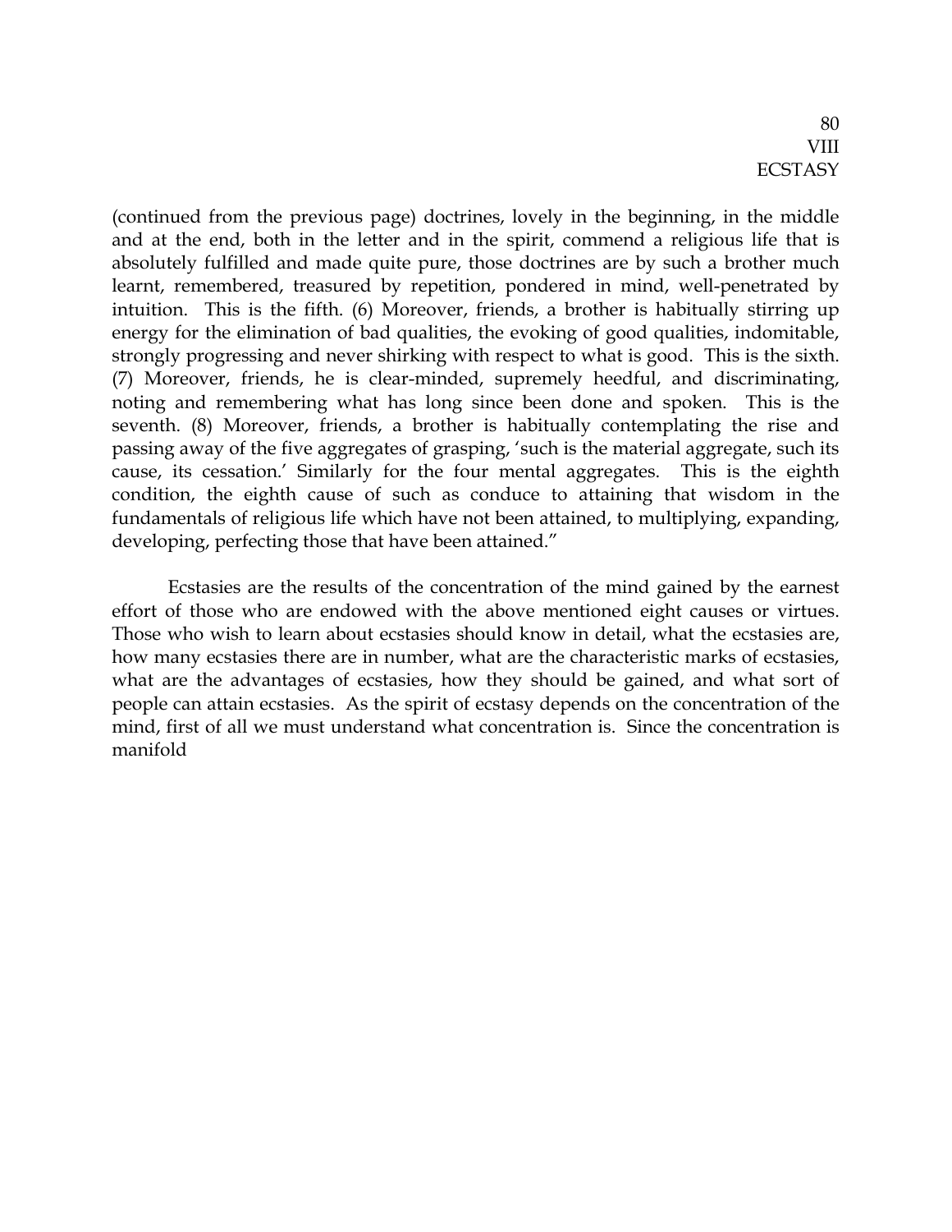(continued from the previous page) doctrines, lovely in the beginning, in the middle and at the end, both in the letter and in the spirit, commend a religious life that is absolutely fulfilled and made quite pure, those doctrines are by such a brother much learnt, remembered, treasured by repetition, pondered in mind, well-penetrated by intuition. This is the fifth. (6) Moreover, friends, a brother is habitually stirring up energy for the elimination of bad qualities, the evoking of good qualities, indomitable, strongly progressing and never shirking with respect to what is good. This is the sixth. (7) Moreover, friends, he is clear-minded, supremely heedful, and discriminating, noting and remembering what has long since been done and spoken. This is the seventh. (8) Moreover, friends, a brother is habitually contemplating the rise and passing away of the five aggregates of grasping, 'such is the material aggregate, such its cause, its cessation.' Similarly for the four mental aggregates. This is the eighth condition, the eighth cause of such as conduce to attaining that wisdom in the fundamentals of religious life which have not been attained, to multiplying, expanding, developing, perfecting those that have been attained."

Ecstasies are the results of the concentration of the mind gained by the earnest effort of those who are endowed with the above mentioned eight causes or virtues. Those who wish to learn about ecstasies should know in detail, what the ecstasies are, how many ecstasies there are in number, what are the characteristic marks of ecstasies, what are the advantages of ecstasies, how they should be gained, and what sort of people can attain ecstasies. As the spirit of ecstasy depends on the concentration of the mind, first of all we must understand what concentration is. Since the concentration is manifold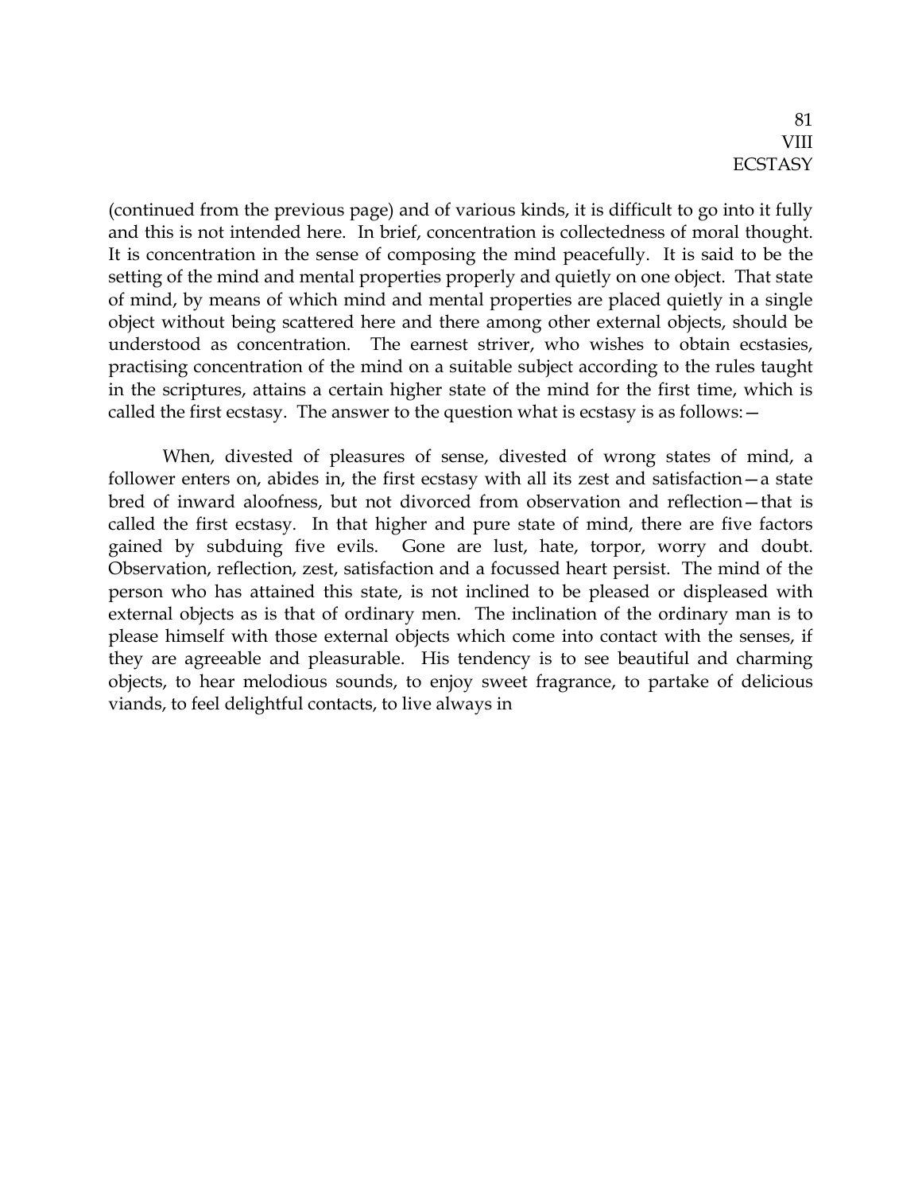(continued from the previous page) and of various kinds, it is difficult to go into it fully and this is not intended here. In brief, concentration is collectedness of moral thought. It is concentration in the sense of composing the mind peacefully. It is said to be the setting of the mind and mental properties properly and quietly on one object. That state of mind, by means of which mind and mental properties are placed quietly in a single object without being scattered here and there among other external objects, should be understood as concentration. The earnest striver, who wishes to obtain ecstasies, practising concentration of the mind on a suitable subject according to the rules taught in the scriptures, attains a certain higher state of the mind for the first time, which is called the first ecstasy. The answer to the question what is ecstasy is as follows:—

When, divested of pleasures of sense, divested of wrong states of mind, a follower enters on, abides in, the first ecstasy with all its zest and satisfaction—a state bred of inward aloofness, but not divorced from observation and reflection—that is called the first ecstasy. In that higher and pure state of mind, there are five factors gained by subduing five evils. Gone are lust, hate, torpor, worry and doubt. Observation, reflection, zest, satisfaction and a focussed heart persist. The mind of the person who has attained this state, is not inclined to be pleased or displeased with external objects as is that of ordinary men. The inclination of the ordinary man is to please himself with those external objects which come into contact with the senses, if they are agreeable and pleasurable. His tendency is to see beautiful and charming objects, to hear melodious sounds, to enjoy sweet fragrance, to partake of delicious viands, to feel delightful contacts, to live always in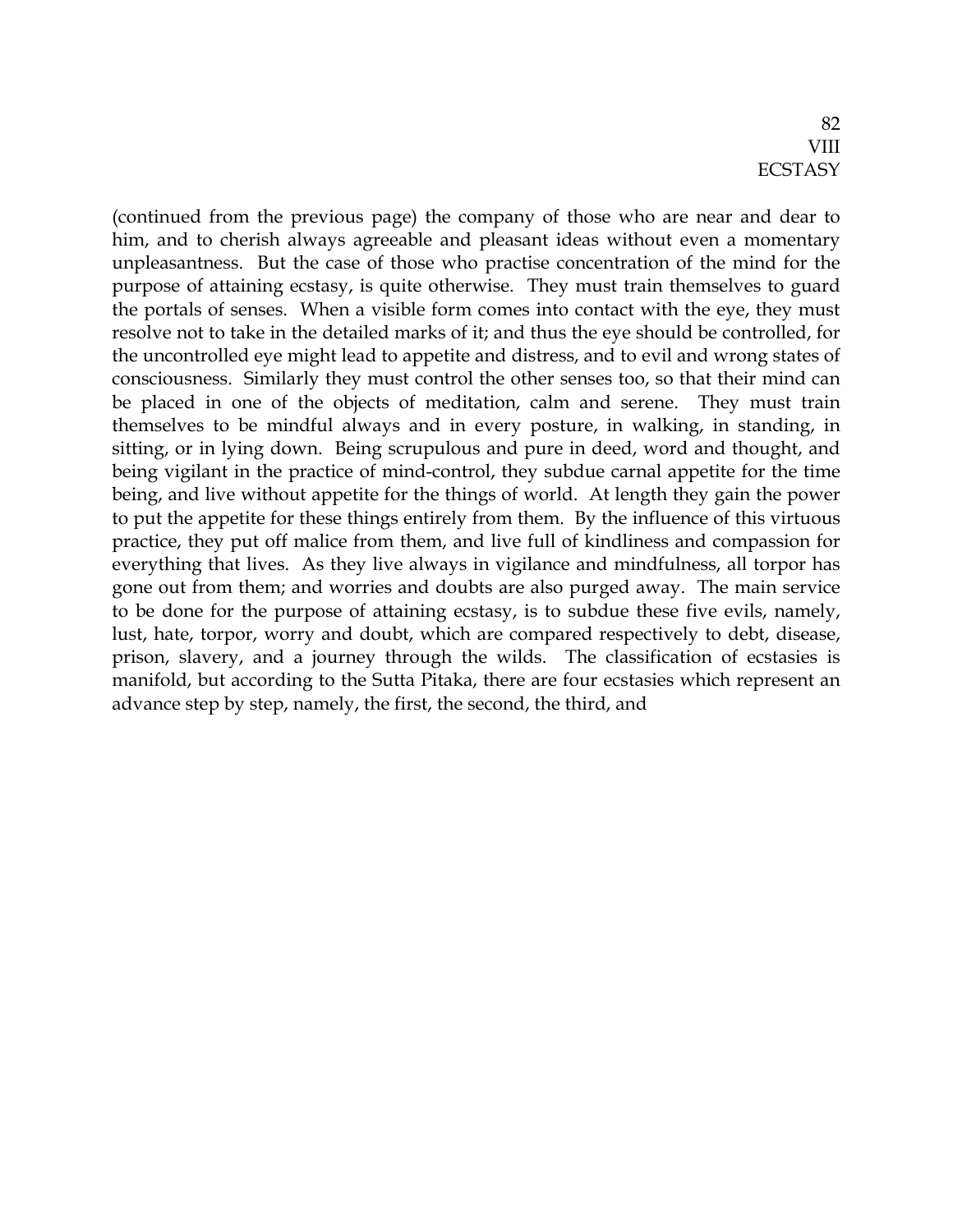(continued from the previous page) the company of those who are near and dear to him, and to cherish always agreeable and pleasant ideas without even a momentary unpleasantness. But the case of those who practise concentration of the mind for the purpose of attaining ecstasy, is quite otherwise. They must train themselves to guard the portals of senses. When a visible form comes into contact with the eye, they must resolve not to take in the detailed marks of it; and thus the eye should be controlled, for the uncontrolled eye might lead to appetite and distress, and to evil and wrong states of consciousness. Similarly they must control the other senses too, so that their mind can be placed in one of the objects of meditation, calm and serene. They must train themselves to be mindful always and in every posture, in walking, in standing, in sitting, or in lying down. Being scrupulous and pure in deed, word and thought, and being vigilant in the practice of mind-control, they subdue carnal appetite for the time being, and live without appetite for the things of world. At length they gain the power to put the appetite for these things entirely from them. By the influence of this virtuous practice, they put off malice from them, and live full of kindliness and compassion for everything that lives. As they live always in vigilance and mindfulness, all torpor has gone out from them; and worries and doubts are also purged away. The main service to be done for the purpose of attaining ecstasy, is to subdue these five evils, namely, lust, hate, torpor, worry and doubt, which are compared respectively to debt, disease, prison, slavery, and a journey through the wilds. The classification of ecstasies is manifold, but according to the Sutta Pitaka, there are four ecstasies which represent an advance step by step, namely, the first, the second, the third, and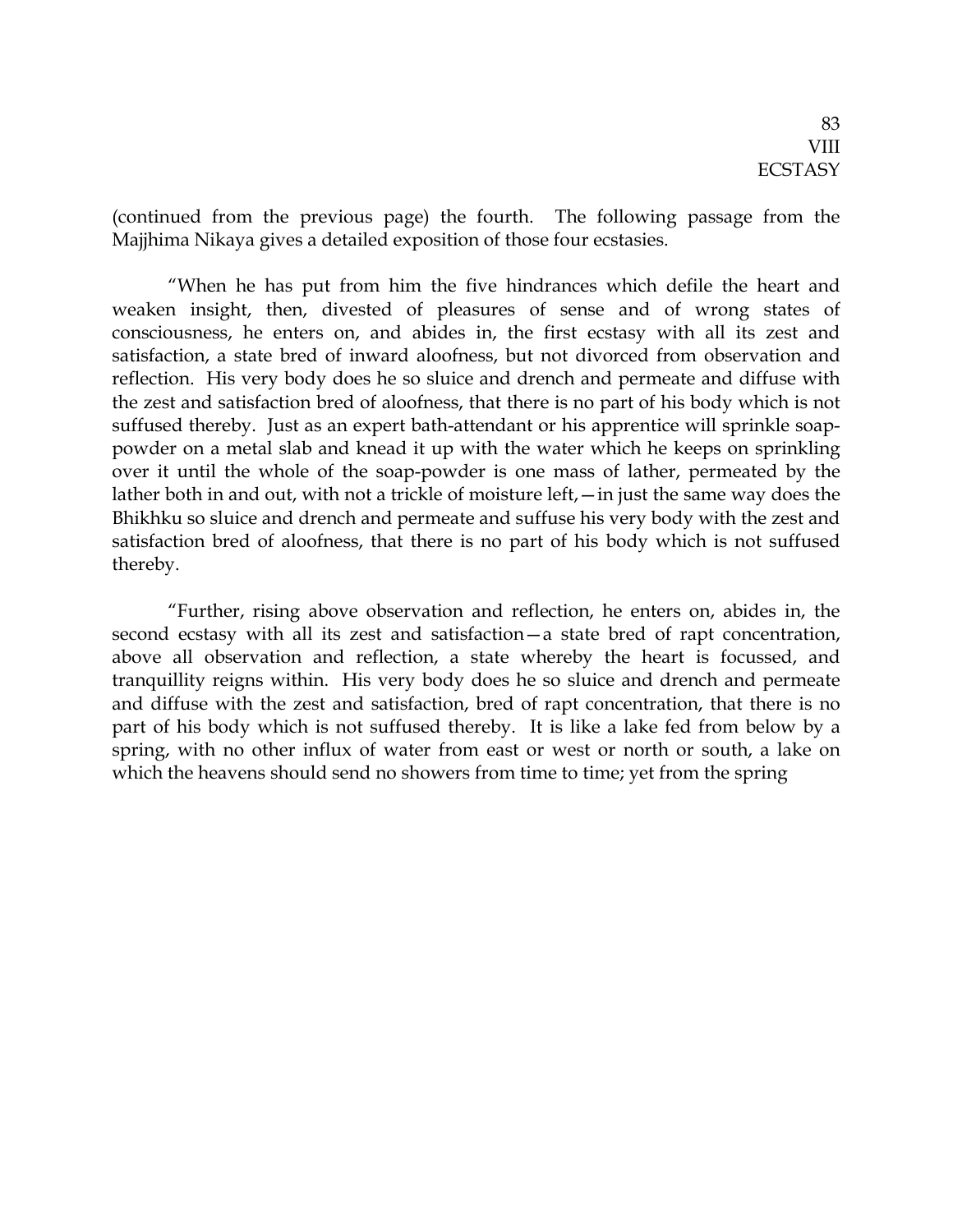(continued from the previous page) the fourth. The following passage from the Majjhima Nikaya gives a detailed exposition of those four ecstasies.

"When he has put from him the five hindrances which defile the heart and weaken insight, then, divested of pleasures of sense and of wrong states of consciousness, he enters on, and abides in, the first ecstasy with all its zest and satisfaction, a state bred of inward aloofness, but not divorced from observation and reflection. His very body does he so sluice and drench and permeate and diffuse with the zest and satisfaction bred of aloofness, that there is no part of his body which is not suffused thereby. Just as an expert bath-attendant or his apprentice will sprinkle soap-powder on a metal slab and knead it up with the water which he keeps on sprinkling over it until the whole of the soap-powder is one mass of lather, permeated by the lather both in and out, with not a trickle of moisture left,—in just the same way does the Bhikhku so sluice and drench and permeate and suffuse his very body with the zest and satisfaction bred of aloofness, that there is no part of his body which is not suffused thereby.

"Further, rising above observation and reflection, he enters on, abides in, the second ecstasy with all its zest and satisfaction—a state bred of rapt concentration, above all observation and reflection, a state whereby the heart is focussed, and tranquillity reigns within. His very body does he so sluice and drench and permeate and diffuse with the zest and satisfaction, bred of rapt concentration, that there is no part of his body which is not suffused thereby. It is like a lake fed from below by a spring, with no other influx of water from east or west or north or south, a lake on which the heavens should send no showers from time to time; yet from the spring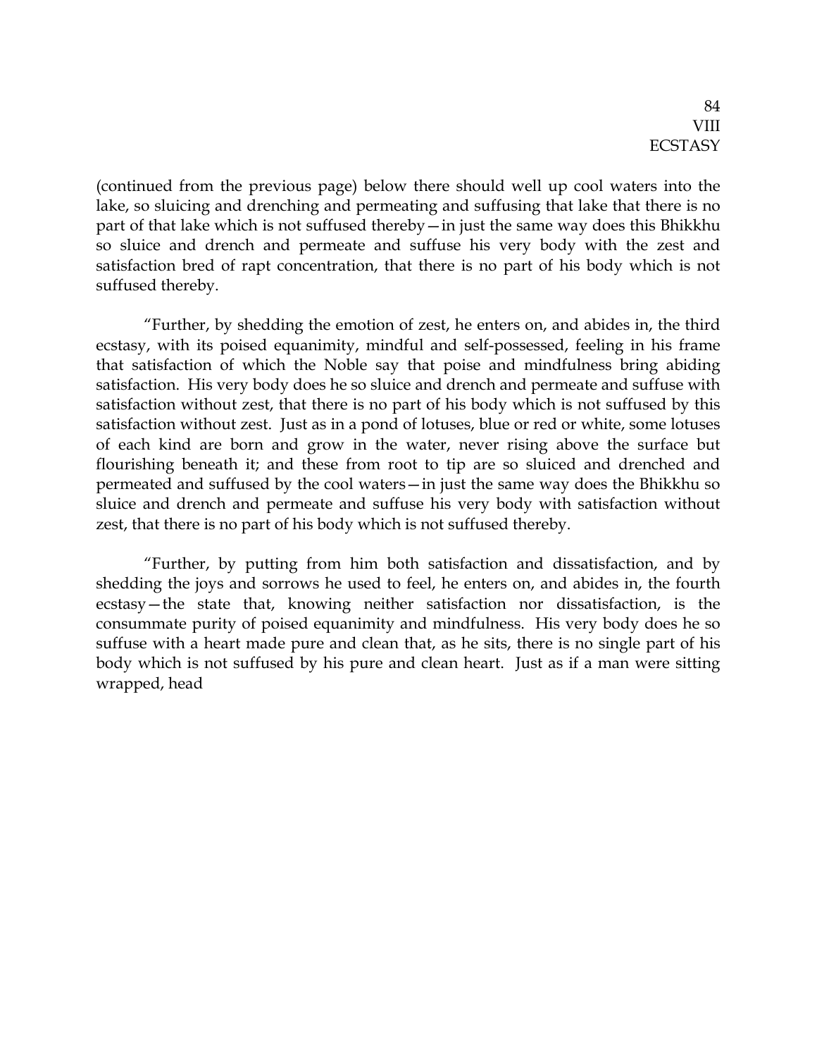(continued from the previous page) below there should well up cool waters into the lake, so sluicing and drenching and permeating and suffusing that lake that there is no part of that lake which is not suffused thereby—in just the same way does this Bhikkhu so sluice and drench and permeate and suffuse his very body with the zest and satisfaction bred of rapt concentration, that there is no part of his body which is not suffused thereby.

"Further, by shedding the emotion of zest, he enters on, and abides in, the third ecstasy, with its poised equanimity, mindful and self-possessed, feeling in his frame that satisfaction of which the Noble say that poise and mindfulness bring abiding satisfaction. His very body does he so sluice and drench and permeate and suffuse with satisfaction without zest, that there is no part of his body which is not suffused by this satisfaction without zest. Just as in a pond of lotuses, blue or red or white, some lotuses of each kind are born and grow in the water, never rising above the surface but flourishing beneath it; and these from root to tip are so sluiced and drenched and permeated and suffused by the cool waters—in just the same way does the Bhikkhu so sluice and drench and permeate and suffuse his very body with satisfaction without zest, that there is no part of his body which is not suffused thereby.

"Further, by putting from him both satisfaction and dissatisfaction, and by shedding the joys and sorrows he used to feel, he enters on, and abides in, the fourth ecstasy—the state that, knowing neither satisfaction nor dissatisfaction, is the consummate purity of poised equanimity and mindfulness. His very body does he so suffuse with a heart made pure and clean that, as he sits, there is no single part of his body which is not suffused by his pure and clean heart. Just as if a man were sitting wrapped, head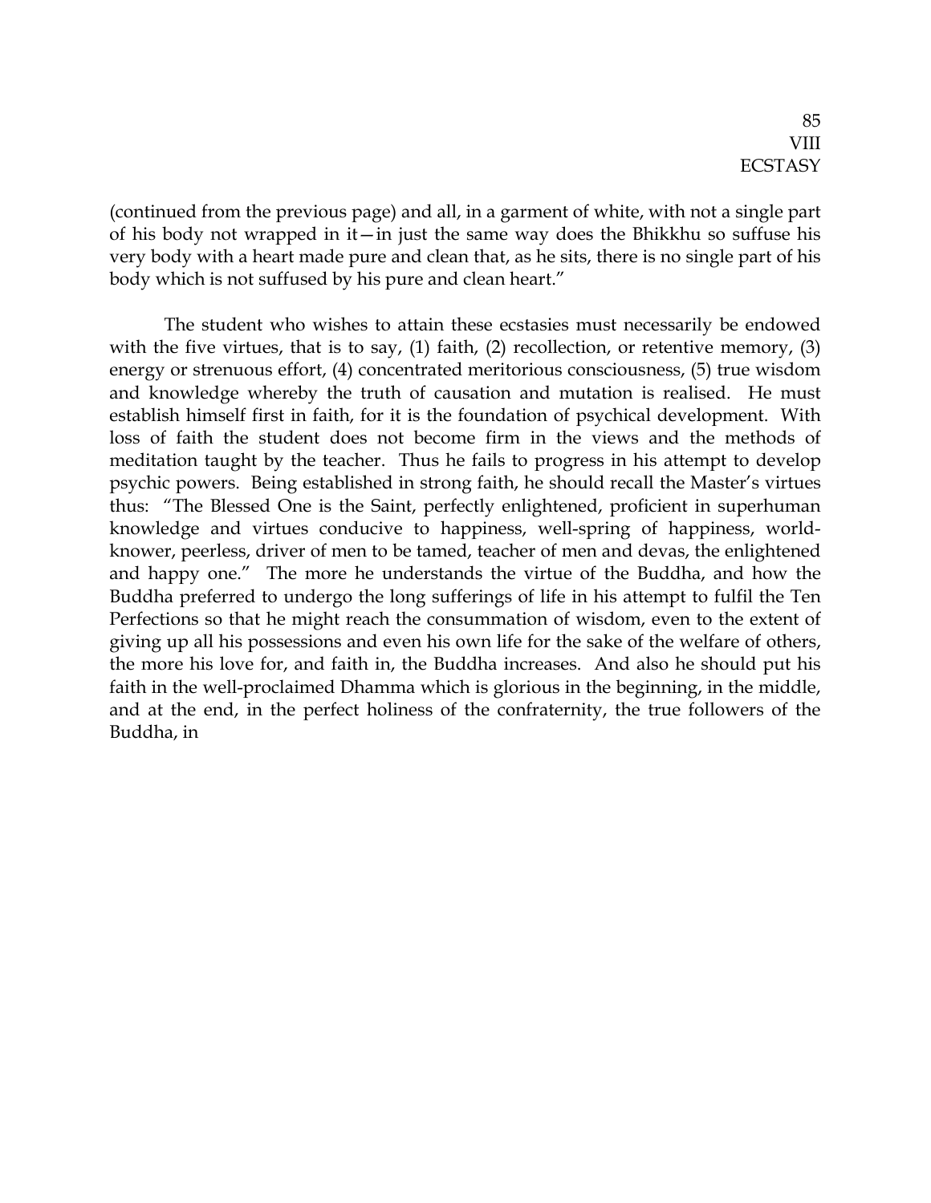(continued from the previous page) and all, in a garment of white, with not a single part of his body not wrapped in it—in just the same way does the Bhikkhu so suffuse his very body with a heart made pure and clean that, as he sits, there is no single part of his body which is not suffused by his pure and clean heart."

The student who wishes to attain these ecstasies must necessarily be endowed with the five virtues, that is to say, (1) faith, (2) recollection, or retentive memory, (3) energy or strenuous effort, (4) concentrated meritorious consciousness, (5) true wisdom and knowledge whereby the truth of causation and mutation is realised. He must establish himself first in faith, for it is the foundation of psychical development. With loss of faith the student does not become firm in the views and the methods of meditation taught by the teacher. Thus he fails to progress in his attempt to develop psychic powers. Being established in strong faith, he should recall the Master's virtues thus: "The Blessed One is the Saint, perfectly enlightened, proficient in superhuman knowledge and virtues conducive to happiness, well-spring of happiness, world-knower, peerless, driver of men to be tamed, teacher of men and devas, the enlightened and happy one." The more he understands the virtue of the Buddha, and how the Buddha preferred to undergo the long sufferings of life in his attempt to fulfil the Ten Perfections so that he might reach the consummation of wisdom, even to the extent of giving up all his possessions and even his own life for the sake of the welfare of others, the more his love for, and faith in, the Buddha increases. And also he should put his faith in the well-proclaimed Dhamma which is glorious in the beginning, in the middle, and at the end, in the perfect holiness of the confraternity, the true followers of the Buddha, in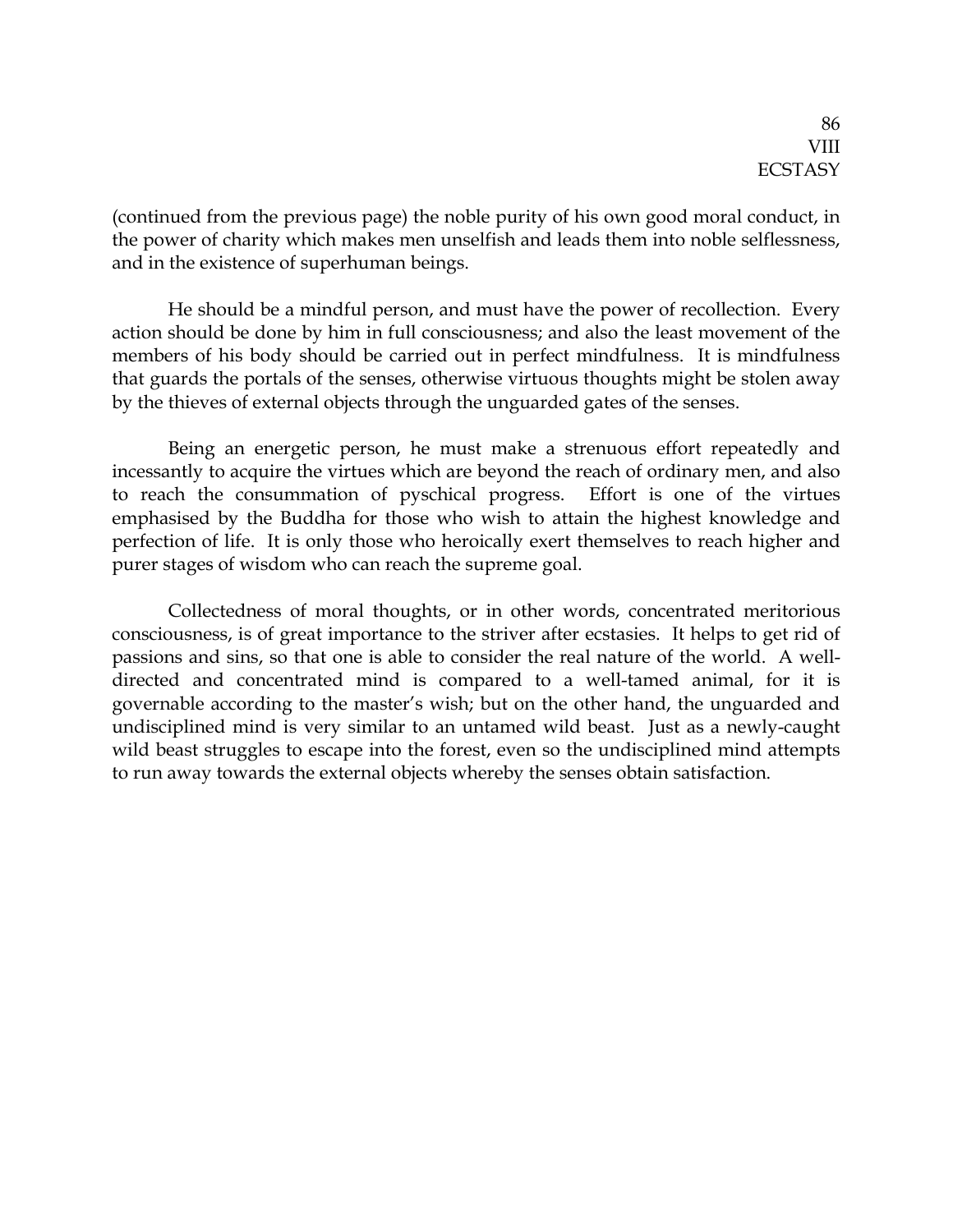(continued from the previous page) the noble purity of his own good moral conduct, in the power of charity which makes men unselfish and leads them into noble selflessness, and in the existence of superhuman beings.

He should be a mindful person, and must have the power of recollection. Every action should be done by him in full consciousness; and also the least movement of the members of his body should be carried out in perfect mindfulness. It is mindfulness that guards the portals of the senses, otherwise virtuous thoughts might be stolen away by the thieves of external objects through the unguarded gates of the senses.

Being an energetic person, he must make a strenuous effort repeatedly and incessantly to acquire the virtues which are beyond the reach of ordinary men, and also to reach the consummation of pyschical progress. Effort is one of the virtues emphasised by the Buddha for those who wish to attain the highest knowledge and perfection of life. It is only those who heroically exert themselves to reach higher and purer stages of wisdom who can reach the supreme goal.

Collectedness of moral thoughts, or in other words, concentrated meritorious consciousness, is of great importance to the striver after ecstasies. It helps to get rid of passions and sins, so that one is able to consider the real nature of the world. A well-directed and concentrated mind is compared to a well-tamed animal, for it is governable according to the master's wish; but on the other hand, the unguarded and undisciplined mind is very similar to an untamed wild beast. Just as a newly-caught wild beast struggles to escape into the forest, even so the undisciplined mind attempts to run away towards the external objects whereby the senses obtain satisfaction.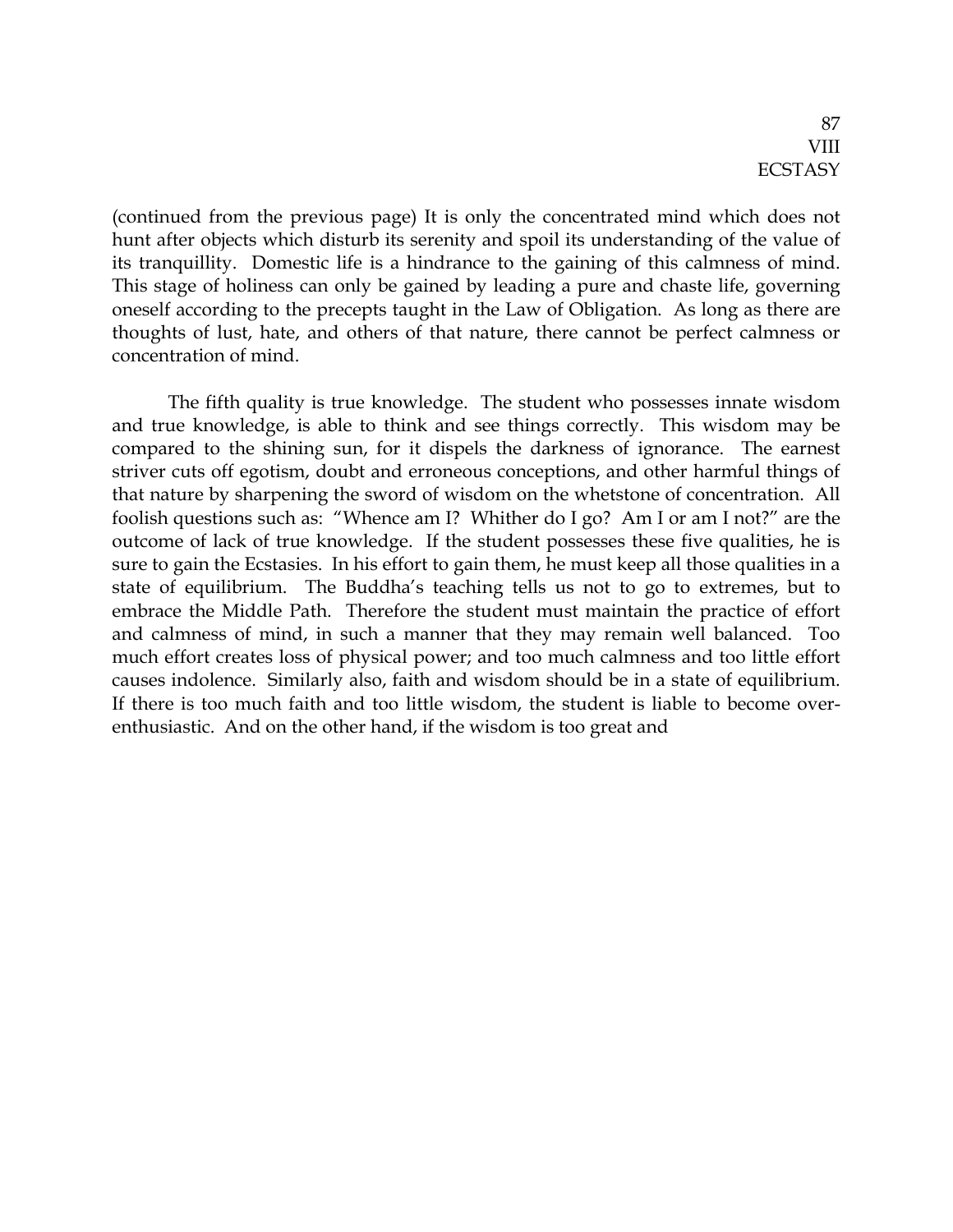(continued from the previous page) It is only the concentrated mind which does not hunt after objects which disturb its serenity and spoil its understanding of the value of its tranquillity. Domestic life is a hindrance to the gaining of this calmness of mind. This stage of holiness can only be gained by leading a pure and chaste life, governing oneself according to the precepts taught in the Law of Obligation. As long as there are thoughts of lust, hate, and others of that nature, there cannot be perfect calmness or concentration of mind.

The fifth quality is true knowledge. The student who possesses innate wisdom and true knowledge, is able to think and see things correctly. This wisdom may be compared to the shining sun, for it dispels the darkness of ignorance. The earnest striver cuts off egotism, doubt and erroneous conceptions, and other harmful things of that nature by sharpening the sword of wisdom on the whetstone of concentration. All foolish questions such as: "Whence am I? Whither do I go? Am I or am I not?" are the outcome of lack of true knowledge. If the student possesses these five qualities, he is sure to gain the Ecstasies. In his effort to gain them, he must keep all those qualities in a state of equilibrium. The Buddha's teaching tells us not to go to extremes, but to embrace the Middle Path. Therefore the student must maintain the practice of effort and calmness of mind, in such a manner that they may remain well balanced. Too much effort creates loss of physical power; and too much calmness and too little effort causes indolence. Similarly also, faith and wisdom should be in a state of equilibrium. If there is too much faith and too little wisdom, the student is liable to become over-enthusiastic. And on the other hand, if the wisdom is too great and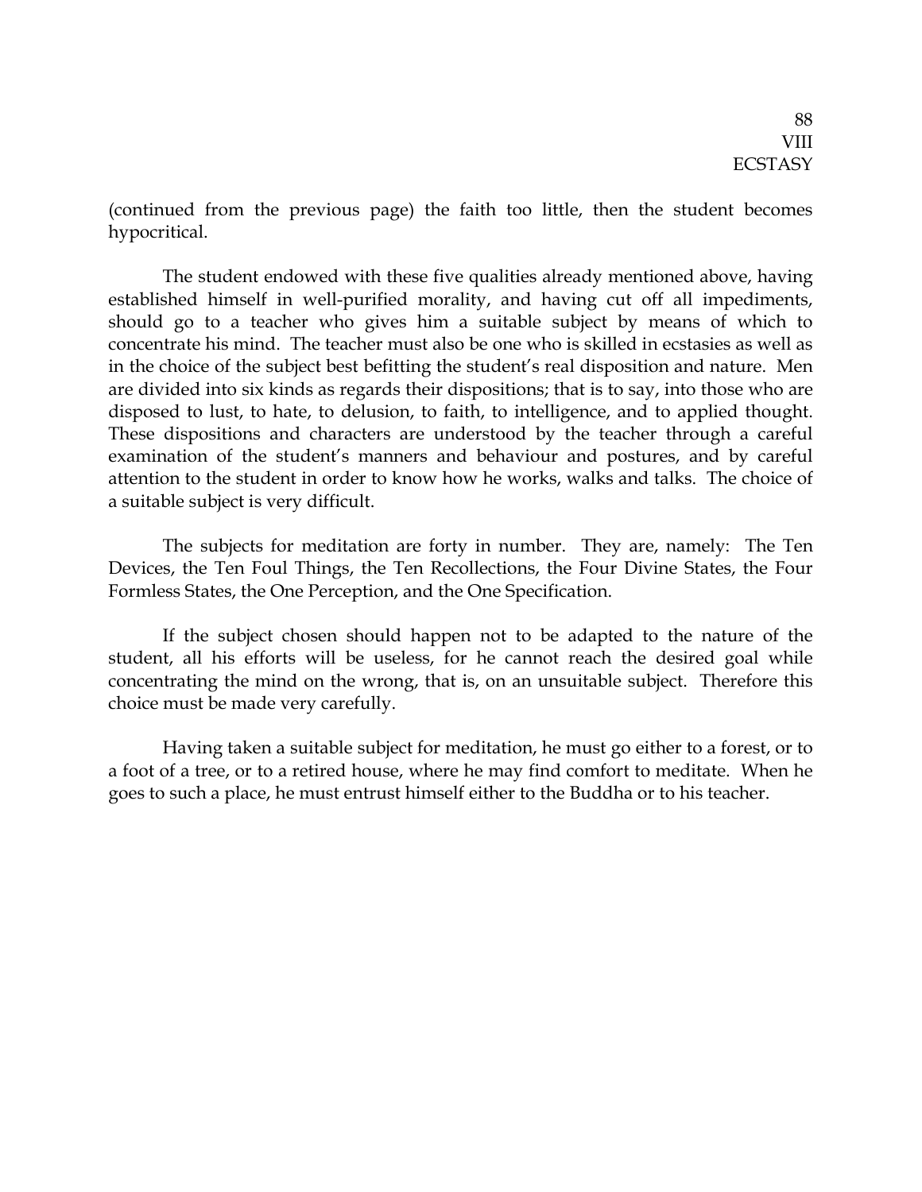(continued from the previous page) the faith too little, then the student becomes hypocritical.

The student endowed with these five qualities already mentioned above, having established himself in well-purified morality, and having cut off all impediments, should go to a teacher who gives him a suitable subject by means of which to concentrate his mind. The teacher must also be one who is skilled in ecstasies as well as in the choice of the subject best befitting the student's real disposition and nature. Men are divided into six kinds as regards their dispositions; that is to say, into those who are disposed to lust, to hate, to delusion, to faith, to intelligence, and to applied thought. These dispositions and characters are understood by the teacher through a careful examination of the student's manners and behaviour and postures, and by careful attention to the student in order to know how he works, walks and talks. The choice of a suitable subject is very difficult.

The subjects for meditation are forty in number. They are, namely: The Ten Devices, the Ten Foul Things, the Ten Recollections, the Four Divine States, the Four Formless States, the One Perception, and the One Specification.

If the subject chosen should happen not to be adapted to the nature of the student, all his efforts will be useless, for he cannot reach the desired goal while concentrating the mind on the wrong, that is, on an unsuitable subject. Therefore this choice must be made very carefully.

Having taken a suitable subject for meditation, he must go either to a forest, or to a foot of a tree, or to a retired house, where he may find comfort to meditate. When he goes to such a place, he must entrust himself either to the Buddha or to his teacher.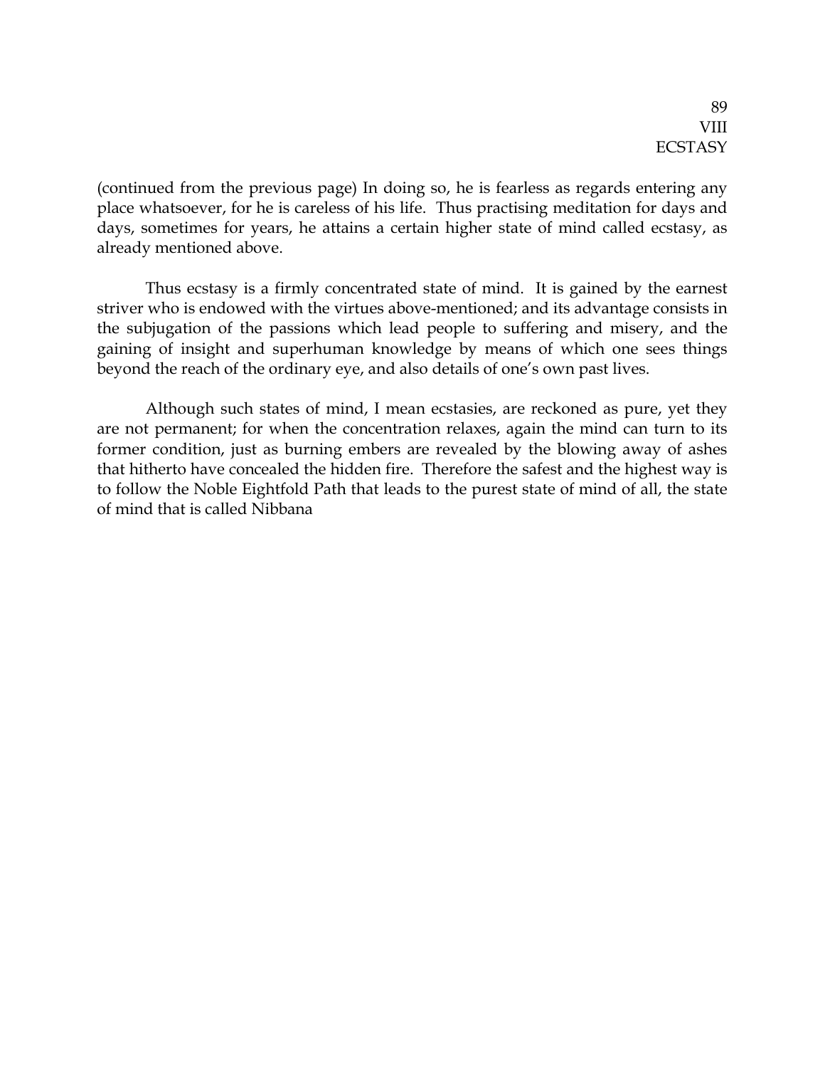(continued from the previous page) In doing so, he is fearless as regards entering any place whatsoever, for he is careless of his life. Thus practising meditation for days and days, sometimes for years, he attains a certain higher state of mind called ecstasy, as already mentioned above.

Thus ecstasy is a firmly concentrated state of mind. It is gained by the earnest striver who is endowed with the virtues above-mentioned; and its advantage consists in the subjugation of the passions which lead people to suffering and misery, and the gaining of insight and superhuman knowledge by means of which one sees things beyond the reach of the ordinary eye, and also details of one's own past lives.

Although such states of mind, I mean ecstasies, are reckoned as pure, yet they are not permanent; for when the concentration relaxes, again the mind can turn to its former condition, just as burning embers are revealed by the blowing away of ashes that hitherto have concealed the hidden fire. Therefore the safest and the highest way is to follow the Noble Eightfold Path that leads to the purest state of mind of all, the state of mind that is called Nibbana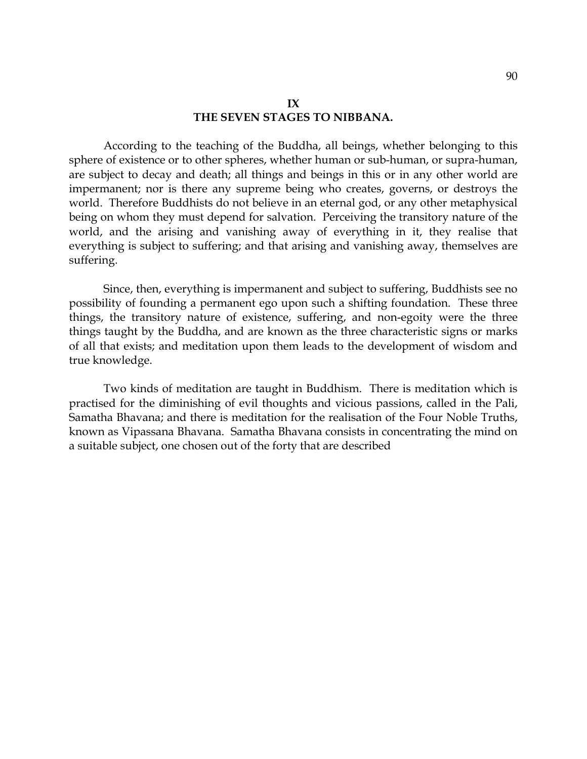## IX
## THE SEVEN STAGES TO NIBBANA.

According to the teaching of the Buddha, all beings, whether belonging to this sphere of existence or to other spheres, whether human or sub-human, or supra-human, are subject to decay and death; all things and beings in this or in any other world are impermanent; nor is there any supreme being who creates, governs, or destroys the world. Therefore Buddhists do not believe in an eternal god, or any other metaphysical being on whom they must depend for salvation. Perceiving the transitory nature of the world, and the arising and vanishing away of everything in it, they realise that everything is subject to suffering; and that arising and vanishing away, themselves are suffering.

Since, then, everything is impermanent and subject to suffering, Buddhists see no possibility of founding a permanent ego upon such a shifting foundation. These three things, the transitory nature of existence, suffering, and non-egoity were the three things taught by the Buddha, and are known as the three characteristic signs or marks of all that exists; and meditation upon them leads to the development of wisdom and true knowledge.

Two kinds of meditation are taught in Buddhism. There is meditation which is practised for the diminishing of evil thoughts and vicious passions, called in the Pali, Samatha Bhavana; and there is meditation for the realisation of the Four Noble Truths, known as Vipassana Bhavana. Samatha Bhavana consists in concentrating the mind on a suitable subject, one chosen out of the forty that are described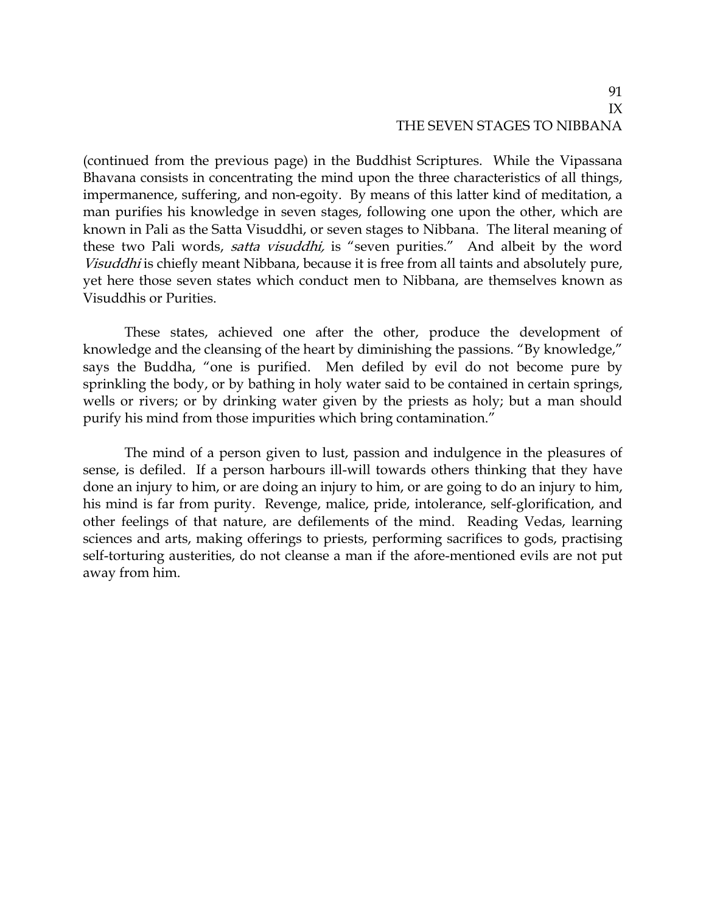(continued from the previous page) in the Buddhist Scriptures. While the Vipassana Bhavana consists in concentrating the mind upon the three characteristics of all things, impermanence, suffering, and non-egoity. By means of this latter kind of meditation, a man purifies his knowledge in seven stages, following one upon the other, which are known in Pali as the Satta Visuddhi, or seven stages to Nibbana. The literal meaning of these two Pali words, *satta visuddhi,* is "seven purities." And albeit by the word *Visuddhi* is chiefly meant Nibbana, because it is free from all taints and absolutely pure, yet here those seven states which conduct men to Nibbana, are themselves known as Visuddhis or Purities.

These states, achieved one after the other, produce the development of knowledge and the cleansing of the heart by diminishing the passions. "By knowledge," says the Buddha, "one is purified. Men defiled by evil do not become pure by sprinkling the body, or by bathing in holy water said to be contained in certain springs, wells or rivers; or by drinking water given by the priests as holy; but a man should purify his mind from those impurities which bring contamination."

The mind of a person given to lust, passion and indulgence in the pleasures of sense, is defiled. If a person harbours ill-will towards others thinking that they have done an injury to him, or are doing an injury to him, or are going to do an injury to him, his mind is far from purity. Revenge, malice, pride, intolerance, self-glorification, and other feelings of that nature, are defilements of the mind. Reading Vedas, learning sciences and arts, making offerings to priests, performing sacrifices to gods, practising self-torturing austerities, do not cleanse a man if the afore-mentioned evils are not put away from him.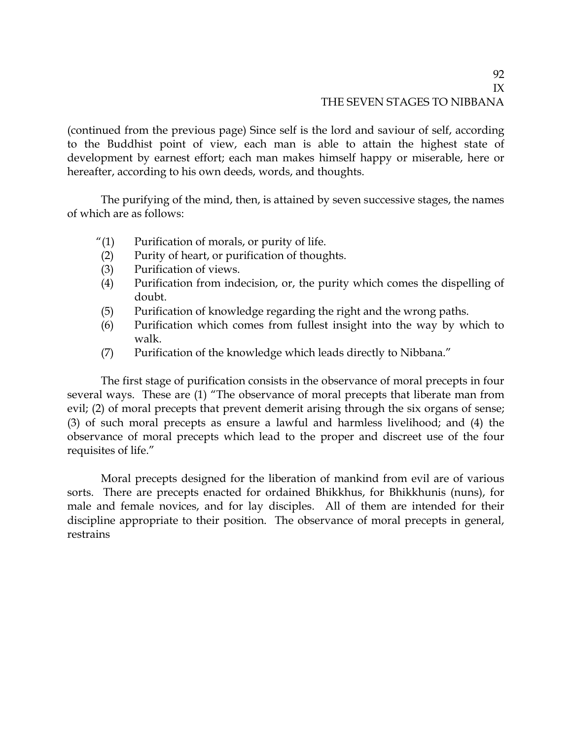# IX

# THE SEVEN STAGES TO NIBBANA

(continued from the previous page) Since self is the lord and saviour of self, according to the Buddhist point of view, each man is able to attain the highest state of development by earnest effort; each man makes himself happy or miserable, here or hereafter, according to his own deeds, words, and thoughts.

The purifying of the mind, then, is attained by seven successive stages, the names of which are as follows:

"(1) Purification of morals, or purity of life.
(2) Purity of heart, or purification of thoughts.
(3) Purification of views.
(4) Purification from indecision, or, the purity which comes the dispelling of doubt.
(5) Purification of knowledge regarding the right and the wrong paths.
(6) Purification which comes from fullest insight into the way by which to walk.
(7) Purification of the knowledge which leads directly to Nibbana."

The first stage of purification consists in the observance of moral precepts in four several ways. These are (1) "The observance of moral precepts that liberate man from evil; (2) of moral precepts that prevent demerit arising through the six organs of sense; (3) of such moral precepts as ensure a lawful and harmless livelihood; and (4) the observance of moral precepts which lead to the proper and discreet use of the four requisites of life."

Moral precepts designed for the liberation of mankind from evil are of various sorts. There are precepts enacted for ordained Bhikkhus, for Bhikkhunis (nuns), for male and female novices, and for lay disciples. All of them are intended for their discipline appropriate to their position. The observance of moral precepts in general, restrains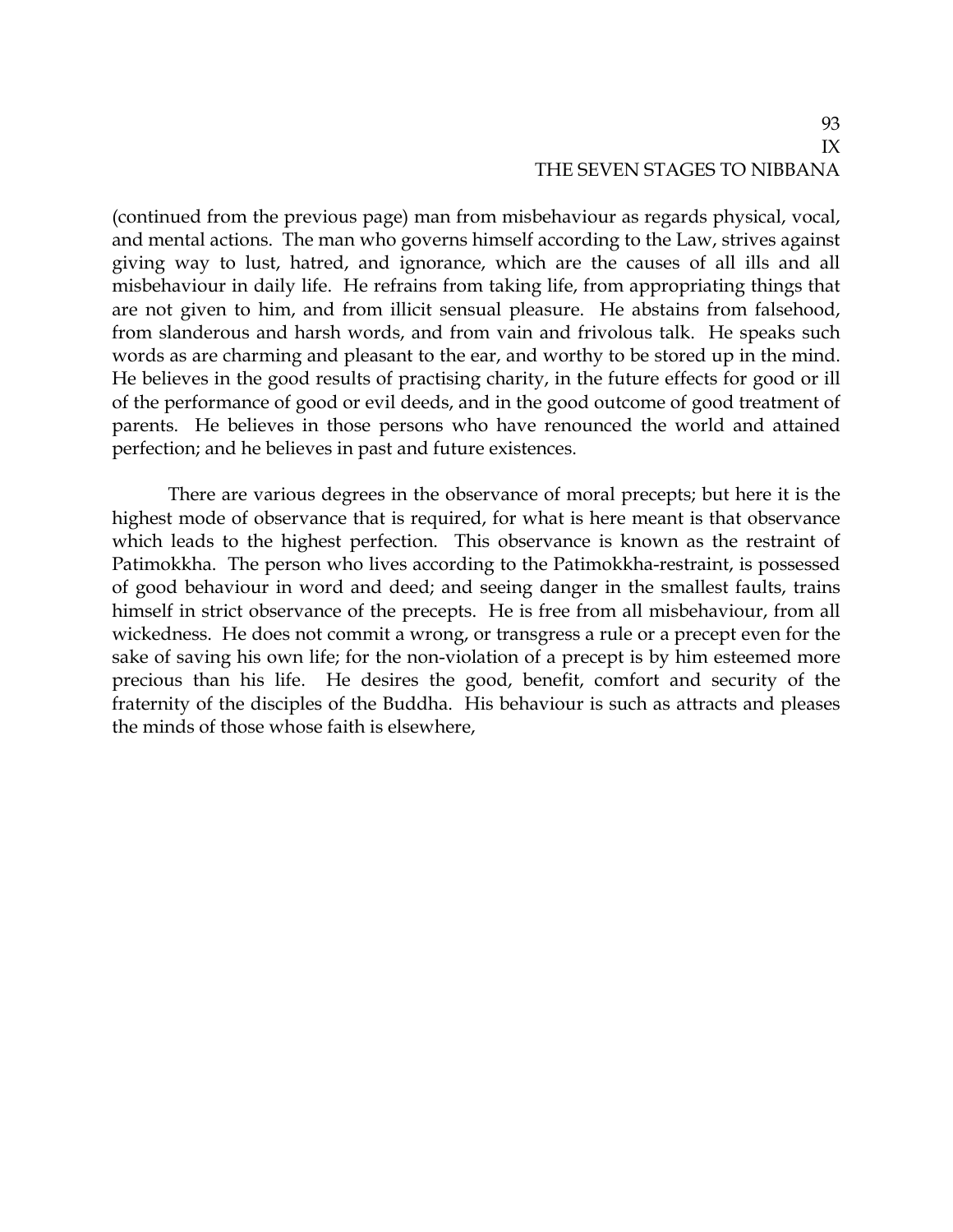(continued from the previous page) man from misbehaviour as regards physical, vocal, and mental actions. The man who governs himself according to the Law, strives against giving way to lust, hatred, and ignorance, which are the causes of all ills and all misbehaviour in daily life. He refrains from taking life, from appropriating things that are not given to him, and from illicit sensual pleasure. He abstains from falsehood, from slanderous and harsh words, and from vain and frivolous talk. He speaks such words as are charming and pleasant to the ear, and worthy to be stored up in the mind. He believes in the good results of practising charity, in the future effects for good or ill of the performance of good or evil deeds, and in the good outcome of good treatment of parents. He believes in those persons who have renounced the world and attained perfection; and he believes in past and future existences.

There are various degrees in the observance of moral precepts; but here it is the highest mode of observance that is required, for what is here meant is that observance which leads to the highest perfection. This observance is known as the restraint of Patimokkha. The person who lives according to the Patimokkha-restraint, is possessed of good behaviour in word and deed; and seeing danger in the smallest faults, trains himself in strict observance of the precepts. He is free from all misbehaviour, from all wickedness. He does not commit a wrong, or transgress a rule or a precept even for the sake of saving his own life; for the non-violation of a precept is by him esteemed more precious than his life. He desires the good, benefit, comfort and security of the fraternity of the disciples of the Buddha. His behaviour is such as attracts and pleases the minds of those whose faith is elsewhere,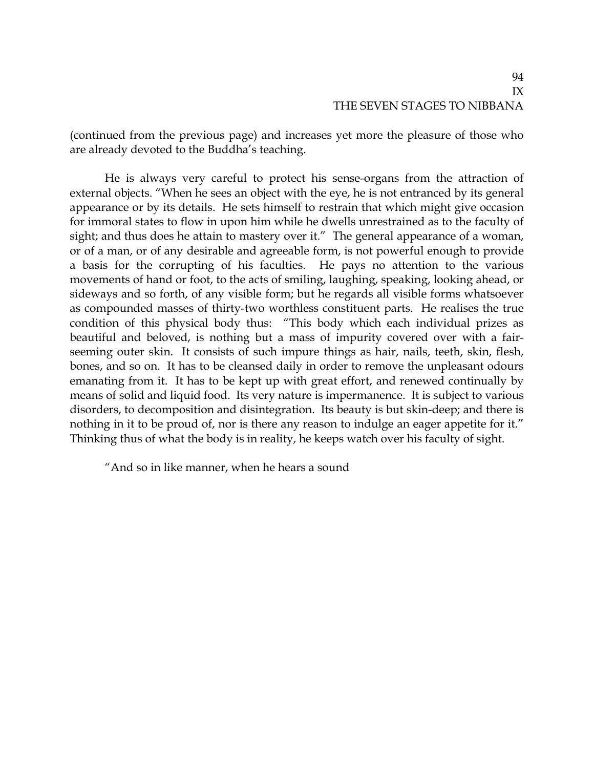(continued from the previous page) and increases yet more the pleasure of those who are already devoted to the Buddha's teaching.

He is always very careful to protect his sense-organs from the attraction of external objects. "When he sees an object with the eye, he is not entranced by its general appearance or by its details. He sets himself to restrain that which might give occasion for immoral states to flow in upon him while he dwells unrestrained as to the faculty of sight; and thus does he attain to mastery over it." The general appearance of a woman, or of a man, or of any desirable and agreeable form, is not powerful enough to provide a basis for the corrupting of his faculties. He pays no attention to the various movements of hand or foot, to the acts of smiling, laughing, speaking, looking ahead, or sideways and so forth, of any visible form; but he regards all visible forms whatsoever as compounded masses of thirty-two worthless constituent parts. He realises the true condition of this physical body thus: "This body which each individual prizes as beautiful and beloved, is nothing but a mass of impurity covered over with a fair-seeming outer skin. It consists of such impure things as hair, nails, teeth, skin, flesh, bones, and so on. It has to be cleansed daily in order to remove the unpleasant odours emanating from it. It has to be kept up with great effort, and renewed continually by means of solid and liquid food. Its very nature is impermanence. It is subject to various disorders, to decomposition and disintegration. Its beauty is but skin-deep; and there is nothing in it to be proud of, nor is there any reason to indulge an eager appetite for it." Thinking thus of what the body is in reality, he keeps watch over his faculty of sight.

"And so in like manner, when he hears a sound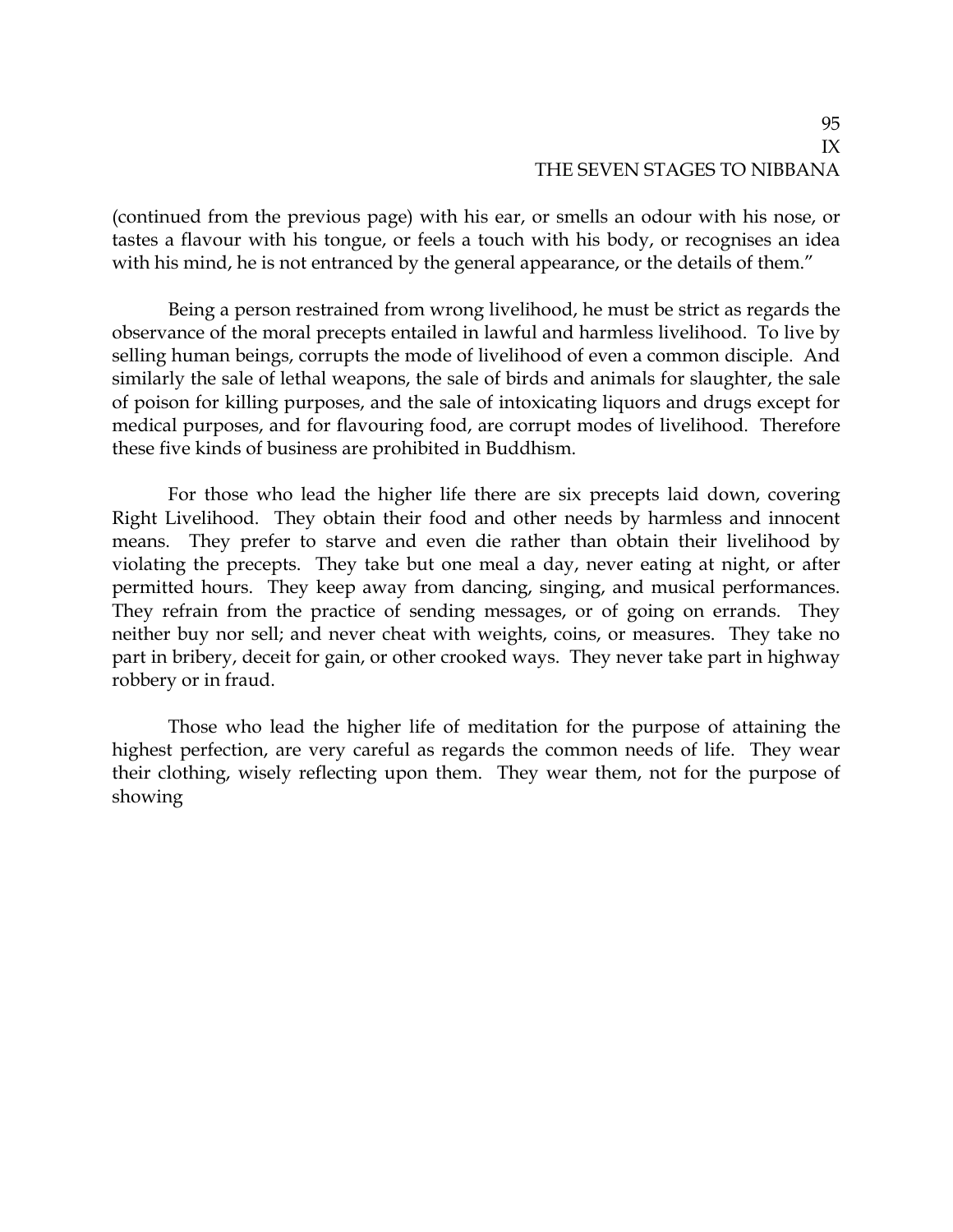(continued from the previous page) with his ear, or smells an odour with his nose, or tastes a flavour with his tongue, or feels a touch with his body, or recognises an idea with his mind, he is not entranced by the general appearance, or the details of them."

Being a person restrained from wrong livelihood, he must be strict as regards the observance of the moral precepts entailed in lawful and harmless livelihood. To live by selling human beings, corrupts the mode of livelihood of even a common disciple. And similarly the sale of lethal weapons, the sale of birds and animals for slaughter, the sale of poison for killing purposes, and the sale of intoxicating liquors and drugs except for medical purposes, and for flavouring food, are corrupt modes of livelihood. Therefore these five kinds of business are prohibited in Buddhism.

For those who lead the higher life there are six precepts laid down, covering Right Livelihood. They obtain their food and other needs by harmless and innocent means. They prefer to starve and even die rather than obtain their livelihood by violating the precepts. They take but one meal a day, never eating at night, or after permitted hours. They keep away from dancing, singing, and musical performances. They refrain from the practice of sending messages, or of going on errands. They neither buy nor sell; and never cheat with weights, coins, or measures. They take no part in bribery, deceit for gain, or other crooked ways. They never take part in highway robbery or in fraud.

Those who lead the higher life of meditation for the purpose of attaining the highest perfection, are very careful as regards the common needs of life. They wear their clothing, wisely reflecting upon them. They wear them, not for the purpose of showing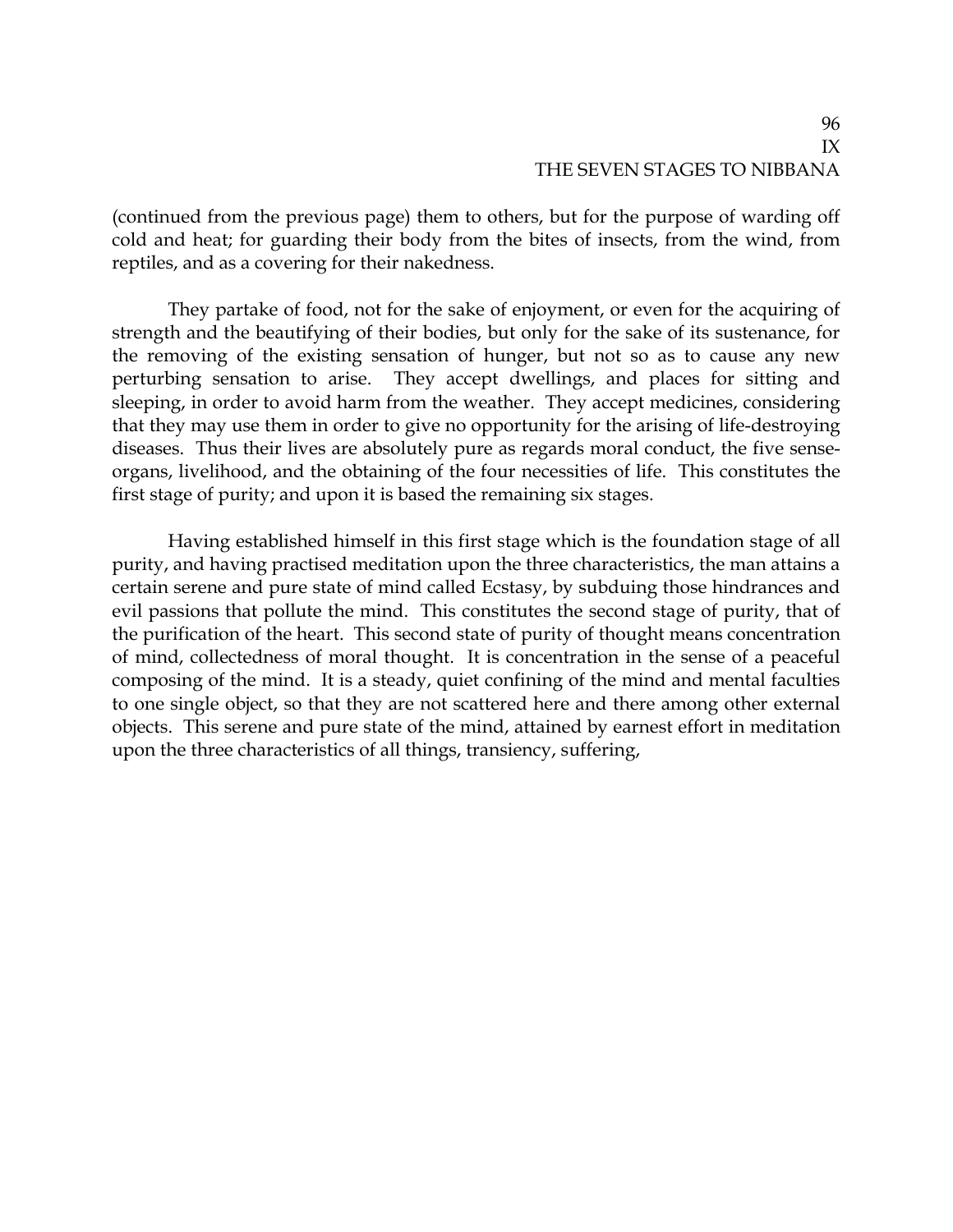(continued from the previous page) them to others, but for the purpose of warding off cold and heat; for guarding their body from the bites of insects, from the wind, from reptiles, and as a covering for their nakedness.

They partake of food, not for the sake of enjoyment, or even for the acquiring of strength and the beautifying of their bodies, but only for the sake of its sustenance, for the removing of the existing sensation of hunger, but not so as to cause any new perturbing sensation to arise. They accept dwellings, and places for sitting and sleeping, in order to avoid harm from the weather. They accept medicines, considering that they may use them in order to give no opportunity for the arising of life-destroying diseases. Thus their lives are absolutely pure as regards moral conduct, the five sense-organs, livelihood, and the obtaining of the four necessities of life. This constitutes the first stage of purity; and upon it is based the remaining six stages.

Having established himself in this first stage which is the foundation stage of all purity, and having practised meditation upon the three characteristics, the man attains a certain serene and pure state of mind called Ecstasy, by subduing those hindrances and evil passions that pollute the mind. This constitutes the second stage of purity, that of the purification of the heart. This second state of purity of thought means concentration of mind, collectedness of moral thought. It is concentration in the sense of a peaceful composing of the mind. It is a steady, quiet confining of the mind and mental faculties to one single object, so that they are not scattered here and there among other external objects. This serene and pure state of the mind, attained by earnest effort in meditation upon the three characteristics of all things, transiency, suffering,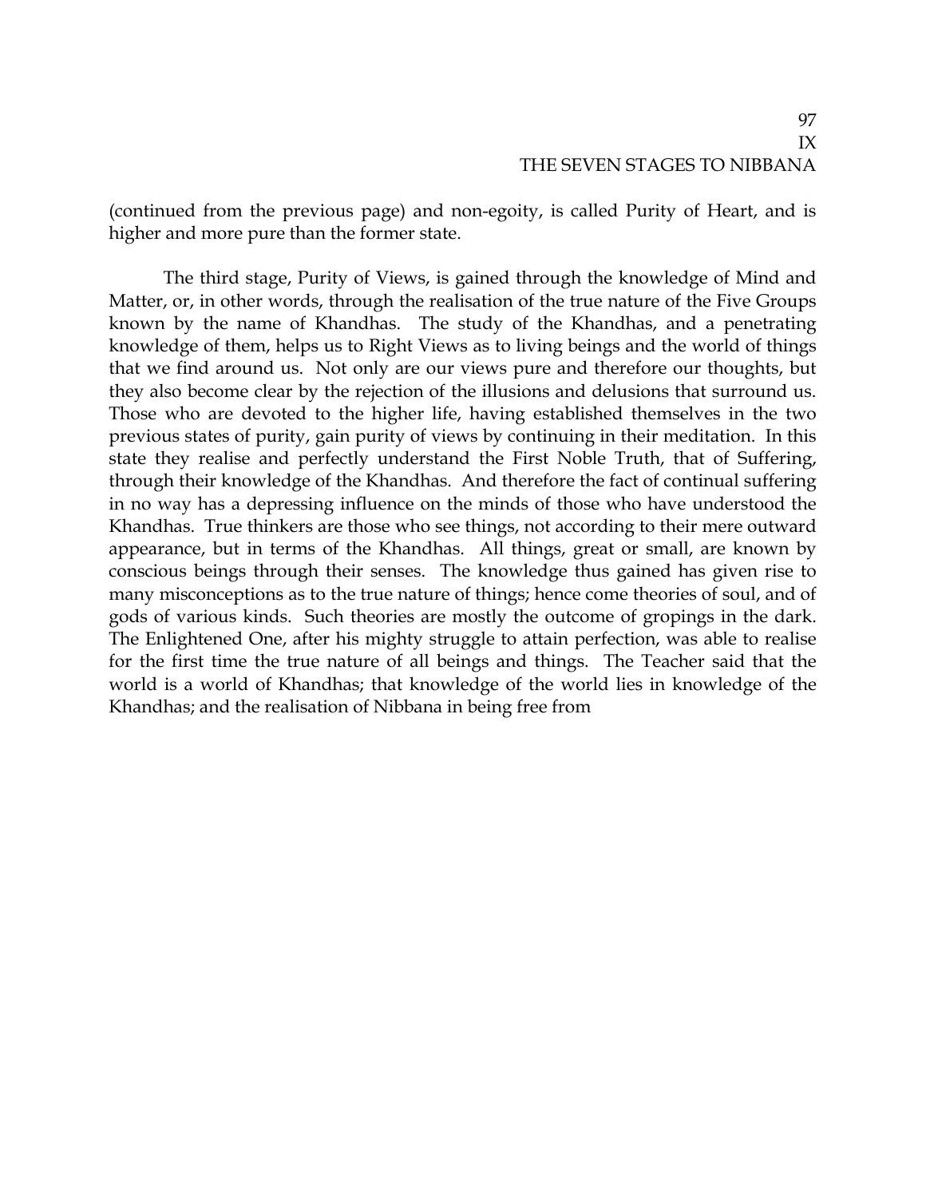(continued from the previous page) and non-egoity, is called Purity of Heart, and is higher and more pure than the former state.

The third stage, Purity of Views, is gained through the knowledge of Mind and Matter, or, in other words, through the realisation of the true nature of the Five Groups known by the name of Khandhas. The study of the Khandhas, and a penetrating knowledge of them, helps us to Right Views as to living beings and the world of things that we find around us. Not only are our views pure and therefore our thoughts, but they also become clear by the rejection of the illusions and delusions that surround us. Those who are devoted to the higher life, having established themselves in the two previous states of purity, gain purity of views by continuing in their meditation. In this state they realise and perfectly understand the First Noble Truth, that of Suffering, through their knowledge of the Khandhas. And therefore the fact of continual suffering in no way has a depressing influence on the minds of those who have understood the Khandhas. True thinkers are those who see things, not according to their mere outward appearance, but in terms of the Khandhas. All things, great or small, are known by conscious beings through their senses. The knowledge thus gained has given rise to many misconceptions as to the true nature of things; hence come theories of soul, and of gods of various kinds. Such theories are mostly the outcome of gropings in the dark. The Enlightened One, after his mighty struggle to attain perfection, was able to realise for the first time the true nature of all beings and things. The Teacher said that the world is a world of Khandhas; that knowledge of the world lies in knowledge of the Khandhas; and the realisation of Nibbana in being free from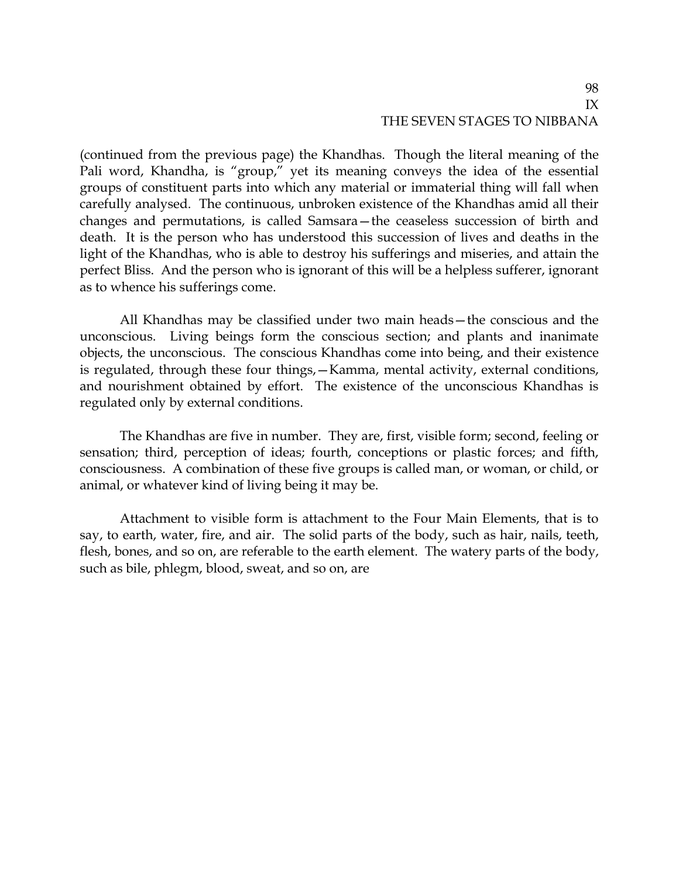(continued from the previous page) the Khandhas. Though the literal meaning of the Pali word, Khandha, is "group," yet its meaning conveys the idea of the essential groups of constituent parts into which any material or immaterial thing will fall when carefully analysed. The continuous, unbroken existence of the Khandhas amid all their changes and permutations, is called Samsara—the ceaseless succession of birth and death. It is the person who has understood this succession of lives and deaths in the light of the Khandhas, who is able to destroy his sufferings and miseries, and attain the perfect Bliss. And the person who is ignorant of this will be a helpless sufferer, ignorant as to whence his sufferings come.

All Khandhas may be classified under two main heads—the conscious and the unconscious. Living beings form the conscious section; and plants and inanimate objects, the unconscious. The conscious Khandhas come into being, and their existence is regulated, through these four things,—Kamma, mental activity, external conditions, and nourishment obtained by effort. The existence of the unconscious Khandhas is regulated only by external conditions.

The Khandhas are five in number. They are, first, visible form; second, feeling or sensation; third, perception of ideas; fourth, conceptions or plastic forces; and fifth, consciousness. A combination of these five groups is called man, or woman, or child, or animal, or whatever kind of living being it may be.

Attachment to visible form is attachment to the Four Main Elements, that is to say, to earth, water, fire, and air. The solid parts of the body, such as hair, nails, teeth, flesh, bones, and so on, are referable to the earth element. The watery parts of the body, such as bile, phlegm, blood, sweat, and so on, are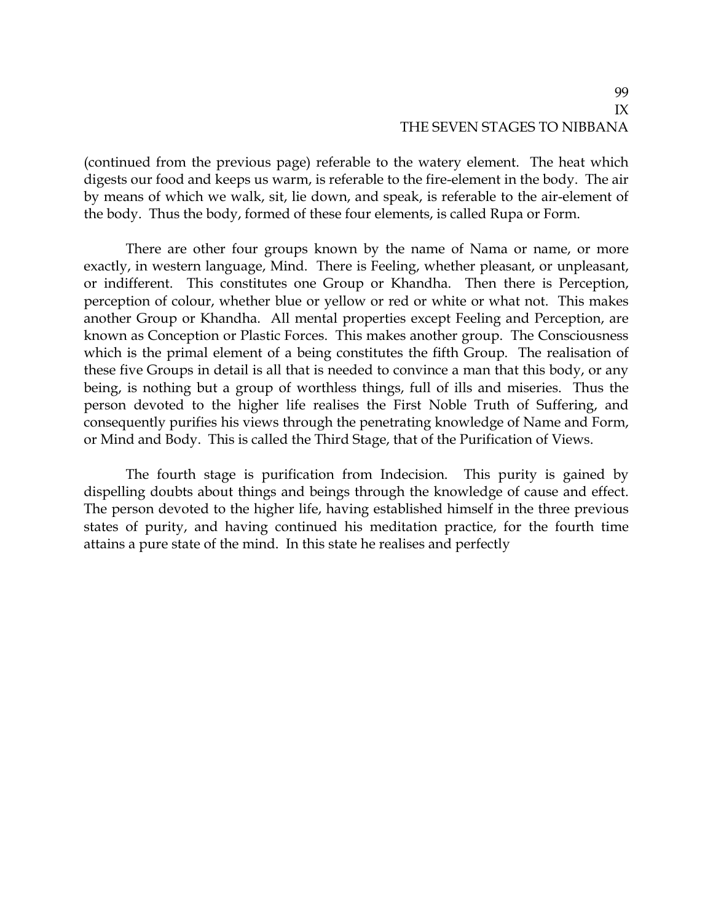(continued from the previous page) referable to the watery element. The heat which digests our food and keeps us warm, is referable to the fire-element in the body. The air by means of which we walk, sit, lie down, and speak, is referable to the air-element of the body. Thus the body, formed of these four elements, is called Rupa or Form.

There are other four groups known by the name of Nama or name, or more exactly, in western language, Mind. There is Feeling, whether pleasant, or unpleasant, or indifferent. This constitutes one Group or Khandha. Then there is Perception, perception of colour, whether blue or yellow or red or white or what not. This makes another Group or Khandha. All mental properties except Feeling and Perception, are known as Conception or Plastic Forces. This makes another group. The Consciousness which is the primal element of a being constitutes the fifth Group. The realisation of these five Groups in detail is all that is needed to convince a man that this body, or any being, is nothing but a group of worthless things, full of ills and miseries. Thus the person devoted to the higher life realises the First Noble Truth of Suffering, and consequently purifies his views through the penetrating knowledge of Name and Form, or Mind and Body. This is called the Third Stage, that of the Purification of Views.

The fourth stage is purification from Indecision. This purity is gained by dispelling doubts about things and beings through the knowledge of cause and effect. The person devoted to the higher life, having established himself in the three previous states of purity, and having continued his meditation practice, for the fourth time attains a pure state of the mind. In this state he realises and perfectly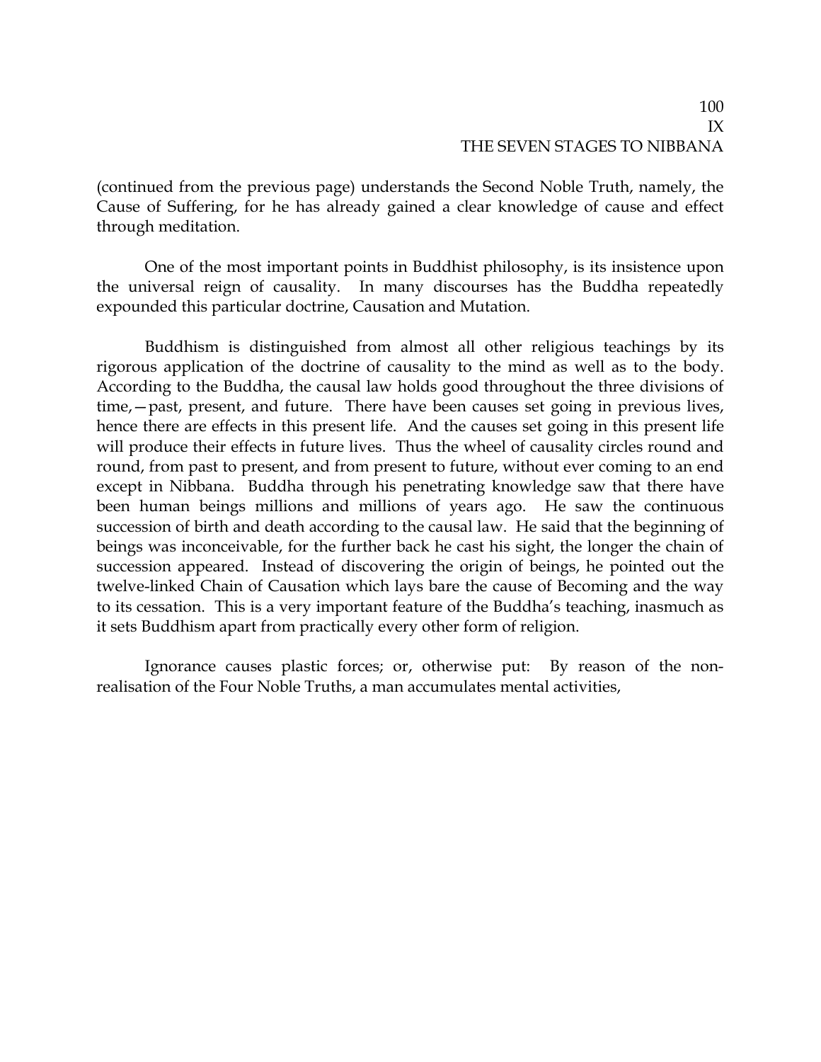(continued from the previous page) understands the Second Noble Truth, namely, the Cause of Suffering, for he has already gained a clear knowledge of cause and effect through meditation.

One of the most important points in Buddhist philosophy, is its insistence upon the universal reign of causality. In many discourses has the Buddha repeatedly expounded this particular doctrine, Causation and Mutation.

Buddhism is distinguished from almost all other religious teachings by its rigorous application of the doctrine of causality to the mind as well as to the body. According to the Buddha, the causal law holds good throughout the three divisions of time,—past, present, and future. There have been causes set going in previous lives, hence there are effects in this present life. And the causes set going in this present life will produce their effects in future lives. Thus the wheel of causality circles round and round, from past to present, and from present to future, without ever coming to an end except in Nibbana. Buddha through his penetrating knowledge saw that there have been human beings millions and millions of years ago. He saw the continuous succession of birth and death according to the causal law. He said that the beginning of beings was inconceivable, for the further back he cast his sight, the longer the chain of succession appeared. Instead of discovering the origin of beings, he pointed out the twelve-linked Chain of Causation which lays bare the cause of Becoming and the way to its cessation. This is a very important feature of the Buddha's teaching, inasmuch as it sets Buddhism apart from practically every other form of religion.

Ignorance causes plastic forces; or, otherwise put: By reason of the non-realisation of the Four Noble Truths, a man accumulates mental activities,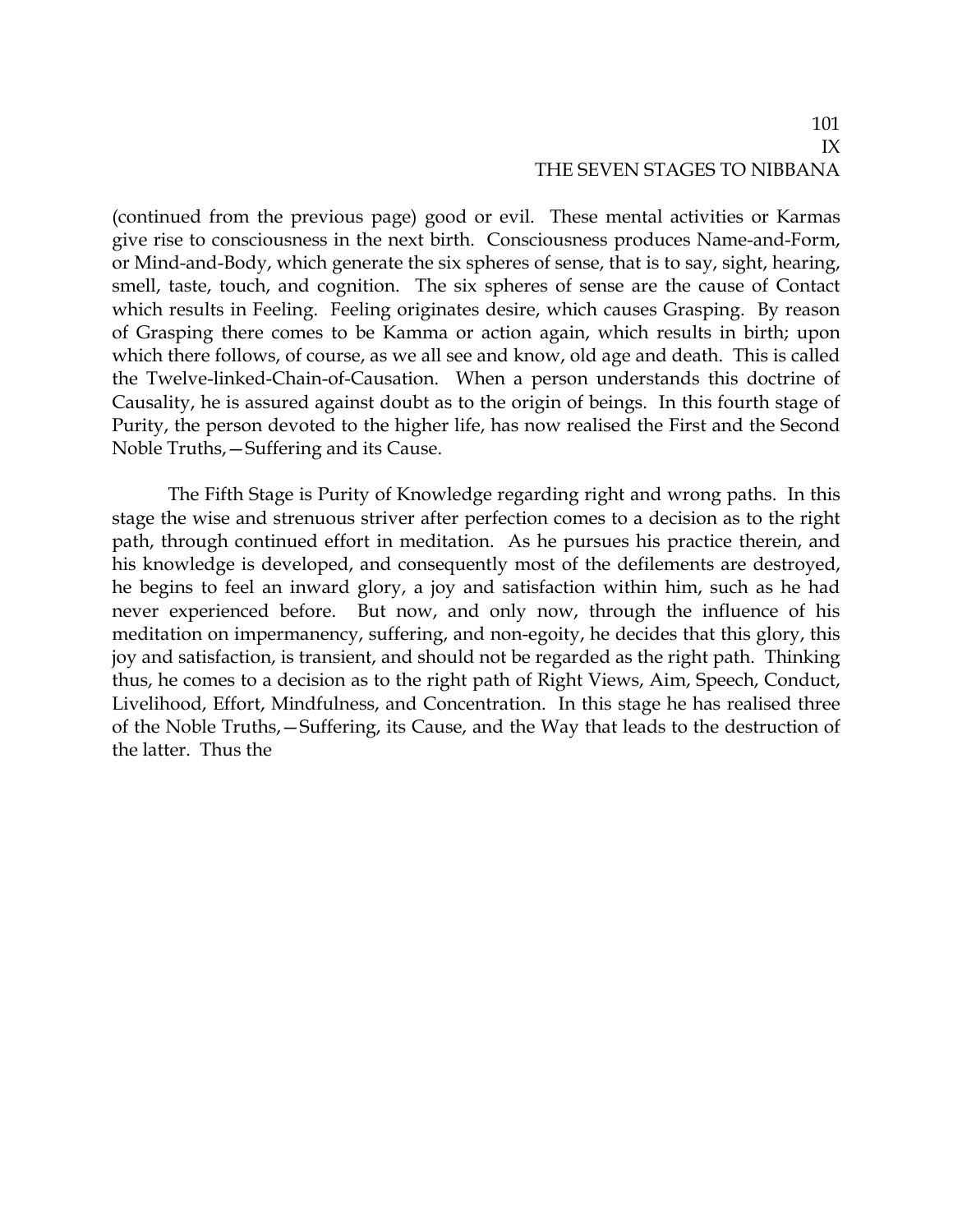(continued from the previous page) good or evil. These mental activities or Karmas give rise to consciousness in the next birth. Consciousness produces Name-and-Form, or Mind-and-Body, which generate the six spheres of sense, that is to say, sight, hearing, smell, taste, touch, and cognition. The six spheres of sense are the cause of Contact which results in Feeling. Feeling originates desire, which causes Grasping. By reason of Grasping there comes to be Kamma or action again, which results in birth; upon which there follows, of course, as we all see and know, old age and death. This is called the Twelve-linked-Chain-of-Causation. When a person understands this doctrine of Causality, he is assured against doubt as to the origin of beings. In this fourth stage of Purity, the person devoted to the higher life, has now realised the First and the Second Noble Truths,—Suffering and its Cause.

The Fifth Stage is Purity of Knowledge regarding right and wrong paths. In this stage the wise and strenuous striver after perfection comes to a decision as to the right path, through continued effort in meditation. As he pursues his practice therein, and his knowledge is developed, and consequently most of the defilements are destroyed, he begins to feel an inward glory, a joy and satisfaction within him, such as he had never experienced before. But now, and only now, through the influence of his meditation on impermanency, suffering, and non-egoity, he decides that this glory, this joy and satisfaction, is transient, and should not be regarded as the right path. Thinking thus, he comes to a decision as to the right path of Right Views, Aim, Speech, Conduct, Livelihood, Effort, Mindfulness, and Concentration. In this stage he has realised three of the Noble Truths,—Suffering, its Cause, and the Way that leads to the destruction of the latter. Thus the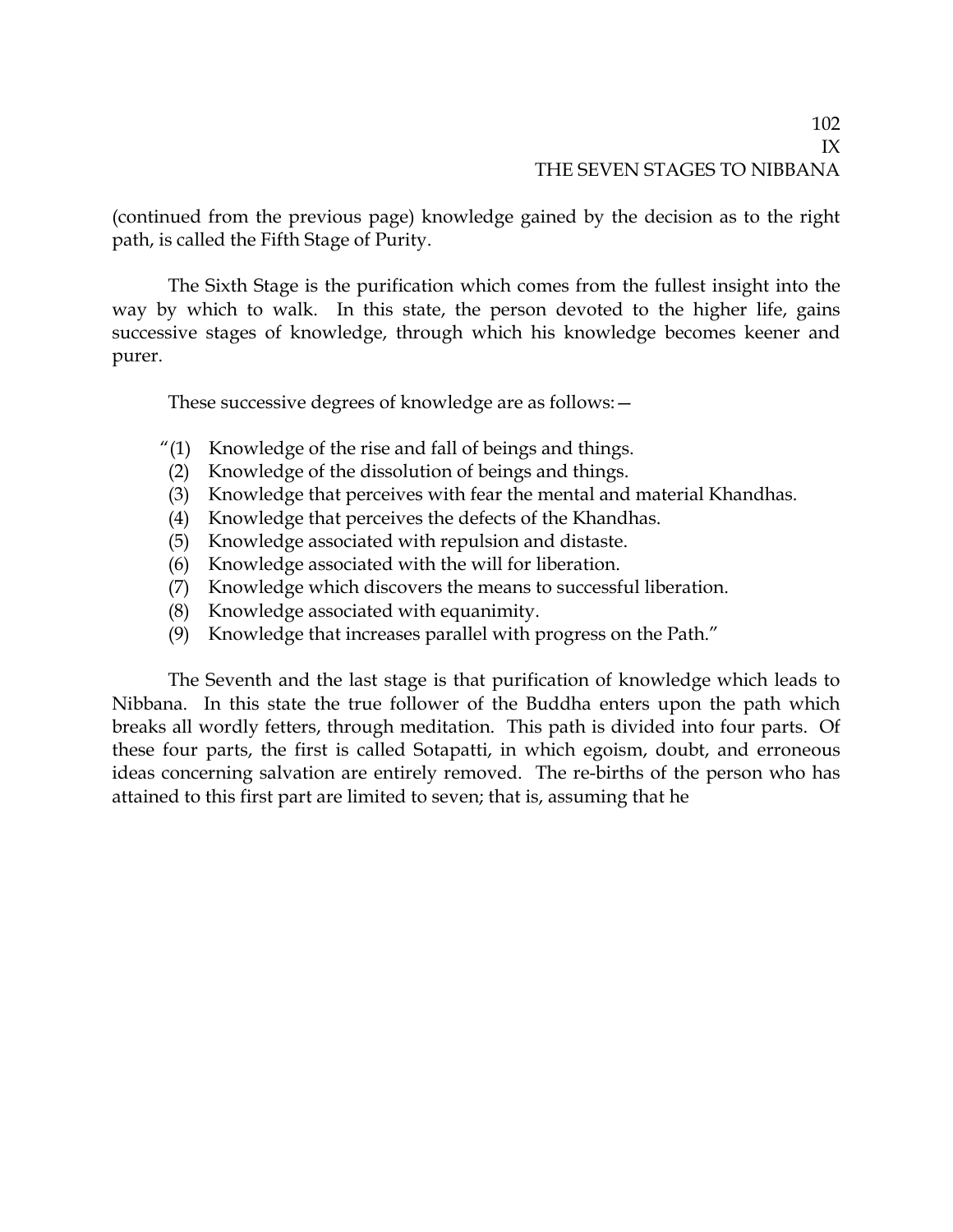(continued from the previous page) knowledge gained by the decision as to the right path, is called the Fifth Stage of Purity.

The Sixth Stage is the purification which comes from the fullest insight into the way by which to walk. In this state, the person devoted to the higher life, gains successive stages of knowledge, through which his knowledge becomes keener and purer.

These successive degrees of knowledge are as follows:—

"(1) Knowledge of the rise and fall of beings and things.
(2) Knowledge of the dissolution of beings and things.
(3) Knowledge that perceives with fear the mental and material Khandhas.
(4) Knowledge that perceives the defects of the Khandhas.
(5) Knowledge associated with repulsion and distaste.
(6) Knowledge associated with the will for liberation.
(7) Knowledge which discovers the means to successful liberation.
(8) Knowledge associated with equanimity.
(9) Knowledge that increases parallel with progress on the Path."

The Seventh and the last stage is that purification of knowledge which leads to Nibbana. In this state the true follower of the Buddha enters upon the path which breaks all wordly fetters, through meditation. This path is divided into four parts. Of these four parts, the first is called Sotapatti, in which egoism, doubt, and erroneous ideas concerning salvation are entirely removed. The re-births of the person who has attained to this first part are limited to seven; that is, assuming that he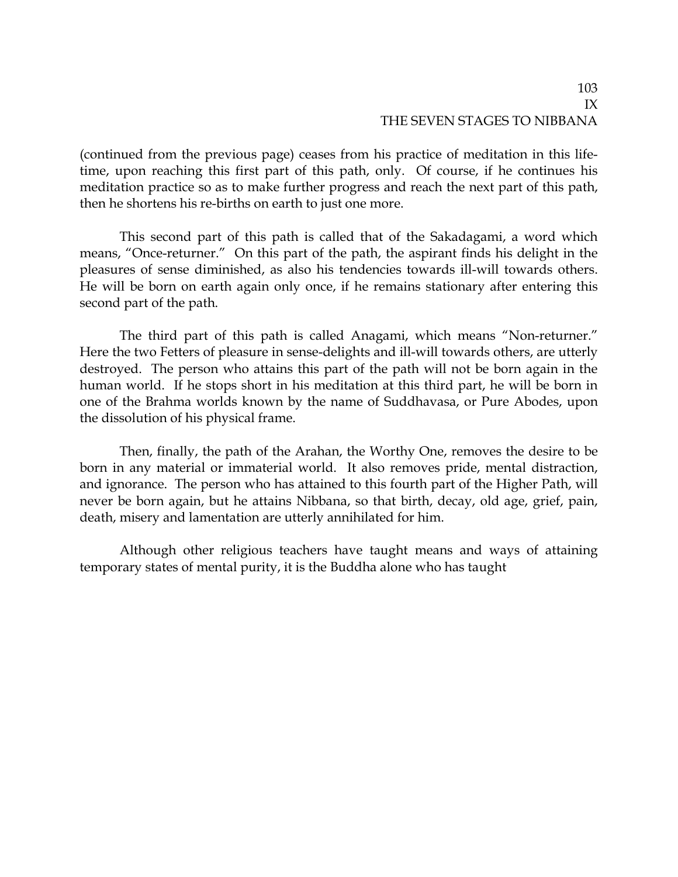(continued from the previous page) ceases from his practice of meditation in this life-time, upon reaching this first part of this path, only. Of course, if he continues his meditation practice so as to make further progress and reach the next part of this path, then he shortens his re-births on earth to just one more.

This second part of this path is called that of the Sakadagami, a word which means, "Once-returner." On this part of the path, the aspirant finds his delight in the pleasures of sense diminished, as also his tendencies towards ill-will towards others. He will be born on earth again only once, if he remains stationary after entering this second part of the path.

The third part of this path is called Anagami, which means "Non-returner." Here the two Fetters of pleasure in sense-delights and ill-will towards others, are utterly destroyed. The person who attains this part of the path will not be born again in the human world. If he stops short in his meditation at this third part, he will be born in one of the Brahma worlds known by the name of Suddhavasa, or Pure Abodes, upon the dissolution of his physical frame.

Then, finally, the path of the Arahan, the Worthy One, removes the desire to be born in any material or immaterial world. It also removes pride, mental distraction, and ignorance. The person who has attained to this fourth part of the Higher Path, will never be born again, but he attains Nibbana, so that birth, decay, old age, grief, pain, death, misery and lamentation are utterly annihilated for him.

Although other religious teachers have taught means and ways of attaining temporary states of mental purity, it is the Buddha alone who has taught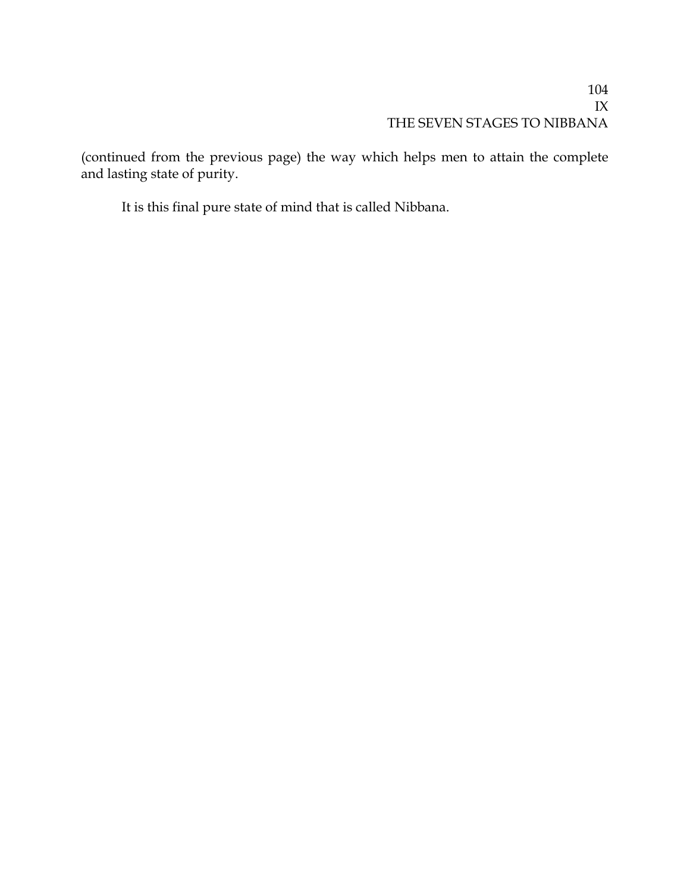(continued from the previous page) the way which helps men to attain the complete and lasting state of purity.

It is this final pure state of mind that is called Nibbana.